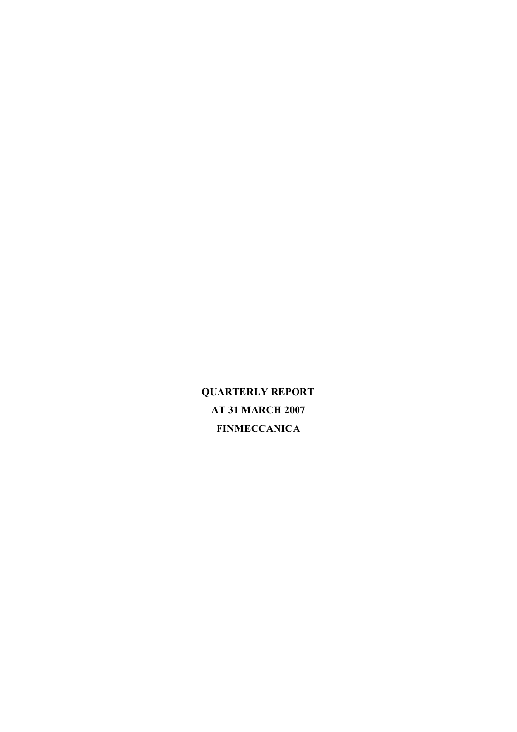# QUARTERLY REPORT
# AT 31 MARCH 2007
# FINMECCANICA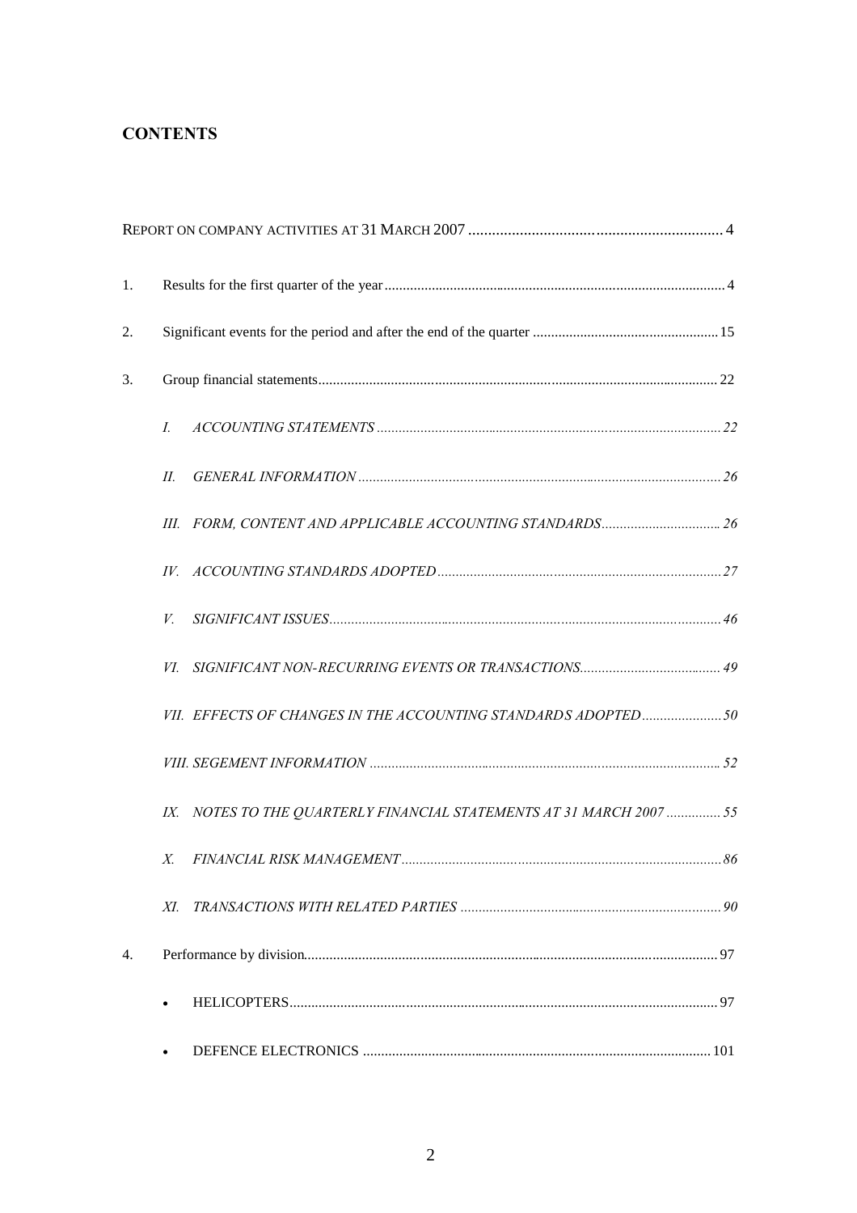# CONTENTS

REPORT ON COMPANY ACTIVITIES AT 31 MARCH 2007 .................................................................. 4

1. Results for the first quarter of the year .................................................................. 4
2. Significant events for the period and after the end of the quarter .................................................. 15
3. Group financial statements .................................................................. 22
   - *I. ACCOUNTING STATEMENTS* .................................................................. *22*
   - *II. GENERAL INFORMATION* .................................................................. *26*
   - *III. FORM, CONTENT AND APPLICABLE ACCOUNTING STANDARDS* .................................. *26*
   - *IV. ACCOUNTING STANDARDS ADOPTED* .................................................................. *27*
   - *V. SIGNIFICANT ISSUES* .................................................................. *46*
   - *VI. SIGNIFICANT NON-RECURRING EVENTS OR TRANSACTIONS* .................................. *49*
   - *VII. EFFECTS OF CHANGES IN THE ACCOUNTING STANDARDS ADOPTED* .................................. *50*
   - *VIII. SEGEMENT INFORMATION* .................................................................. *52*
   - *IX. NOTES TO THE QUARTERLY FINANCIAL STATEMENTS AT 31 MARCH 2007* ............... *55*
   - *X. FINANCIAL RISK MANAGEMENT* .................................................................. *86*
   - *XI. TRANSACTIONS WITH RELATED PARTIES* .................................................................. *90*
4. Performance by division .................................................................. 97
   - HELICOPTERS .................................................................. 97
   - DEFENCE ELECTRONICS .................................................................. 101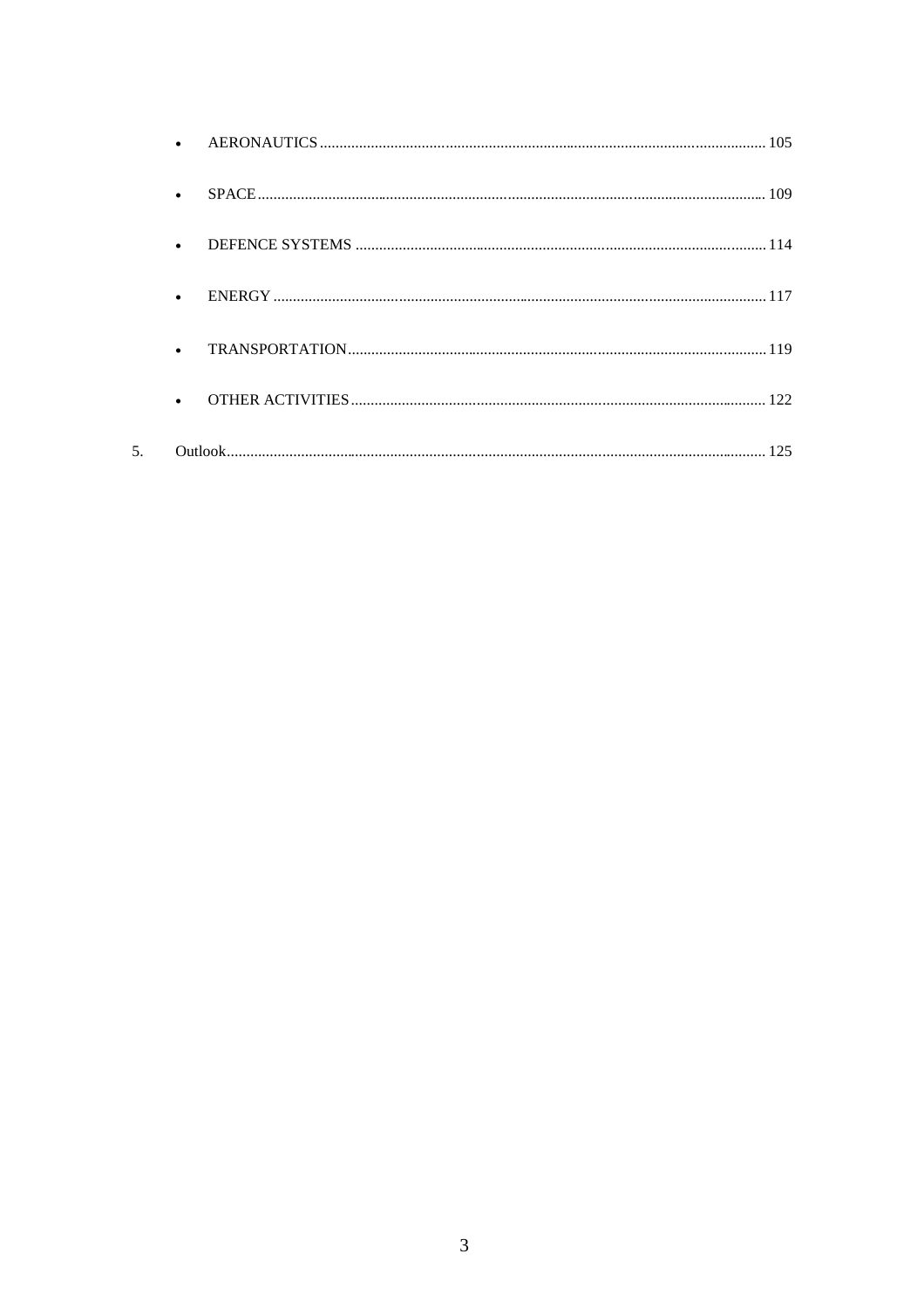- AERONAUTICS ........................................................................................................ 105
- SPACE ................................................................................................................... 109
- DEFENCE SYSTEMS ............................................................................................... 114
- ENERGY ................................................................................................................ 117
- TRANSPORTATION ................................................................................................. 119
- OTHER ACTIVITIES ................................................................................................ 122

5. Outlook ................................................................................................................... 125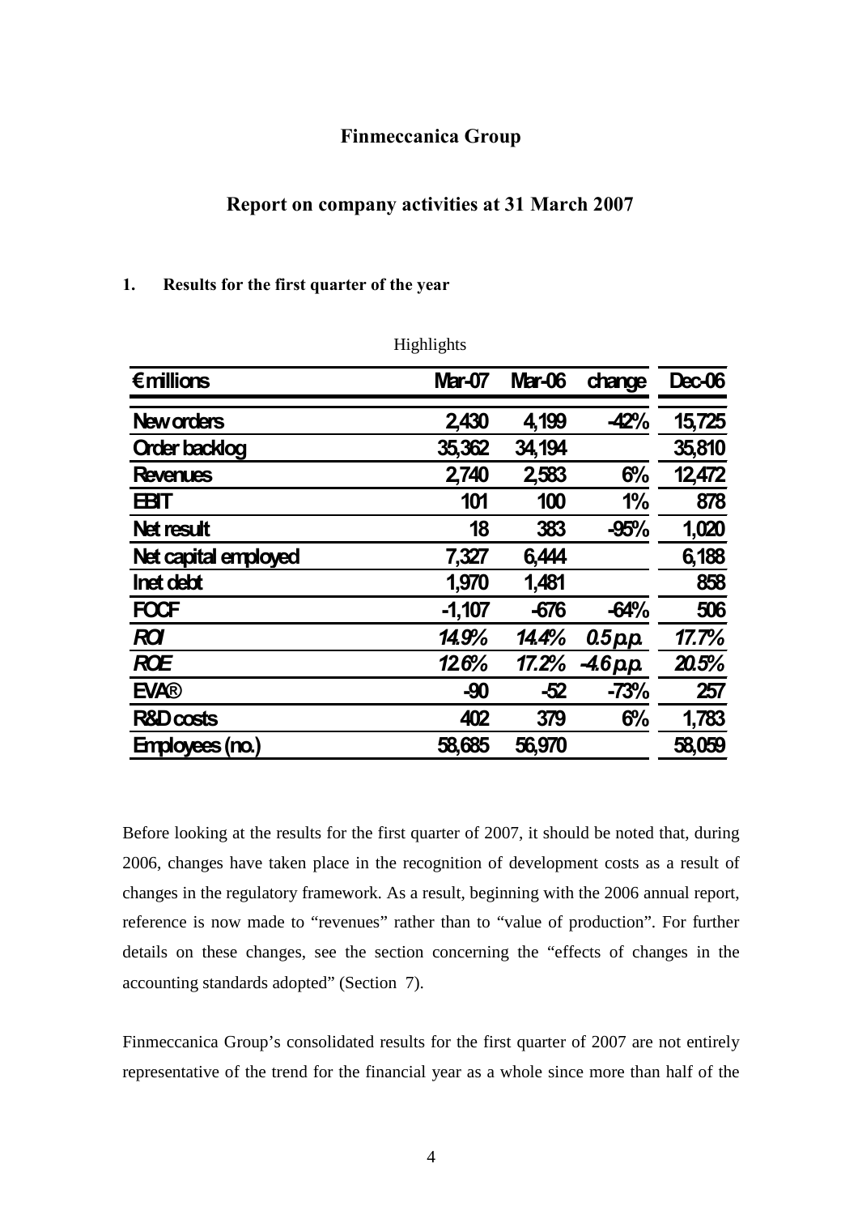# Finmeccanica Group

## Report on company activities at 31 March 2007

### 1. Results for the first quarter of the year

Highlights

| €millions | Mar-07 | Mar-06 | change | Dec-06 |
|---|---|---|---|---|
| New orders | 2,430 | 4,199 | -42% | 15,725 |
| Order backlog | 35,362 | 34,194 | | 35,810 |
| Revenues | 2,740 | 2,583 | 6% | 12,472 |
| EBIT | 101 | 100 | 1% | 878 |
| Net result | 18 | 383 | -95% | 1,020 |
| Net capital employed | 7,327 | 6,444 | | 6,188 |
| Inet debt | 1,970 | 1,481 | | 858 |
| FOCF | -1,107 | -676 | -64% | 506 |
| *ROI* | *14.9%* | *14.4%* | *0.5 p.p.* | *17.7%* |
| *ROE* | *12.6%* | *17.2%* | *-4.6 p.p.* | *20.5%* |
| EVA® | -90 | -52 | -73% | 257 |
| R&D costs | 402 | 379 | 6% | 1,783 |
| Employees (no.) | 58,685 | 56,970 | | 58,059 |

Before looking at the results for the first quarter of 2007, it should be noted that, during 2006, changes have taken place in the recognition of development costs as a result of changes in the regulatory framework. As a result, beginning with the 2006 annual report, reference is now made to "revenues" rather than to "value of production". For further details on these changes, see the section concerning the "effects of changes in the accounting standards adopted" (Section 7).

Finmeccanica Group's consolidated results for the first quarter of 2007 are not entirely representative of the trend for the financial year as a whole since more than half of the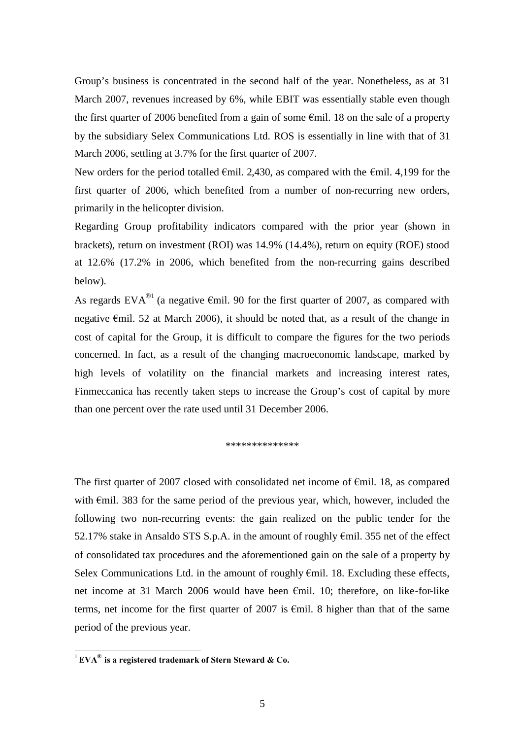Group’s business is concentrated in the second half of the year. Nonetheless, as at 31 March 2007, revenues increased by 6%, while EBIT was essentially stable even though the first quarter of 2006 benefited from a gain of some €mil. 18 on the sale of a property by the subsidiary Selex Communications Ltd. ROS is essentially in line with that of 31 March 2006, settling at 3.7% for the first quarter of 2007.

New orders for the period totalled €mil. 2,430, as compared with the €mil. 4,199 for the first quarter of 2006, which benefited from a number of non-recurring new orders, primarily in the helicopter division.

Regarding Group profitability indicators compared with the prior year (shown in brackets), return on investment (ROI) was 14.9% (14.4%), return on equity (ROE) stood at 12.6% (17.2% in 2006, which benefited from the non-recurring gains described below).

As regards EVA®[1] (a negative €mil. 90 for the first quarter of 2007, as compared with negative €mil. 52 at March 2006), it should be noted that, as a result of the change in cost of capital for the Group, it is difficult to compare the figures for the two periods concerned. In fact, as a result of the changing macroeconomic landscape, marked by high levels of volatility on the financial markets and increasing interest rates, Finmeccanica has recently taken steps to increase the Group’s cost of capital by more than one percent over the rate used until 31 December 2006.

**************

The first quarter of 2007 closed with consolidated net income of €mil. 18, as compared with €mil. 383 for the same period of the previous year, which, however, included the following two non-recurring events: the gain realized on the public tender for the 52.17% stake in Ansaldo STS S.p.A. in the amount of roughly €mil. 355 net of the effect of consolidated tax procedures and the aforementioned gain on the sale of a property by Selex Communications Ltd. in the amount of roughly €mil. 18. Excluding these effects, net income at 31 March 2006 would have been €mil. 10; therefore, on like-for-like terms, net income for the first quarter of 2007 is €mil. 8 higher than that of the same period of the previous year.

[1] **EVA® is a registered trademark of Stern Steward & Co.**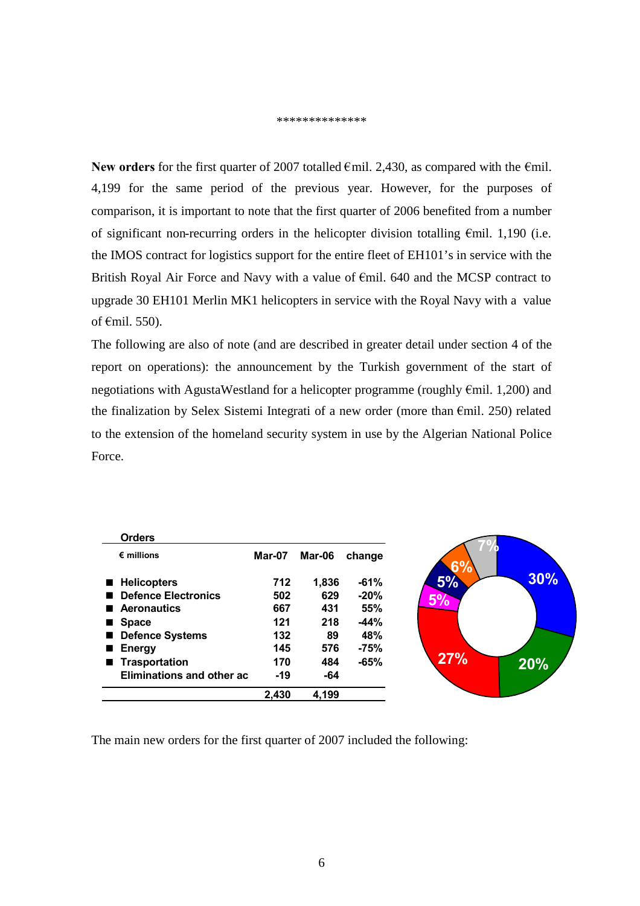**************

**New orders** for the first quarter of 2007 totalled €mil. 2,430, as compared with the €mil. 4,199 for the same period of the previous year. However, for the purposes of comparison, it is important to note that the first quarter of 2006 benefited from a number of significant non-recurring orders in the helicopter division totalling €mil. 1,190 (i.e. the IMOS contract for logistics support for the entire fleet of EH101's in service with the British Royal Air Force and Navy with a value of €mil. 640 and the MCSP contract to upgrade 30 EH101 Merlin MK1 helicopters in service with the Royal Navy with a value of €mil. 550).

The following are also of note (and are described in greater detail under section 4 of the report on operations): the announcement by the Turkish government of the start of negotiations with AgustaWestland for a helicopter programme (roughly €mil. 1,200) and the finalization by Selex Sistemi Integrati of a new order (more than €mil. 250) related to the extension of the homeland security system in use by the Algerian National Police Force.

**Orders**

| € millions | Mar-07 | Mar-06 | change |
|---|---|---|---|
| Helicopters | 712 | 1,836 | -61% |
| Defence Electronics | 502 | 629 | -20% |
| Aeronautics | 667 | 431 | 55% |
| Space | 121 | 218 | -44% |
| Defence Systems | 132 | 89 | 48% |
| Energy | 145 | 576 | -75% |
| Trasportation | 170 | 484 | -65% |
| Eliminations and other ac | -19 | -64 | |
| | 2,430 | 4,199 | |

The main new orders for the first quarter of 2007 included the following: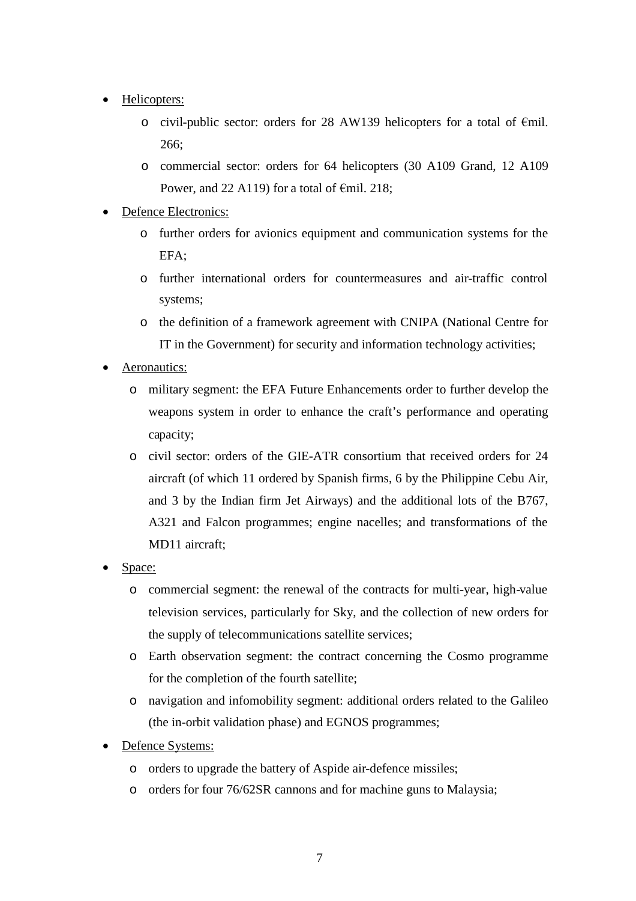- Helicopters:
  - civil-public sector: orders for 28 AW139 helicopters for a total of €mil. 266;
  - commercial sector: orders for 64 helicopters (30 A109 Grand, 12 A109 Power, and 22 A119) for a total of €mil. 218;
- Defence Electronics:
  - further orders for avionics equipment and communication systems for the EFA;
  - further international orders for countermeasures and air-traffic control systems;
  - the definition of a framework agreement with CNIPA (National Centre for IT in the Government) for security and information technology activities;
- Aeronautics:
  - military segment: the EFA Future Enhancements order to further develop the weapons system in order to enhance the craft's performance and operating capacity;
  - civil sector: orders of the GIE-ATR consortium that received orders for 24 aircraft (of which 11 ordered by Spanish firms, 6 by the Philippine Cebu Air, and 3 by the Indian firm Jet Airways) and the additional lots of the B767, A321 and Falcon programmes; engine nacelles; and transformations of the MD11 aircraft;
- Space:
  - commercial segment: the renewal of the contracts for multi-year, high-value television services, particularly for Sky, and the collection of new orders for the supply of telecommunications satellite services;
  - Earth observation segment: the contract concerning the Cosmo programme for the completion of the fourth satellite;
  - navigation and infomobility segment: additional orders related to the Galileo (the in-orbit validation phase) and EGNOS programmes;
- Defence Systems:
  - orders to upgrade the battery of Aspide air-defence missiles;
  - orders for four 76/62SR cannons and for machine guns to Malaysia;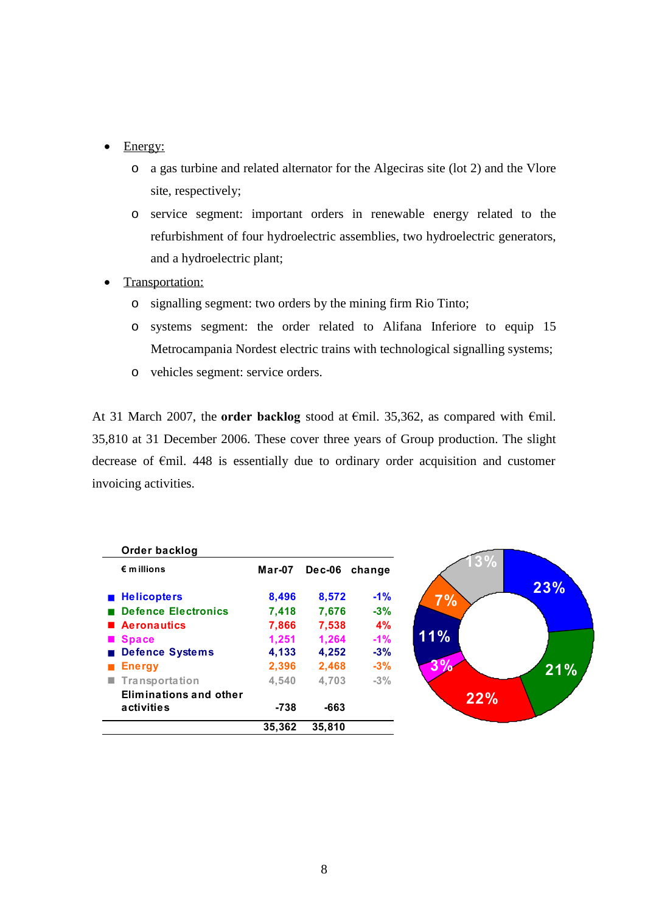- Energy:
    - a gas turbine and related alternator for the Algeciras site (lot 2) and the Vlore site, respectively;
    - service segment: important orders in renewable energy related to the refurbishment of four hydroelectric assemblies, two hydroelectric generators, and a hydroelectric plant;
- Transportation:
    - signalling segment: two orders by the mining firm Rio Tinto;
    - systems segment: the order related to Alifana Inferiore to equip 15 Metrocampania Nordest electric trains with technological signalling systems;
    - vehicles segment: service orders.

At 31 March 2007, the **order backlog** stood at €mil. 35,362, as compared with €mil. 35,810 at 31 December 2006. These cover three years of Group production. The slight decrease of €mil. 448 is essentially due to ordinary order acquisition and customer invoicing activities.

**Order backlog**

| € millions | Mar-07 | Dec-06 | change |
|---|---|---|---|
| Helicopters | 8,496 | 8,572 | -1% |
| Defence Electronics | 7,418 | 7,676 | -3% |
| Aeronautics | 7,866 | 7,538 | 4% |
| Space | 1,251 | 1,264 | -1% |
| Defence Systems | 4,133 | 4,252 | -3% |
| Energy | 2,396 | 2,468 | -3% |
| Transportation | 4,540 | 4,703 | -3% |
| Eliminations and other activities | -738 | -663 | |
| | 35,362 | 35,810 | |

23% 21% 22% 3% 11% 7% 13%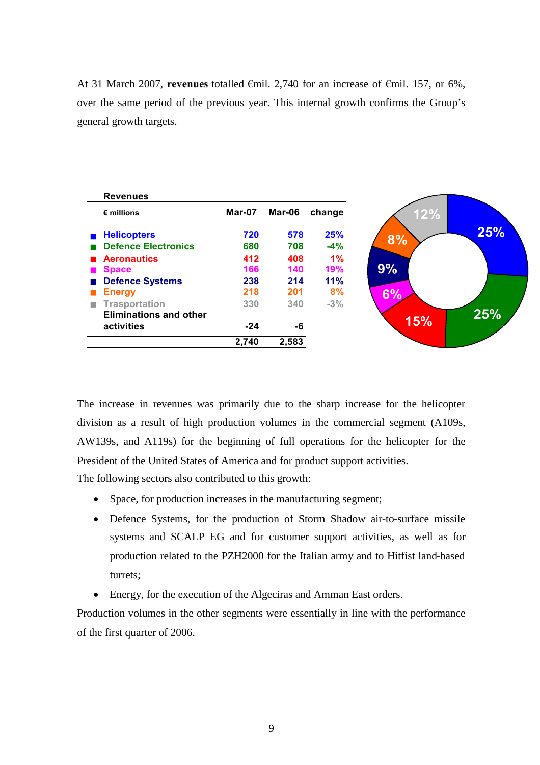At 31 March 2007, **revenues** totalled €mil. 2,740 for an increase of €mil. 157, or 6%, over the same period of the previous year. This internal growth confirms the Group's general growth targets.

**Revenues**

| € millions | Mar-07 | Mar-06 | change |
|---|---|---|---|
| Helicopters | 720 | 578 | 25% |
| Defence Electronics | 680 | 708 | -4% |
| Aeronautics | 412 | 408 | 1% |
| Space | 166 | 140 | 19% |
| Defence Systems | 238 | 214 | 11% |
| Energy | 218 | 201 | 8% |
| Trasportation | 330 | 340 | -3% |
| Eliminations and other activities | -24 | -6 | |
| | 2,740 | 2,583 | |

The increase in revenues was primarily due to the sharp increase for the helicopter division as a result of high production volumes in the commercial segment (A109s, AW139s, and A119s) for the beginning of full operations for the helicopter for the President of the United States of America and for product support activities.

The following sectors also contributed to this growth:

- Space, for production increases in the manufacturing segment;
- Defence Systems, for the production of Storm Shadow air-to-surface missile systems and SCALP EG and for customer support activities, as well as for production related to the PZH2000 for the Italian army and to Hitfist land-based turrets;
- Energy, for the execution of the Algeciras and Amman East orders.

Production volumes in the other segments were essentially in line with the performance of the first quarter of 2006.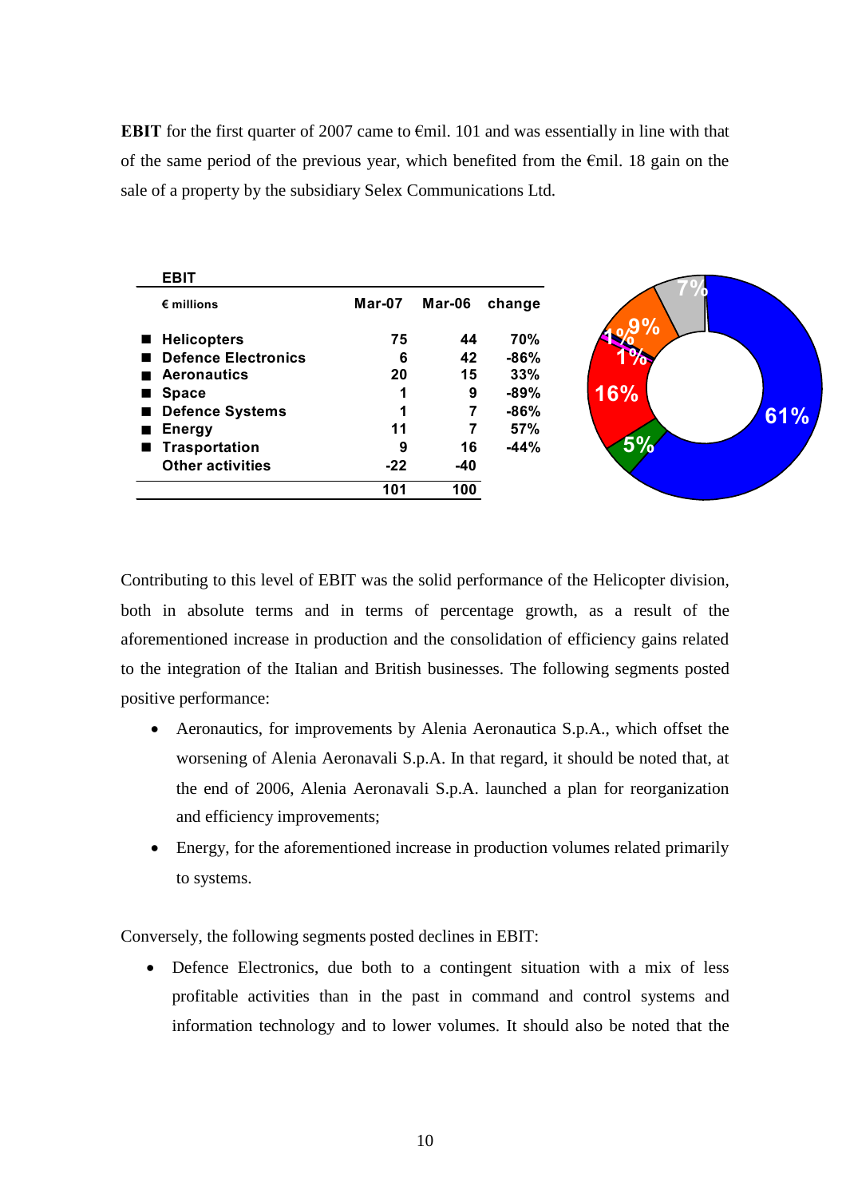**EBIT** for the first quarter of 2007 came to €mil. 101 and was essentially in line with that of the same period of the previous year, which benefited from the €mil. 18 gain on the sale of a property by the subsidiary Selex Communications Ltd.

**EBIT**

| € millions | Mar-07 | Mar-06 | change |
|---|---|---|---|
| Helicopters | 75 | 44 | 70% |
| Defence Electronics | 6 | 42 | -86% |
| Aeronautics | 20 | 15 | 33% |
| Space | 1 | 9 | -89% |
| Defence Systems | 1 | 7 | -86% |
| Energy | 11 | 7 | 57% |
| Trasportation | 9 | 16 | -44% |
| Other activities | -22 | -40 | |
| | 101 | 100 | |

Contributing to this level of EBIT was the solid performance of the Helicopter division, both in absolute terms and in terms of percentage growth, as a result of the aforementioned increase in production and the consolidation of efficiency gains related to the integration of the Italian and British businesses. The following segments posted positive performance:

- Aeronautics, for improvements by Alenia Aeronautica S.p.A., which offset the worsening of Alenia Aeronavali S.p.A. In that regard, it should be noted that, at the end of 2006, Alenia Aeronavali S.p.A. launched a plan for reorganization and efficiency improvements;
- Energy, for the aforementioned increase in production volumes related primarily to systems.

Conversely, the following segments posted declines in EBIT:

- Defence Electronics, due both to a contingent situation with a mix of less profitable activities than in the past in command and control systems and information technology and to lower volumes. It should also be noted that the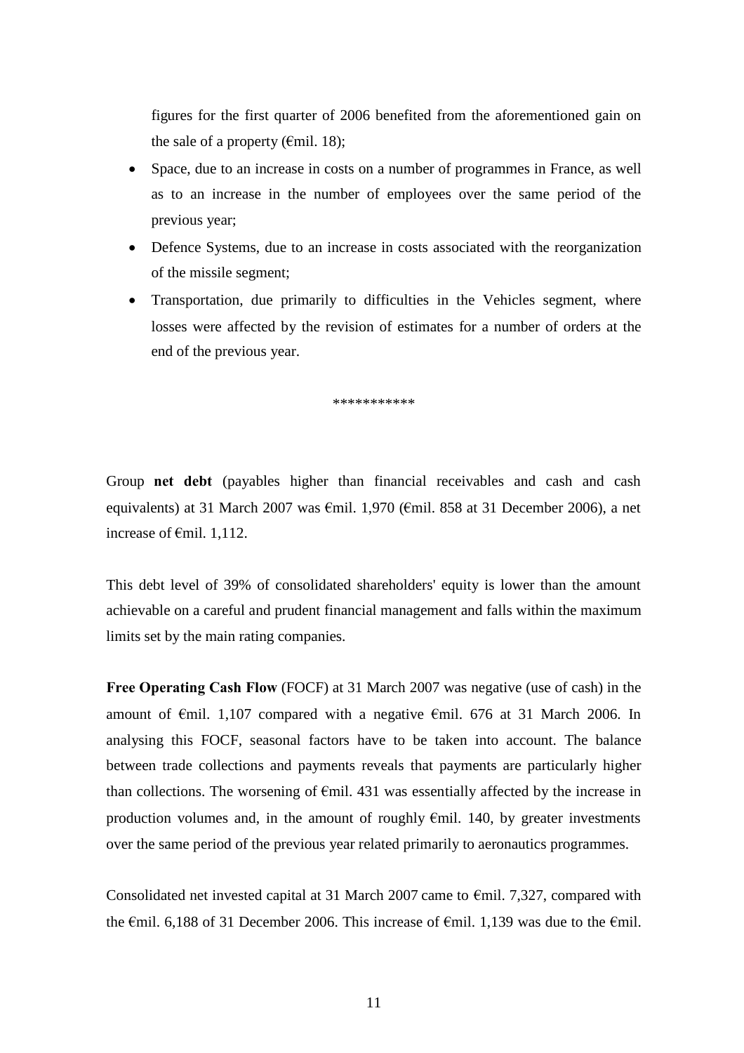figures for the first quarter of 2006 benefited from the aforementioned gain on the sale of a property (€mil. 18);

- Space, due to an increase in costs on a number of programmes in France, as well as to an increase in the number of employees over the same period of the previous year;
- Defence Systems, due to an increase in costs associated with the reorganization of the missile segment;
- Transportation, due primarily to difficulties in the Vehicles segment, where losses were affected by the revision of estimates for a number of orders at the end of the previous year.

***********

Group **net debt** (payables higher than financial receivables and cash and cash equivalents) at 31 March 2007 was €mil. 1,970 (€mil. 858 at 31 December 2006), a net increase of €mil. 1,112.

This debt level of 39% of consolidated shareholders' equity is lower than the amount achievable on a careful and prudent financial management and falls within the maximum limits set by the main rating companies.

**Free Operating Cash Flow** (FOCF) at 31 March 2007 was negative (use of cash) in the amount of €mil. 1,107 compared with a negative €mil. 676 at 31 March 2006. In analysing this FOCF, seasonal factors have to be taken into account. The balance between trade collections and payments reveals that payments are particularly higher than collections. The worsening of €mil. 431 was essentially affected by the increase in production volumes and, in the amount of roughly €mil. 140, by greater investments over the same period of the previous year related primarily to aeronautics programmes.

Consolidated net invested capital at 31 March 2007 came to €mil. 7,327, compared with the €mil. 6,188 of 31 December 2006. This increase of €mil. 1,139 was due to the €mil.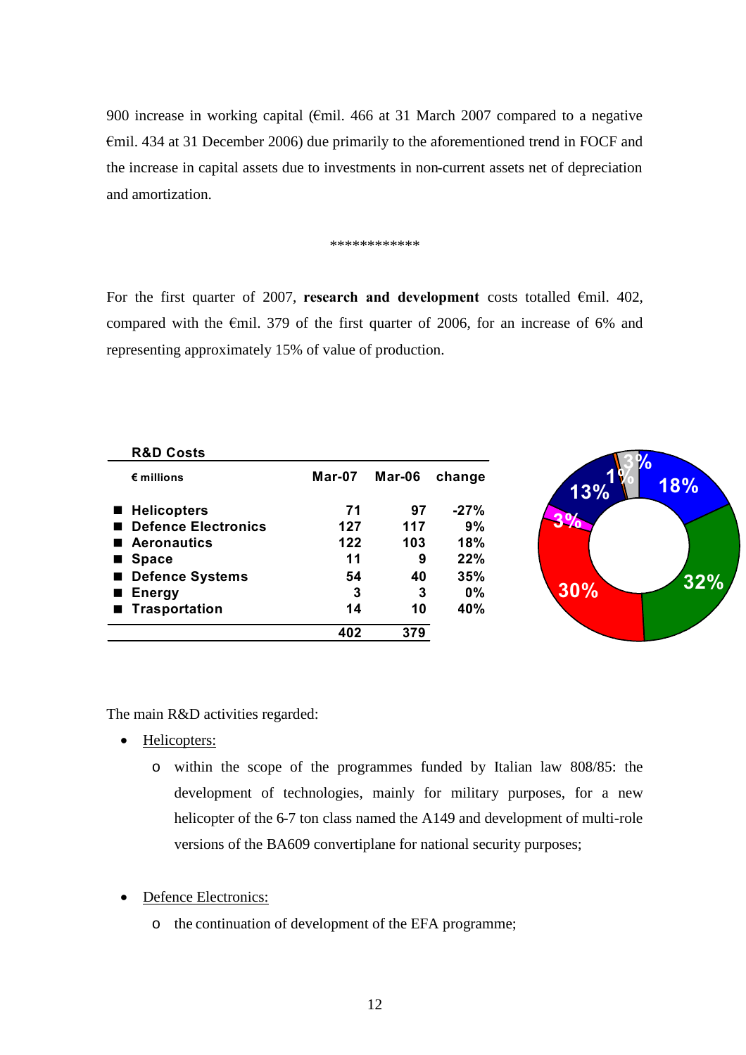900 increase in working capital (€mil. 466 at 31 March 2007 compared to a negative €mil. 434 at 31 December 2006) due primarily to the aforementioned trend in FOCF and the increase in capital assets due to investments in non-current assets net of depreciation and amortization.

************

For the first quarter of 2007, **research and development** costs totalled €mil. 402, compared with the €mil. 379 of the first quarter of 2006, for an increase of 6% and representing approximately 15% of value of production.

**R&D Costs**

| € millions | Mar-07 | Mar-06 | change |
|---|---|---|---|
| Helicopters | 71 | 97 | -27% |
| Defence Electronics | 127 | 117 | 9% |
| Aeronautics | 122 | 103 | 18% |
| Space | 11 | 9 | 22% |
| Defence Systems | 54 | 40 | 35% |
| Energy | 3 | 3 | 0% |
| Trasportation | 14 | 10 | 40% |
| | 402 | 379 | |

The main R&D activities regarded:

- Helicopters:
  - within the scope of the programmes funded by Italian law 808/85: the development of technologies, mainly for military purposes, for a new helicopter of the 6-7 ton class named the A149 and development of multi-role versions of the BA609 convertiplane for national security purposes;

- Defence Electronics:
  - the continuation of development of the EFA programme;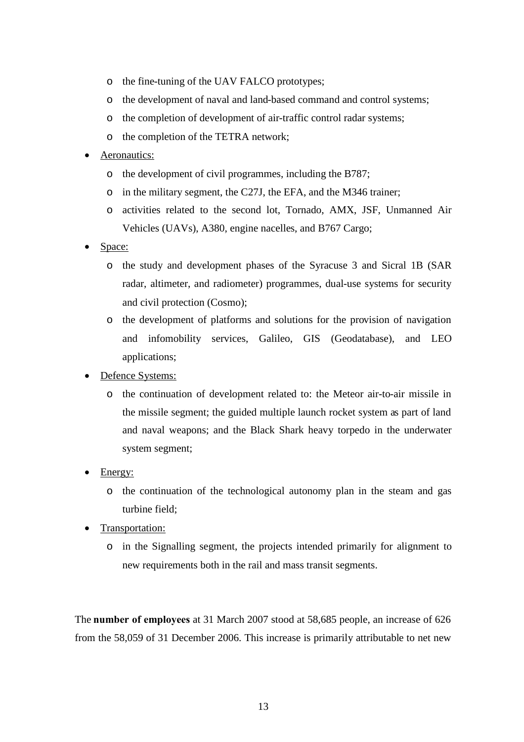- the fine-tuning of the UAV FALCO prototypes;
  - the development of naval and land-based command and control systems;
  - the completion of development of air-traffic control radar systems;
  - the completion of the TETRA network;
- Aeronautics:
  - the development of civil programmes, including the B787;
  - in the military segment, the C27J, the EFA, and the M346 trainer;
  - activities related to the second lot, Tornado, AMX, JSF, Unmanned Air Vehicles (UAVs), A380, engine nacelles, and B767 Cargo;
- Space:
  - the study and development phases of the Syracuse 3 and Sicral 1B (SAR radar, altimeter, and radiometer) programmes, dual-use systems for security and civil protection (Cosmo);
  - the development of platforms and solutions for the provision of navigation and infomobility services, Galileo, GIS (Geodatabase), and LEO applications;
- Defence Systems:
  - the continuation of development related to: the Meteor air-to-air missile in the missile segment; the guided multiple launch rocket system as part of land and naval weapons; and the Black Shark heavy torpedo in the underwater system segment;
- Energy:
  - the continuation of the technological autonomy plan in the steam and gas turbine field;
- Transportation:
  - in the Signalling segment, the projects intended primarily for alignment to new requirements both in the rail and mass transit segments.

The **number of employees** at 31 March 2007 stood at 58,685 people, an increase of 626 from the 58,059 of 31 December 2006. This increase is primarily attributable to net new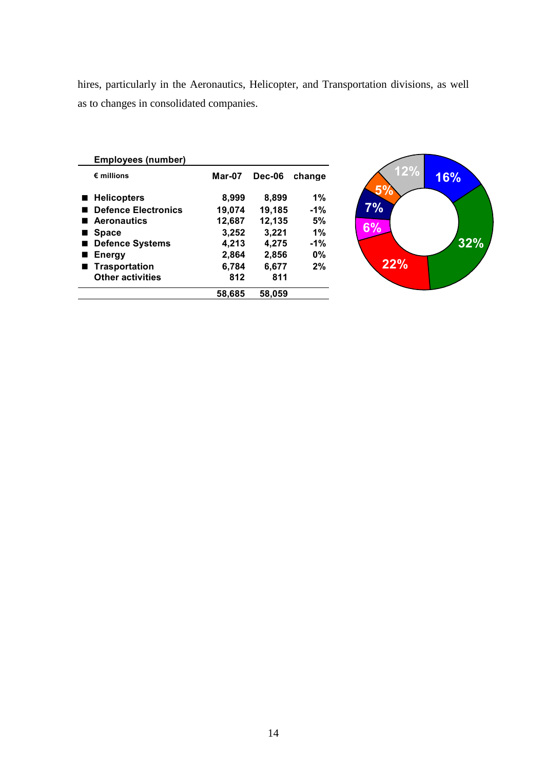hires, particularly in the Aeronautics, Helicopter, and Transportation divisions, as well as to changes in consolidated companies.

**Employees (number)**

| € millions | Mar-07 | Dec-06 | change |
|---|---|---|---|
| ■ Helicopters | 8,999 | 8,899 | 1% |
| ■ Defence Electronics | 19,074 | 19,185 | -1% |
| ■ Aeronautics | 12,687 | 12,135 | 5% |
| ■ Space | 3,252 | 3,221 | 1% |
| ■ Defence Systems | 4,213 | 4,275 | -1% |
| ■ Energy | 2,864 | 2,856 | 0% |
| ■ Trasportation | 6,784 | 6,677 | 2% |
| Other activities | 812 | 811 | |
| | 58,685 | 58,059 | |

12% 16% 5% 7% 6% 32% 22%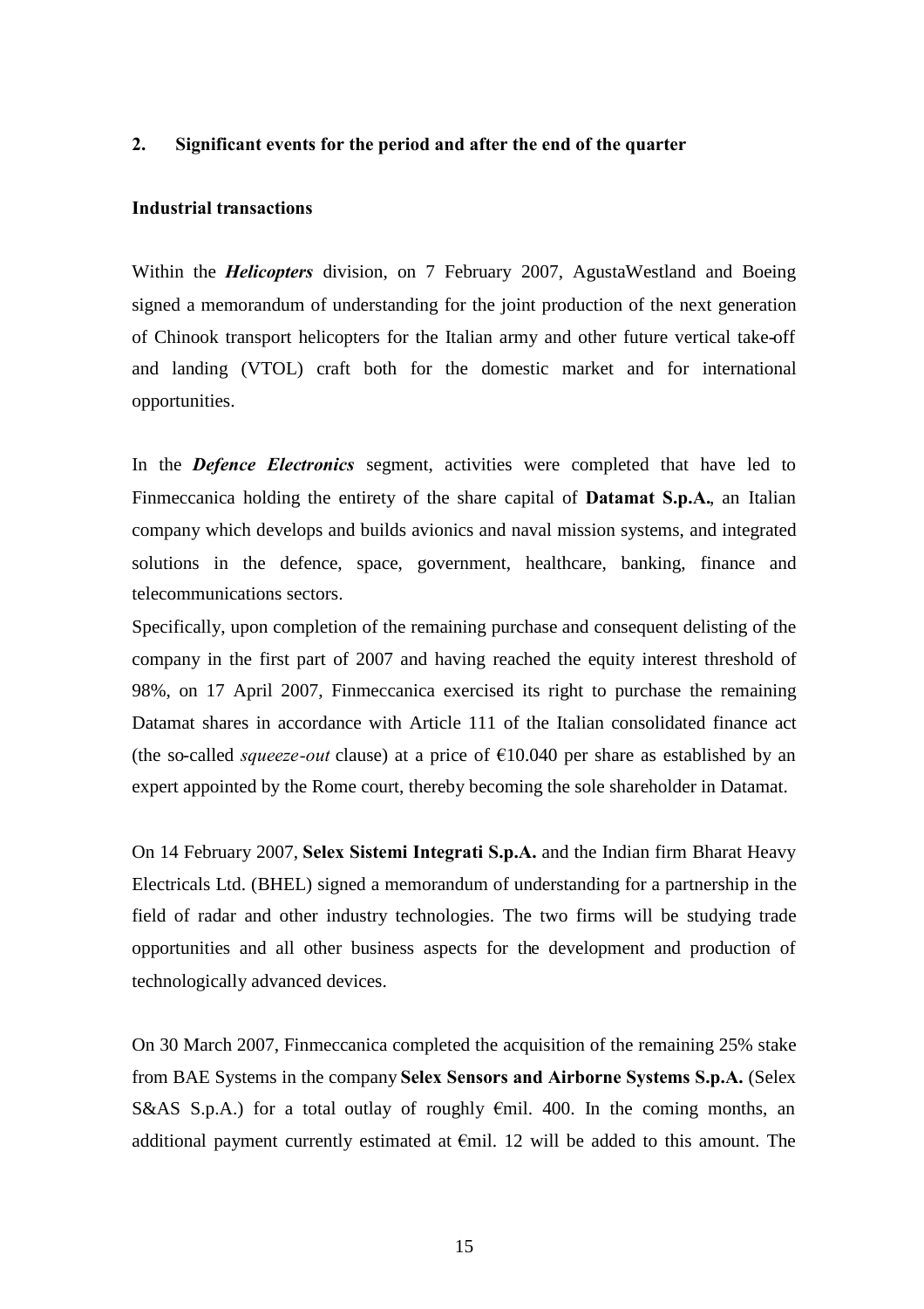## 2. Significant events for the period and after the end of the quarter

### Industrial transactions

Within the ***Helicopters*** division, on 7 February 2007, AgustaWestland and Boeing signed a memorandum of understanding for the joint production of the next generation of Chinook transport helicopters for the Italian army and other future vertical take-off and landing (VTOL) craft both for the domestic market and for international opportunities.

In the ***Defence Electronics*** segment, activities were completed that have led to Finmeccanica holding the entirety of the share capital of **Datamat S.p.A.**, an Italian company which develops and builds avionics and naval mission systems, and integrated solutions in the defence, space, government, healthcare, banking, finance and telecommunications sectors.
Specifically, upon completion of the remaining purchase and consequent delisting of the company in the first part of 2007 and having reached the equity interest threshold of 98%, on 17 April 2007, Finmeccanica exercised its right to purchase the remaining Datamat shares in accordance with Article 111 of the Italian consolidated finance act (the so-called *squeeze-out* clause) at a price of €10.040 per share as established by an expert appointed by the Rome court, thereby becoming the sole shareholder in Datamat.

On 14 February 2007, **Selex Sistemi Integrati S.p.A.** and the Indian firm Bharat Heavy Electricals Ltd. (BHEL) signed a memorandum of understanding for a partnership in the field of radar and other industry technologies. The two firms will be studying trade opportunities and all other business aspects for the development and production of technologically advanced devices.

On 30 March 2007, Finmeccanica completed the acquisition of the remaining 25% stake from BAE Systems in the company **Selex Sensors and Airborne Systems S.p.A.** (Selex S&AS S.p.A.) for a total outlay of roughly €mil. 400. In the coming months, an additional payment currently estimated at €mil. 12 will be added to this amount. The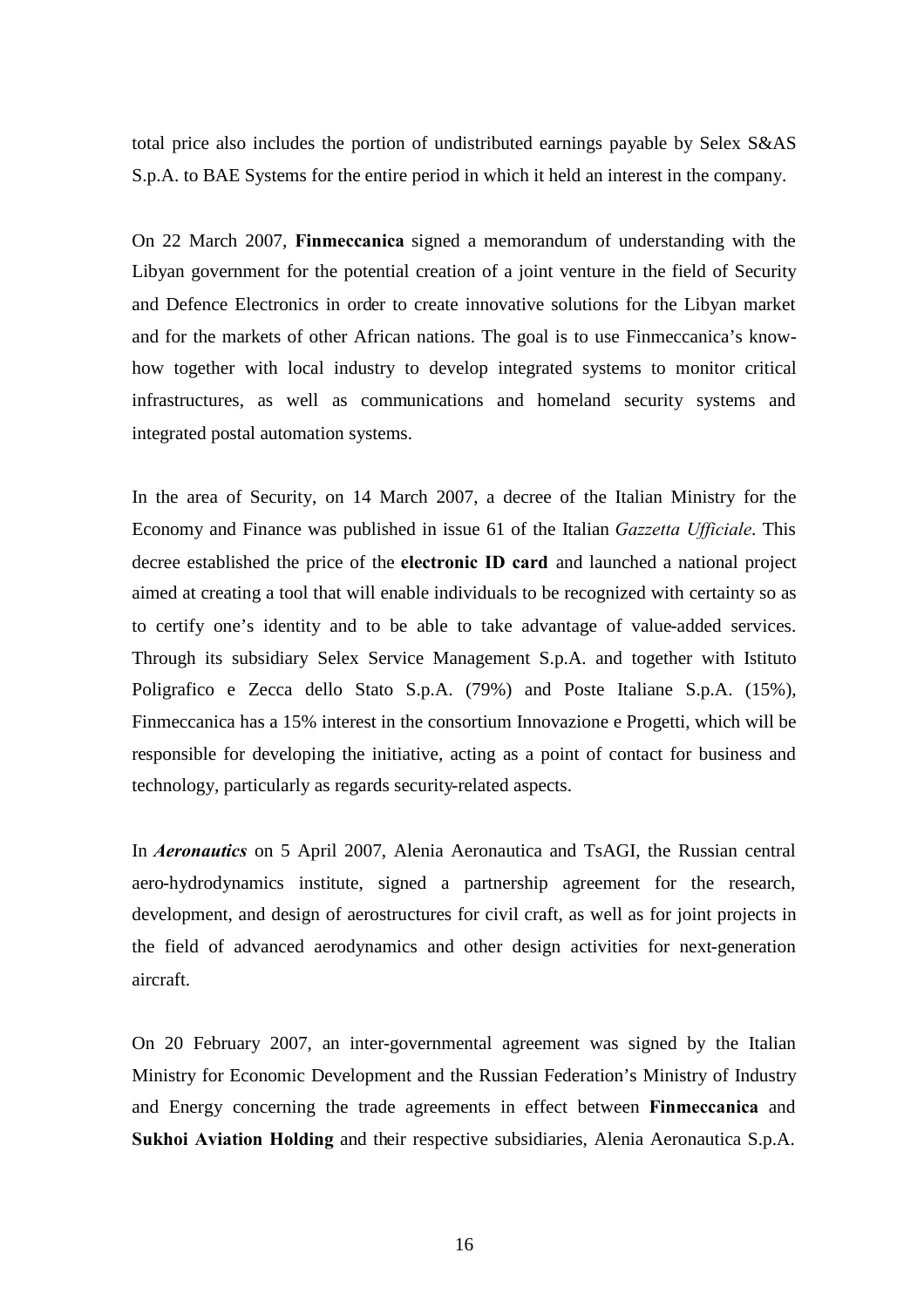total price also includes the portion of undistributed earnings payable by Selex S&AS S.p.A. to BAE Systems for the entire period in which it held an interest in the company.

On 22 March 2007, **Finmeccanica** signed a memorandum of understanding with the Libyan government for the potential creation of a joint venture in the field of Security and Defence Electronics in order to create innovative solutions for the Libyan market and for the markets of other African nations. The goal is to use Finmeccanica's know-how together with local industry to develop integrated systems to monitor critical infrastructures, as well as communications and homeland security systems and integrated postal automation systems.

In the area of Security, on 14 March 2007, a decree of the Italian Ministry for the Economy and Finance was published in issue 61 of the Italian *Gazzetta Ufficiale*. This decree established the price of the **electronic ID card** and launched a national project aimed at creating a tool that will enable individuals to be recognized with certainty so as to certify one's identity and to be able to take advantage of value-added services. Through its subsidiary Selex Service Management S.p.A. and together with Istituto Poligrafico e Zecca dello Stato S.p.A. (79%) and Poste Italiane S.p.A. (15%), Finmeccanica has a 15% interest in the consortium Innovazione e Progetti, which will be responsible for developing the initiative, acting as a point of contact for business and technology, particularly as regards security-related aspects.

In ***Aeronautics*** on 5 April 2007, Alenia Aeronautica and TsAGI, the Russian central aero-hydrodynamics institute, signed a partnership agreement for the research, development, and design of aerostructures for civil craft, as well as for joint projects in the field of advanced aerodynamics and other design activities for next-generation aircraft.

On 20 February 2007, an inter-governmental agreement was signed by the Italian Ministry for Economic Development and the Russian Federation's Ministry of Industry and Energy concerning the trade agreements in effect between **Finmeccanica** and **Sukhoi Aviation Holding** and their respective subsidiaries, Alenia Aeronautica S.p.A.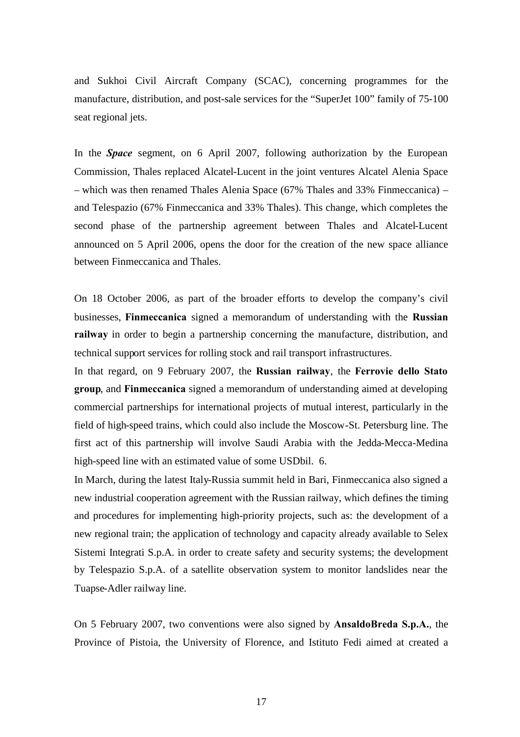and Sukhoi Civil Aircraft Company (SCAC), concerning programmes for the manufacture, distribution, and post-sale services for the "SuperJet 100" family of 75-100 seat regional jets.

In the ***Space*** segment, on 6 April 2007, following authorization by the European Commission, Thales replaced Alcatel-Lucent in the joint ventures Alcatel Alenia Space – which was then renamed Thales Alenia Space (67% Thales and 33% Finmeccanica) – and Telespazio (67% Finmeccanica and 33% Thales). This change, which completes the second phase of the partnership agreement between Thales and Alcatel-Lucent announced on 5 April 2006, opens the door for the creation of the new space alliance between Finmeccanica and Thales.

On 18 October 2006, as part of the broader efforts to develop the company's civil businesses, **Finmeccanica** signed a memorandum of understanding with the **Russian railway** in order to begin a partnership concerning the manufacture, distribution, and technical support services for rolling stock and rail transport infrastructures.

In that regard, on 9 February 2007, the **Russian railway**, the **Ferrovie dello Stato group**, and **Finmeccanica** signed a memorandum of understanding aimed at developing commercial partnerships for international projects of mutual interest, particularly in the field of high-speed trains, which could also include the Moscow-St. Petersburg line. The first act of this partnership will involve Saudi Arabia with the Jedda-Mecca-Medina high-speed line with an estimated value of some USDbil. 6.

In March, during the latest Italy-Russia summit held in Bari, Finmeccanica also signed a new industrial cooperation agreement with the Russian railway, which defines the timing and procedures for implementing high-priority projects, such as: the development of a new regional train; the application of technology and capacity already available to Selex Sistemi Integrati S.p.A. in order to create safety and security systems; the development by Telespazio S.p.A. of a satellite observation system to monitor landslides near the Tuapse-Adler railway line.

On 5 February 2007, two conventions were also signed by **AnsaldoBreda S.p.A.**, the Province of Pistoia, the University of Florence, and Istituto Fedi aimed at created a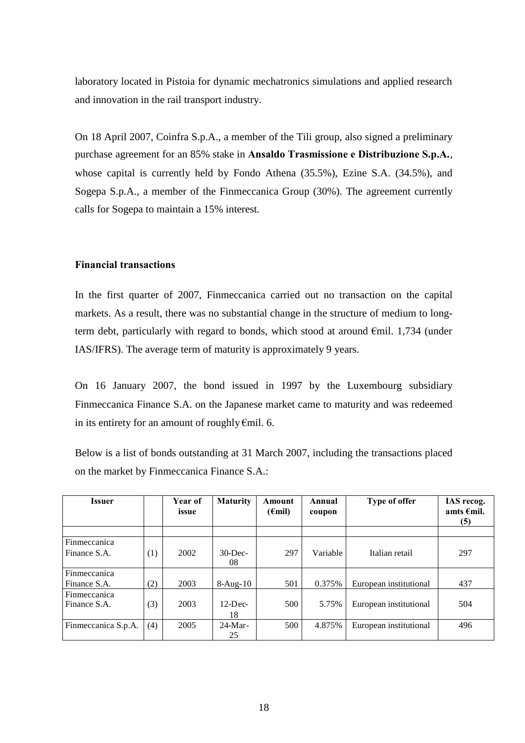laboratory located in Pistoia for dynamic mechatronics simulations and applied research and innovation in the rail transport industry.

On 18 April 2007, Coinfra S.p.A., a member of the Tili group, also signed a preliminary purchase agreement for an 85% stake in **Ansaldo Trasmissione e Distribuzione S.p.A.**, whose capital is currently held by Fondo Athena (35.5%), Ezine S.A. (34.5%), and Sogepa S.p.A., a member of the Finmeccanica Group (30%). The agreement currently calls for Sogepa to maintain a 15% interest.

**Financial transactions**

In the first quarter of 2007, Finmeccanica carried out no transaction on the capital markets. As a result, there was no substantial change in the structure of medium to long-term debt, particularly with regard to bonds, which stood at around €mil. 1,734 (under IAS/IFRS). The average term of maturity is approximately 9 years.

On 16 January 2007, the bond issued in 1997 by the Luxembourg subsidiary Finmeccanica Finance S.A. on the Japanese market came to maturity and was redeemed in its entirety for an amount of roughly €mil. 6.

Below is a list of bonds outstanding at 31 March 2007, including the transactions placed on the market by Finmeccanica Finance S.A.:

| Issuer | | Year of issue | Maturity | Amount (€mil) | Annual coupon | Type of offer | IAS recog. amts €mil. (5) |
|---|---|---|---|---|---|---|---|
| | | | | | | | |
| Finmeccanica Finance S.A. | (1) | 2002 | 30-Dec-08 | 297 | Variable | Italian retail | 297 |
| Finmeccanica Finance S.A. | (2) | 2003 | 8-Aug-10 | 501 | 0.375% | European institutional | 437 |
| Finmeccanica Finance S.A. | (3) | 2003 | 12-Dec-18 | 500 | 5.75% | European institutional | 504 |
| Finmeccanica S.p.A. | (4) | 2005 | 24-Mar-25 | 500 | 4.875% | European institutional | 496 |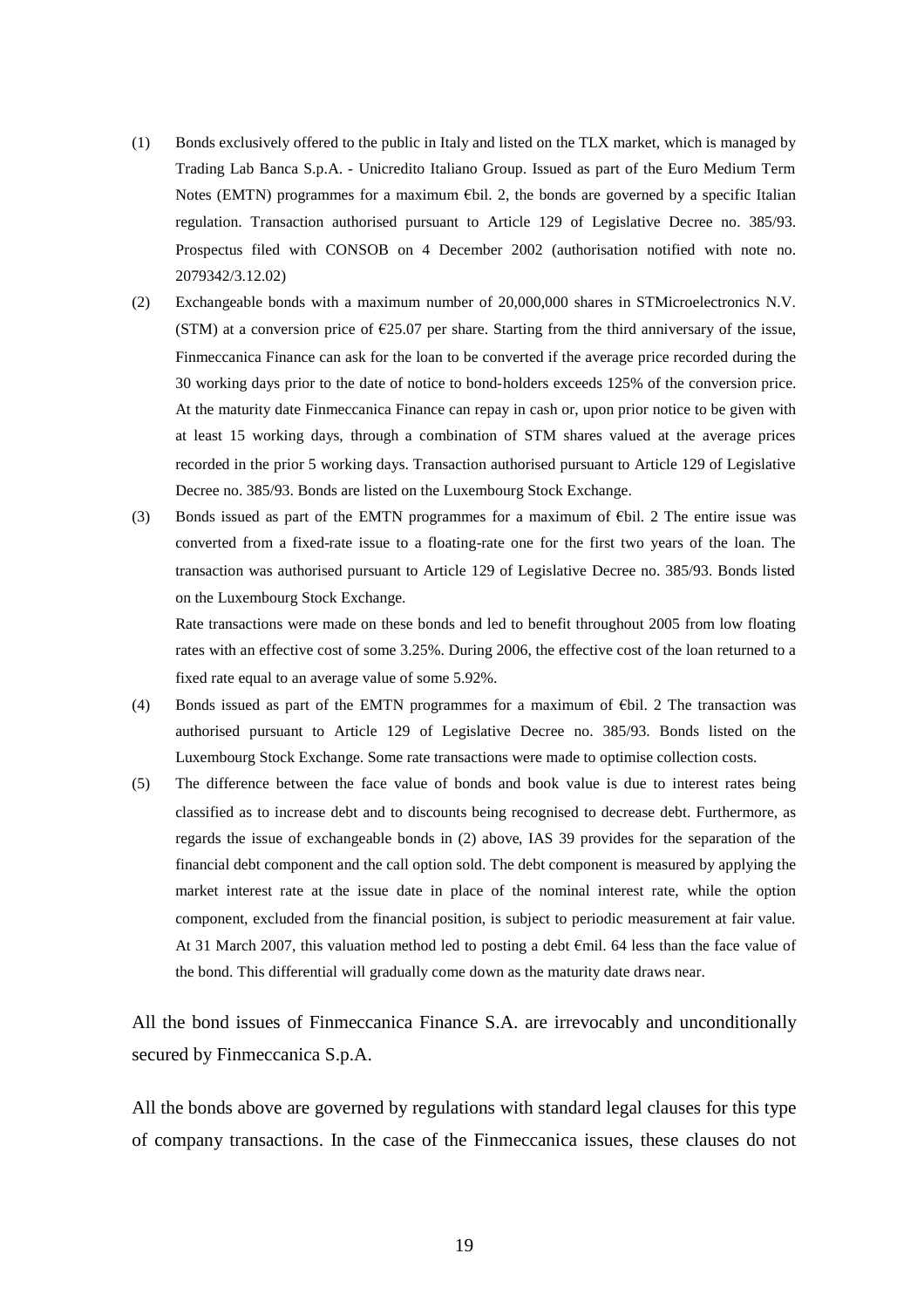(1) Bonds exclusively offered to the public in Italy and listed on the TLX market, which is managed by Trading Lab Banca S.p.A. - Unicredito Italiano Group. Issued as part of the Euro Medium Term Notes (EMTN) programmes for a maximum €bil. 2, the bonds are governed by a specific Italian regulation. Transaction authorised pursuant to Article 129 of Legislative Decree no. 385/93. Prospectus filed with CONSOB on 4 December 2002 (authorisation notified with note no. 2079342/3.12.02)

(2) Exchangeable bonds with a maximum number of 20,000,000 shares in STMicroelectronics N.V. (STM) at a conversion price of €25.07 per share. Starting from the third anniversary of the issue, Finmeccanica Finance can ask for the loan to be converted if the average price recorded during the 30 working days prior to the date of notice to bond-holders exceeds 125% of the conversion price. At the maturity date Finmeccanica Finance can repay in cash or, upon prior notice to be given with at least 15 working days, through a combination of STM shares valued at the average prices recorded in the prior 5 working days. Transaction authorised pursuant to Article 129 of Legislative Decree no. 385/93. Bonds are listed on the Luxembourg Stock Exchange.

(3) Bonds issued as part of the EMTN programmes for a maximum of €bil. 2 The entire issue was converted from a fixed-rate issue to a floating-rate one for the first two years of the loan. The transaction was authorised pursuant to Article 129 of Legislative Decree no. 385/93. Bonds listed on the Luxembourg Stock Exchange.

    Rate transactions were made on these bonds and led to benefit throughout 2005 from low floating rates with an effective cost of some 3.25%. During 2006, the effective cost of the loan returned to a fixed rate equal to an average value of some 5.92%.

(4) Bonds issued as part of the EMTN programmes for a maximum of €bil. 2 The transaction was authorised pursuant to Article 129 of Legislative Decree no. 385/93. Bonds listed on the Luxembourg Stock Exchange. Some rate transactions were made to optimise collection costs.

(5) The difference between the face value of bonds and book value is due to interest rates being classified as to increase debt and to discounts being recognised to decrease debt. Furthermore, as regards the issue of exchangeable bonds in (2) above, IAS 39 provides for the separation of the financial debt component and the call option sold. The debt component is measured by applying the market interest rate at the issue date in place of the nominal interest rate, while the option component, excluded from the financial position, is subject to periodic measurement at fair value. At 31 March 2007, this valuation method led to posting a debt €mil. 64 less than the face value of the bond. This differential will gradually come down as the maturity date draws near.

All the bond issues of Finmeccanica Finance S.A. are irrevocably and unconditionally secured by Finmeccanica S.p.A.

All the bonds above are governed by regulations with standard legal clauses for this type of company transactions. In the case of the Finmeccanica issues, these clauses do not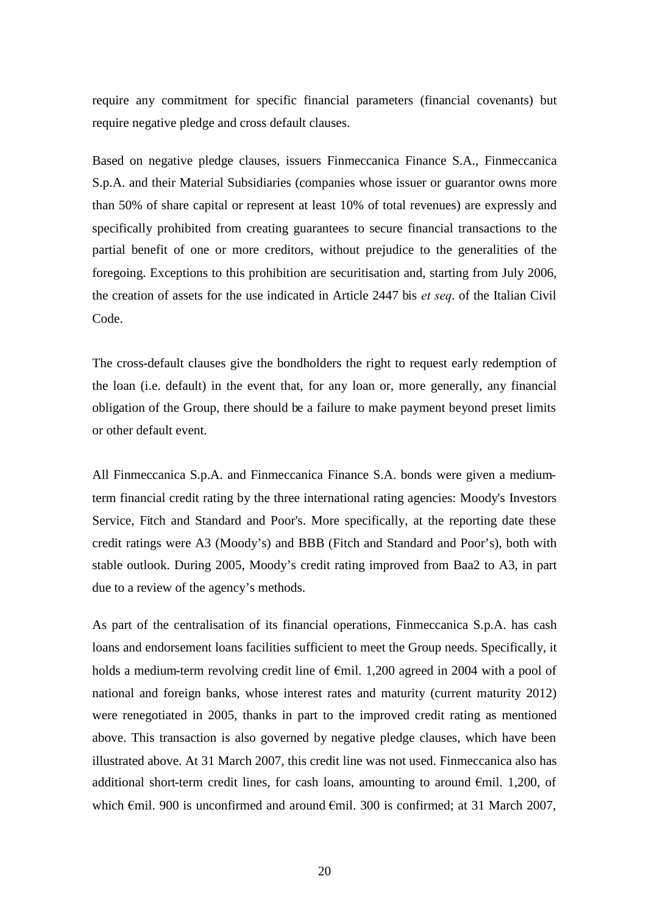require any commitment for specific financial parameters (financial covenants) but require negative pledge and cross default clauses.

Based on negative pledge clauses, issuers Finmeccanica Finance S.A., Finmeccanica S.p.A. and their Material Subsidiaries (companies whose issuer or guarantor owns more than 50% of share capital or represent at least 10% of total revenues) are expressly and specifically prohibited from creating guarantees to secure financial transactions to the partial benefit of one or more creditors, without prejudice to the generalities of the foregoing. Exceptions to this prohibition are securitisation and, starting from July 2006, the creation of assets for the use indicated in Article 2447 bis *et seq*. of the Italian Civil Code.

The cross-default clauses give the bondholders the right to request early redemption of the loan (i.e. default) in the event that, for any loan or, more generally, any financial obligation of the Group, there should be a failure to make payment beyond preset limits or other default event.

All Finmeccanica S.p.A. and Finmeccanica Finance S.A. bonds were given a medium-term financial credit rating by the three international rating agencies: Moody's Investors Service, Fitch and Standard and Poor's. More specifically, at the reporting date these credit ratings were A3 (Moody's) and BBB (Fitch and Standard and Poor's), both with stable outlook. During 2005, Moody's credit rating improved from Baa2 to A3, in part due to a review of the agency's methods.

As part of the centralisation of its financial operations, Finmeccanica S.p.A. has cash loans and endorsement loans facilities sufficient to meet the Group needs. Specifically, it holds a medium-term revolving credit line of €mil. 1,200 agreed in 2004 with a pool of national and foreign banks, whose interest rates and maturity (current maturity 2012) were renegotiated in 2005, thanks in part to the improved credit rating as mentioned above. This transaction is also governed by negative pledge clauses, which have been illustrated above. At 31 March 2007, this credit line was not used. Finmeccanica also has additional short-term credit lines, for cash loans, amounting to around €mil. 1,200, of which €mil. 900 is unconfirmed and around €mil. 300 is confirmed; at 31 March 2007,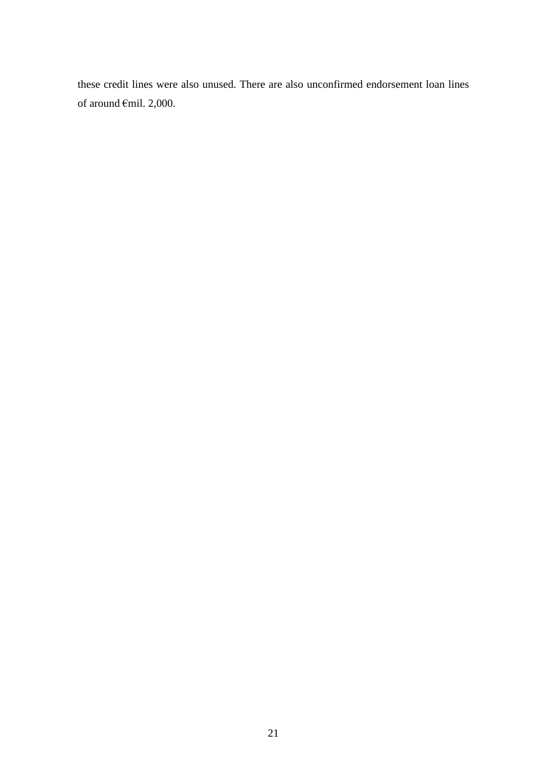these credit lines were also unused. There are also unconfirmed endorsement loan lines of around €mil. 2,000.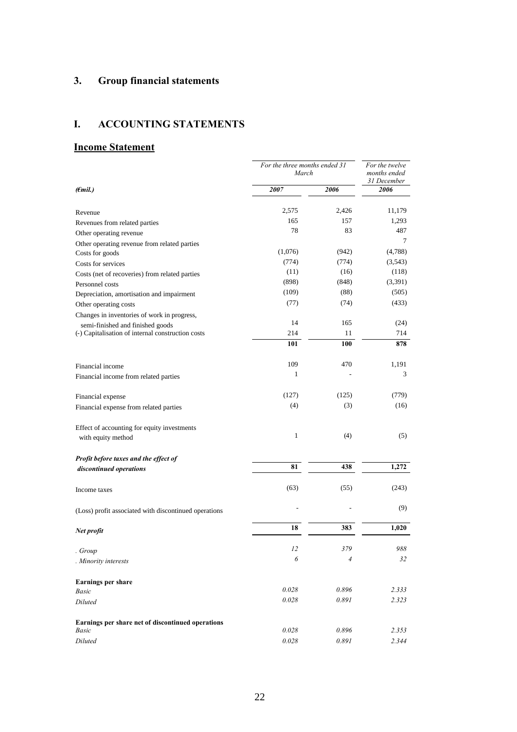## 3. Group financial statements

## I. ACCOUNTING STATEMENTS

### Income Statement

| *(€mil.)* | *For the three months ended 31 March* | | *For the twelve months ended 31 December* |
|---|---|---|---|
| | ***2007*** | ***2006*** | ***2006*** |
| Revenue | 2,575 | 2,426 | 11,179 |
| Revenues from related parties | 165 | 157 | 1,293 |
| Other operating revenue | 78 | 83 | 487 |
| Other operating revenue from related parties | | | 7 |
| Costs for goods | (1,076) | (942) | (4,788) |
| Costs for services | (774) | (774) | (3,543) |
| Costs (net of recoveries) from related parties | (11) | (16) | (118) |
| Personnel costs | (898) | (848) | (3,391) |
| Depreciation, amortisation and impairment | (109) | (88) | (505) |
| Other operating costs | (77) | (74) | (433) |
| Changes in inventories of work in progress, semi-finished and finished goods | 14 | 165 | (24) |
| (-) Capitalisation of internal construction costs | 214 | 11 | 714 |
| | **101** | **100** | **878** |
| Financial income | 109 | 470 | 1,191 |
| Financial income from related parties | 1 | - | 3 |
| Financial expense | (127) | (125) | (779) |
| Financial expense from related parties | (4) | (3) | (16) |
| Effect of accounting for equity investments with equity method | 1 | (4) | (5) |
| ***Profit before taxes and the effect of discontinued operations*** | **81** | **438** | **1,272** |
| Income taxes | (63) | (55) | (243) |
| (Loss) profit associated with discontinued operations | - | - | (9) |
| ***Net profit*** | **18** | **383** | **1,020** |
| *. Group* | *12* | *379* | *988* |
| *. Minority interests* | *6* | *4* | *32* |
| **Earnings per share** | | | |
| *Basic* | *0.028* | *0.896* | *2.333* |
| *Diluted* | *0.028* | *0.891* | *2.323* |
| **Earnings per share net of discontinued operations** | | | |
| *Basic* | *0.028* | *0.896* | *2.353* |
| *Diluted* | *0.028* | *0.891* | *2.344* |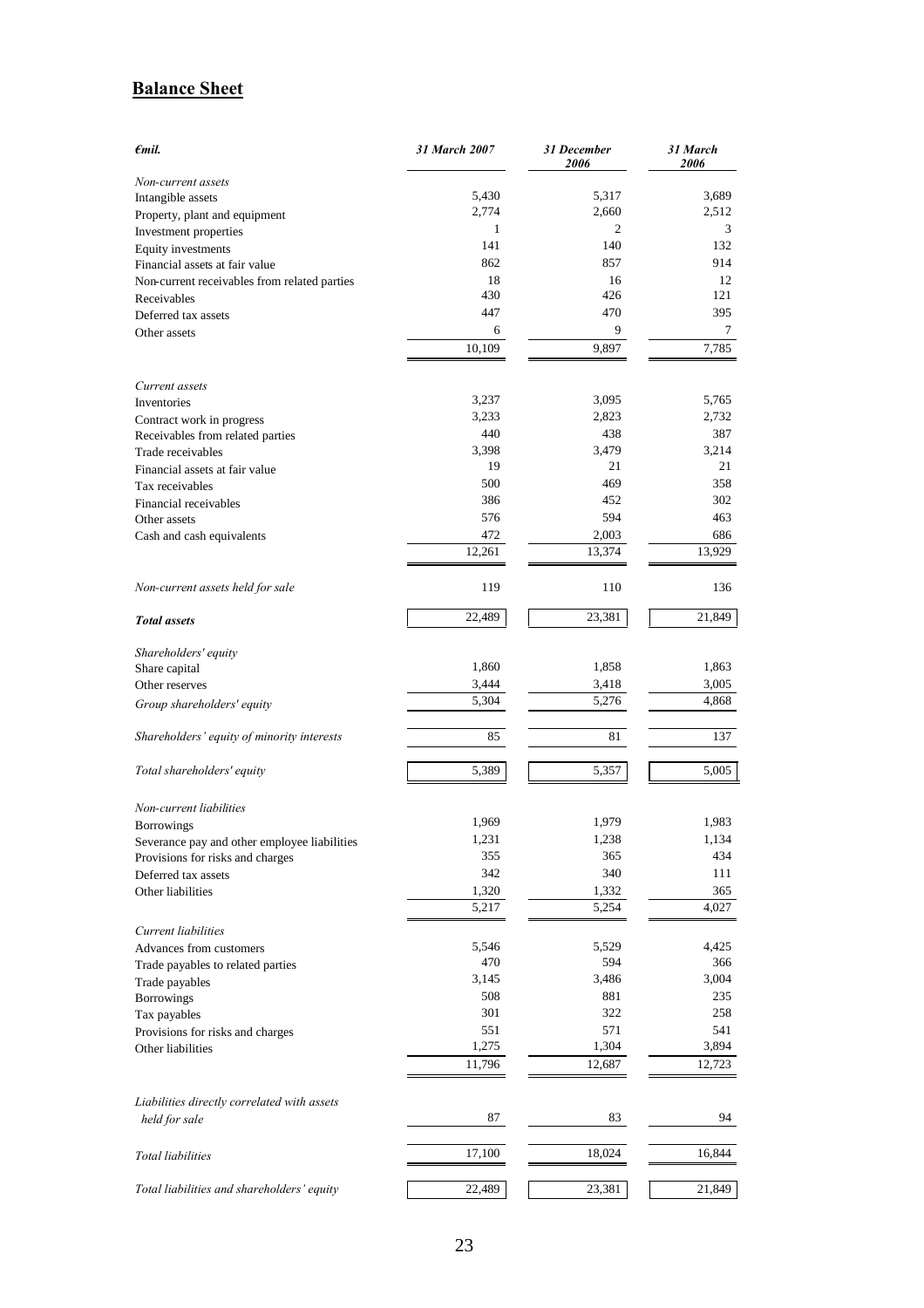## Balance Sheet

| *€mil.* | *31 March 2007* | *31 December 2006* | *31 March 2006* |
|---|---|---|---|
| *Non-current assets* | | | |
| Intangible assets | 5,430 | 5,317 | 3,689 |
| Property, plant and equipment | 2,774 | 2,660 | 2,512 |
| Investment properties | 1 | 2 | 3 |
| Equity investments | 141 | 140 | 132 |
| Financial assets at fair value | 862 | 857 | 914 |
| Non-current receivables from related parties | 18 | 16 | 12 |
| Receivables | 430 | 426 | 121 |
| Deferred tax assets | 447 | 470 | 395 |
| Other assets | 6 | 9 | 7 |
| | 10,109 | 9,897 | 7,785 |
| *Current assets* | | | |
| Inventories | 3,237 | 3,095 | 5,765 |
| Contract work in progress | 3,233 | 2,823 | 2,732 |
| Receivables from related parties | 440 | 438 | 387 |
| Trade receivables | 3,398 | 3,479 | 3,214 |
| Financial assets at fair value | 19 | 21 | 21 |
| Tax receivables | 500 | 469 | 358 |
| Financial receivables | 386 | 452 | 302 |
| Other assets | 576 | 594 | 463 |
| Cash and cash equivalents | 472 | 2,003 | 686 |
| | 12,261 | 13,374 | 13,929 |
| *Non-current assets held for sale* | 119 | 110 | 136 |
| ***Total assets*** | 22,489 | 23,381 | 21,849 |
| *Shareholders' equity* | | | |
| Share capital | 1,860 | 1,858 | 1,863 |
| Other reserves | 3,444 | 3,418 | 3,005 |
| *Group shareholders' equity* | 5,304 | 5,276 | 4,868 |
| *Shareholders' equity of minority interests* | 85 | 81 | 137 |
| *Total shareholders' equity* | 5,389 | 5,357 | 5,005 |
| *Non-current liabilities* | | | |
| Borrowings | 1,969 | 1,979 | 1,983 |
| Severance pay and other employee liabilities | 1,231 | 1,238 | 1,134 |
| Provisions for risks and charges | 355 | 365 | 434 |
| Deferred tax assets | 342 | 340 | 111 |
| Other liabilities | 1,320 | 1,332 | 365 |
| | 5,217 | 5,254 | 4,027 |
| *Current liabilities* | | | |
| Advances from customers | 5,546 | 5,529 | 4,425 |
| Trade payables to related parties | 470 | 594 | 366 |
| Trade payables | 3,145 | 3,486 | 3,004 |
| Borrowings | 508 | 881 | 235 |
| Tax payables | 301 | 322 | 258 |
| Provisions for risks and charges | 551 | 571 | 541 |
| Other liabilities | 1,275 | 1,304 | 3,894 |
| | 11,796 | 12,687 | 12,723 |
| *Liabilities directly correlated with assets held for sale* | 87 | 83 | 94 |
| *Total liabilities* | 17,100 | 18,024 | 16,844 |
| *Total liabilities and shareholders' equity* | 22,489 | 23,381 | 21,849 |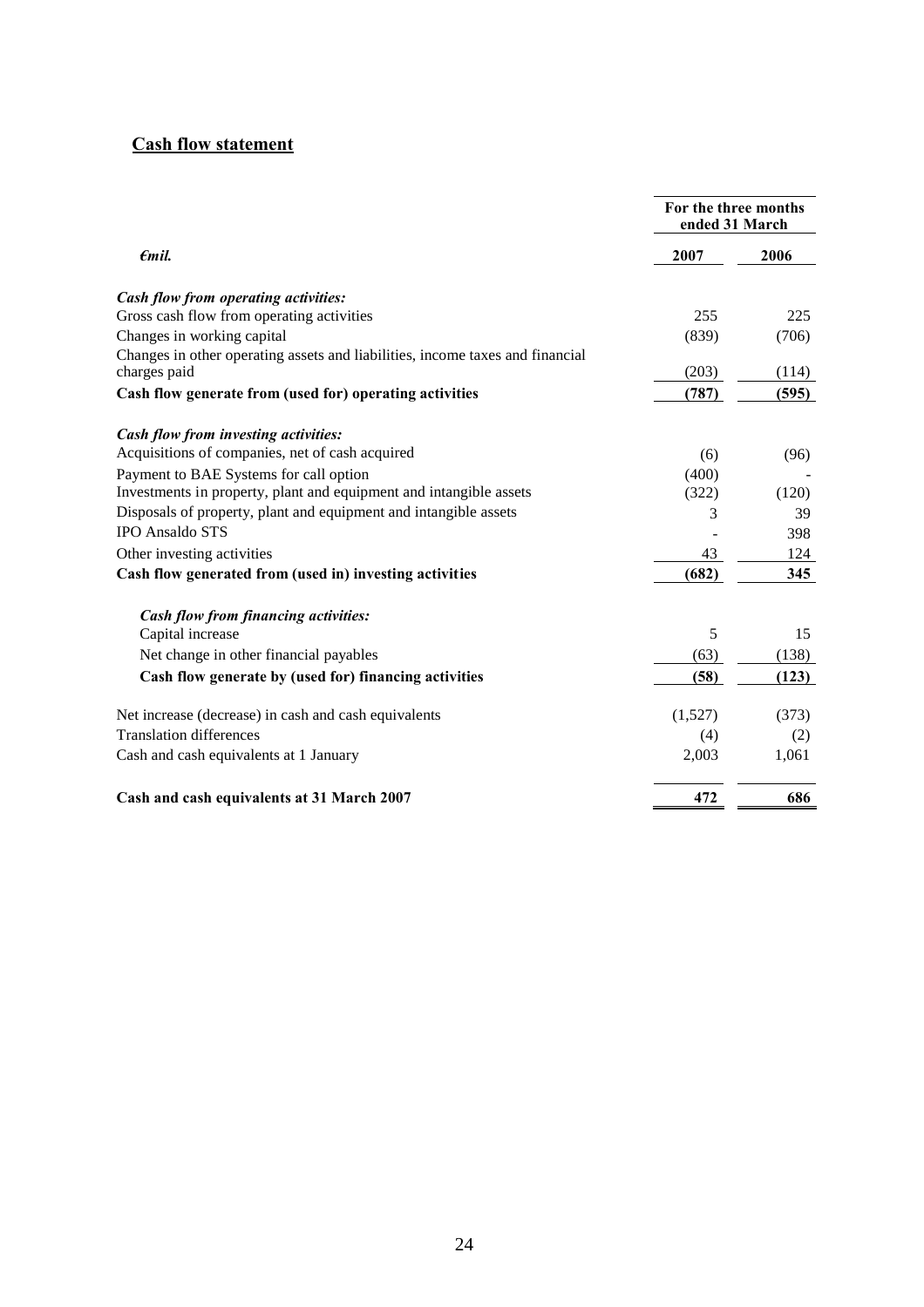## Cash flow statement

| *€mil.* | For the three months ended 31 March | |
|---|---|---|
| | **2007** | **2006** |
| ***Cash flow from operating activities:*** | | |
| Gross cash flow from operating activities | 255 | 225 |
| Changes in working capital | (839) | (706) |
| Changes in other operating assets and liabilities, income taxes and financial charges paid | (203) | (114) |
| **Cash flow generate from (used for) operating activities** | **(787)** | **(595)** |
| ***Cash flow from investing activities:*** | | |
| Acquisitions of companies, net of cash acquired | (6) | (96) |
| Payment to BAE Systems for call option | (400) | - |
| Investments in property, plant and equipment and intangible assets | (322) | (120) |
| Disposals of property, plant and equipment and intangible assets | 3 | 39 |
| IPO Ansaldo STS | - | 398 |
| Other investing activities | 43 | 124 |
| **Cash flow generated from (used in) investing activities** | **(682)** | **345** |
| ***Cash flow from financing activities:*** | | |
| Capital increase | 5 | 15 |
| Net change in other financial payables | (63) | (138) |
| **Cash flow generate by (used for) financing activities** | **(58)** | **(123)** |
| Net increase (decrease) in cash and cash equivalents | (1,527) | (373) |
| Translation differences | (4) | (2) |
| Cash and cash equivalents at 1 January | 2,003 | 1,061 |
| **Cash and cash equivalents at 31 March 2007** | **472** | **686** |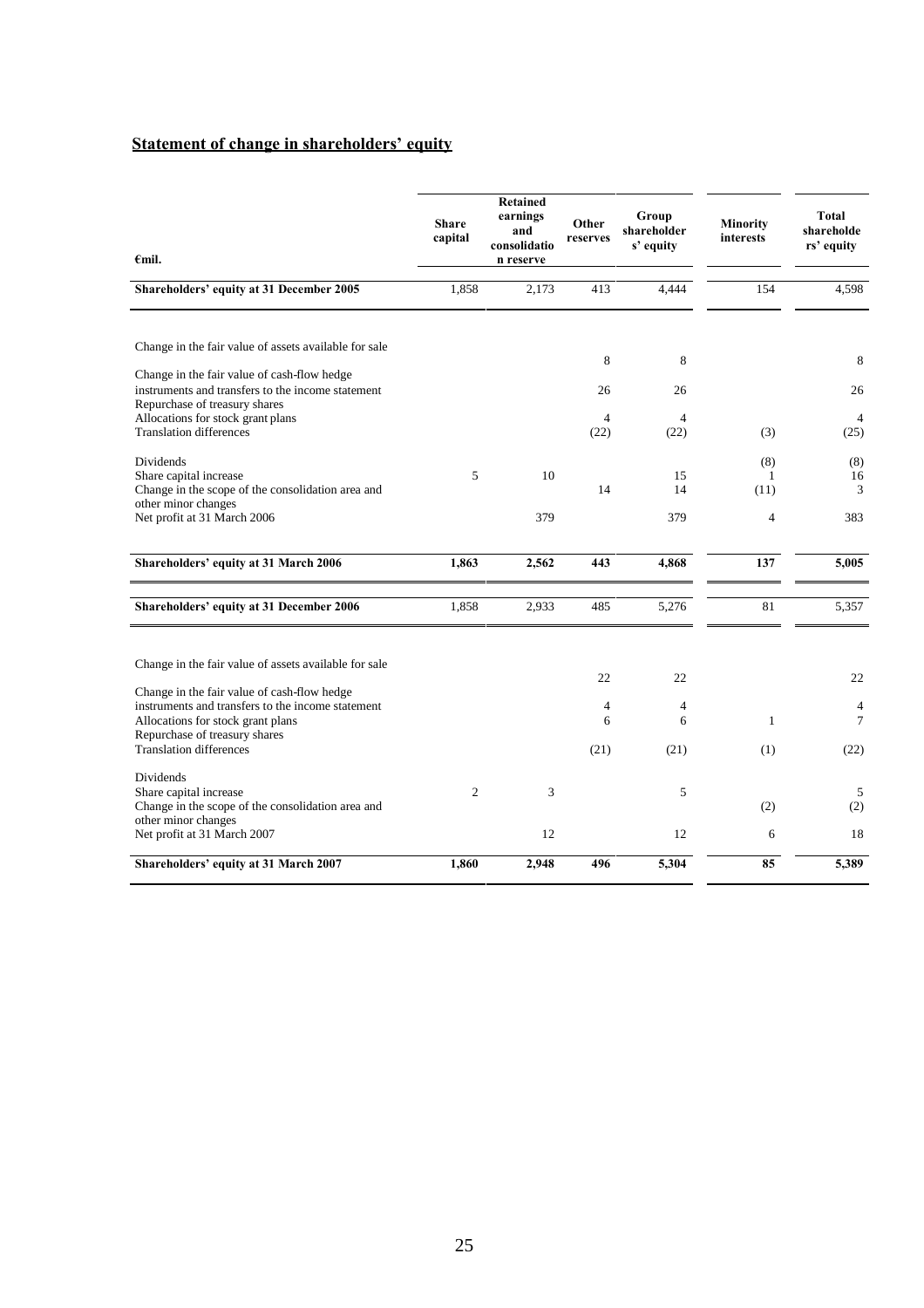## Statement of change in shareholders' equity

| €mil. | Share capital | Retained earnings and consolidation reserve | Other reserves | Group shareholders' equity | Minority interests | Total shareholders' equity |
|---|---|---|---|---|---|---|
| **Shareholders' equity at 31 December 2005** | 1,858 | 2,173 | 413 | 4,444 | 154 | 4,598 |
| Change in the fair value of assets available for sale | | | 8 | 8 | | 8 |
| Change in the fair value of cash-flow hedge instruments and transfers to the income statement | | | 26 | 26 | | 26 |
| Repurchase of treasury shares | | | | | | |
| Allocations for stock grant plans | | | 4 | 4 | | 4 |
| Translation differences | | | (22) | (22) | (3) | (25) |
| Dividends | | | | | (8) | (8) |
| Share capital increase | 5 | 10 | | 15 | 1 | 16 |
| Change in the scope of the consolidation area and other minor changes | | | 14 | 14 | (11) | 3 |
| Net profit at 31 March 2006 | | 379 | | 379 | 4 | 383 |
| **Shareholders' equity at 31 March 2006** | **1,863** | **2,562** | **443** | **4,868** | **137** | **5,005** |
| **Shareholders' equity at 31 December 2006** | 1,858 | 2,933 | 485 | 5,276 | 81 | 5,357 |
| Change in the fair value of assets available for sale | | | 22 | 22 | | 22 |
| Change in the fair value of cash-flow hedge instruments and transfers to the income statement | | | 4 | 4 | | 4 |
| Allocations for stock grant plans | | | 6 | 6 | 1 | 7 |
| Repurchase of treasury shares | | | | | | |
| Translation differences | | | (21) | (21) | (1) | (22) |
| Dividends | | | | | | |
| Share capital increase | 2 | 3 | | 5 | | 5 |
| Change in the scope of the consolidation area and other minor changes | | | | | (2) | (2) |
| Net profit at 31 March 2007 | | 12 | | 12 | 6 | 18 |
| **Shareholders' equity at 31 March 2007** | **1,860** | **2,948** | **496** | **5,304** | **85** | **5,389** |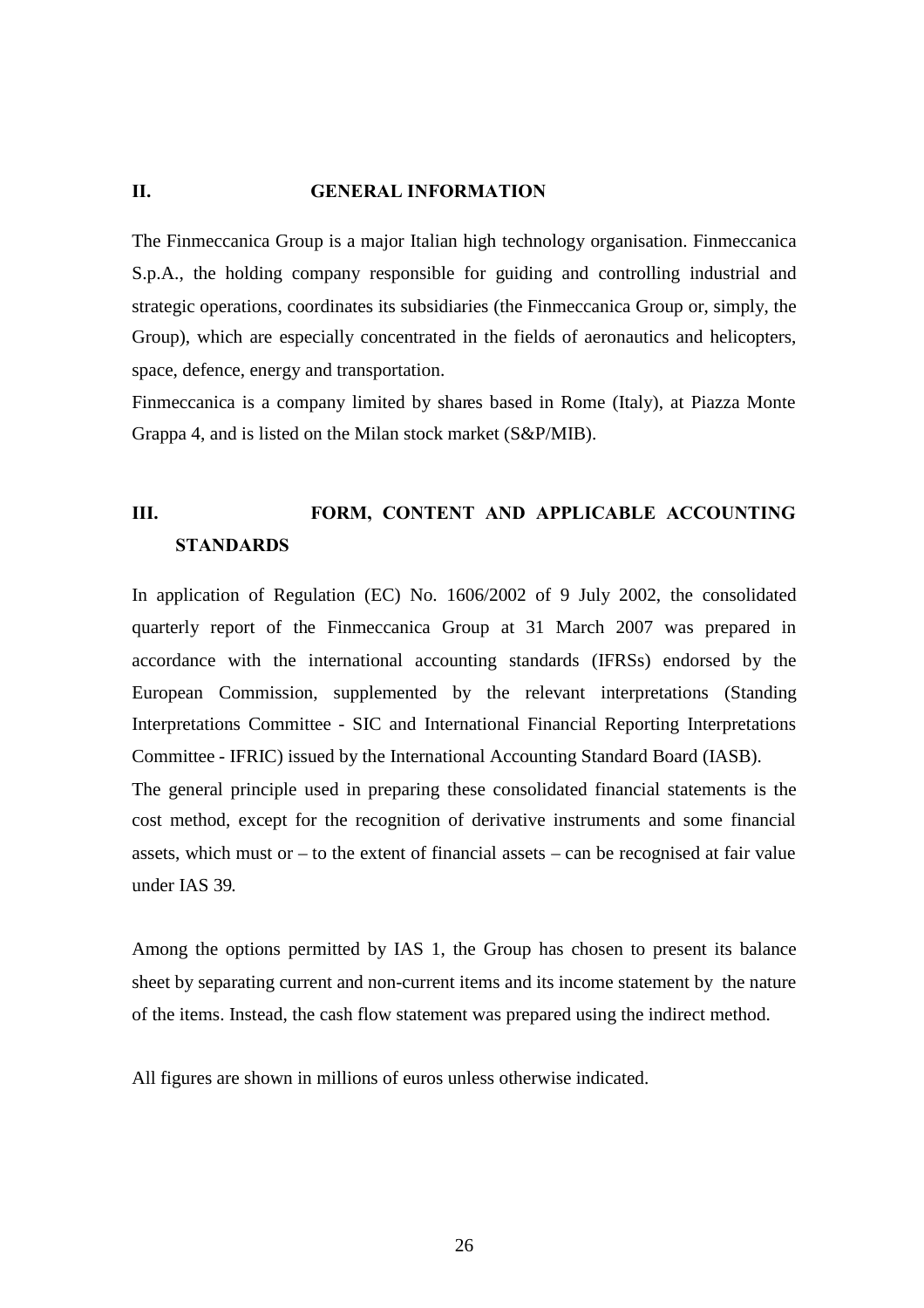## II. GENERAL INFORMATION

The Finmeccanica Group is a major Italian high technology organisation. Finmeccanica S.p.A., the holding company responsible for guiding and controlling industrial and strategic operations, coordinates its subsidiaries (the Finmeccanica Group or, simply, the Group), which are especially concentrated in the fields of aeronautics and helicopters, space, defence, energy and transportation.

Finmeccanica is a company limited by shares based in Rome (Italy), at Piazza Monte Grappa 4, and is listed on the Milan stock market (S&P/MIB).

## III. FORM, CONTENT AND APPLICABLE ACCOUNTING STANDARDS

In application of Regulation (EC) No. 1606/2002 of 9 July 2002, the consolidated quarterly report of the Finmeccanica Group at 31 March 2007 was prepared in accordance with the international accounting standards (IFRSs) endorsed by the European Commission, supplemented by the relevant interpretations (Standing Interpretations Committee - SIC and International Financial Reporting Interpretations Committee - IFRIC) issued by the International Accounting Standard Board (IASB).

The general principle used in preparing these consolidated financial statements is the cost method, except for the recognition of derivative instruments and some financial assets, which must or – to the extent of financial assets – can be recognised at fair value under IAS 39.

Among the options permitted by IAS 1, the Group has chosen to present its balance sheet by separating current and non-current items and its income statement by the nature of the items. Instead, the cash flow statement was prepared using the indirect method.

All figures are shown in millions of euros unless otherwise indicated.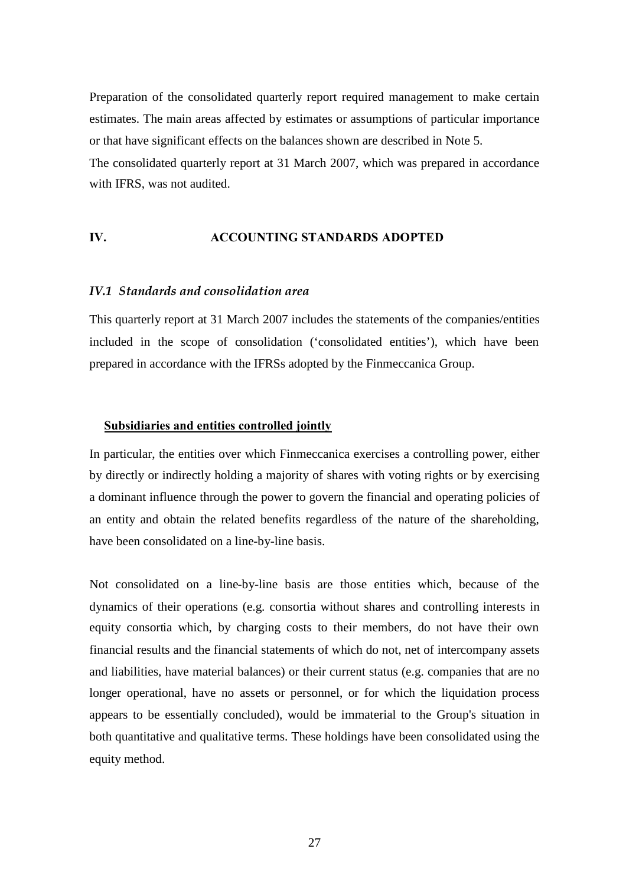Preparation of the consolidated quarterly report required management to make certain estimates. The main areas affected by estimates or assumptions of particular importance or that have significant effects on the balances shown are described in Note 5.

The consolidated quarterly report at 31 March 2007, which was prepared in accordance with IFRS, was not audited.

## IV. ACCOUNTING STANDARDS ADOPTED

### *IV.1 Standards and consolidation area*

This quarterly report at 31 March 2007 includes the statements of the companies/entities included in the scope of consolidation ('consolidated entities'), which have been prepared in accordance with the IFRSs adopted by the Finmeccanica Group.

**Subsidiaries and entities controlled jointly**

In particular, the entities over which Finmeccanica exercises a controlling power, either by directly or indirectly holding a majority of shares with voting rights or by exercising a dominant influence through the power to govern the financial and operating policies of an entity and obtain the related benefits regardless of the nature of the shareholding, have been consolidated on a line-by-line basis.

Not consolidated on a line-by-line basis are those entities which, because of the dynamics of their operations (e.g. consortia without shares and controlling interests in equity consortia which, by charging costs to their members, do not have their own financial results and the financial statements of which do not, net of intercompany assets and liabilities, have material balances) or their current status (e.g. companies that are no longer operational, have no assets or personnel, or for which the liquidation process appears to be essentially concluded), would be immaterial to the Group's situation in both quantitative and qualitative terms. These holdings have been consolidated using the equity method.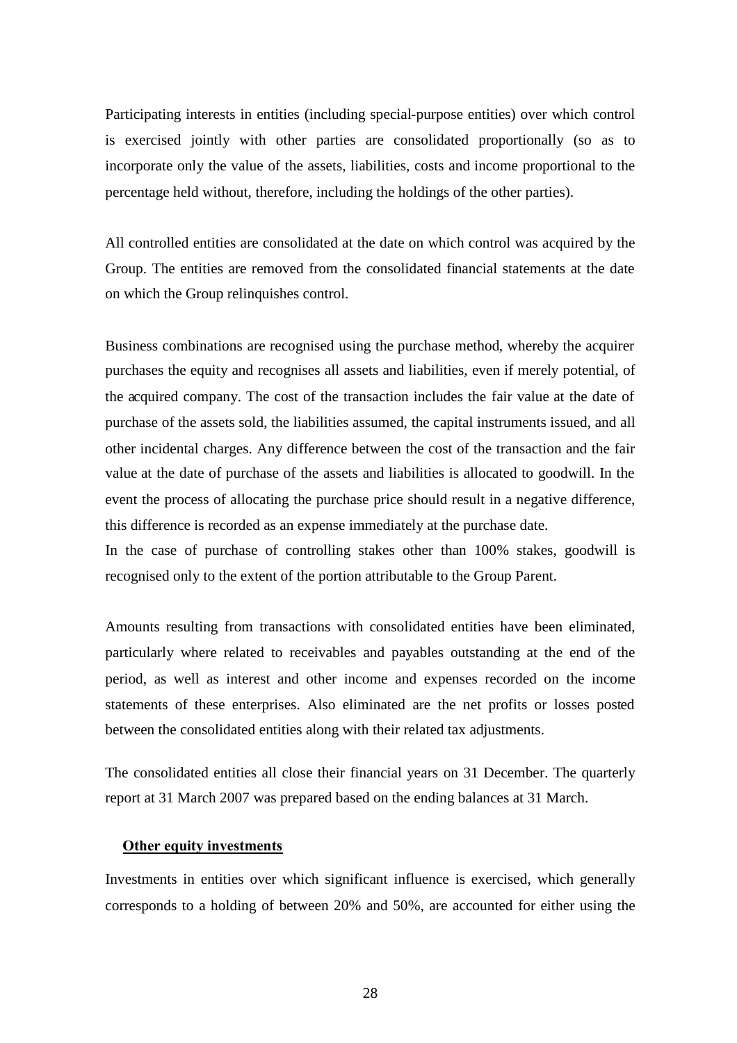Participating interests in entities (including special-purpose entities) over which control is exercised jointly with other parties are consolidated proportionally (so as to incorporate only the value of the assets, liabilities, costs and income proportional to the percentage held without, therefore, including the holdings of the other parties).

All controlled entities are consolidated at the date on which control was acquired by the Group. The entities are removed from the consolidated financial statements at the date on which the Group relinquishes control.

Business combinations are recognised using the purchase method, whereby the acquirer purchases the equity and recognises all assets and liabilities, even if merely potential, of the acquired company. The cost of the transaction includes the fair value at the date of purchase of the assets sold, the liabilities assumed, the capital instruments issued, and all other incidental charges. Any difference between the cost of the transaction and the fair value at the date of purchase of the assets and liabilities is allocated to goodwill. In the event the process of allocating the purchase price should result in a negative difference, this difference is recorded as an expense immediately at the purchase date.
In the case of purchase of controlling stakes other than 100% stakes, goodwill is recognised only to the extent of the portion attributable to the Group Parent.

Amounts resulting from transactions with consolidated entities have been eliminated, particularly where related to receivables and payables outstanding at the end of the period, as well as interest and other income and expenses recorded on the income statements of these enterprises. Also eliminated are the net profits or losses posted between the consolidated entities along with their related tax adjustments.

The consolidated entities all close their financial years on 31 December. The quarterly report at 31 March 2007 was prepared based on the ending balances at 31 March.

**Other equity investments**

Investments in entities over which significant influence is exercised, which generally corresponds to a holding of between 20% and 50%, are accounted for either using the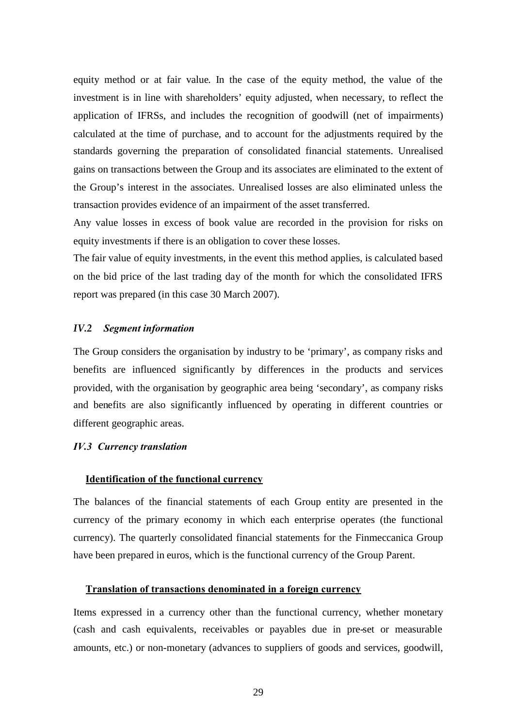equity method or at fair value. In the case of the equity method, the value of the investment is in line with shareholders' equity adjusted, when necessary, to reflect the application of IFRSs, and includes the recognition of goodwill (net of impairments) calculated at the time of purchase, and to account for the adjustments required by the standards governing the preparation of consolidated financial statements. Unrealised gains on transactions between the Group and its associates are eliminated to the extent of the Group's interest in the associates. Unrealised losses are also eliminated unless the transaction provides evidence of an impairment of the asset transferred.

Any value losses in excess of book value are recorded in the provision for risks on equity investments if there is an obligation to cover these losses.

The fair value of equity investments, in the event this method applies, is calculated based on the bid price of the last trading day of the month for which the consolidated IFRS report was prepared (in this case 30 March 2007).

### *IV.2 Segment information*

The Group considers the organisation by industry to be 'primary', as company risks and benefits are influenced significantly by differences in the products and services provided, with the organisation by geographic area being 'secondary', as company risks and benefits are also significantly influenced by operating in different countries or different geographic areas.

### *IV.3 Currency translation*

**Identification of the functional currency**

The balances of the financial statements of each Group entity are presented in the currency of the primary economy in which each enterprise operates (the functional currency). The quarterly consolidated financial statements for the Finmeccanica Group have been prepared in euros, which is the functional currency of the Group Parent.

**Translation of transactions denominated in a foreign currency**

Items expressed in a currency other than the functional currency, whether monetary (cash and cash equivalents, receivables or payables due in pre-set or measurable amounts, etc.) or non-monetary (advances to suppliers of goods and services, goodwill,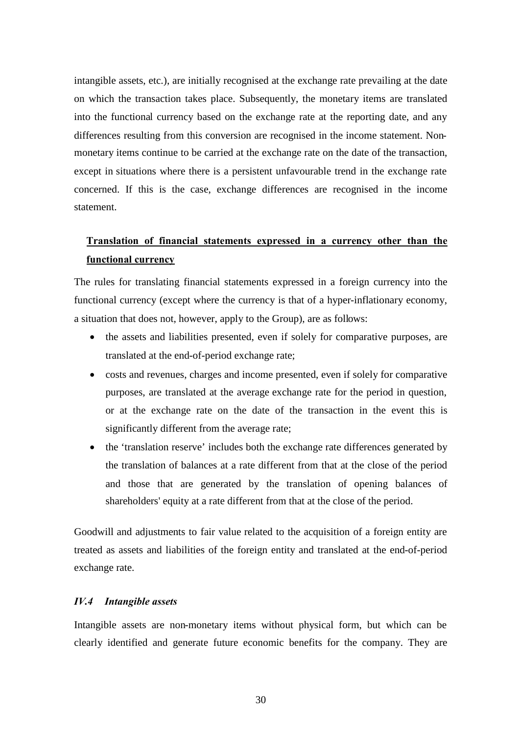intangible assets, etc.), are initially recognised at the exchange rate prevailing at the date on which the transaction takes place. Subsequently, the monetary items are translated into the functional currency based on the exchange rate at the reporting date, and any differences resulting from this conversion are recognised in the income statement. Non-monetary items continue to be carried at the exchange rate on the date of the transaction, except in situations where there is a persistent unfavourable trend in the exchange rate concerned. If this is the case, exchange differences are recognised in the income statement.

**Translation of financial statements expressed in a currency other than the functional currency**

The rules for translating financial statements expressed in a foreign currency into the functional currency (except where the currency is that of a hyper-inflationary economy, a situation that does not, however, apply to the Group), are as follows:

- the assets and liabilities presented, even if solely for comparative purposes, are translated at the end-of-period exchange rate;
- costs and revenues, charges and income presented, even if solely for comparative purposes, are translated at the average exchange rate for the period in question, or at the exchange rate on the date of the transaction in the event this is significantly different from the average rate;
- the 'translation reserve' includes both the exchange rate differences generated by the translation of balances at a rate different from that at the close of the period and those that are generated by the translation of opening balances of shareholders' equity at a rate different from that at the close of the period.

Goodwill and adjustments to fair value related to the acquisition of a foreign entity are treated as assets and liabilities of the foreign entity and translated at the end-of-period exchange rate.

### *IV.4 Intangible assets*

Intangible assets are non-monetary items without physical form, but which can be clearly identified and generate future economic benefits for the company. They are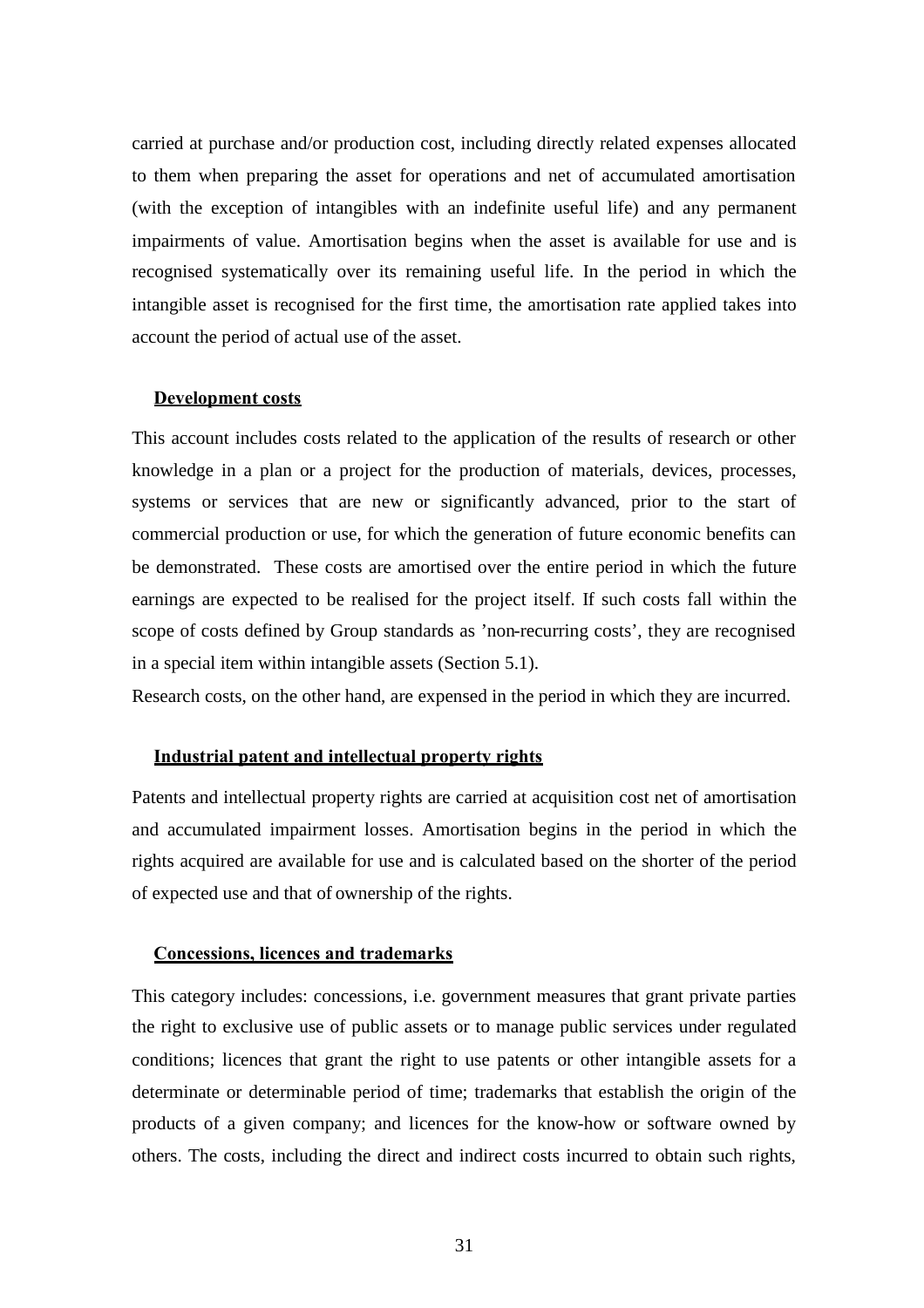carried at purchase and/or production cost, including directly related expenses allocated to them when preparing the asset for operations and net of accumulated amortisation (with the exception of intangibles with an indefinite useful life) and any permanent impairments of value. Amortisation begins when the asset is available for use and is recognised systematically over its remaining useful life. In the period in which the intangible asset is recognised for the first time, the amortisation rate applied takes into account the period of actual use of the asset.

**Development costs**

This account includes costs related to the application of the results of research or other knowledge in a plan or a project for the production of materials, devices, processes, systems or services that are new or significantly advanced, prior to the start of commercial production or use, for which the generation of future economic benefits can be demonstrated. These costs are amortised over the entire period in which the future earnings are expected to be realised for the project itself. If such costs fall within the scope of costs defined by Group standards as 'non-recurring costs', they are recognised in a special item within intangible assets (Section 5.1).

Research costs, on the other hand, are expensed in the period in which they are incurred.

**Industrial patent and intellectual property rights**

Patents and intellectual property rights are carried at acquisition cost net of amortisation and accumulated impairment losses. Amortisation begins in the period in which the rights acquired are available for use and is calculated based on the shorter of the period of expected use and that of ownership of the rights.

**Concessions, licences and trademarks**

This category includes: concessions, i.e. government measures that grant private parties the right to exclusive use of public assets or to manage public services under regulated conditions; licences that grant the right to use patents or other intangible assets for a determinate or determinable period of time; trademarks that establish the origin of the products of a given company; and licences for the know-how or software owned by others. The costs, including the direct and indirect costs incurred to obtain such rights,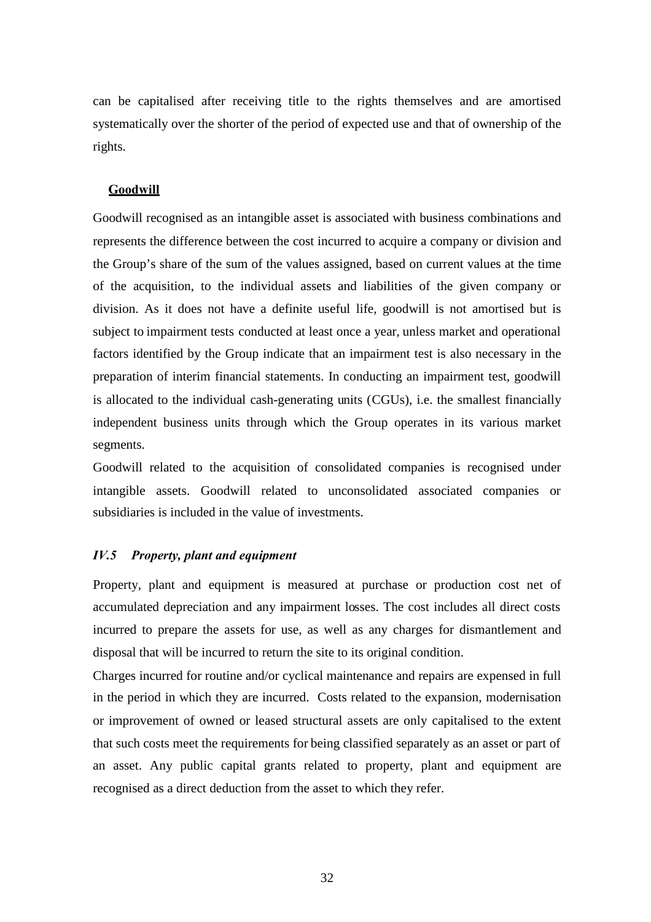can be capitalised after receiving title to the rights themselves and are amortised systematically over the shorter of the period of expected use and that of ownership of the rights.

**Goodwill**

Goodwill recognised as an intangible asset is associated with business combinations and represents the difference between the cost incurred to acquire a company or division and the Group's share of the sum of the values assigned, based on current values at the time of the acquisition, to the individual assets and liabilities of the given company or division. As it does not have a definite useful life, goodwill is not amortised but is subject to impairment tests conducted at least once a year, unless market and operational factors identified by the Group indicate that an impairment test is also necessary in the preparation of interim financial statements. In conducting an impairment test, goodwill is allocated to the individual cash-generating units (CGUs), i.e. the smallest financially independent business units through which the Group operates in its various market segments.

Goodwill related to the acquisition of consolidated companies is recognised under intangible assets. Goodwill related to unconsolidated associated companies or subsidiaries is included in the value of investments.

### *IV.5 Property, plant and equipment*

Property, plant and equipment is measured at purchase or production cost net of accumulated depreciation and any impairment losses. The cost includes all direct costs incurred to prepare the assets for use, as well as any charges for dismantlement and disposal that will be incurred to return the site to its original condition.

Charges incurred for routine and/or cyclical maintenance and repairs are expensed in full in the period in which they are incurred. Costs related to the expansion, modernisation or improvement of owned or leased structural assets are only capitalised to the extent that such costs meet the requirements for being classified separately as an asset or part of an asset. Any public capital grants related to property, plant and equipment are recognised as a direct deduction from the asset to which they refer.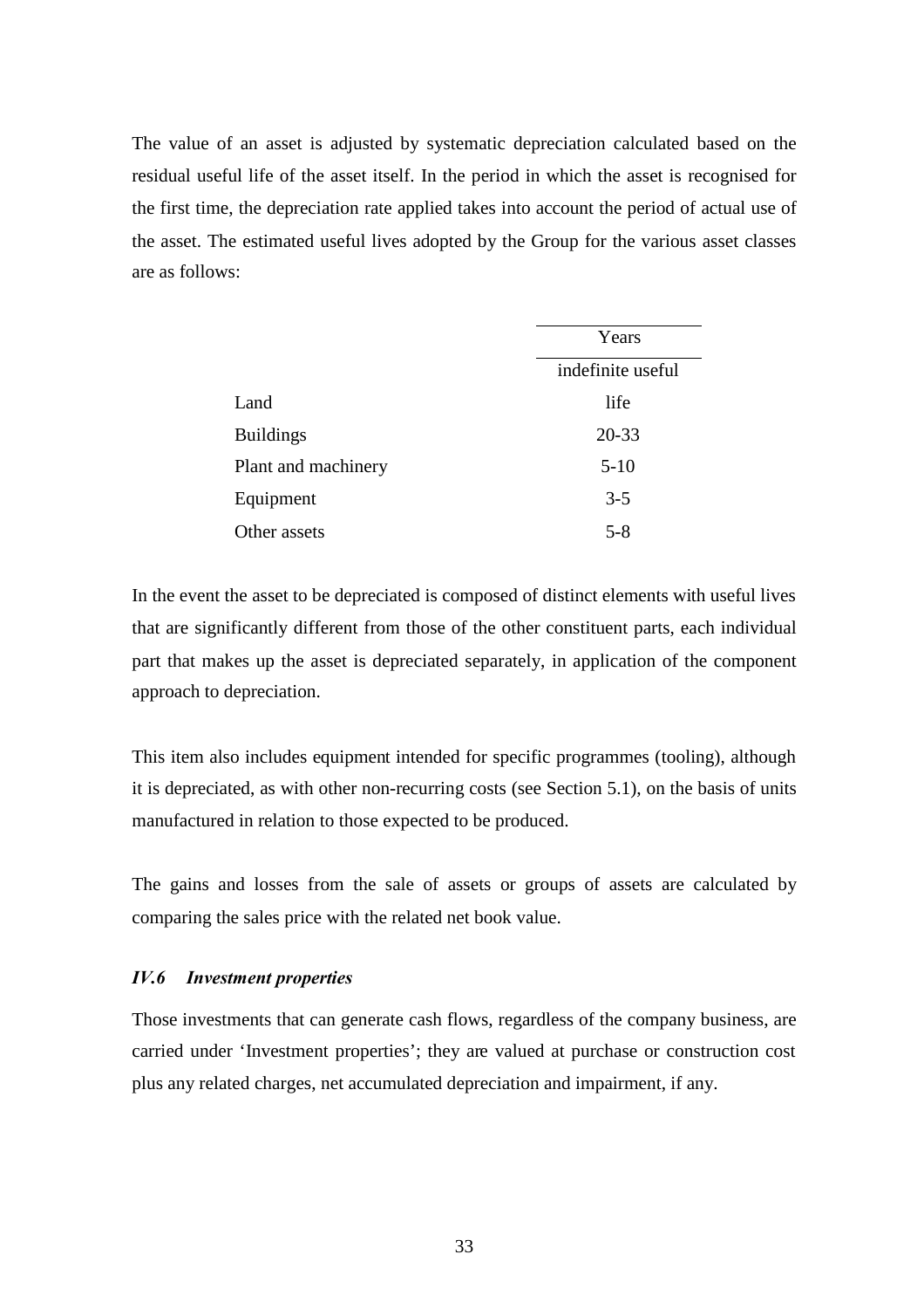The value of an asset is adjusted by systematic depreciation calculated based on the residual useful life of the asset itself. In the period in which the asset is recognised for the first time, the depreciation rate applied takes into account the period of actual use of the asset. The estimated useful lives adopted by the Group for the various asset classes are as follows:

| | Years |
|---|---|
| Land | indefinite useful life |
| Buildings | 20-33 |
| Plant and machinery | 5-10 |
| Equipment | 3-5 |
| Other assets | 5-8 |

In the event the asset to be depreciated is composed of distinct elements with useful lives that are significantly different from those of the other constituent parts, each individual part that makes up the asset is depreciated separately, in application of the component approach to depreciation.

This item also includes equipment intended for specific programmes (tooling), although it is depreciated, as with other non-recurring costs (see Section 5.1), on the basis of units manufactured in relation to those expected to be produced.

The gains and losses from the sale of assets or groups of assets are calculated by comparing the sales price with the related net book value.

### *IV.6 Investment properties*

Those investments that can generate cash flows, regardless of the company business, are carried under 'Investment properties'; they are valued at purchase or construction cost plus any related charges, net accumulated depreciation and impairment, if any.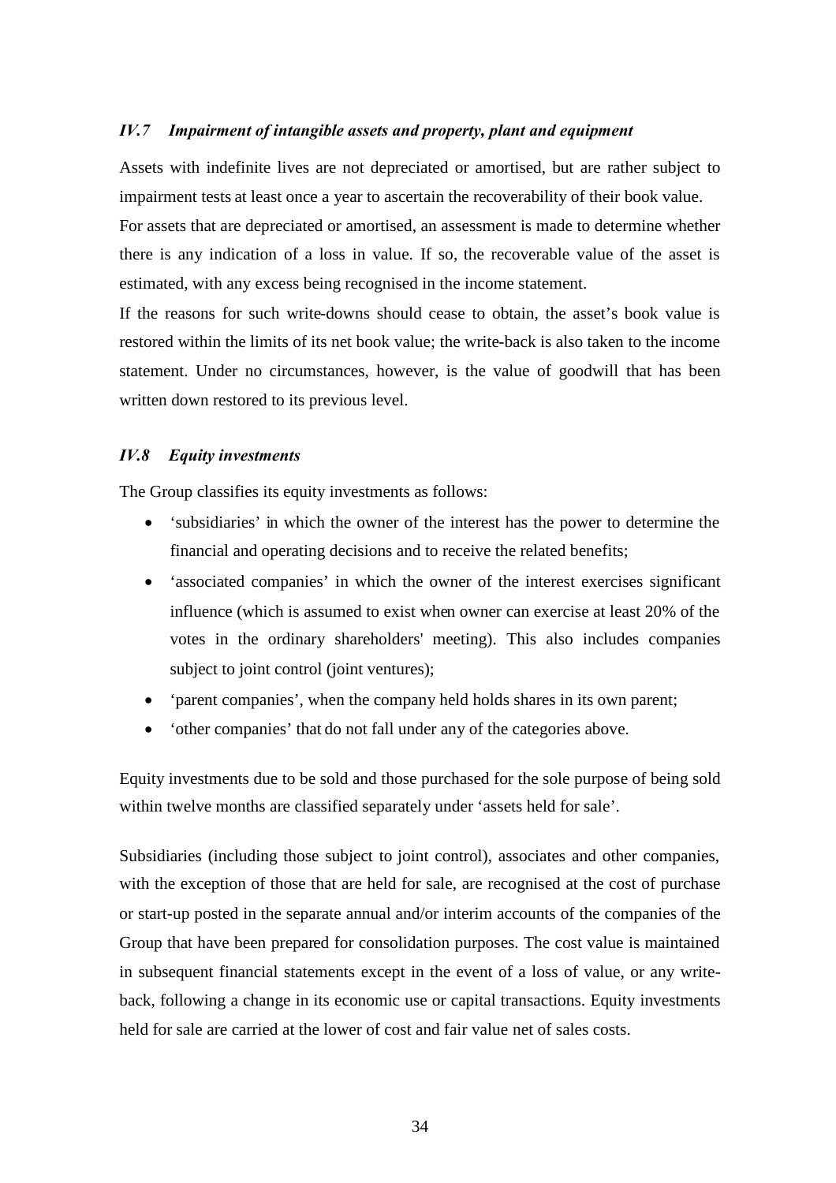### *IV.7 Impairment of intangible assets and property, plant and equipment*

Assets with indefinite lives are not depreciated or amortised, but are rather subject to impairment tests at least once a year to ascertain the recoverability of their book value.

For assets that are depreciated or amortised, an assessment is made to determine whether there is any indication of a loss in value. If so, the recoverable value of the asset is estimated, with any excess being recognised in the income statement.

If the reasons for such write-downs should cease to obtain, the asset's book value is restored within the limits of its net book value; the write-back is also taken to the income statement. Under no circumstances, however, is the value of goodwill that has been written down restored to its previous level.

### *IV.8 Equity investments*

The Group classifies its equity investments as follows:

- 'subsidiaries' in which the owner of the interest has the power to determine the financial and operating decisions and to receive the related benefits;
- 'associated companies' in which the owner of the interest exercises significant influence (which is assumed to exist when owner can exercise at least 20% of the votes in the ordinary shareholders' meeting). This also includes companies subject to joint control (joint ventures);
- 'parent companies', when the company held holds shares in its own parent;
- 'other companies' that do not fall under any of the categories above.

Equity investments due to be sold and those purchased for the sole purpose of being sold within twelve months are classified separately under 'assets held for sale'.

Subsidiaries (including those subject to joint control), associates and other companies, with the exception of those that are held for sale, are recognised at the cost of purchase or start-up posted in the separate annual and/or interim accounts of the companies of the Group that have been prepared for consolidation purposes. The cost value is maintained in subsequent financial statements except in the event of a loss of value, or any write-back, following a change in its economic use or capital transactions. Equity investments held for sale are carried at the lower of cost and fair value net of sales costs.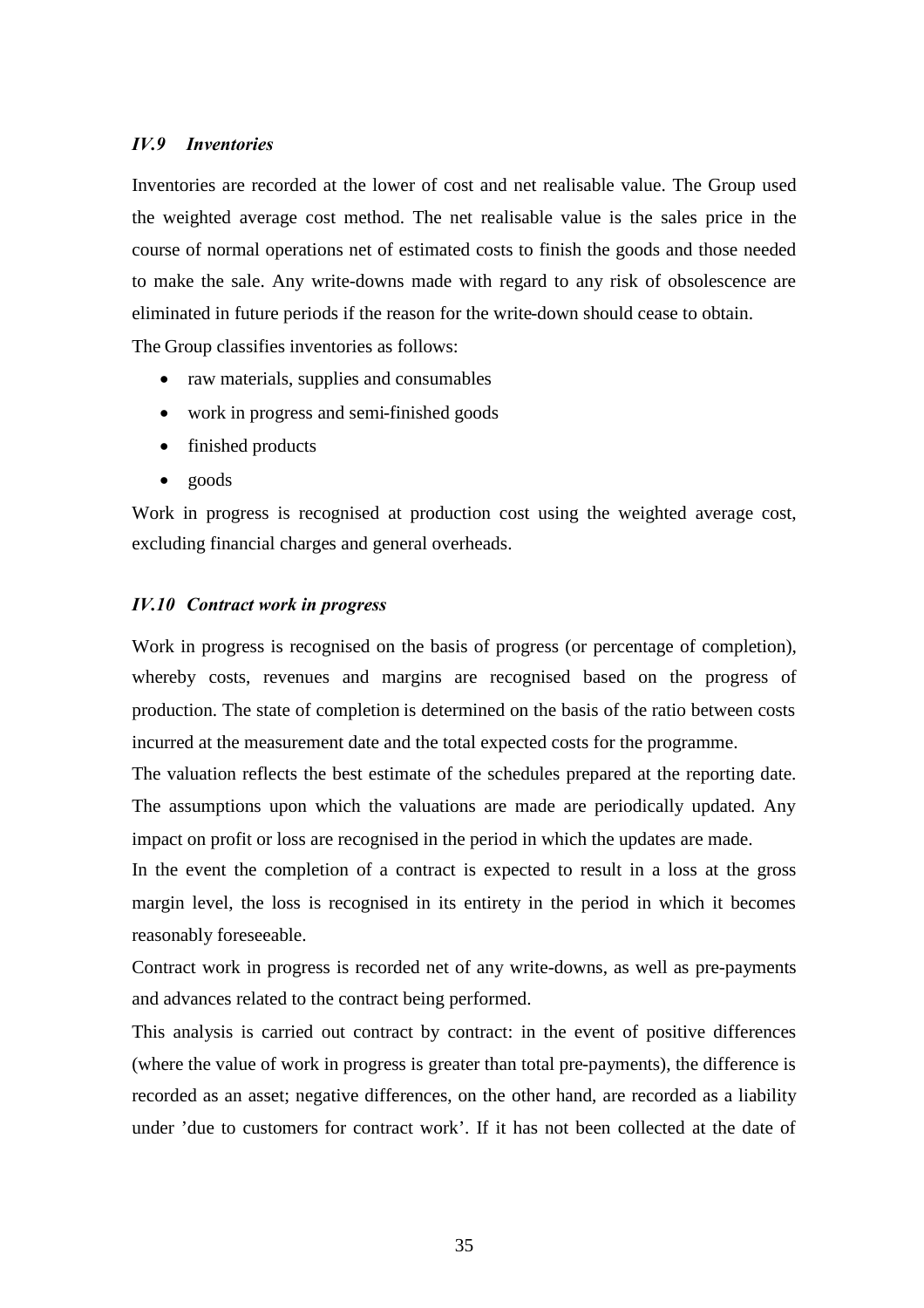### *IV.9 Inventories*

Inventories are recorded at the lower of cost and net realisable value. The Group used the weighted average cost method. The net realisable value is the sales price in the course of normal operations net of estimated costs to finish the goods and those needed to make the sale. Any write-downs made with regard to any risk of obsolescence are eliminated in future periods if the reason for the write-down should cease to obtain.

The Group classifies inventories as follows:

- raw materials, supplies and consumables
- work in progress and semi-finished goods
- finished products
- goods

Work in progress is recognised at production cost using the weighted average cost, excluding financial charges and general overheads.

### *IV.10 Contract work in progress*

Work in progress is recognised on the basis of progress (or percentage of completion), whereby costs, revenues and margins are recognised based on the progress of production. The state of completion is determined on the basis of the ratio between costs incurred at the measurement date and the total expected costs for the programme.

The valuation reflects the best estimate of the schedules prepared at the reporting date. The assumptions upon which the valuations are made are periodically updated. Any impact on profit or loss are recognised in the period in which the updates are made.

In the event the completion of a contract is expected to result in a loss at the gross margin level, the loss is recognised in its entirety in the period in which it becomes reasonably foreseeable.

Contract work in progress is recorded net of any write-downs, as well as pre-payments and advances related to the contract being performed.

This analysis is carried out contract by contract: in the event of positive differences (where the value of work in progress is greater than total pre-payments), the difference is recorded as an asset; negative differences, on the other hand, are recorded as a liability under 'due to customers for contract work'. If it has not been collected at the date of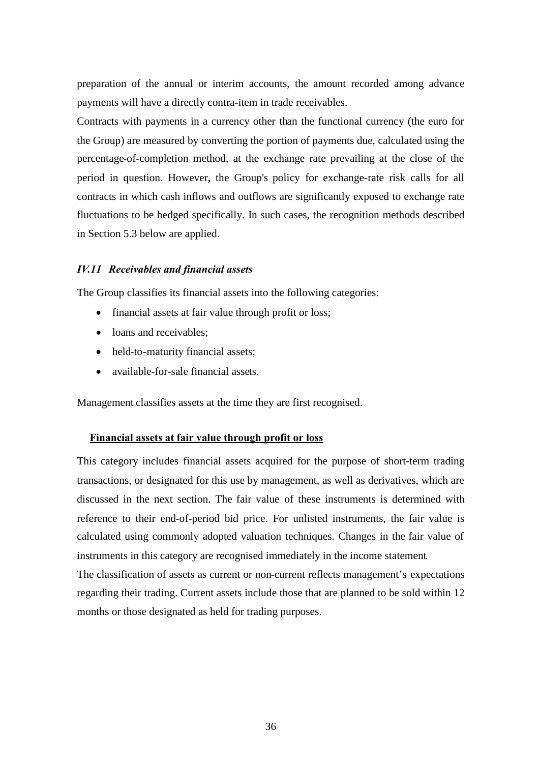preparation of the annual or interim accounts, the amount recorded among advance payments will have a directly contra-item in trade receivables.

Contracts with payments in a currency other than the functional currency (the euro for the Group) are measured by converting the portion of payments due, calculated using the percentage-of-completion method, at the exchange rate prevailing at the close of the period in question. However, the Group's policy for exchange-rate risk calls for all contracts in which cash inflows and outflows are significantly exposed to exchange rate fluctuations to be hedged specifically. In such cases, the recognition methods described in Section 5.3 below are applied.

### *IV.11 Receivables and financial assets*

The Group classifies its financial assets into the following categories:

- financial assets at fair value through profit or loss;
- loans and receivables;
- held-to-maturity financial assets;
- available-for-sale financial assets.

Management classifies assets at the time they are first recognised.

**Financial assets at fair value through profit or loss**

This category includes financial assets acquired for the purpose of short-term trading transactions, or designated for this use by management, as well as derivatives, which are discussed in the next section. The fair value of these instruments is determined with reference to their end-of-period bid price. For unlisted instruments, the fair value is calculated using commonly adopted valuation techniques. Changes in the fair value of instruments in this category are recognised immediately in the income statement.

The classification of assets as current or non-current reflects management's expectations regarding their trading. Current assets include those that are planned to be sold within 12 months or those designated as held for trading purposes.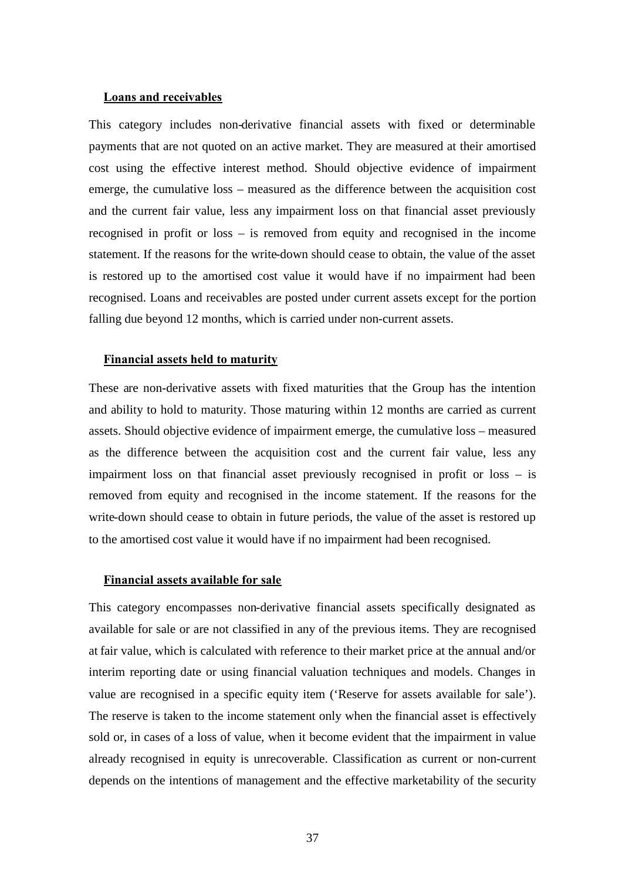**Loans and receivables**

This category includes non-derivative financial assets with fixed or determinable payments that are not quoted on an active market. They are measured at their amortised cost using the effective interest method. Should objective evidence of impairment emerge, the cumulative loss – measured as the difference between the acquisition cost and the current fair value, less any impairment loss on that financial asset previously recognised in profit or loss – is removed from equity and recognised in the income statement. If the reasons for the write-down should cease to obtain, the value of the asset is restored up to the amortised cost value it would have if no impairment had been recognised. Loans and receivables are posted under current assets except for the portion falling due beyond 12 months, which is carried under non-current assets.

**Financial assets held to maturity**

These are non-derivative assets with fixed maturities that the Group has the intention and ability to hold to maturity. Those maturing within 12 months are carried as current assets. Should objective evidence of impairment emerge, the cumulative loss – measured as the difference between the acquisition cost and the current fair value, less any impairment loss on that financial asset previously recognised in profit or loss – is removed from equity and recognised in the income statement. If the reasons for the write-down should cease to obtain in future periods, the value of the asset is restored up to the amortised cost value it would have if no impairment had been recognised.

**Financial assets available for sale**

This category encompasses non-derivative financial assets specifically designated as available for sale or are not classified in any of the previous items. They are recognised at fair value, which is calculated with reference to their market price at the annual and/or interim reporting date or using financial valuation techniques and models. Changes in value are recognised in a specific equity item ('Reserve for assets available for sale'). The reserve is taken to the income statement only when the financial asset is effectively sold or, in cases of a loss of value, when it become evident that the impairment in value already recognised in equity is unrecoverable. Classification as current or non-current depends on the intentions of management and the effective marketability of the security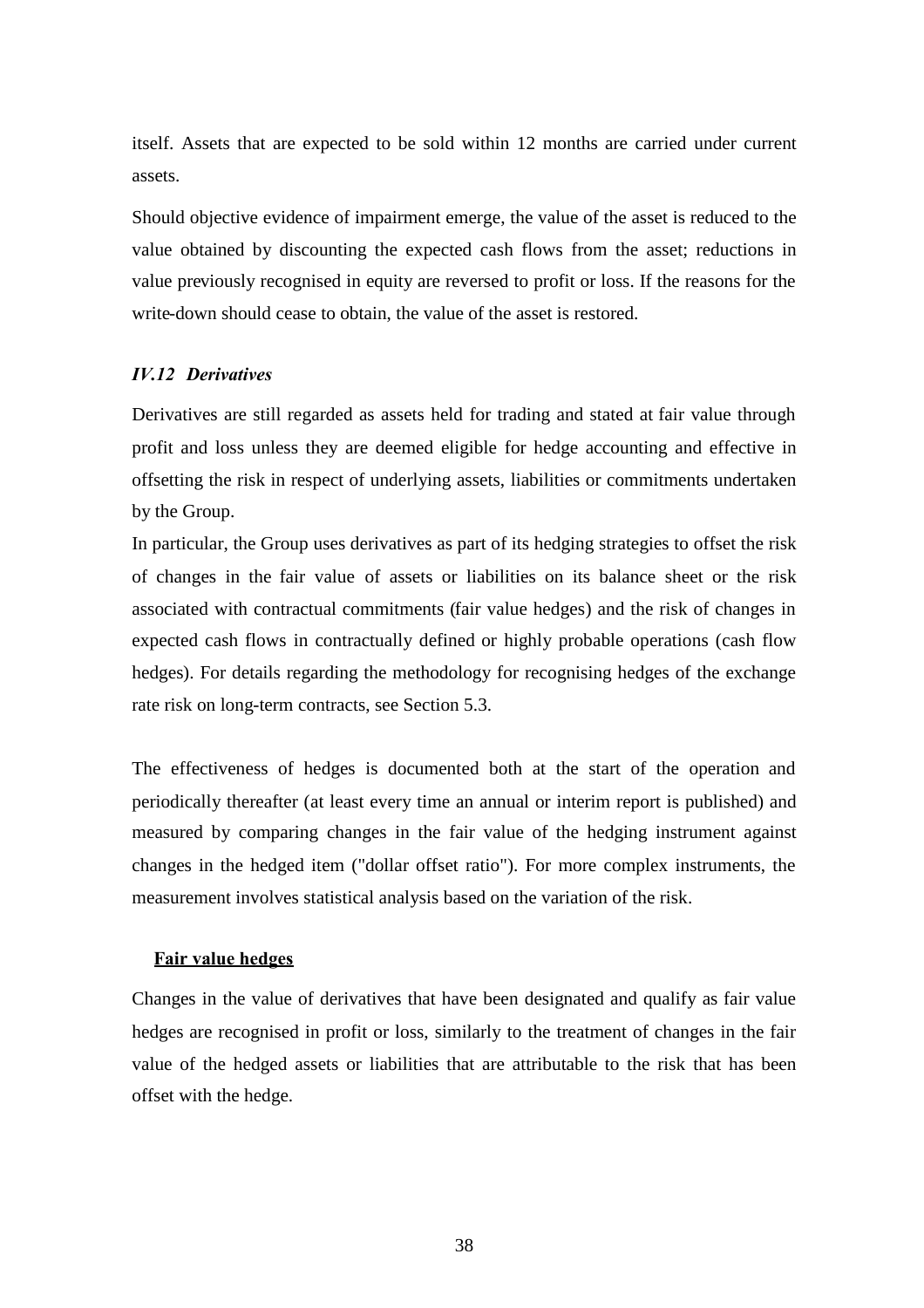itself. Assets that are expected to be sold within 12 months are carried under current assets.

Should objective evidence of impairment emerge, the value of the asset is reduced to the value obtained by discounting the expected cash flows from the asset; reductions in value previously recognised in equity are reversed to profit or loss. If the reasons for the write-down should cease to obtain, the value of the asset is restored.

### *IV.12 Derivatives*

Derivatives are still regarded as assets held for trading and stated at fair value through profit and loss unless they are deemed eligible for hedge accounting and effective in offsetting the risk in respect of underlying assets, liabilities or commitments undertaken by the Group.

In particular, the Group uses derivatives as part of its hedging strategies to offset the risk of changes in the fair value of assets or liabilities on its balance sheet or the risk associated with contractual commitments (fair value hedges) and the risk of changes in expected cash flows in contractually defined or highly probable operations (cash flow hedges). For details regarding the methodology for recognising hedges of the exchange rate risk on long-term contracts, see Section 5.3.

The effectiveness of hedges is documented both at the start of the operation and periodically thereafter (at least every time an annual or interim report is published) and measured by comparing changes in the fair value of the hedging instrument against changes in the hedged item ("dollar offset ratio"). For more complex instruments, the measurement involves statistical analysis based on the variation of the risk.

**Fair value hedges**

Changes in the value of derivatives that have been designated and qualify as fair value hedges are recognised in profit or loss, similarly to the treatment of changes in the fair value of the hedged assets or liabilities that are attributable to the risk that has been offset with the hedge.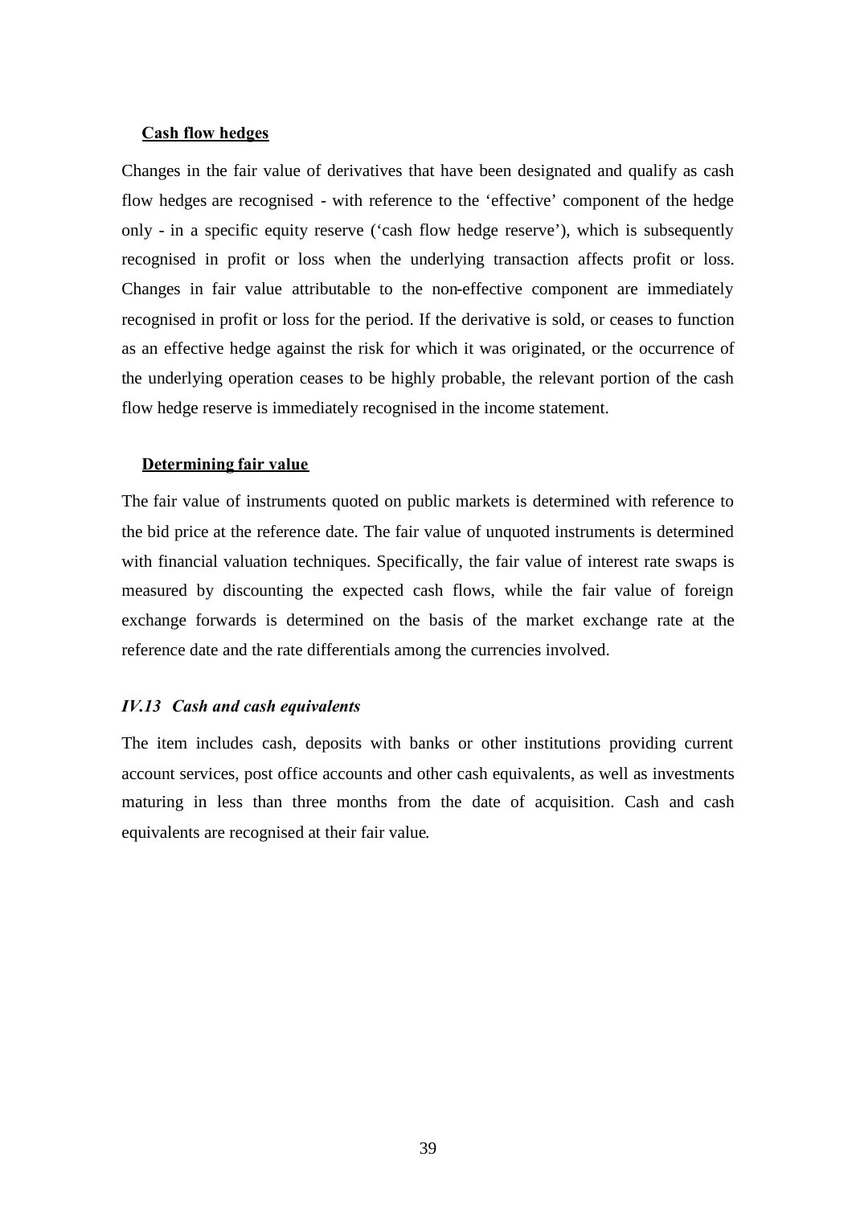**Cash flow hedges**

Changes in the fair value of derivatives that have been designated and qualify as cash flow hedges are recognised - with reference to the 'effective' component of the hedge only - in a specific equity reserve ('cash flow hedge reserve'), which is subsequently recognised in profit or loss when the underlying transaction affects profit or loss. Changes in fair value attributable to the non-effective component are immediately recognised in profit or loss for the period. If the derivative is sold, or ceases to function as an effective hedge against the risk for which it was originated, or the occurrence of the underlying operation ceases to be highly probable, the relevant portion of the cash flow hedge reserve is immediately recognised in the income statement.

**Determining fair value**

The fair value of instruments quoted on public markets is determined with reference to the bid price at the reference date. The fair value of unquoted instruments is determined with financial valuation techniques. Specifically, the fair value of interest rate swaps is measured by discounting the expected cash flows, while the fair value of foreign exchange forwards is determined on the basis of the market exchange rate at the reference date and the rate differentials among the currencies involved.

### *IV.13 Cash and cash equivalents*

The item includes cash, deposits with banks or other institutions providing current account services, post office accounts and other cash equivalents, as well as investments maturing in less than three months from the date of acquisition. Cash and cash equivalents are recognised at their fair value.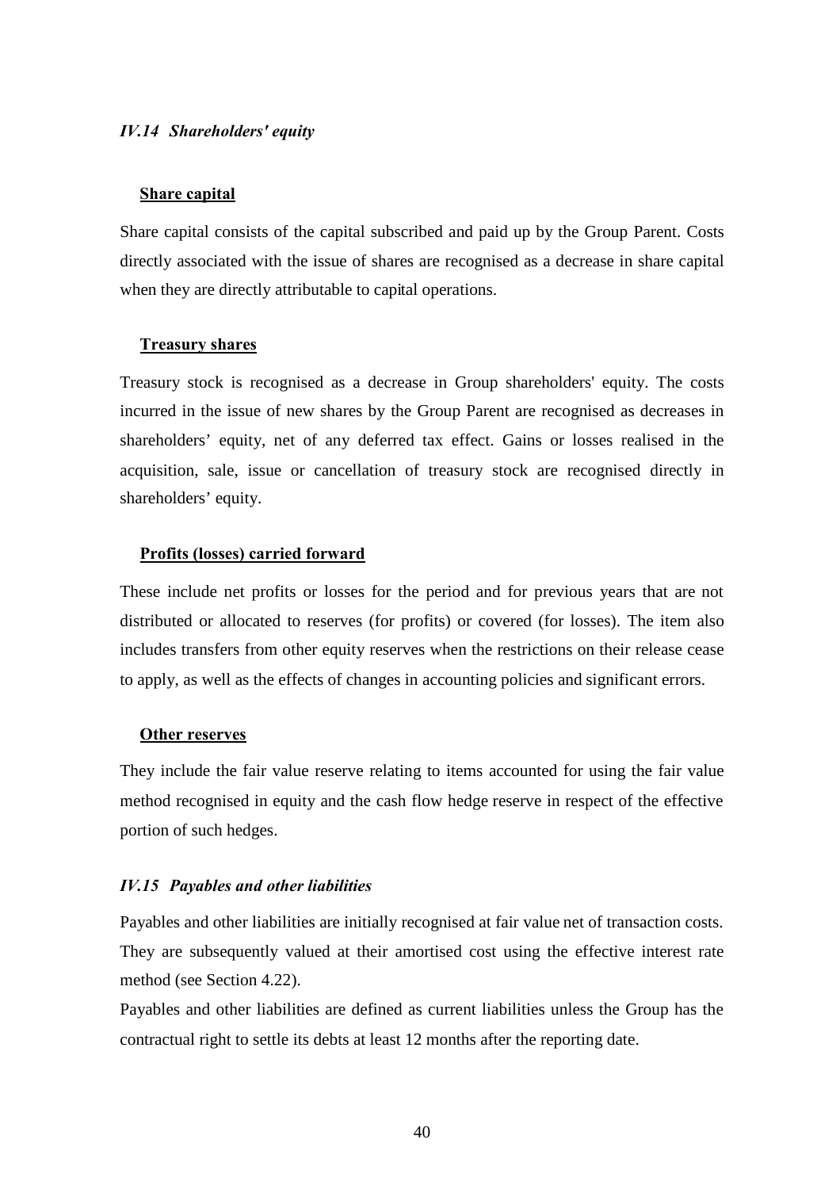### *IV.14 Shareholders' equity*

**Share capital**

Share capital consists of the capital subscribed and paid up by the Group Parent. Costs directly associated with the issue of shares are recognised as a decrease in share capital when they are directly attributable to capital operations.

**Treasury shares**

Treasury stock is recognised as a decrease in Group shareholders' equity. The costs incurred in the issue of new shares by the Group Parent are recognised as decreases in shareholders' equity, net of any deferred tax effect. Gains or losses realised in the acquisition, sale, issue or cancellation of treasury stock are recognised directly in shareholders' equity.

**Profits (losses) carried forward**

These include net profits or losses for the period and for previous years that are not distributed or allocated to reserves (for profits) or covered (for losses). The item also includes transfers from other equity reserves when the restrictions on their release cease to apply, as well as the effects of changes in accounting policies and significant errors.

**Other reserves**

They include the fair value reserve relating to items accounted for using the fair value method recognised in equity and the cash flow hedge reserve in respect of the effective portion of such hedges.

### *IV.15 Payables and other liabilities*

Payables and other liabilities are initially recognised at fair value net of transaction costs. They are subsequently valued at their amortised cost using the effective interest rate method (see Section 4.22).

Payables and other liabilities are defined as current liabilities unless the Group has the contractual right to settle its debts at least 12 months after the reporting date.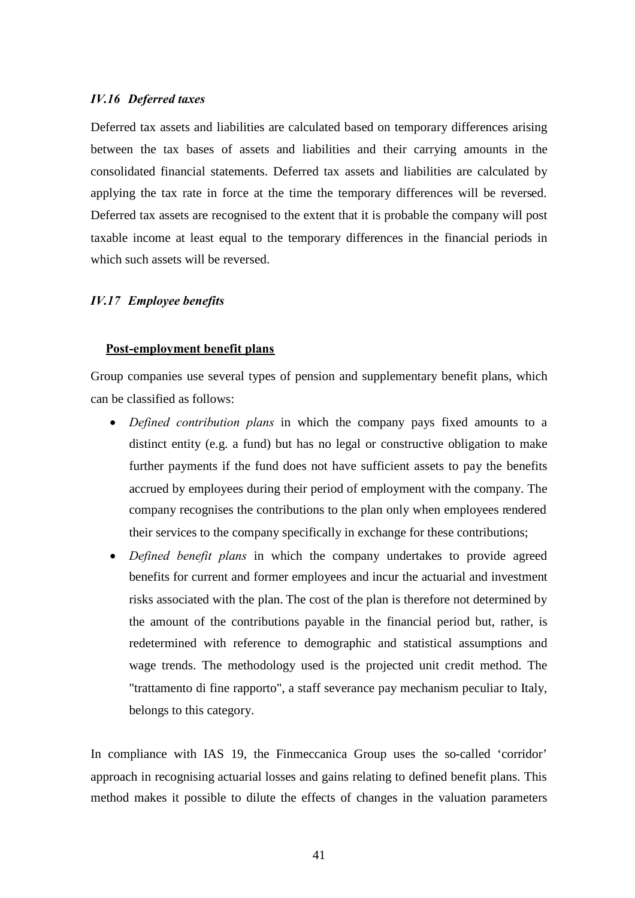### *IV.16 Deferred taxes*

Deferred tax assets and liabilities are calculated based on temporary differences arising between the tax bases of assets and liabilities and their carrying amounts in the consolidated financial statements. Deferred tax assets and liabilities are calculated by applying the tax rate in force at the time the temporary differences will be reversed. Deferred tax assets are recognised to the extent that it is probable the company will post taxable income at least equal to the temporary differences in the financial periods in which such assets will be reversed.

### *IV.17 Employee benefits*

**Post-employment benefit plans**

Group companies use several types of pension and supplementary benefit plans, which can be classified as follows:

- *Defined contribution plans* in which the company pays fixed amounts to a distinct entity (e.g. a fund) but has no legal or constructive obligation to make further payments if the fund does not have sufficient assets to pay the benefits accrued by employees during their period of employment with the company. The company recognises the contributions to the plan only when employees rendered their services to the company specifically in exchange for these contributions;
- *Defined benefit plans* in which the company undertakes to provide agreed benefits for current and former employees and incur the actuarial and investment risks associated with the plan. The cost of the plan is therefore not determined by the amount of the contributions payable in the financial period but, rather, is redetermined with reference to demographic and statistical assumptions and wage trends. The methodology used is the projected unit credit method. The "trattamento di fine rapporto", a staff severance pay mechanism peculiar to Italy, belongs to this category.

In compliance with IAS 19, the Finmeccanica Group uses the so-called 'corridor' approach in recognising actuarial losses and gains relating to defined benefit plans. This method makes it possible to dilute the effects of changes in the valuation parameters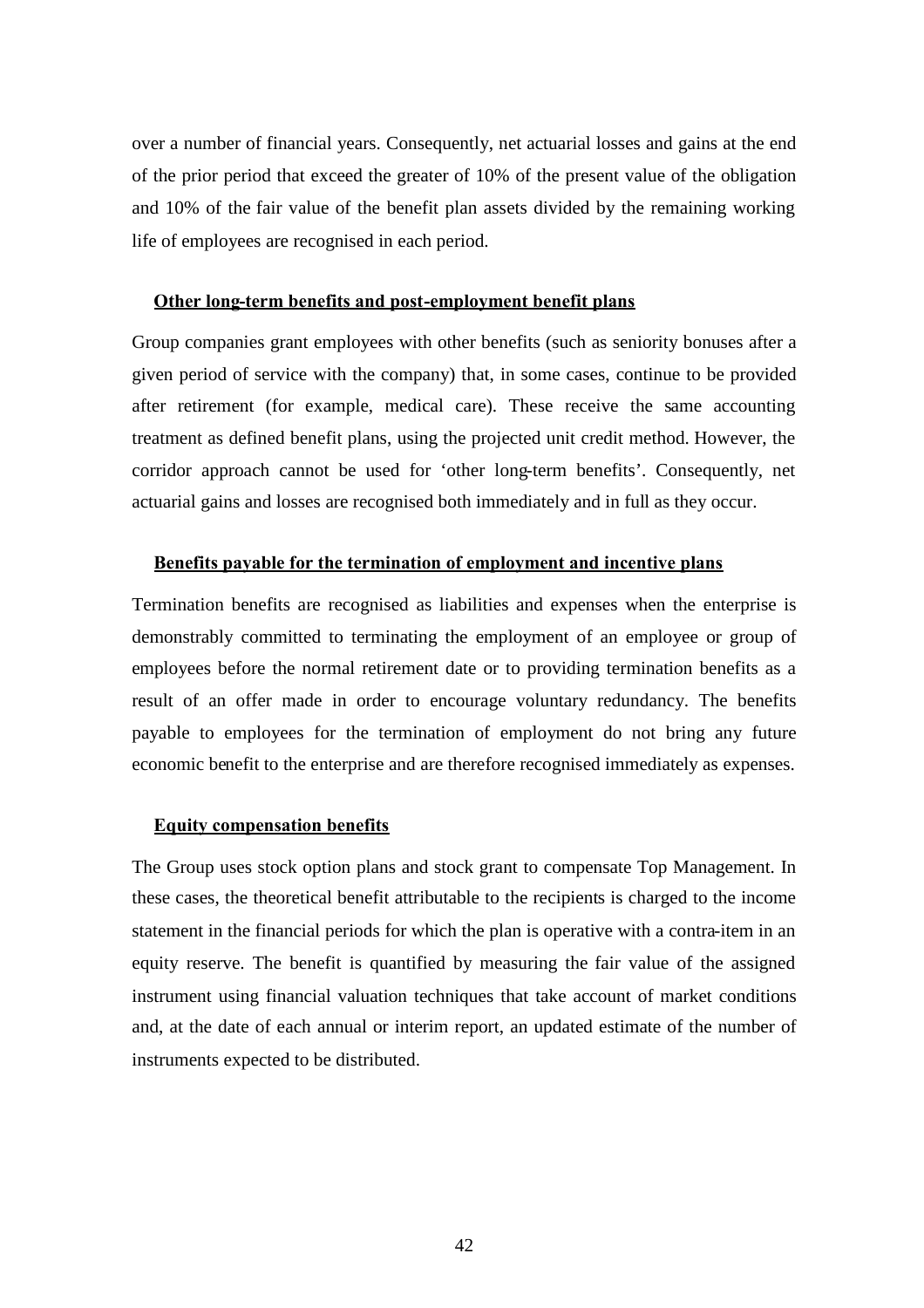over a number of financial years. Consequently, net actuarial losses and gains at the end of the prior period that exceed the greater of 10% of the present value of the obligation and 10% of the fair value of the benefit plan assets divided by the remaining working life of employees are recognised in each period.

**Other long-term benefits and post-employment benefit plans**

Group companies grant employees with other benefits (such as seniority bonuses after a given period of service with the company) that, in some cases, continue to be provided after retirement (for example, medical care). These receive the same accounting treatment as defined benefit plans, using the projected unit credit method. However, the corridor approach cannot be used for 'other long-term benefits'. Consequently, net actuarial gains and losses are recognised both immediately and in full as they occur.

**Benefits payable for the termination of employment and incentive plans**

Termination benefits are recognised as liabilities and expenses when the enterprise is demonstrably committed to terminating the employment of an employee or group of employees before the normal retirement date or to providing termination benefits as a result of an offer made in order to encourage voluntary redundancy. The benefits payable to employees for the termination of employment do not bring any future economic benefit to the enterprise and are therefore recognised immediately as expenses.

**Equity compensation benefits**

The Group uses stock option plans and stock grant to compensate Top Management. In these cases, the theoretical benefit attributable to the recipients is charged to the income statement in the financial periods for which the plan is operative with a contra-item in an equity reserve. The benefit is quantified by measuring the fair value of the assigned instrument using financial valuation techniques that take account of market conditions and, at the date of each annual or interim report, an updated estimate of the number of instruments expected to be distributed.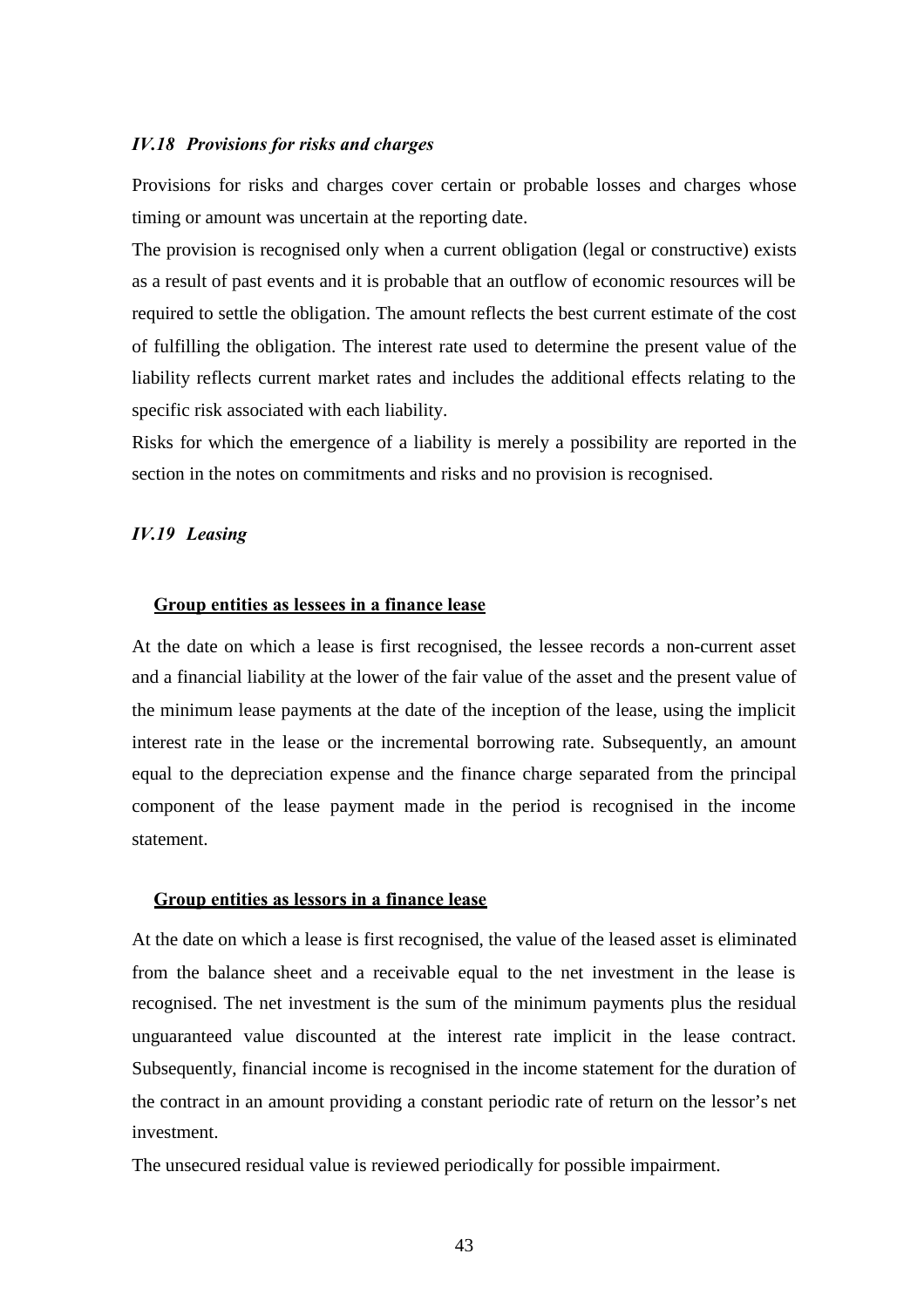### *IV.18 Provisions for risks and charges*

Provisions for risks and charges cover certain or probable losses and charges whose timing or amount was uncertain at the reporting date.

The provision is recognised only when a current obligation (legal or constructive) exists as a result of past events and it is probable that an outflow of economic resources will be required to settle the obligation. The amount reflects the best current estimate of the cost of fulfilling the obligation. The interest rate used to determine the present value of the liability reflects current market rates and includes the additional effects relating to the specific risk associated with each liability.

Risks for which the emergence of a liability is merely a possibility are reported in the section in the notes on commitments and risks and no provision is recognised.

### *IV.19 Leasing*

**Group entities as lessees in a finance lease**

At the date on which a lease is first recognised, the lessee records a non-current asset and a financial liability at the lower of the fair value of the asset and the present value of the minimum lease payments at the date of the inception of the lease, using the implicit interest rate in the lease or the incremental borrowing rate. Subsequently, an amount equal to the depreciation expense and the finance charge separated from the principal component of the lease payment made in the period is recognised in the income statement.

**Group entities as lessors in a finance lease**

At the date on which a lease is first recognised, the value of the leased asset is eliminated from the balance sheet and a receivable equal to the net investment in the lease is recognised. The net investment is the sum of the minimum payments plus the residual unguaranteed value discounted at the interest rate implicit in the lease contract. Subsequently, financial income is recognised in the income statement for the duration of the contract in an amount providing a constant periodic rate of return on the lessor's net investment.

The unsecured residual value is reviewed periodically for possible impairment.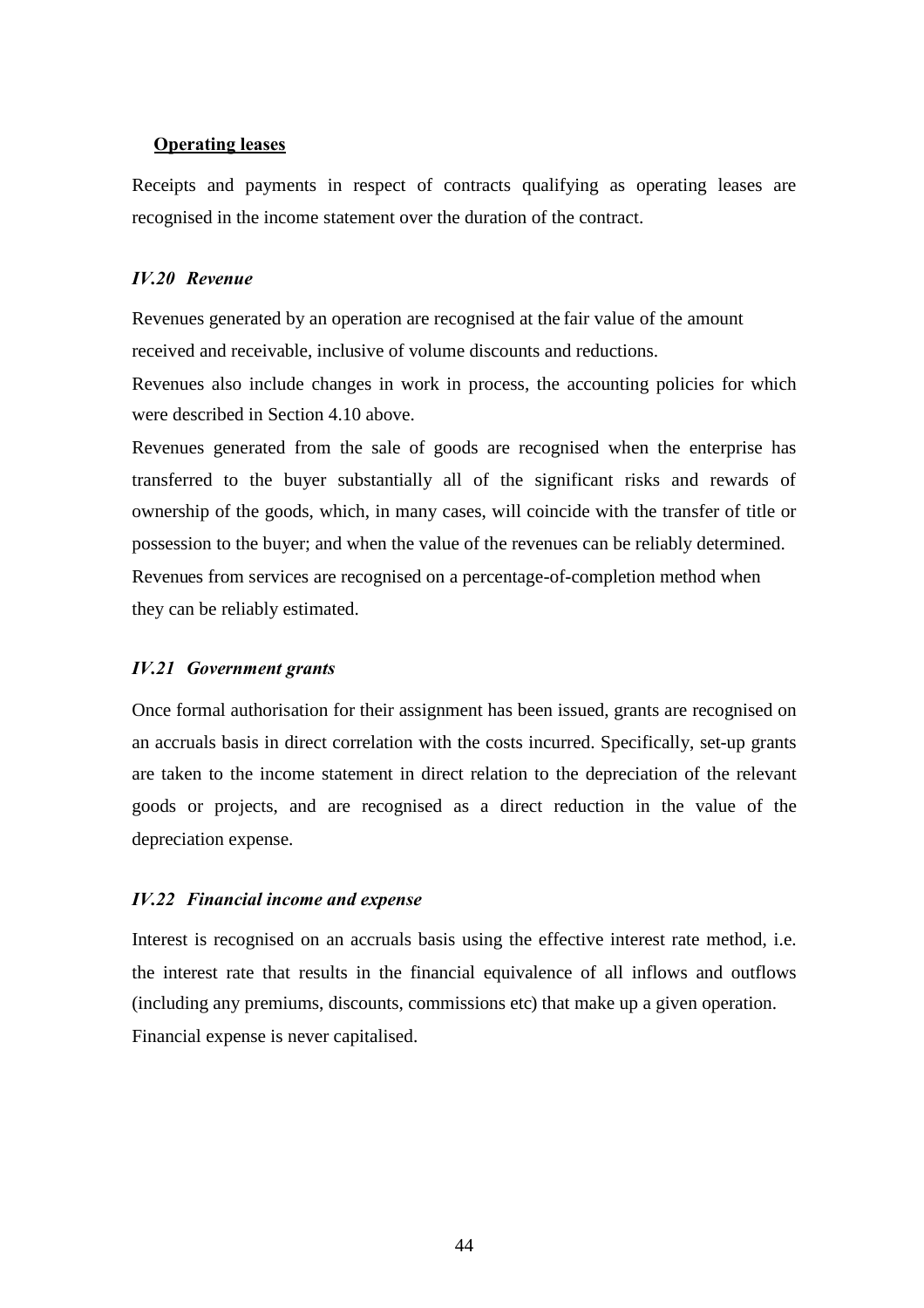**Operating leases**

Receipts and payments in respect of contracts qualifying as operating leases are recognised in the income statement over the duration of the contract.

### *IV.20 Revenue*

Revenues generated by an operation are recognised at the fair value of the amount received and receivable, inclusive of volume discounts and reductions.

Revenues also include changes in work in process, the accounting policies for which were described in Section 4.10 above.

Revenues generated from the sale of goods are recognised when the enterprise has transferred to the buyer substantially all of the significant risks and rewards of ownership of the goods, which, in many cases, will coincide with the transfer of title or possession to the buyer; and when the value of the revenues can be reliably determined.

Revenues from services are recognised on a percentage-of-completion method when they can be reliably estimated.

### *IV.21 Government grants*

Once formal authorisation for their assignment has been issued, grants are recognised on an accruals basis in direct correlation with the costs incurred. Specifically, set-up grants are taken to the income statement in direct relation to the depreciation of the relevant goods or projects, and are recognised as a direct reduction in the value of the depreciation expense.

### *IV.22 Financial income and expense*

Interest is recognised on an accruals basis using the effective interest rate method, i.e. the interest rate that results in the financial equivalence of all inflows and outflows (including any premiums, discounts, commissions etc) that make up a given operation.

Financial expense is never capitalised.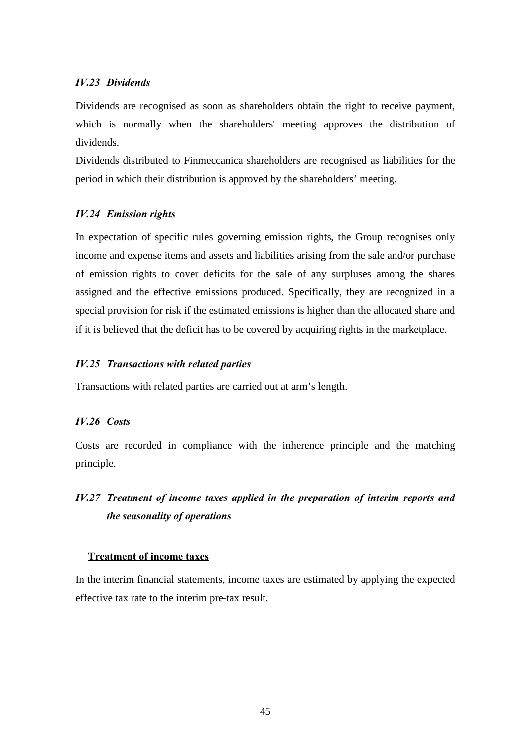### *IV.23 Dividends*

Dividends are recognised as soon as shareholders obtain the right to receive payment, which is normally when the shareholders' meeting approves the distribution of dividends.

Dividends distributed to Finmeccanica shareholders are recognised as liabilities for the period in which their distribution is approved by the shareholders' meeting.

### *IV.24 Emission rights*

In expectation of specific rules governing emission rights, the Group recognises only income and expense items and assets and liabilities arising from the sale and/or purchase of emission rights to cover deficits for the sale of any surpluses among the shares assigned and the effective emissions produced. Specifically, they are recognized in a special provision for risk if the estimated emissions is higher than the allocated share and if it is believed that the deficit has to be covered by acquiring rights in the marketplace.

### *IV.25 Transactions with related parties*

Transactions with related parties are carried out at arm's length.

### *IV.26 Costs*

Costs are recorded in compliance with the inherence principle and the matching principle.

### *IV.27 Treatment of income taxes applied in the preparation of interim reports and the seasonality of operations*

**Treatment of income taxes**

In the interim financial statements, income taxes are estimated by applying the expected effective tax rate to the interim pre-tax result.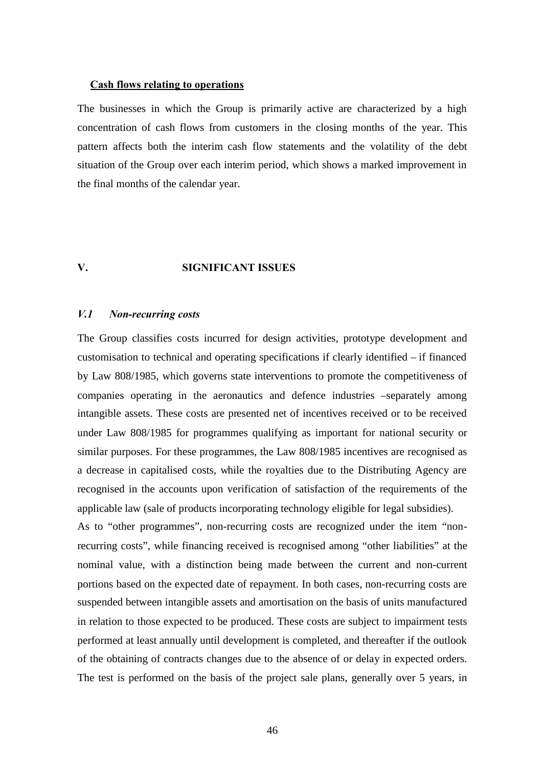**Cash flows relating to operations**

The businesses in which the Group is primarily active are characterized by a high concentration of cash flows from customers in the closing months of the year. This pattern affects both the interim cash flow statements and the volatility of the debt situation of the Group over each interim period, which shows a marked improvement in the final months of the calendar year.

## V. SIGNIFICANT ISSUES

### *V.1 Non-recurring costs*

The Group classifies costs incurred for design activities, prototype development and customisation to technical and operating specifications if clearly identified – if financed by Law 808/1985, which governs state interventions to promote the competitiveness of companies operating in the aeronautics and defence industries –separately among intangible assets. These costs are presented net of incentives received or to be received under Law 808/1985 for programmes qualifying as important for national security or similar purposes. For these programmes, the Law 808/1985 incentives are recognised as a decrease in capitalised costs, while the royalties due to the Distributing Agency are recognised in the accounts upon verification of satisfaction of the requirements of the applicable law (sale of products incorporating technology eligible for legal subsidies).

As to "other programmes", non-recurring costs are recognized under the item "non-recurring costs", while financing received is recognised among "other liabilities" at the nominal value, with a distinction being made between the current and non-current portions based on the expected date of repayment. In both cases, non-recurring costs are suspended between intangible assets and amortisation on the basis of units manufactured in relation to those expected to be produced. These costs are subject to impairment tests performed at least annually until development is completed, and thereafter if the outlook of the obtaining of contracts changes due to the absence of or delay in expected orders. The test is performed on the basis of the project sale plans, generally over 5 years, in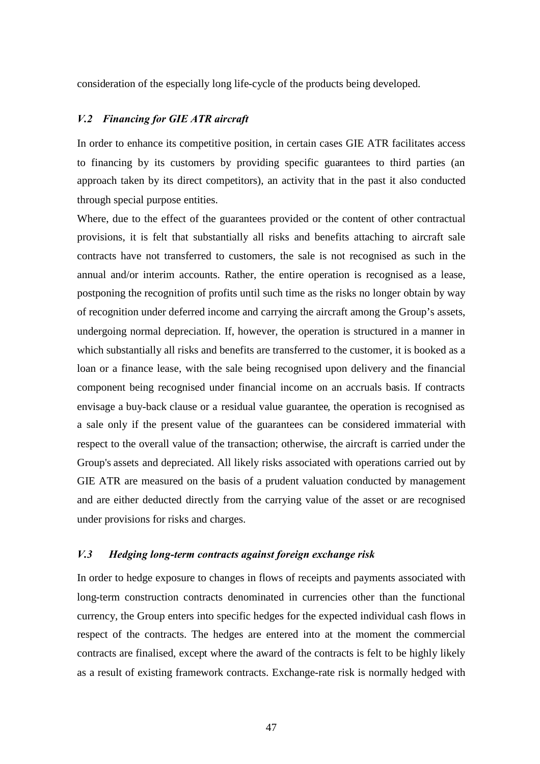consideration of the especially long life-cycle of the products being developed.

### *V.2 Financing for GIE ATR aircraft*

In order to enhance its competitive position, in certain cases GIE ATR facilitates access to financing by its customers by providing specific guarantees to third parties (an approach taken by its direct competitors), an activity that in the past it also conducted through special purpose entities.

Where, due to the effect of the guarantees provided or the content of other contractual provisions, it is felt that substantially all risks and benefits attaching to aircraft sale contracts have not transferred to customers, the sale is not recognised as such in the annual and/or interim accounts. Rather, the entire operation is recognised as a lease, postponing the recognition of profits until such time as the risks no longer obtain by way of recognition under deferred income and carrying the aircraft among the Group's assets, undergoing normal depreciation. If, however, the operation is structured in a manner in which substantially all risks and benefits are transferred to the customer, it is booked as a loan or a finance lease, with the sale being recognised upon delivery and the financial component being recognised under financial income on an accruals basis. If contracts envisage a buy-back clause or a residual value guarantee, the operation is recognised as a sale only if the present value of the guarantees can be considered immaterial with respect to the overall value of the transaction; otherwise, the aircraft is carried under the Group's assets and depreciated. All likely risks associated with operations carried out by GIE ATR are measured on the basis of a prudent valuation conducted by management and are either deducted directly from the carrying value of the asset or are recognised under provisions for risks and charges.

### *V.3 Hedging long-term contracts against foreign exchange risk*

In order to hedge exposure to changes in flows of receipts and payments associated with long-term construction contracts denominated in currencies other than the functional currency, the Group enters into specific hedges for the expected individual cash flows in respect of the contracts. The hedges are entered into at the moment the commercial contracts are finalised, except where the award of the contracts is felt to be highly likely as a result of existing framework contracts. Exchange-rate risk is normally hedged with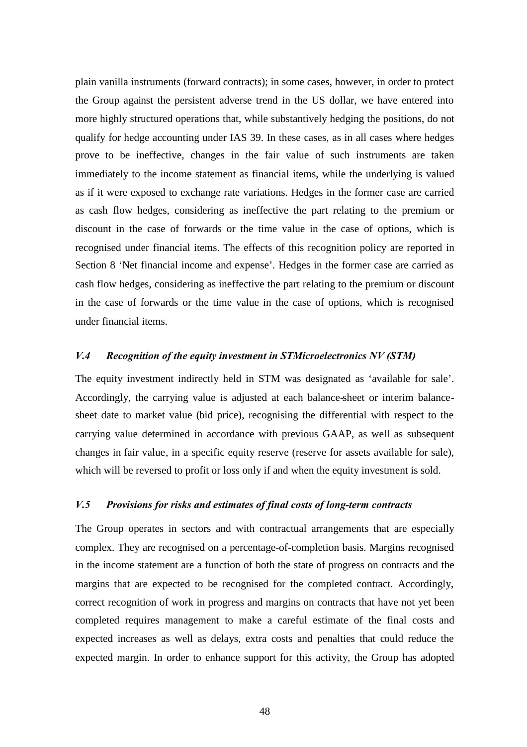plain vanilla instruments (forward contracts); in some cases, however, in order to protect the Group against the persistent adverse trend in the US dollar, we have entered into more highly structured operations that, while substantively hedging the positions, do not qualify for hedge accounting under IAS 39. In these cases, as in all cases where hedges prove to be ineffective, changes in the fair value of such instruments are taken immediately to the income statement as financial items, while the underlying is valued as if it were exposed to exchange rate variations. Hedges in the former case are carried as cash flow hedges, considering as ineffective the part relating to the premium or discount in the case of forwards or the time value in the case of options, which is recognised under financial items. The effects of this recognition policy are reported in Section 8 'Net financial income and expense'. Hedges in the former case are carried as cash flow hedges, considering as ineffective the part relating to the premium or discount in the case of forwards or the time value in the case of options, which is recognised under financial items.

### *V.4 Recognition of the equity investment in STMicroelectronics NV (STM)*

The equity investment indirectly held in STM was designated as 'available for sale'. Accordingly, the carrying value is adjusted at each balance-sheet or interim balance-sheet date to market value (bid price), recognising the differential with respect to the carrying value determined in accordance with previous GAAP, as well as subsequent changes in fair value, in a specific equity reserve (reserve for assets available for sale), which will be reversed to profit or loss only if and when the equity investment is sold.

### *V.5 Provisions for risks and estimates of final costs of long-term contracts*

The Group operates in sectors and with contractual arrangements that are especially complex. They are recognised on a percentage-of-completion basis. Margins recognised in the income statement are a function of both the state of progress on contracts and the margins that are expected to be recognised for the completed contract. Accordingly, correct recognition of work in progress and margins on contracts that have not yet been completed requires management to make a careful estimate of the final costs and expected increases as well as delays, extra costs and penalties that could reduce the expected margin. In order to enhance support for this activity, the Group has adopted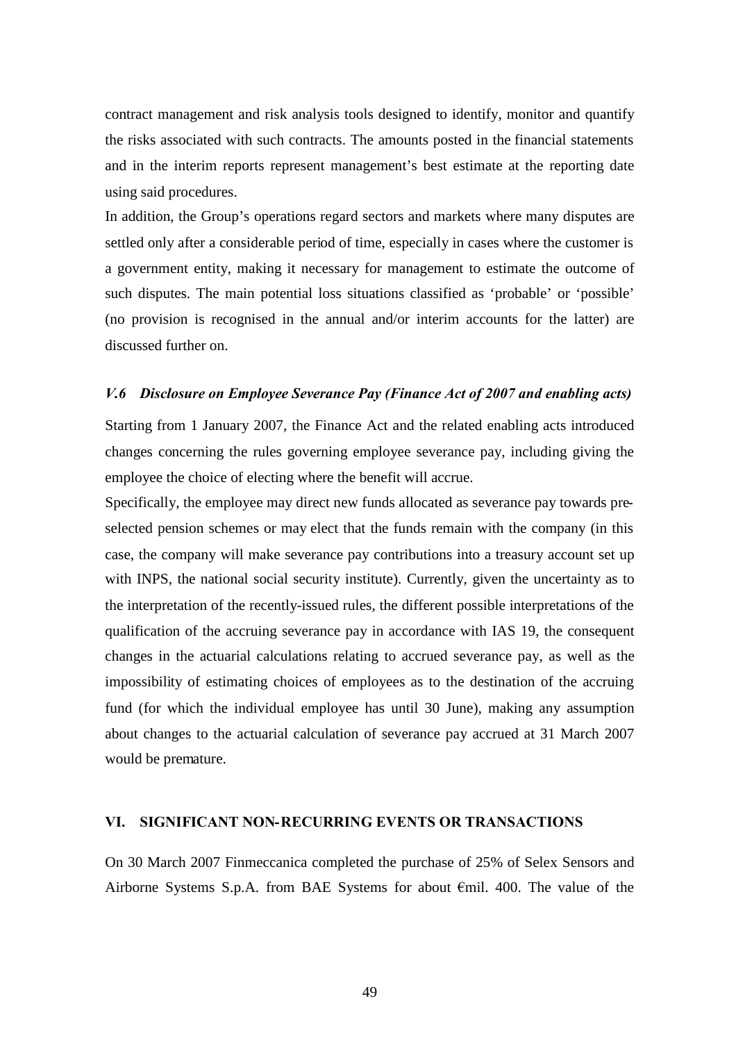contract management and risk analysis tools designed to identify, monitor and quantify the risks associated with such contracts. The amounts posted in the financial statements and in the interim reports represent management's best estimate at the reporting date using said procedures.

In addition, the Group's operations regard sectors and markets where many disputes are settled only after a considerable period of time, especially in cases where the customer is a government entity, making it necessary for management to estimate the outcome of such disputes. The main potential loss situations classified as 'probable' or 'possible' (no provision is recognised in the annual and/or interim accounts for the latter) are discussed further on.

### *V.6 Disclosure on Employee Severance Pay (Finance Act of 2007 and enabling acts)*

Starting from 1 January 2007, the Finance Act and the related enabling acts introduced changes concerning the rules governing employee severance pay, including giving the employee the choice of electing where the benefit will accrue.

Specifically, the employee may direct new funds allocated as severance pay towards pre-selected pension schemes or may elect that the funds remain with the company (in this case, the company will make severance pay contributions into a treasury account set up with INPS, the national social security institute). Currently, given the uncertainty as to the interpretation of the recently-issued rules, the different possible interpretations of the qualification of the accruing severance pay in accordance with IAS 19, the consequent changes in the actuarial calculations relating to accrued severance pay, as well as the impossibility of estimating choices of employees as to the destination of the accruing fund (for which the individual employee has until 30 June), making any assumption about changes to the actuarial calculation of severance pay accrued at 31 March 2007 would be premature.

## VI. SIGNIFICANT NON-RECURRING EVENTS OR TRANSACTIONS

On 30 March 2007 Finmeccanica completed the purchase of 25% of Selex Sensors and Airborne Systems S.p.A. from BAE Systems for about €mil. 400. The value of the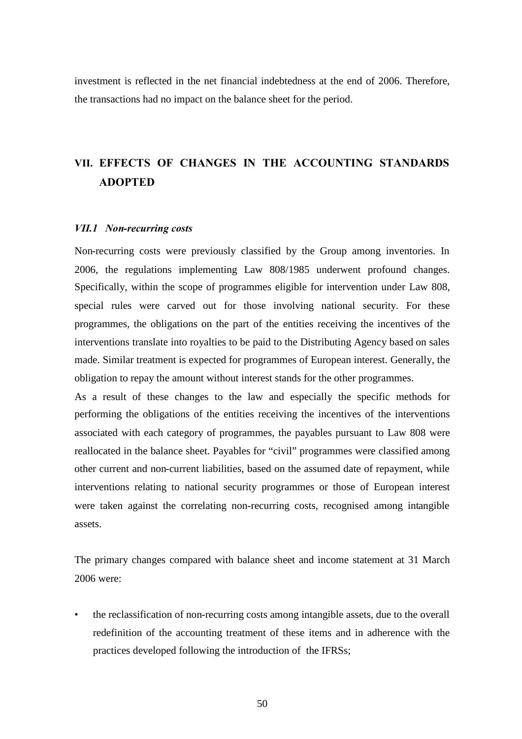investment is reflected in the net financial indebtedness at the end of 2006. Therefore, the transactions had no impact on the balance sheet for the period.

## VII. EFFECTS OF CHANGES IN THE ACCOUNTING STANDARDS ADOPTED

### *VII.1 Non-recurring costs*

Non-recurring costs were previously classified by the Group among inventories. In 2006, the regulations implementing Law 808/1985 underwent profound changes. Specifically, within the scope of programmes eligible for intervention under Law 808, special rules were carved out for those involving national security. For these programmes, the obligations on the part of the entities receiving the incentives of the interventions translate into royalties to be paid to the Distributing Agency based on sales made. Similar treatment is expected for programmes of European interest. Generally, the obligation to repay the amount without interest stands for the other programmes.

As a result of these changes to the law and especially the specific methods for performing the obligations of the entities receiving the incentives of the interventions associated with each category of programmes, the payables pursuant to Law 808 were reallocated in the balance sheet. Payables for "civil" programmes were classified among other current and non-current liabilities, based on the assumed date of repayment, while interventions relating to national security programmes or those of European interest were taken against the correlating non-recurring costs, recognised among intangible assets.

The primary changes compared with balance sheet and income statement at 31 March 2006 were:

- the reclassification of non-recurring costs among intangible assets, due to the overall redefinition of the accounting treatment of these items and in adherence with the practices developed following the introduction of the IFRSs;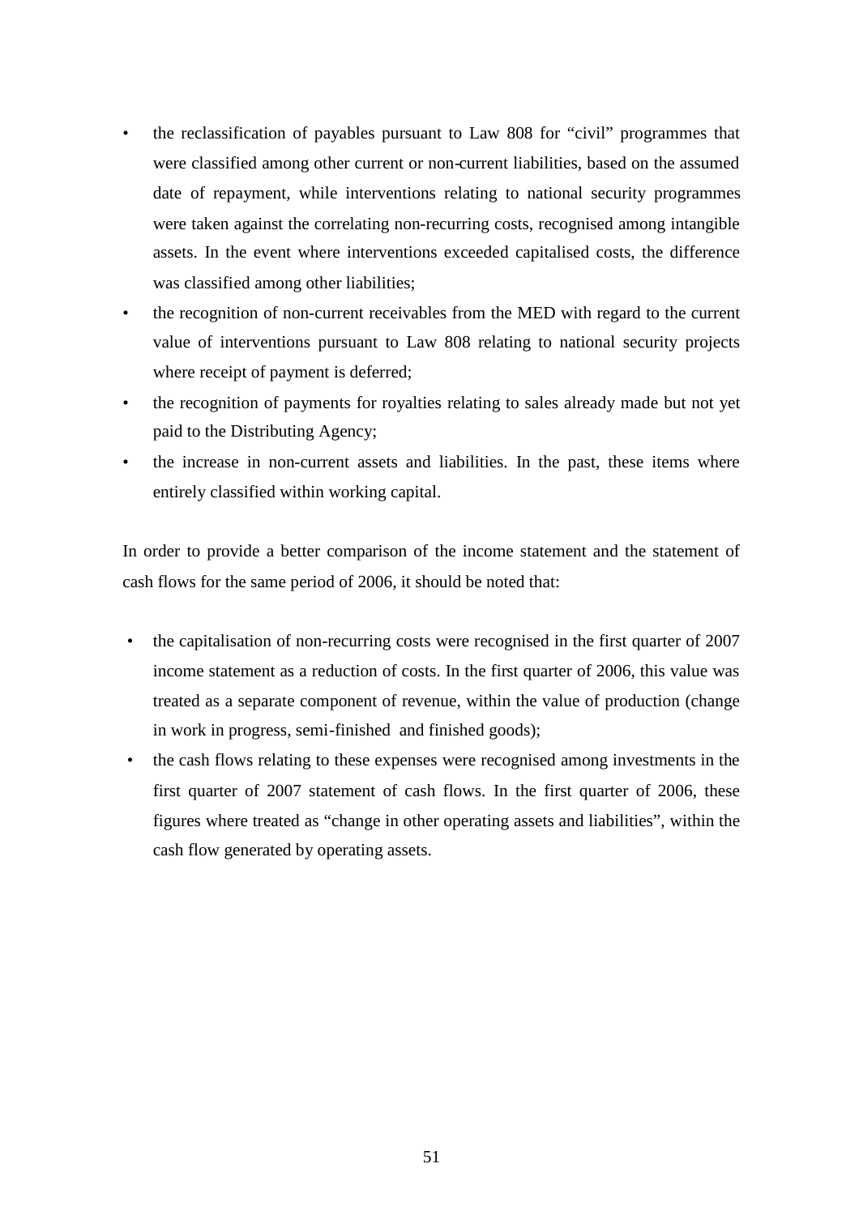- the reclassification of payables pursuant to Law 808 for "civil" programmes that were classified among other current or non-current liabilities, based on the assumed date of repayment, while interventions relating to national security programmes were taken against the correlating non-recurring costs, recognised among intangible assets. In the event where interventions exceeded capitalised costs, the difference was classified among other liabilities;
- the recognition of non-current receivables from the MED with regard to the current value of interventions pursuant to Law 808 relating to national security projects where receipt of payment is deferred;
- the recognition of payments for royalties relating to sales already made but not yet paid to the Distributing Agency;
- the increase in non-current assets and liabilities. In the past, these items where entirely classified within working capital.

In order to provide a better comparison of the income statement and the statement of cash flows for the same period of 2006, it should be noted that:

- the capitalisation of non-recurring costs were recognised in the first quarter of 2007 income statement as a reduction of costs. In the first quarter of 2006, this value was treated as a separate component of revenue, within the value of production (change in work in progress, semi-finished and finished goods);
- the cash flows relating to these expenses were recognised among investments in the first quarter of 2007 statement of cash flows. In the first quarter of 2006, these figures where treated as "change in other operating assets and liabilities", within the cash flow generated by operating assets.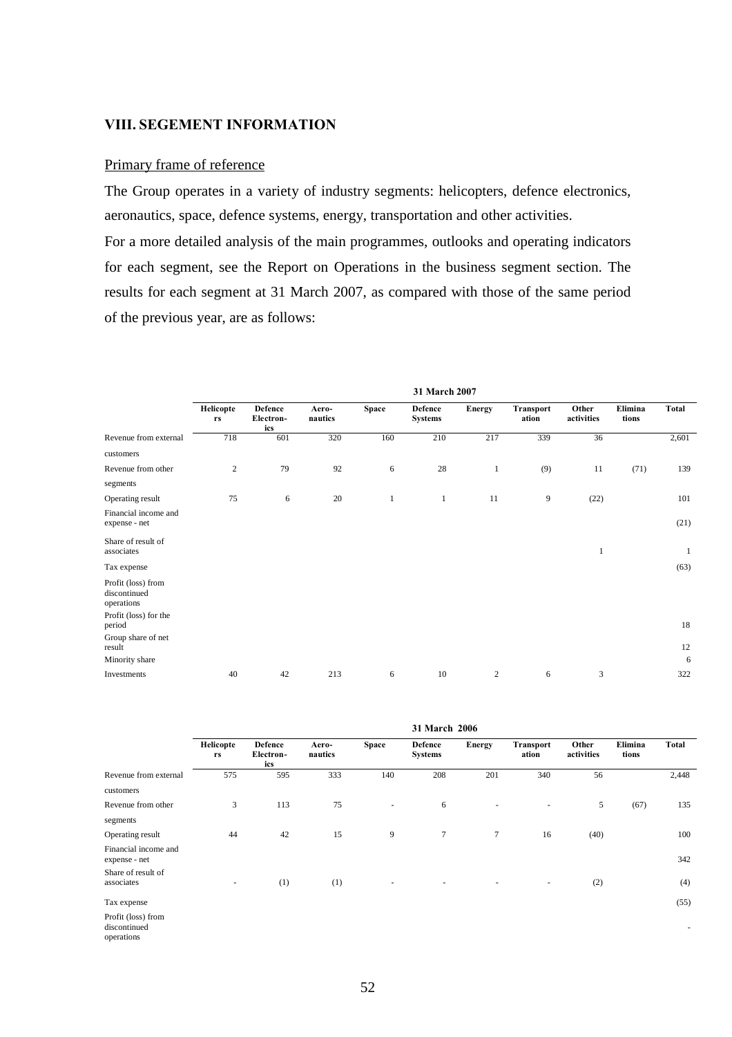## VIII. SEGEMENT INFORMATION

Primary frame of reference

The Group operates in a variety of industry segments: helicopters, defence electronics, aeronautics, space, defence systems, energy, transportation and other activities.

For a more detailed analysis of the main programmes, outlooks and operating indicators for each segment, see the Report on Operations in the business segment section. The results for each segment at 31 March 2007, as compared with those of the same period of the previous year, are as follows:

| | 31 March 2007 | | | | | | | | | |
|---|---|---|---|---|---|---|---|---|---|---|
| | Helicopters | Defence Electronics | Aero-nautics | Space | Defence Systems | Energy | Transportation | Other activities | Eliminations | Total |
| Revenue from external customers | 718 | 601 | 320 | 160 | 210 | 217 | 339 | 36 | | 2,601 |
| Revenue from other segments | 2 | 79 | 92 | 6 | 28 | 1 | (9) | 11 | (71) | 139 |
| Operating result | 75 | 6 | 20 | 1 | 1 | 11 | 9 | (22) | | 101 |
| Financial income and expense - net | | | | | | | | | | (21) |
| Share of result of associates | | | | | | | | 1 | | 1 |
| Tax expense | | | | | | | | | | (63) |
| Profit (loss) from discontinued operations | | | | | | | | | | |
| Profit (loss) for the period | | | | | | | | | | 18 |
| Group share of net result | | | | | | | | | | 12 |
| Minority share | | | | | | | | | | 6 |
| Investments | 40 | 42 | 213 | 6 | 10 | 2 | 6 | 3 | | 322 |

| | 31 March 2006 | | | | | | | | | |
|---|---|---|---|---|---|---|---|---|---|---|
| | Helicopters | Defence Electronics | Aero-nautics | Space | Defence Systems | Energy | Transportation | Other activities | Eliminations | Total |
| Revenue from external customers | 575 | 595 | 333 | 140 | 208 | 201 | 340 | 56 | | 2,448 |
| Revenue from other segments | 3 | 113 | 75 | - | 6 | - | - | 5 | (67) | 135 |
| Operating result | 44 | 42 | 15 | 9 | 7 | 7 | 16 | (40) | | 100 |
| Financial income and expense - net | | | | | | | | | | 342 |
| Share of result of associates | - | (1) | (1) | - | - | - | - | (2) | | (4) |
| Tax expense | | | | | | | | | | (55) |
| Profit (loss) from discontinued operations | | | | | | | | | | - |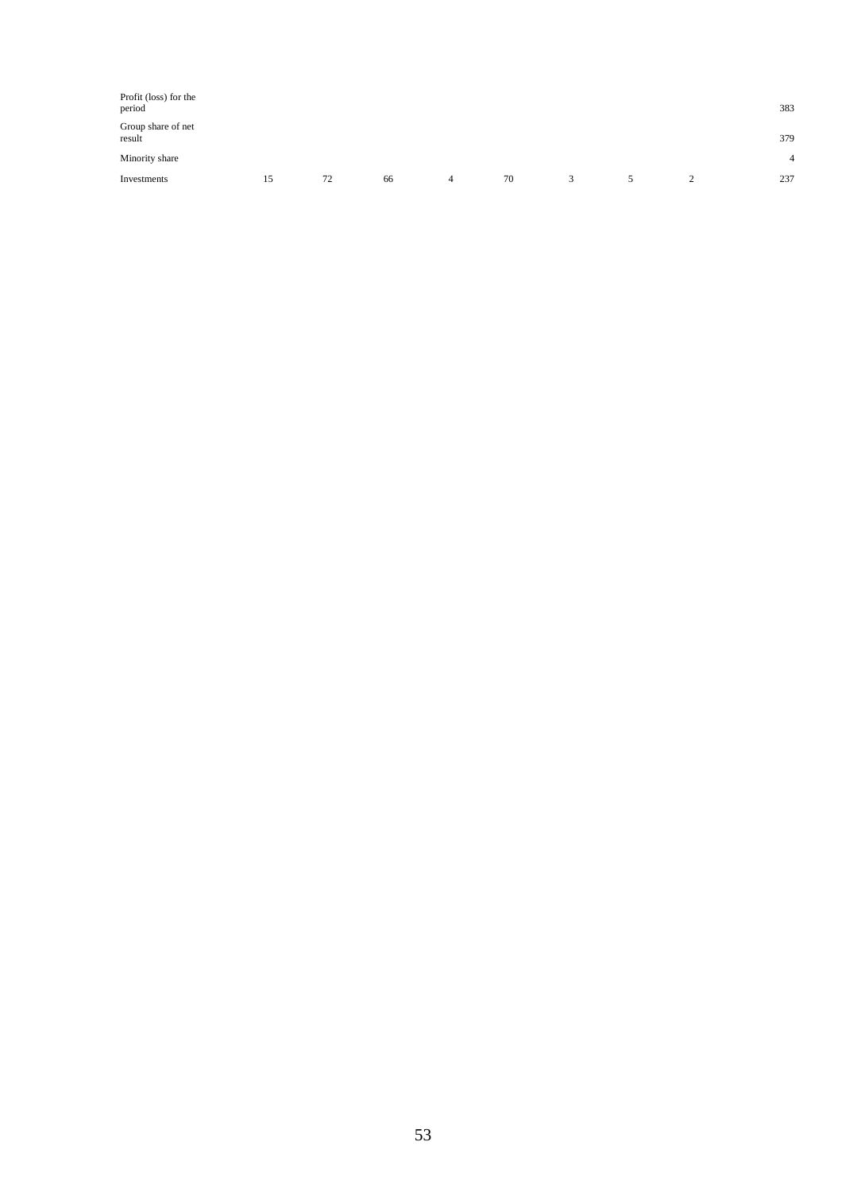| | | | | | | | | | |
|---|---|---|---|---|---|---|---|---|---|
| Profit (loss) for the period | | | | | | | | | 383 |
| Group share of net result | | | | | | | | | 379 |
| Minority share | | | | | | | | | 4 |
| Investments | 15 | 72 | 66 | 4 | 70 | 3 | 5 | 2 | 237 |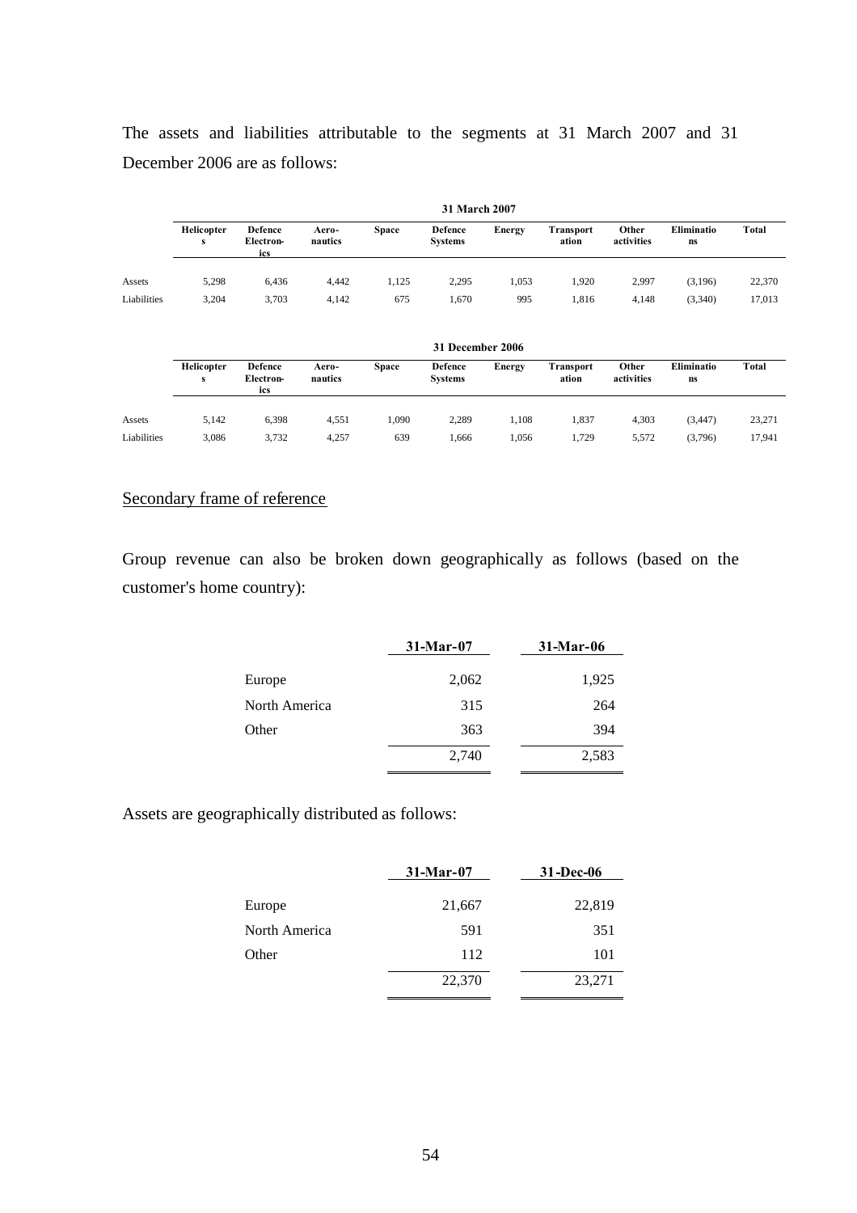The assets and liabilities attributable to the segments at 31 March 2007 and 31 December 2006 are as follows:

| | 31 March 2007 | | | | | | | | | |
|---|---|---|---|---|---|---|---|---|---|---|
| | Helicopters | Defence Electronics | Aero-nautics | Space | Defence Systems | Energy | Transportation | Other activities | Eliminations | Total |
| Assets | 5,298 | 6,436 | 4,442 | 1,125 | 2,295 | 1,053 | 1,920 | 2,997 | (3,196) | 22,370 |
| Liabilities | 3,204 | 3,703 | 4,142 | 675 | 1,670 | 995 | 1,816 | 4,148 | (3,340) | 17,013 |

| | 31 December 2006 | | | | | | | | | |
|---|---|---|---|---|---|---|---|---|---|---|
| | Helicopters | Defence Electronics | Aero-nautics | Space | Defence Systems | Energy | Transportation | Other activities | Eliminations | Total |
| Assets | 5,142 | 6,398 | 4,551 | 1,090 | 2,289 | 1,108 | 1,837 | 4,303 | (3,447) | 23,271 |
| Liabilities | 3,086 | 3,732 | 4,257 | 639 | 1,666 | 1,056 | 1,729 | 5,572 | (3,796) | 17,941 |

Secondary frame of reference

Group revenue can also be broken down geographically as follows (based on the customer's home country):

| | 31-Mar-07 | 31-Mar-06 |
|---|---|---|
| Europe | 2,062 | 1,925 |
| North America | 315 | 264 |
| Other | 363 | 394 |
| | 2,740 | 2,583 |

Assets are geographically distributed as follows:

| | 31-Mar-07 | 31-Dec-06 |
|---|---|---|
| Europe | 21,667 | 22,819 |
| North America | 591 | 351 |
| Other | 112 | 101 |
| | 22,370 | 23,271 |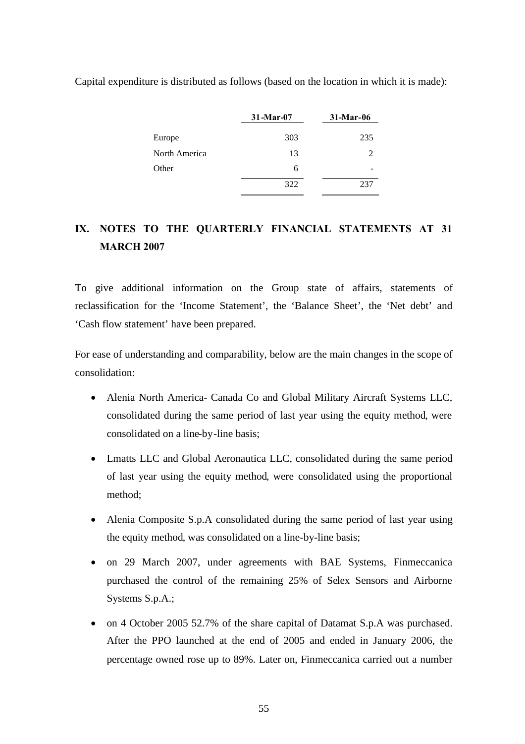Capital expenditure is distributed as follows (based on the location in which it is made):

| | 31-Mar-07 | 31-Mar-06 |
|---|---|---|
| Europe | 303 | 235 |
| North America | 13 | 2 |
| Other | 6 | - |
| | 322 | 237 |

## IX. NOTES TO THE QUARTERLY FINANCIAL STATEMENTS AT 31 MARCH 2007

To give additional information on the Group state of affairs, statements of reclassification for the 'Income Statement', the 'Balance Sheet', the 'Net debt' and 'Cash flow statement' have been prepared.

For ease of understanding and comparability, below are the main changes in the scope of consolidation:

- Alenia North America- Canada Co and Global Military Aircraft Systems LLC, consolidated during the same period of last year using the equity method, were consolidated on a line-by-line basis;
- Lmatts LLC and Global Aeronautica LLC, consolidated during the same period of last year using the equity method, were consolidated using the proportional method;
- Alenia Composite S.p.A consolidated during the same period of last year using the equity method, was consolidated on a line-by-line basis;
- on 29 March 2007, under agreements with BAE Systems, Finmeccanica purchased the control of the remaining 25% of Selex Sensors and Airborne Systems S.p.A.;
- on 4 October 2005 52.7% of the share capital of Datamat S.p.A was purchased. After the PPO launched at the end of 2005 and ended in January 2006, the percentage owned rose up to 89%. Later on, Finmeccanica carried out a number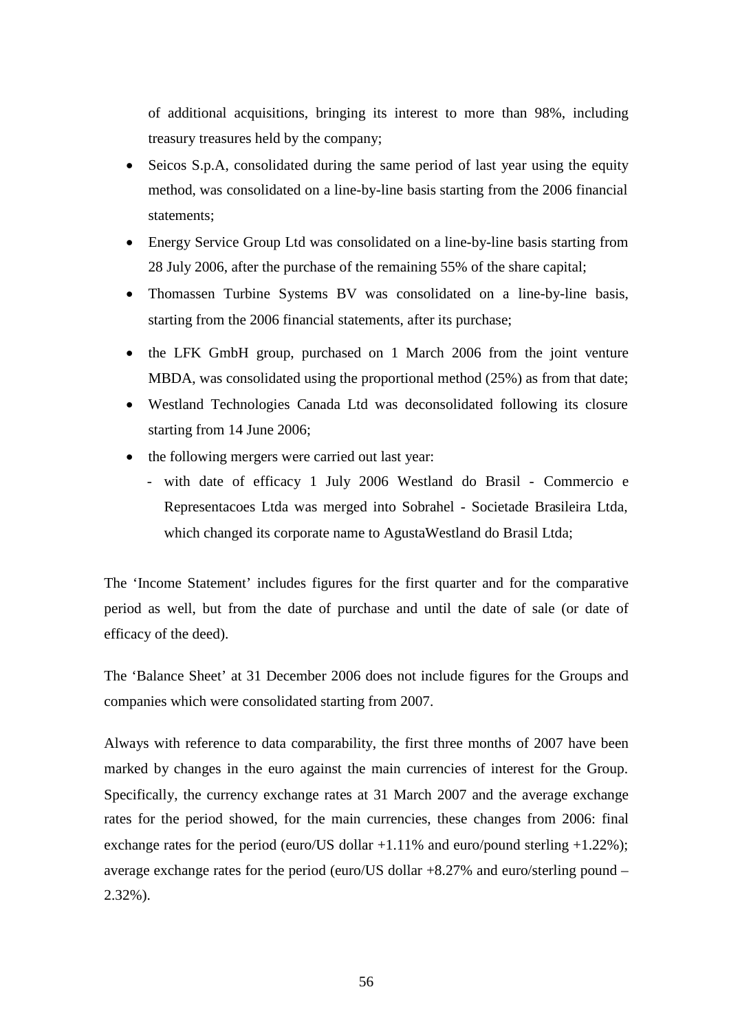of additional acquisitions, bringing its interest to more than 98%, including treasury treasures held by the company;

- Seicos S.p.A, consolidated during the same period of last year using the equity method, was consolidated on a line-by-line basis starting from the 2006 financial statements;
- Energy Service Group Ltd was consolidated on a line-by-line basis starting from 28 July 2006, after the purchase of the remaining 55% of the share capital;
- Thomassen Turbine Systems BV was consolidated on a line-by-line basis, starting from the 2006 financial statements, after its purchase;
- the LFK GmbH group, purchased on 1 March 2006 from the joint venture MBDA, was consolidated using the proportional method (25%) as from that date;
- Westland Technologies Canada Ltd was deconsolidated following its closure starting from 14 June 2006;
- the following mergers were carried out last year:
  - with date of efficacy 1 July 2006 Westland do Brasil - Commercio e Representacoes Ltda was merged into Sobrahel - Societade Brasileira Ltda, which changed its corporate name to AgustaWestland do Brasil Ltda;

The 'Income Statement' includes figures for the first quarter and for the comparative period as well, but from the date of purchase and until the date of sale (or date of efficacy of the deed).

The 'Balance Sheet' at 31 December 2006 does not include figures for the Groups and companies which were consolidated starting from 2007.

Always with reference to data comparability, the first three months of 2007 have been marked by changes in the euro against the main currencies of interest for the Group. Specifically, the currency exchange rates at 31 March 2007 and the average exchange rates for the period showed, for the main currencies, these changes from 2006: final exchange rates for the period (euro/US dollar +1.11% and euro/pound sterling +1.22%); average exchange rates for the period (euro/US dollar +8.27% and euro/sterling pound – 2.32%).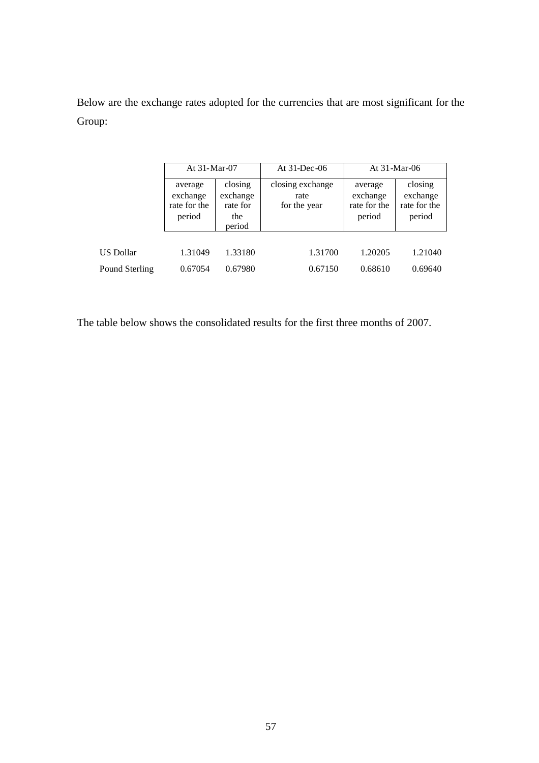Below are the exchange rates adopted for the currencies that are most significant for the Group:

| | At 31-Mar-07 | | At 31-Dec-06 | At 31-Mar-06 | |
|---|---|---|---|---|---|
| | average exchange rate for the period | closing exchange rate for the period | closing exchange rate for the year | average exchange rate for the period | closing exchange rate for the period |
| US Dollar | 1.31049 | 1.33180 | 1.31700 | 1.20205 | 1.21040 |
| Pound Sterling | 0.67054 | 0.67980 | 0.67150 | 0.68610 | 0.69640 |

The table below shows the consolidated results for the first three months of 2007.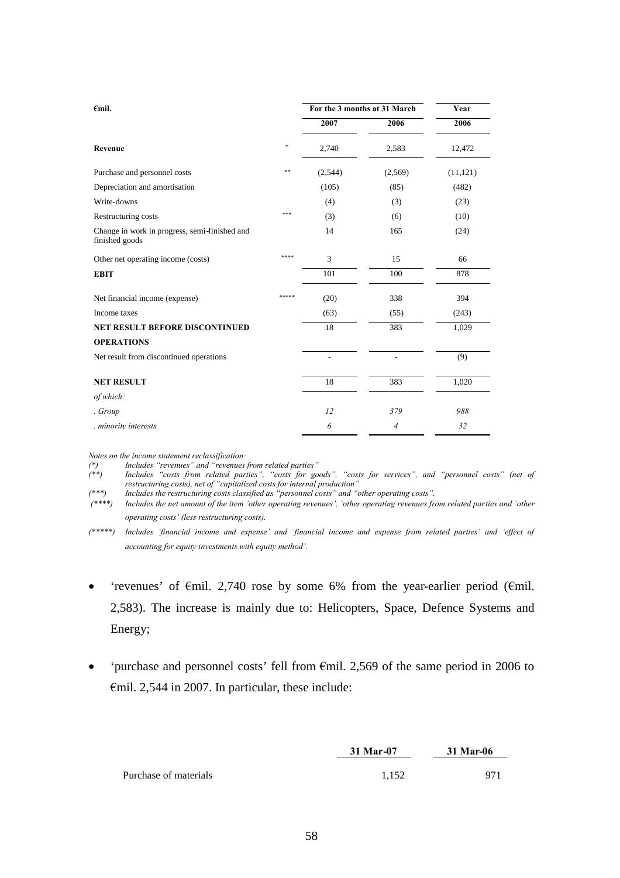| €mil. | | For the 3 months at 31 March | | Year |
|---|---|---|---|---|
| | | 2007 | 2006 | 2006 |
| **Revenue** | * | 2,740 | 2,583 | 12,472 |
| Purchase and personnel costs | ** | (2,544) | (2,569) | (11,121) |
| Depreciation and amortisation | | (105) | (85) | (482) |
| Write-downs | | (4) | (3) | (23) |
| Restructuring costs | *** | (3) | (6) | (10) |
| Change in work in progress, semi-finished and finished goods | | 14 | 165 | (24) |
| Other net operating income (costs) | **** | 3 | 15 | 66 |
| **EBIT** | | 101 | 100 | 878 |
| Net financial income (expense) | ***** | (20) | 338 | 394 |
| Income taxes | | (63) | (55) | (243) |
| **NET RESULT BEFORE DISCONTINUED OPERATIONS** | | 18 | 383 | 1,029 |
| Net result from discontinued operations | | - | - | (9) |
| **NET RESULT** | | 18 | 383 | 1,020 |
| *of which:* | | | | |
| *. Group* | | *12* | *379* | *988* |
| *. minority interests* | | *6* | *4* | *32* |

*Notes on the income statement reclassification:*

*(\*) Includes "revenues" and "revenues from related parties"*

*(\*\*) Includes "costs from related parties", "costs for goods", "costs for services", and "personnel costs" (net of restructuring costs), net of "capitalized costs for internal production".*

*(\*\*\*) Includes the restructuring costs classified as "personnel costs" and "other operating costs".*

*(\*\*\*\*) Includes the net amount of the item 'other operating revenues', 'other operating revenues from related parties and 'other operating costs' (less restructuring costs).*

*(\*\*\*\*\*) Includes 'financial income and expense' and 'financial income and expense from related parties' and 'effect of accounting for equity investments with equity method'.*

- 'revenues' of €mil. 2,740 rose by some 6% from the year-earlier period (€mil. 2,583). The increase is mainly due to: Helicopters, Space, Defence Systems and Energy;
- 'purchase and personnel costs' fell from €mil. 2,569 of the same period in 2006 to €mil. 2,544 in 2007. In particular, these include:

| | 31 Mar-07 | 31 Mar-06 |
|---|---|---|
| Purchase of materials | 1,152 | 971 |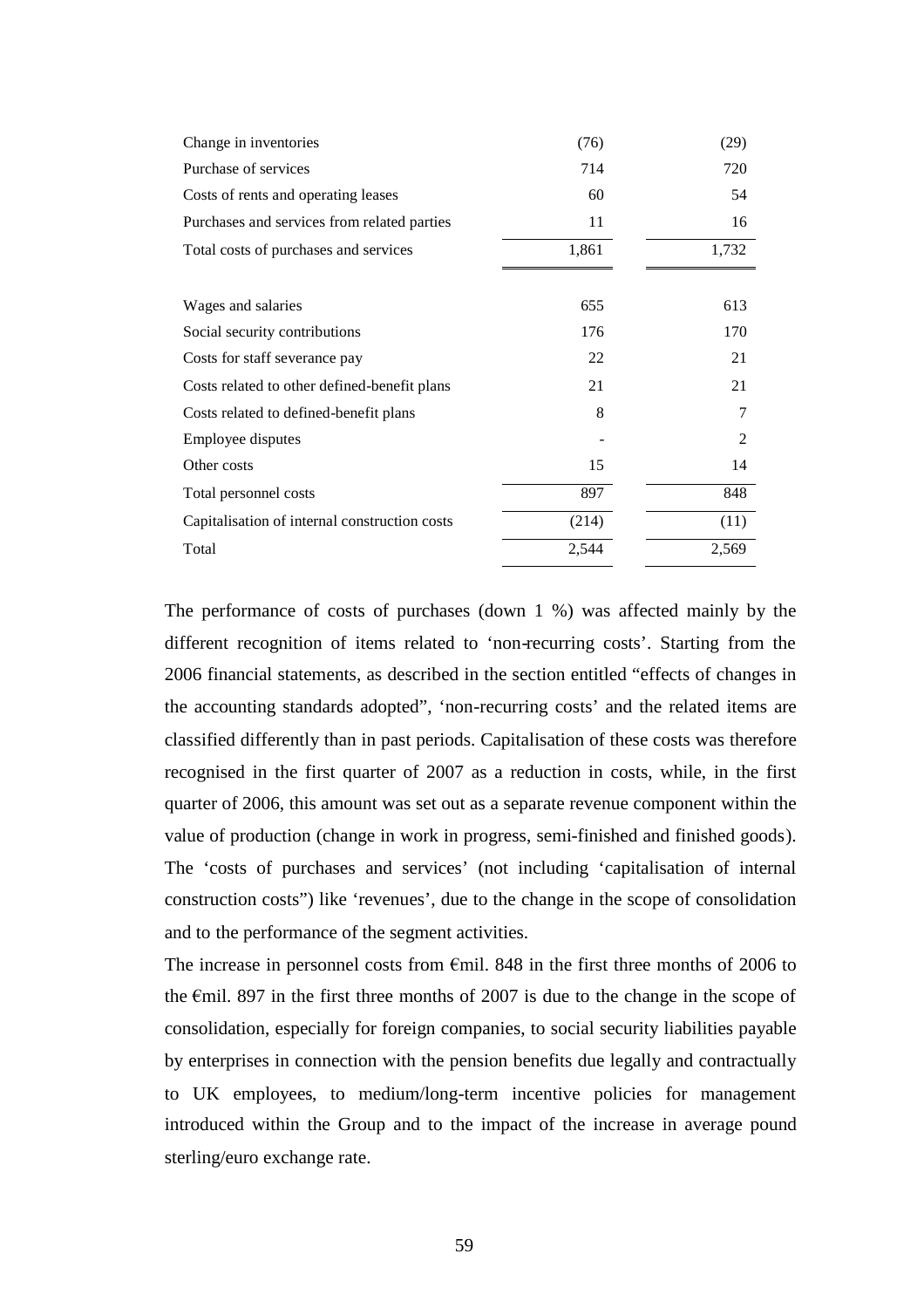| | | |
|---|---|---|
| Change in inventories | (76) | (29) |
| Purchase of services | 714 | 720 |
| Costs of rents and operating leases | 60 | 54 |
| Purchases and services from related parties | 11 | 16 |
| Total costs of purchases and services | 1,861 | 1,732 |
| | | |
| Wages and salaries | 655 | 613 |
| Social security contributions | 176 | 170 |
| Costs for staff severance pay | 22 | 21 |
| Costs related to other defined-benefit plans | 21 | 21 |
| Costs related to defined-benefit plans | 8 | 7 |
| Employee disputes | - | 2 |
| Other costs | 15 | 14 |
| Total personnel costs | 897 | 848 |
| Capitalisation of internal construction costs | (214) | (11) |
| Total | 2,544 | 2,569 |

The performance of costs of purchases (down 1 %) was affected mainly by the different recognition of items related to 'non-recurring costs'. Starting from the 2006 financial statements, as described in the section entitled "effects of changes in the accounting standards adopted", 'non-recurring costs' and the related items are classified differently than in past periods. Capitalisation of these costs was therefore recognised in the first quarter of 2007 as a reduction in costs, while, in the first quarter of 2006, this amount was set out as a separate revenue component within the value of production (change in work in progress, semi-finished and finished goods). The 'costs of purchases and services' (not including 'capitalisation of internal construction costs") like 'revenues', due to the change in the scope of consolidation and to the performance of the segment activities.

The increase in personnel costs from €mil. 848 in the first three months of 2006 to the €mil. 897 in the first three months of 2007 is due to the change in the scope of consolidation, especially for foreign companies, to social security liabilities payable by enterprises in connection with the pension benefits due legally and contractually to UK employees, to medium/long-term incentive policies for management introduced within the Group and to the impact of the increase in average pound sterling/euro exchange rate.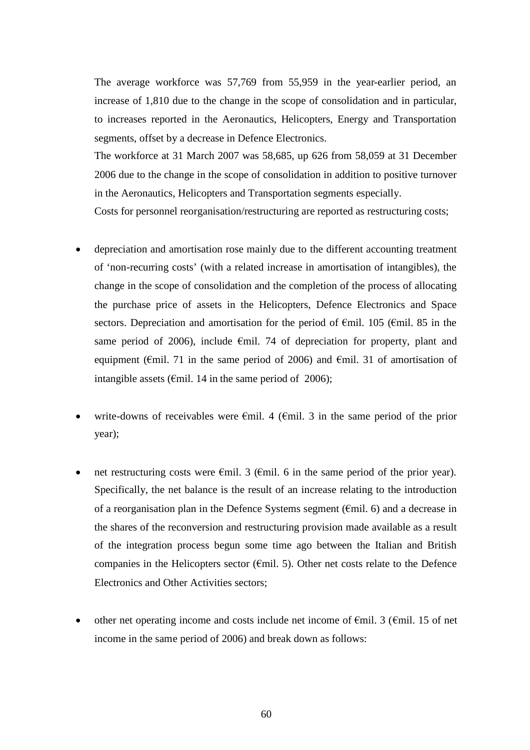The average workforce was 57,769 from 55,959 in the year-earlier period, an increase of 1,810 due to the change in the scope of consolidation and in particular, to increases reported in the Aeronautics, Helicopters, Energy and Transportation segments, offset by a decrease in Defence Electronics.

The workforce at 31 March 2007 was 58,685, up 626 from 58,059 at 31 December 2006 due to the change in the scope of consolidation in addition to positive turnover in the Aeronautics, Helicopters and Transportation segments especially.

Costs for personnel reorganisation/restructuring are reported as restructuring costs;

- depreciation and amortisation rose mainly due to the different accounting treatment of 'non-recurring costs' (with a related increase in amortisation of intangibles), the change in the scope of consolidation and the completion of the process of allocating the purchase price of assets in the Helicopters, Defence Electronics and Space sectors. Depreciation and amortisation for the period of €mil. 105 (€mil. 85 in the same period of 2006), include €mil. 74 of depreciation for property, plant and equipment (€mil. 71 in the same period of 2006) and €mil. 31 of amortisation of intangible assets (€mil. 14 in the same period of 2006);

- write-downs of receivables were €mil. 4 (€mil. 3 in the same period of the prior year);

- net restructuring costs were €mil. 3 (€mil. 6 in the same period of the prior year). Specifically, the net balance is the result of an increase relating to the introduction of a reorganisation plan in the Defence Systems segment (€mil. 6) and a decrease in the shares of the reconversion and restructuring provision made available as a result of the integration process begun some time ago between the Italian and British companies in the Helicopters sector (€mil. 5). Other net costs relate to the Defence Electronics and Other Activities sectors;

- other net operating income and costs include net income of €mil. 3 (€mil. 15 of net income in the same period of 2006) and break down as follows: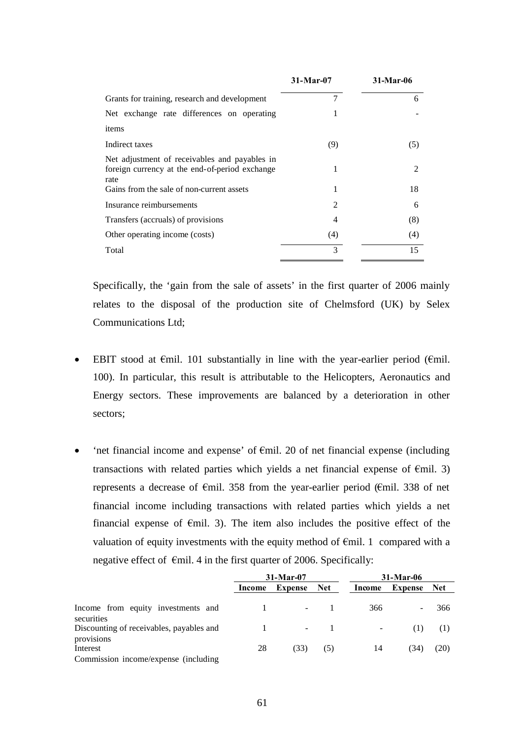| | 31-Mar-07 | 31-Mar-06 |
|---|---|---|
| Grants for training, research and development | 7 | 6 |
| Net exchange rate differences on operating items | 1 | - |
| Indirect taxes | (9) | (5) |
| Net adjustment of receivables and payables in foreign currency at the end-of-period exchange rate | 1 | 2 |
| Gains from the sale of non-current assets | 1 | 18 |
| Insurance reimbursements | 2 | 6 |
| Transfers (accruals) of provisions | 4 | (8) |
| Other operating income (costs) | (4) | (4) |
| Total | 3 | 15 |

Specifically, the 'gain from the sale of assets' in the first quarter of 2006 mainly relates to the disposal of the production site of Chelmsford (UK) by Selex Communications Ltd;

- EBIT stood at €mil. 101 substantially in line with the year-earlier period (€mil. 100). In particular, this result is attributable to the Helicopters, Aeronautics and Energy sectors. These improvements are balanced by a deterioration in other sectors;

- 'net financial income and expense' of €mil. 20 of net financial expense (including transactions with related parties which yields a net financial expense of €mil. 3) represents a decrease of €mil. 358 from the year-earlier period (€mil. 338 of net financial income including transactions with related parties which yields a net financial expense of €mil. 3). The item also includes the positive effect of the valuation of equity investments with the equity method of €mil. 1 compared with a negative effect of €mil. 4 in the first quarter of 2006. Specifically:

| | 31-Mar-07 | | | 31-Mar-06 | | |
|---|---|---|---|---|---|---|
| | Income | Expense | Net | Income | Expense | Net |
| Income from equity investments and securities | 1 | - | 1 | 366 | - | 366 |
| Discounting of receivables, payables and provisions | 1 | - | 1 | - | (1) | (1) |
| Interest | 28 | (33) | (5) | 14 | (34) | (20) |
| Commission income/expense (including | | | | | | |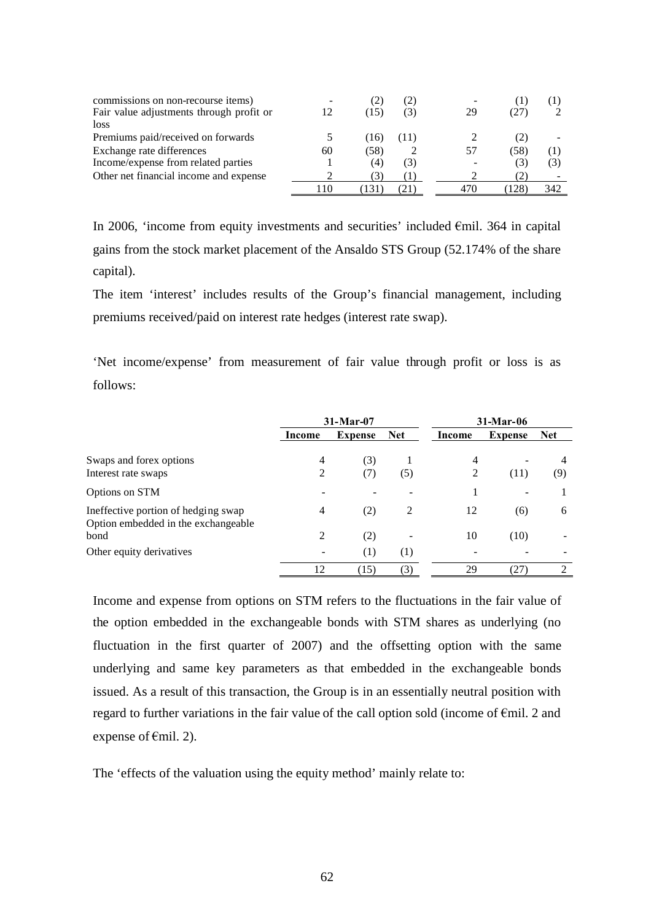| | | | | | | |
|---|---|---|---|---|---|---|
| commissions on non-recourse items) | - | (2) | (2) | - | (1) | (1) |
| Fair value adjustments through profit or loss | 12 | (15) | (3) | 29 | (27) | 2 |
| Premiums paid/received on forwards | 5 | (16) | (11) | 2 | (2) | - |
| Exchange rate differences | 60 | (58) | 2 | 57 | (58) | (1) |
| Income/expense from related parties | 1 | (4) | (3) | - | (3) | (3) |
| Other net financial income and expense | 2 | (3) | (1) | 2 | (2) | - |
| | 110 | (131) | (21) | 470 | (128) | 342 |

In 2006, 'income from equity investments and securities' included €mil. 364 in capital gains from the stock market placement of the Ansaldo STS Group (52.174% of the share capital).

The item 'interest' includes results of the Group's financial management, including premiums received/paid on interest rate hedges (interest rate swap).

'Net income/expense' from measurement of fair value through profit or loss is as follows:

| | 31-Mar-07 | | | 31-Mar-06 | | |
|---|---|---|---|---|---|---|
| | **Income** | **Expense** | **Net** | **Income** | **Expense** | **Net** |
| Swaps and forex options | 4 | (3) | 1 | 4 | - | 4 |
| Interest rate swaps | 2 | (7) | (5) | 2 | (11) | (9) |
| Options on STM | - | - | - | 1 | - | 1 |
| Ineffective portion of hedging swap | 4 | (2) | 2 | 12 | (6) | 6 |
| Option embedded in the exchangeable bond | 2 | (2) | - | 10 | (10) | - |
| Other equity derivatives | - | (1) | (1) | - | - | - |
| | 12 | (15) | (3) | 29 | (27) | 2 |

Income and expense from options on STM refers to the fluctuations in the fair value of the option embedded in the exchangeable bonds with STM shares as underlying (no fluctuation in the first quarter of 2007) and the offsetting option with the same underlying and same key parameters as that embedded in the exchangeable bonds issued. As a result of this transaction, the Group is in an essentially neutral position with regard to further variations in the fair value of the call option sold (income of €mil. 2 and expense of €mil. 2).

The 'effects of the valuation using the equity method' mainly relate to: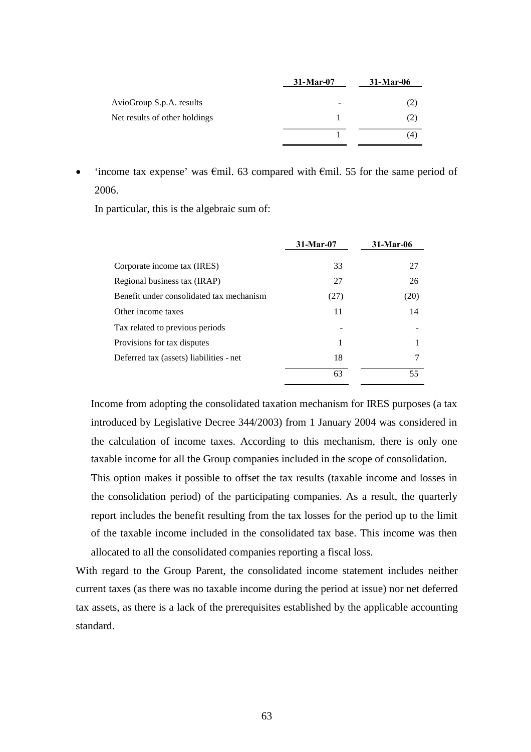| | 31-Mar-07 | 31-Mar-06 |
|---|---|---|
| AvioGroup S.p.A. results | - | (2) |
| Net results of other holdings | 1 | (2) |
| | 1 | (4) |

- 'income tax expense' was €mil. 63 compared with €mil. 55 for the same period of 2006.

  In particular, this is the algebraic sum of:

| | 31-Mar-07 | 31-Mar-06 |
|---|---|---|
| Corporate income tax (IRES) | 33 | 27 |
| Regional business tax (IRAP) | 27 | 26 |
| Benefit under consolidated tax mechanism | (27) | (20) |
| Other income taxes | 11 | 14 |
| Tax related to previous periods | - | - |
| Provisions for tax disputes | 1 | 1 |
| Deferred tax (assets) liabilities - net | 18 | 7 |
| | 63 | 55 |

  Income from adopting the consolidated taxation mechanism for IRES purposes (a tax introduced by Legislative Decree 344/2003) from 1 January 2004 was considered in the calculation of income taxes. According to this mechanism, there is only one taxable income for all the Group companies included in the scope of consolidation.

  This option makes it possible to offset the tax results (taxable income and losses in the consolidation period) of the participating companies. As a result, the quarterly report includes the benefit resulting from the tax losses for the period up to the limit of the taxable income included in the consolidated tax base. This income was then allocated to all the consolidated companies reporting a fiscal loss.

With regard to the Group Parent, the consolidated income statement includes neither current taxes (as there was no taxable income during the period at issue) nor net deferred tax assets, as there is a lack of the prerequisites established by the applicable accounting standard.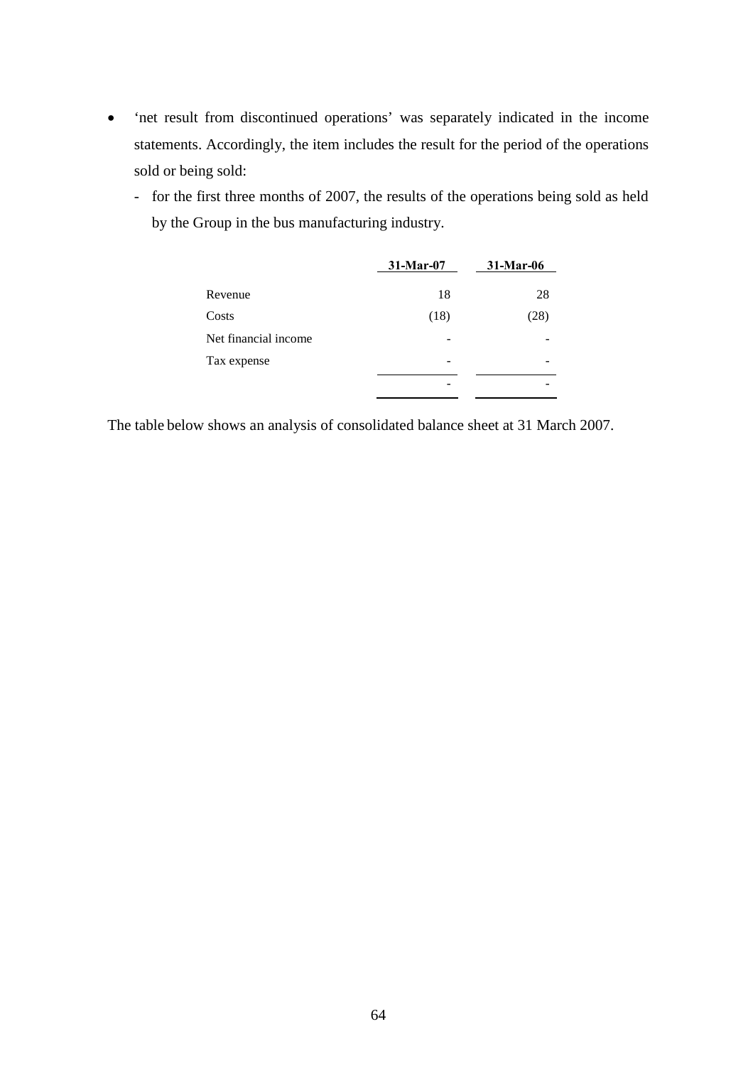- 'net result from discontinued operations' was separately indicated in the income statements. Accordingly, the item includes the result for the period of the operations sold or being sold:
  - for the first three months of 2007, the results of the operations being sold as held by the Group in the bus manufacturing industry.

| | 31-Mar-07 | 31-Mar-06 |
|---|---|---|
| Revenue | 18 | 28 |
| Costs | (18) | (28) |
| Net financial income | - | - |
| Tax expense | - | - |
| | - | - |

The table below shows an analysis of consolidated balance sheet at 31 March 2007.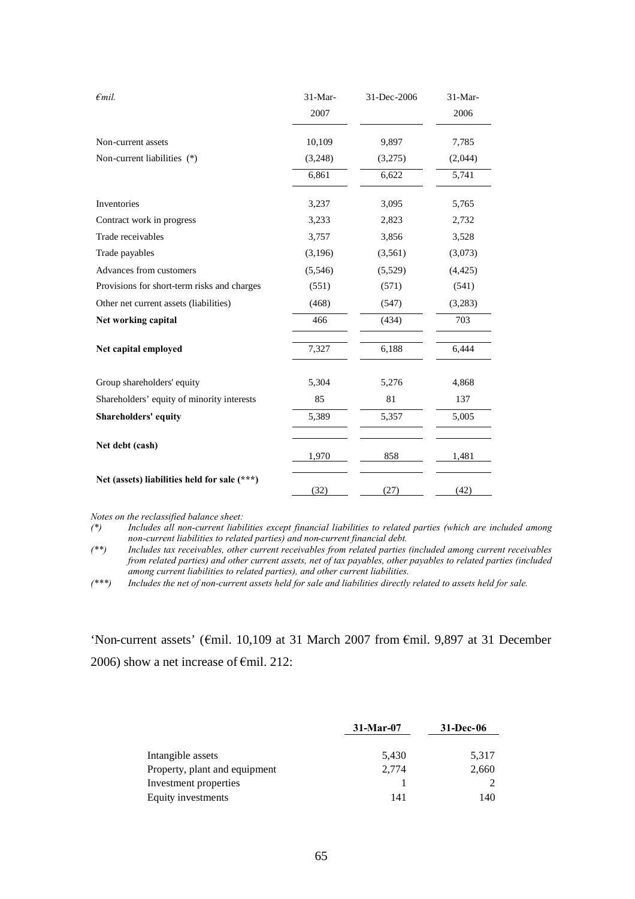| *€mil.* | 31-Mar-2007 | 31-Dec-2006 | 31-Mar-2006 |
|---|---|---|---|
| Non-current assets | 10,109 | 9,897 | 7,785 |
| Non-current liabilities (*) | (3,248) | (3,275) | (2,044) |
| | 6,861 | 6,622 | 5,741 |
| Inventories | 3,237 | 3,095 | 5,765 |
| Contract work in progress | 3,233 | 2,823 | 2,732 |
| Trade receivables | 3,757 | 3,856 | 3,528 |
| Trade payables | (3,196) | (3,561) | (3,073) |
| Advances from customers | (5,546) | (5,529) | (4,425) |
| Provisions for short-term risks and charges | (551) | (571) | (541) |
| Other net current assets (liabilities) | (468) | (547) | (3,283) |
| **Net working capital** | 466 | (434) | 703 |
| **Net capital employed** | 7,327 | 6,188 | 6,444 |
| Group shareholders' equity | 5,304 | 5,276 | 4,868 |
| Shareholders' equity of minority interests | 85 | 81 | 137 |
| **Shareholders' equity** | 5,389 | 5,357 | 5,005 |
| **Net debt (cash)** | 1,970 | 858 | 1,481 |
| **Net (assets) liabilities held for sale (***)** | (32) | (27) | (42) |

*Notes on the reclassified balance sheet:*

*(*) Includes all non-current liabilities except financial liabilities to related parties (which are included among non-current liabilities to related parties) and non-current financial debt.*

*(**) Includes tax receivables, other current receivables from related parties (included among current receivables from related parties) and other current assets, net of tax payables, other payables to related parties (included among current liabilities to related parties), and other current liabilities.*

*(***) Includes the net of non-current assets held for sale and liabilities directly related to assets held for sale.*

'Non-current assets' (€mil. 10,109 at 31 March 2007 from €mil. 9,897 at 31 December 2006) show a net increase of €mil. 212:

| | **31-Mar-07** | **31-Dec-06** |
|---|---|---|
| Intangible assets | 5,430 | 5,317 |
| Property, plant and equipment | 2,774 | 2,660 |
| Investment properties | 1 | 2 |
| Equity investments | 141 | 140 |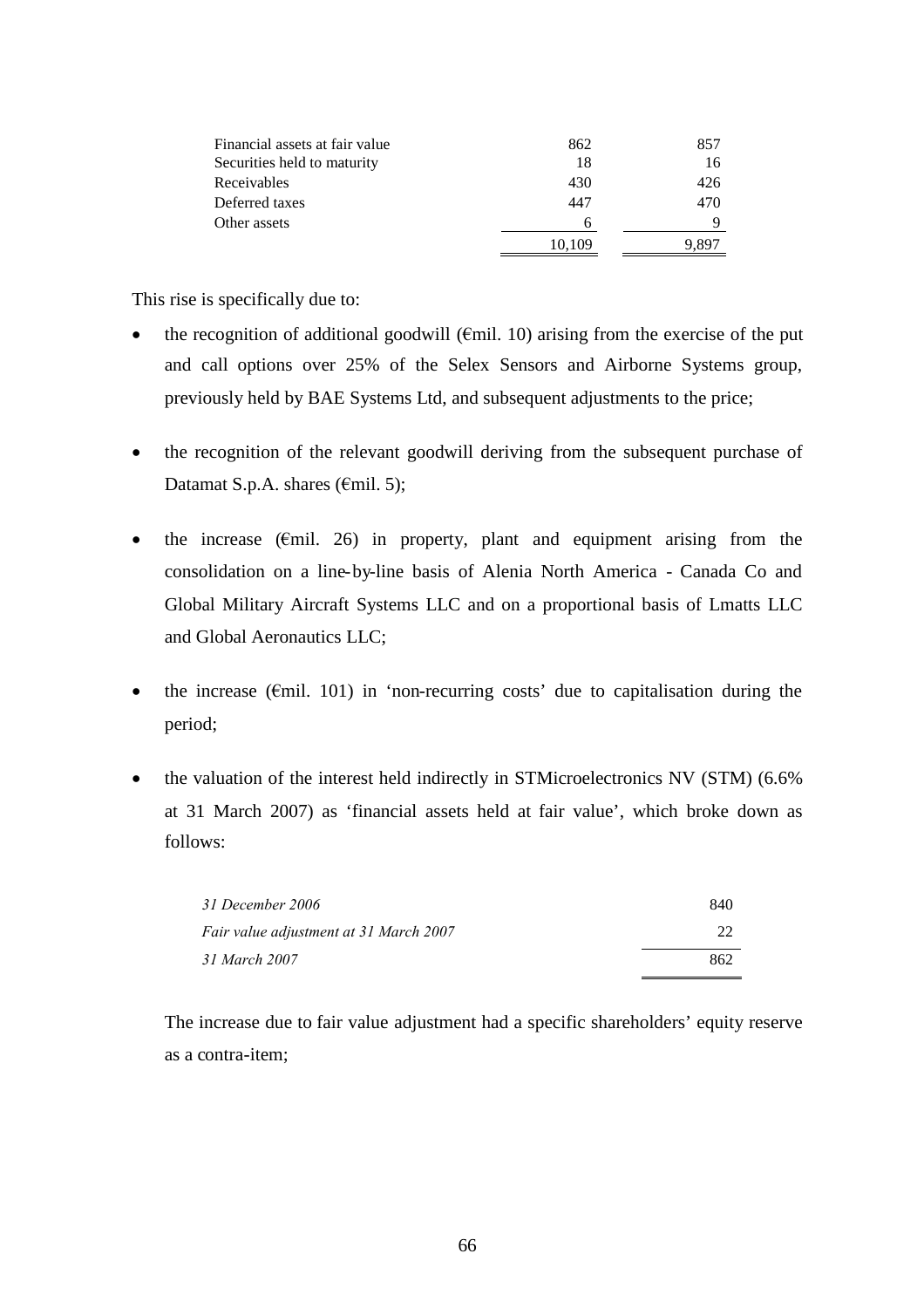| | | |
|---|---|---|
| Financial assets at fair value | 862 | 857 |
| Securities held to maturity | 18 | 16 |
| Receivables | 430 | 426 |
| Deferred taxes | 447 | 470 |
| Other assets | 6 | 9 |
| | 10,109 | 9,897 |

This rise is specifically due to:

- the recognition of additional goodwill (€mil. 10) arising from the exercise of the put and call options over 25% of the Selex Sensors and Airborne Systems group, previously held by BAE Systems Ltd, and subsequent adjustments to the price;

- the recognition of the relevant goodwill deriving from the subsequent purchase of Datamat S.p.A. shares (€mil. 5);

- the increase (€mil. 26) in property, plant and equipment arising from the consolidation on a line-by-line basis of Alenia North America - Canada Co and Global Military Aircraft Systems LLC and on a proportional basis of Lmatts LLC and Global Aeronautics LLC;

- the increase (€mil. 101) in 'non-recurring costs' due to capitalisation during the period;

- the valuation of the interest held indirectly in STMicroelectronics NV (STM) (6.6% at 31 March 2007) as 'financial assets held at fair value', which broke down as follows:

| | |
|---|---|
| *31 December 2006* | 840 |
| *Fair value adjustment at 31 March 2007* | 22 |
| *31 March 2007* | 862 |

The increase due to fair value adjustment had a specific shareholders' equity reserve as a contra-item;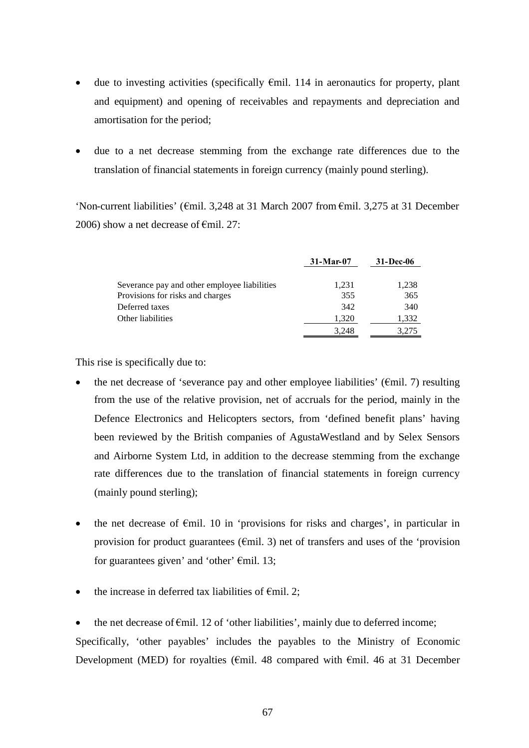- due to investing activities (specifically €mil. 114 in aeronautics for property, plant and equipment) and opening of receivables and repayments and depreciation and amortisation for the period;

- due to a net decrease stemming from the exchange rate differences due to the translation of financial statements in foreign currency (mainly pound sterling).

'Non-current liabilities' (€mil. 3,248 at 31 March 2007 from €mil. 3,275 at 31 December 2006) show a net decrease of €mil. 27:

| | 31-Mar-07 | 31-Dec-06 |
|---|---|---|
| Severance pay and other employee liabilities | 1,231 | 1,238 |
| Provisions for risks and charges | 355 | 365 |
| Deferred taxes | 342 | 340 |
| Other liabilities | 1,320 | 1,332 |
| | 3,248 | 3,275 |

This rise is specifically due to:

- the net decrease of 'severance pay and other employee liabilities' (€mil. 7) resulting from the use of the relative provision, net of accruals for the period, mainly in the Defence Electronics and Helicopters sectors, from 'defined benefit plans' having been reviewed by the British companies of AgustaWestland and by Selex Sensors and Airborne System Ltd, in addition to the decrease stemming from the exchange rate differences due to the translation of financial statements in foreign currency (mainly pound sterling);

- the net decrease of €mil. 10 in 'provisions for risks and charges', in particular in provision for product guarantees (€mil. 3) net of transfers and uses of the 'provision for guarantees given' and 'other' €mil. 13;

- the increase in deferred tax liabilities of €mil. 2;

- the net decrease of €mil. 12 of 'other liabilities', mainly due to deferred income;

Specifically, 'other payables' includes the payables to the Ministry of Economic Development (MED) for royalties (€mil. 48 compared with €mil. 46 at 31 December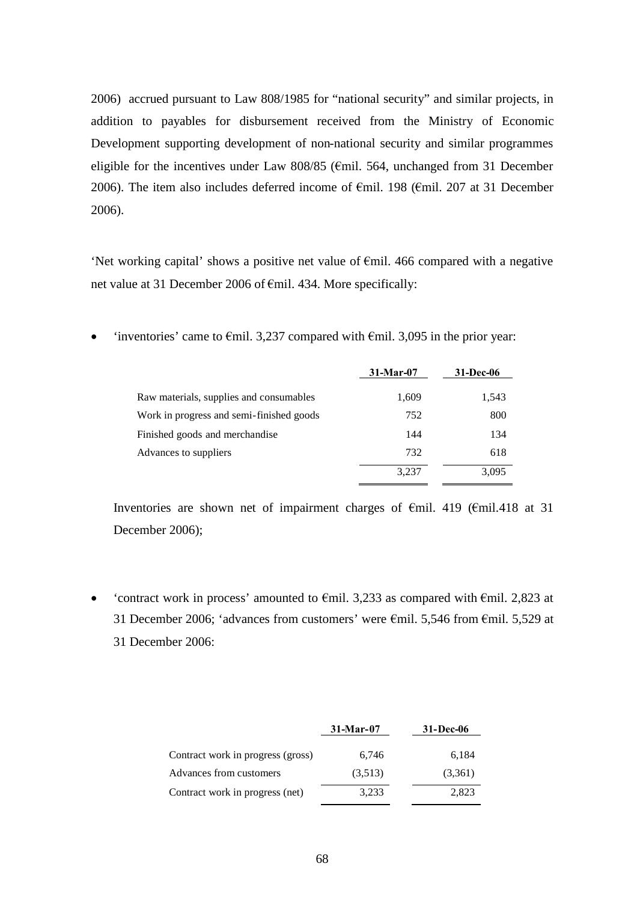2006) accrued pursuant to Law 808/1985 for "national security" and similar projects, in addition to payables for disbursement received from the Ministry of Economic Development supporting development of non-national security and similar programmes eligible for the incentives under Law 808/85 (€mil. 564, unchanged from 31 December 2006). The item also includes deferred income of €mil. 198 (€mil. 207 at 31 December 2006).

'Net working capital' shows a positive net value of €mil. 466 compared with a negative net value at 31 December 2006 of €mil. 434. More specifically:

- 'inventories' came to €mil. 3,237 compared with €mil. 3,095 in the prior year:

| | 31-Mar-07 | 31-Dec-06 |
|---|---|---|
| Raw materials, supplies and consumables | 1,609 | 1,543 |
| Work in progress and semi-finished goods | 752 | 800 |
| Finished goods and merchandise | 144 | 134 |
| Advances to suppliers | 732 | 618 |
| | 3,237 | 3,095 |

  Inventories are shown net of impairment charges of €mil. 419 (€mil.418 at 31 December 2006);

- 'contract work in process' amounted to €mil. 3,233 as compared with €mil. 2,823 at 31 December 2006; 'advances from customers' were €mil. 5,546 from €mil. 5,529 at 31 December 2006:

| | 31-Mar-07 | 31-Dec-06 |
|---|---|---|
| Contract work in progress (gross) | 6,746 | 6,184 |
| Advances from customers | (3,513) | (3,361) |
| Contract work in progress (net) | 3,233 | 2,823 |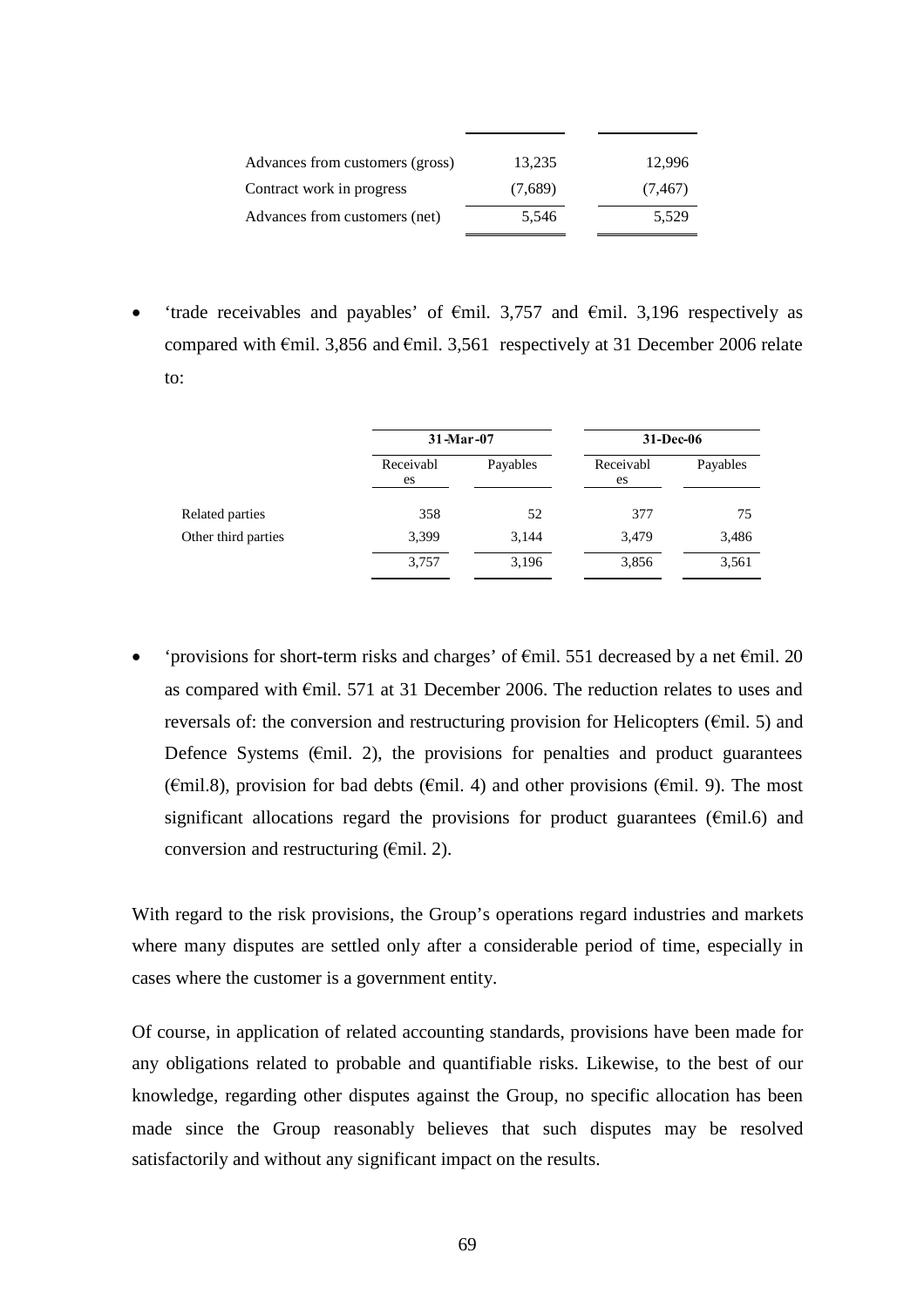| | | |
|---|---|---|
| Advances from customers (gross) | 13,235 | 12,996 |
| Contract work in progress | (7,689) | (7,467) |
| Advances from customers (net) | 5,546 | 5,529 |

- 'trade receivables and payables' of €mil. 3,757 and €mil. 3,196 respectively as compared with €mil. 3,856 and €mil. 3,561 respectively at 31 December 2006 relate to:

| | 31-Mar-07 | | 31-Dec-06 | |
|---|---|---|---|---|
| | Receivables | Payables | Receivables | Payables |
| Related parties | 358 | 52 | 377 | 75 |
| Other third parties | 3,399 | 3,144 | 3,479 | 3,486 |
| | 3,757 | 3,196 | 3,856 | 3,561 |

- 'provisions for short-term risks and charges' of €mil. 551 decreased by a net €mil. 20 as compared with €mil. 571 at 31 December 2006. The reduction relates to uses and reversals of: the conversion and restructuring provision for Helicopters (€mil. 5) and Defence Systems (€mil. 2), the provisions for penalties and product guarantees (€mil.8), provision for bad debts (€mil. 4) and other provisions (€mil. 9). The most significant allocations regard the provisions for product guarantees (€mil.6) and conversion and restructuring (€mil. 2).

With regard to the risk provisions, the Group's operations regard industries and markets where many disputes are settled only after a considerable period of time, especially in cases where the customer is a government entity.

Of course, in application of related accounting standards, provisions have been made for any obligations related to probable and quantifiable risks. Likewise, to the best of our knowledge, regarding other disputes against the Group, no specific allocation has been made since the Group reasonably believes that such disputes may be resolved satisfactorily and without any significant impact on the results.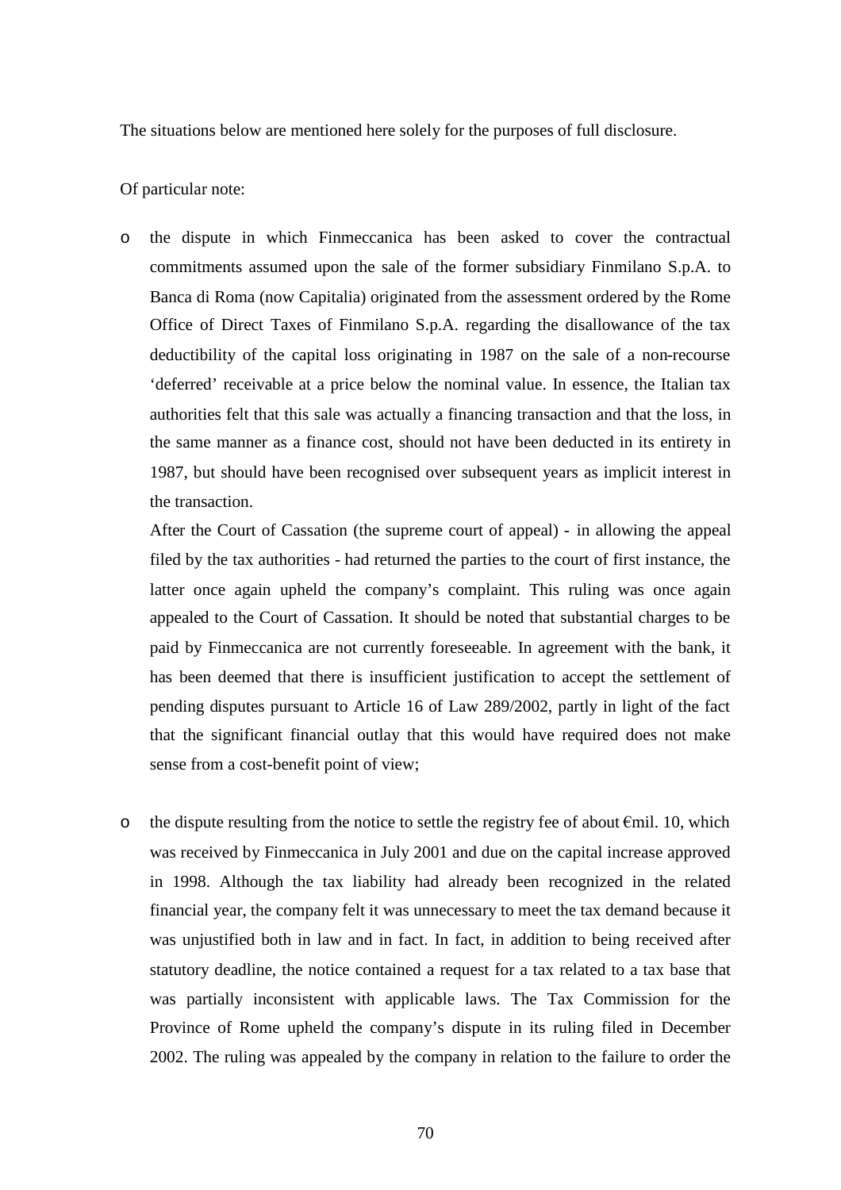The situations below are mentioned here solely for the purposes of full disclosure.

Of particular note:

- the dispute in which Finmeccanica has been asked to cover the contractual commitments assumed upon the sale of the former subsidiary Finmilano S.p.A. to Banca di Roma (now Capitalia) originated from the assessment ordered by the Rome Office of Direct Taxes of Finmilano S.p.A. regarding the disallowance of the tax deductibility of the capital loss originating in 1987 on the sale of a non-recourse 'deferred' receivable at a price below the nominal value. In essence, the Italian tax authorities felt that this sale was actually a financing transaction and that the loss, in the same manner as a finance cost, should not have been deducted in its entirety in 1987, but should have been recognised over subsequent years as implicit interest in the transaction.

  After the Court of Cassation (the supreme court of appeal) - in allowing the appeal filed by the tax authorities - had returned the parties to the court of first instance, the latter once again upheld the company's complaint. This ruling was once again appealed to the Court of Cassation. It should be noted that substantial charges to be paid by Finmeccanica are not currently foreseeable. In agreement with the bank, it has been deemed that there is insufficient justification to accept the settlement of pending disputes pursuant to Article 16 of Law 289/2002, partly in light of the fact that the significant financial outlay that this would have required does not make sense from a cost-benefit point of view;

- the dispute resulting from the notice to settle the registry fee of about €mil. 10, which was received by Finmeccanica in July 2001 and due on the capital increase approved in 1998. Although the tax liability had already been recognized in the related financial year, the company felt it was unnecessary to meet the tax demand because it was unjustified both in law and in fact. In fact, in addition to being received after statutory deadline, the notice contained a request for a tax related to a tax base that was partially inconsistent with applicable laws. The Tax Commission for the Province of Rome upheld the company's dispute in its ruling filed in December 2002. The ruling was appealed by the company in relation to the failure to order the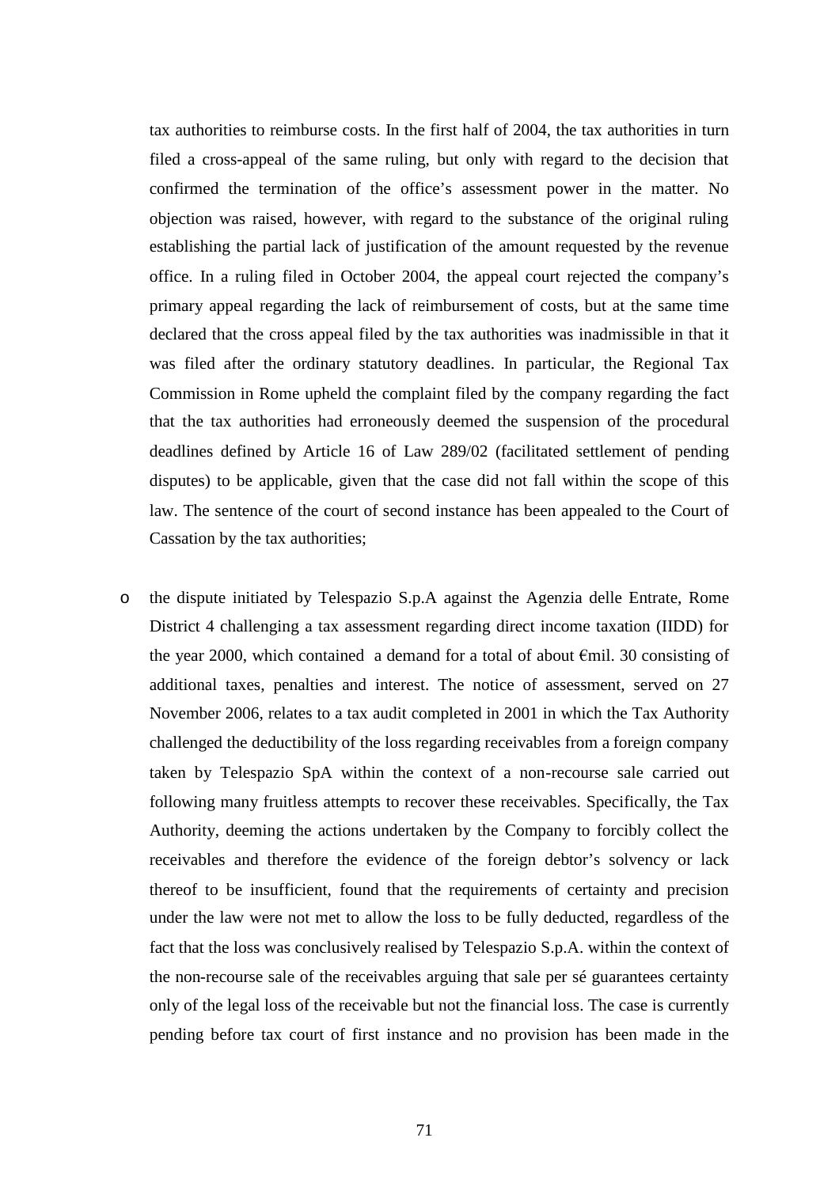tax authorities to reimburse costs. In the first half of 2004, the tax authorities in turn filed a cross-appeal of the same ruling, but only with regard to the decision that confirmed the termination of the office's assessment power in the matter. No objection was raised, however, with regard to the substance of the original ruling establishing the partial lack of justification of the amount requested by the revenue office. In a ruling filed in October 2004, the appeal court rejected the company's primary appeal regarding the lack of reimbursement of costs, but at the same time declared that the cross appeal filed by the tax authorities was inadmissible in that it was filed after the ordinary statutory deadlines. In particular, the Regional Tax Commission in Rome upheld the complaint filed by the company regarding the fact that the tax authorities had erroneously deemed the suspension of the procedural deadlines defined by Article 16 of Law 289/02 (facilitated settlement of pending disputes) to be applicable, given that the case did not fall within the scope of this law. The sentence of the court of second instance has been appealed to the Court of Cassation by the tax authorities;

- the dispute initiated by Telespazio S.p.A against the Agenzia delle Entrate, Rome District 4 challenging a tax assessment regarding direct income taxation (IIDD) for the year 2000, which contained a demand for a total of about €mil. 30 consisting of additional taxes, penalties and interest. The notice of assessment, served on 27 November 2006, relates to a tax audit completed in 2001 in which the Tax Authority challenged the deductibility of the loss regarding receivables from a foreign company taken by Telespazio SpA within the context of a non-recourse sale carried out following many fruitless attempts to recover these receivables. Specifically, the Tax Authority, deeming the actions undertaken by the Company to forcibly collect the receivables and therefore the evidence of the foreign debtor's solvency or lack thereof to be insufficient, found that the requirements of certainty and precision under the law were not met to allow the loss to be fully deducted, regardless of the fact that the loss was conclusively realised by Telespazio S.p.A. within the context of the non-recourse sale of the receivables arguing that sale per sé guarantees certainty only of the legal loss of the receivable but not the financial loss. The case is currently pending before tax court of first instance and no provision has been made in the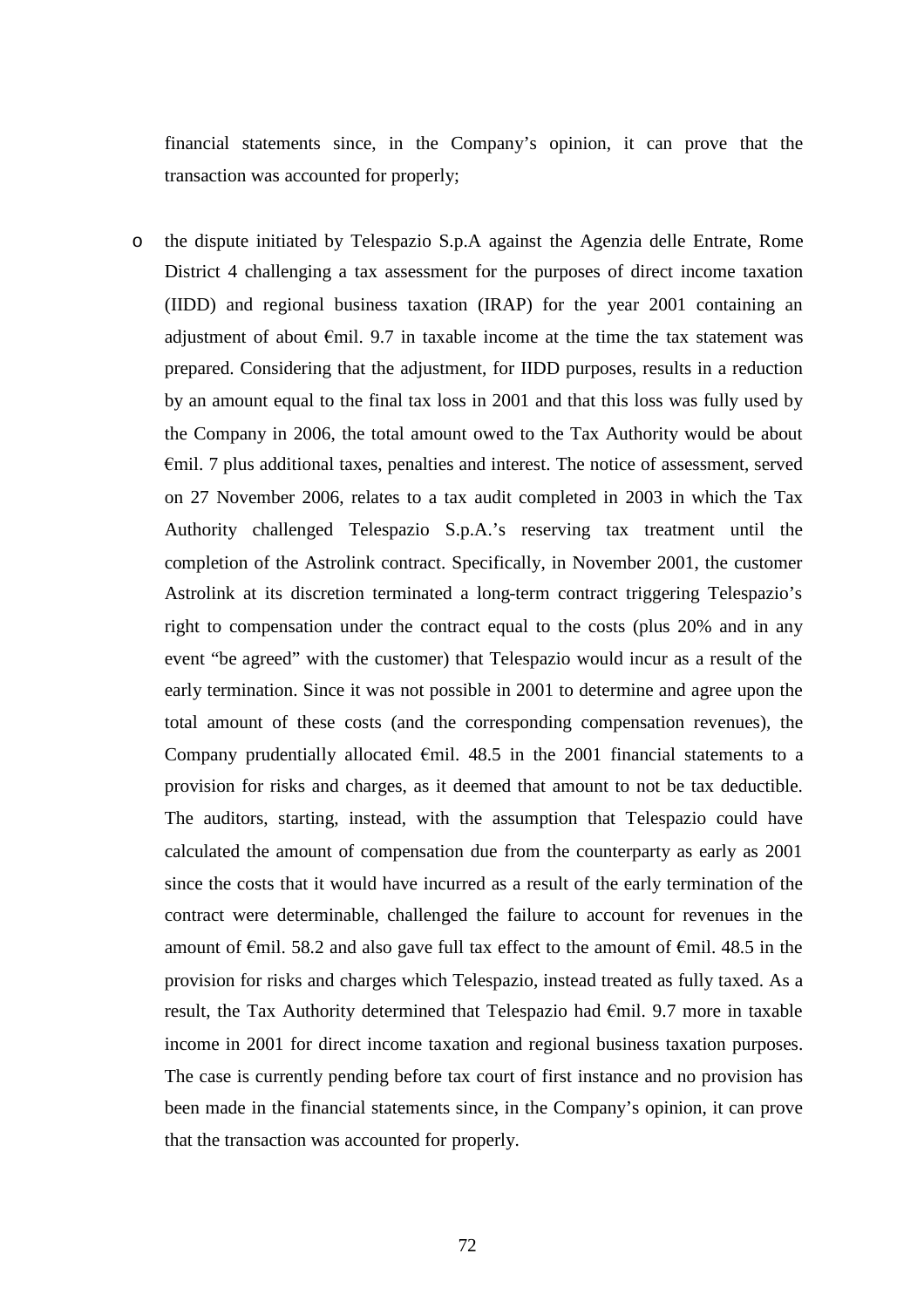financial statements since, in the Company's opinion, it can prove that the transaction was accounted for properly;

- the dispute initiated by Telespazio S.p.A against the Agenzia delle Entrate, Rome District 4 challenging a tax assessment for the purposes of direct income taxation (IIDD) and regional business taxation (IRAP) for the year 2001 containing an adjustment of about €mil. 9.7 in taxable income at the time the tax statement was prepared. Considering that the adjustment, for IIDD purposes, results in a reduction by an amount equal to the final tax loss in 2001 and that this loss was fully used by the Company in 2006, the total amount owed to the Tax Authority would be about €mil. 7 plus additional taxes, penalties and interest. The notice of assessment, served on 27 November 2006, relates to a tax audit completed in 2003 in which the Tax Authority challenged Telespazio S.p.A.'s reserving tax treatment until the completion of the Astrolink contract. Specifically, in November 2001, the customer Astrolink at its discretion terminated a long-term contract triggering Telespazio's right to compensation under the contract equal to the costs (plus 20% and in any event "be agreed" with the customer) that Telespazio would incur as a result of the early termination. Since it was not possible in 2001 to determine and agree upon the total amount of these costs (and the corresponding compensation revenues), the Company prudentially allocated €mil. 48.5 in the 2001 financial statements to a provision for risks and charges, as it deemed that amount to not be tax deductible. The auditors, starting, instead, with the assumption that Telespazio could have calculated the amount of compensation due from the counterparty as early as 2001 since the costs that it would have incurred as a result of the early termination of the contract were determinable, challenged the failure to account for revenues in the amount of €mil. 58.2 and also gave full tax effect to the amount of €mil. 48.5 in the provision for risks and charges which Telespazio, instead treated as fully taxed. As a result, the Tax Authority determined that Telespazio had €mil. 9.7 more in taxable income in 2001 for direct income taxation and regional business taxation purposes. The case is currently pending before tax court of first instance and no provision has been made in the financial statements since, in the Company's opinion, it can prove that the transaction was accounted for properly.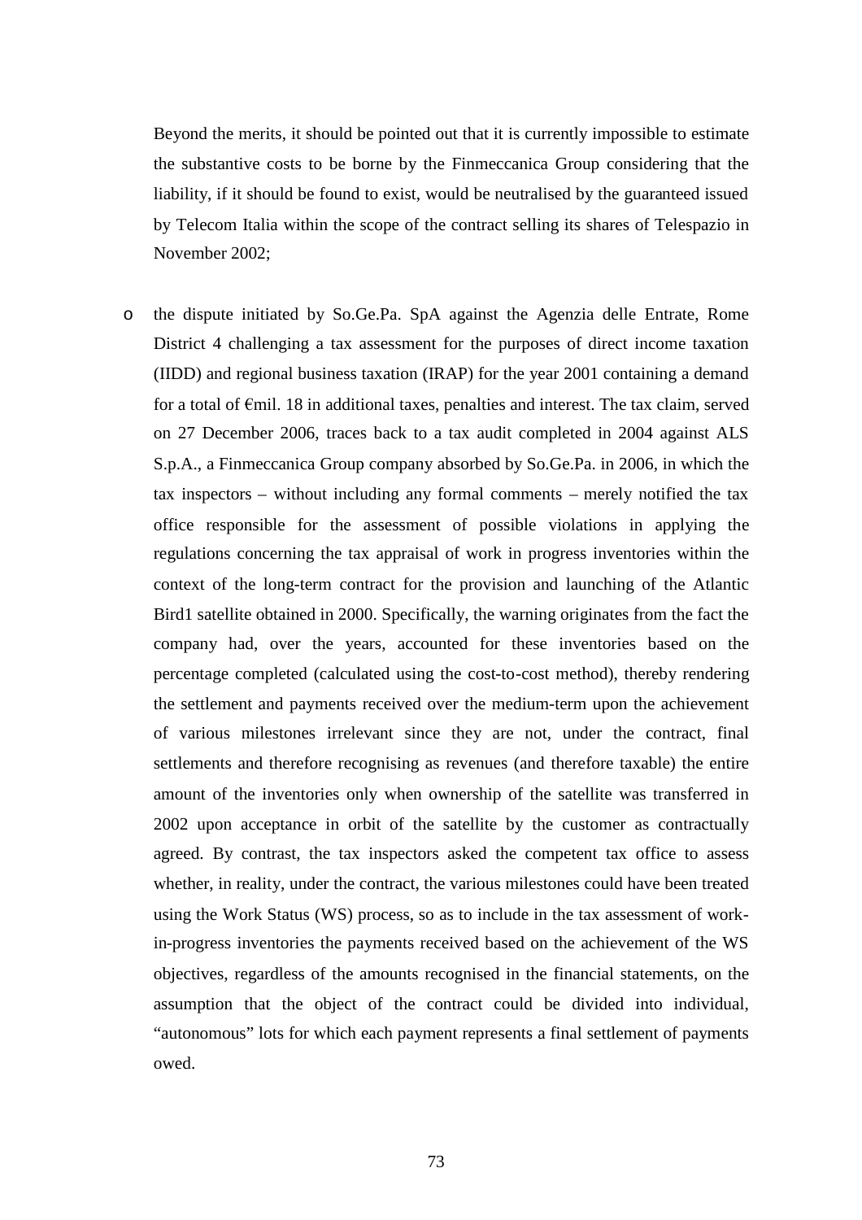Beyond the merits, it should be pointed out that it is currently impossible to estimate the substantive costs to be borne by the Finmeccanica Group considering that the liability, if it should be found to exist, would be neutralised by the guaranteed issued by Telecom Italia within the scope of the contract selling its shares of Telespazio in November 2002;

- the dispute initiated by So.Ge.Pa. SpA against the Agenzia delle Entrate, Rome District 4 challenging a tax assessment for the purposes of direct income taxation (IIDD) and regional business taxation (IRAP) for the year 2001 containing a demand for a total of €mil. 18 in additional taxes, penalties and interest. The tax claim, served on 27 December 2006, traces back to a tax audit completed in 2004 against ALS S.p.A., a Finmeccanica Group company absorbed by So.Ge.Pa. in 2006, in which the tax inspectors – without including any formal comments – merely notified the tax office responsible for the assessment of possible violations in applying the regulations concerning the tax appraisal of work in progress inventories within the context of the long-term contract for the provision and launching of the Atlantic Bird1 satellite obtained in 2000. Specifically, the warning originates from the fact the company had, over the years, accounted for these inventories based on the percentage completed (calculated using the cost-to-cost method), thereby rendering the settlement and payments received over the medium-term upon the achievement of various milestones irrelevant since they are not, under the contract, final settlements and therefore recognising as revenues (and therefore taxable) the entire amount of the inventories only when ownership of the satellite was transferred in 2002 upon acceptance in orbit of the satellite by the customer as contractually agreed. By contrast, the tax inspectors asked the competent tax office to assess whether, in reality, under the contract, the various milestones could have been treated using the Work Status (WS) process, so as to include in the tax assessment of work-in-progress inventories the payments received based on the achievement of the WS objectives, regardless of the amounts recognised in the financial statements, on the assumption that the object of the contract could be divided into individual, "autonomous" lots for which each payment represents a final settlement of payments owed.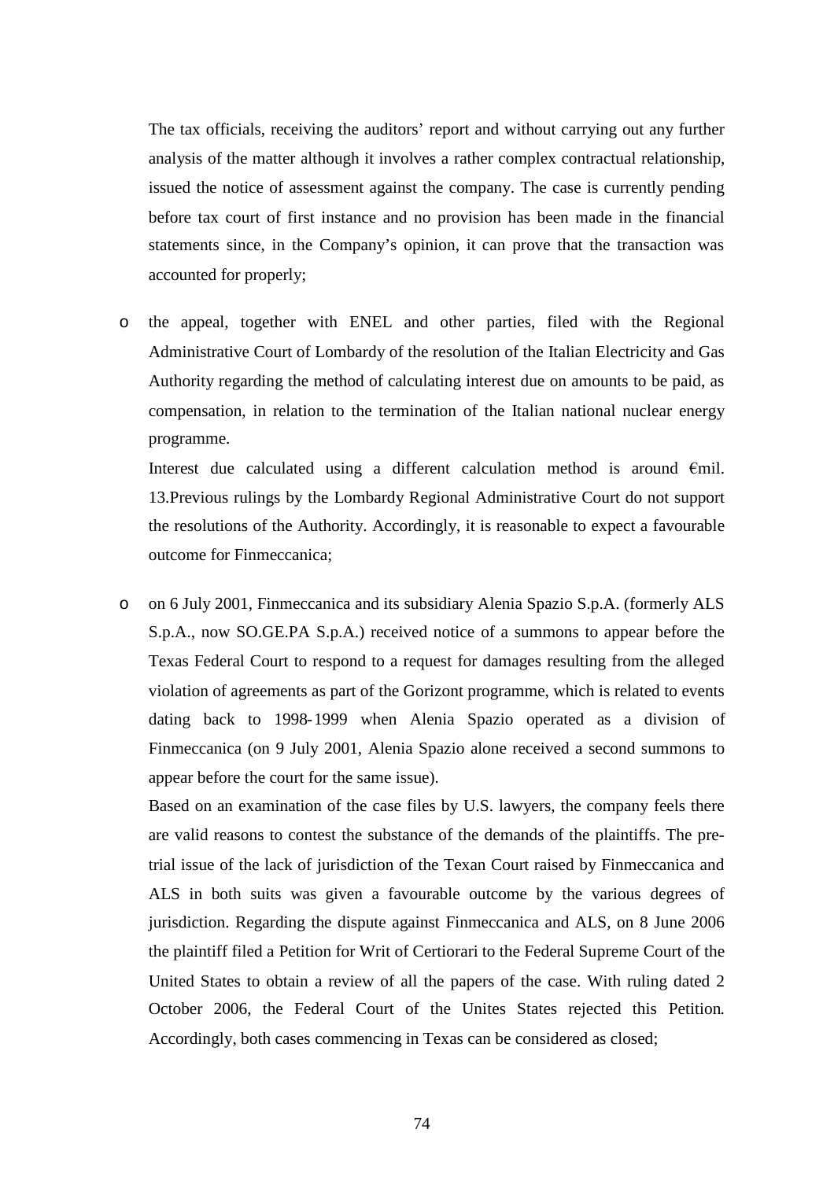The tax officials, receiving the auditors' report and without carrying out any further analysis of the matter although it involves a rather complex contractual relationship, issued the notice of assessment against the company. The case is currently pending before tax court of first instance and no provision has been made in the financial statements since, in the Company's opinion, it can prove that the transaction was accounted for properly;

- the appeal, together with ENEL and other parties, filed with the Regional Administrative Court of Lombardy of the resolution of the Italian Electricity and Gas Authority regarding the method of calculating interest due on amounts to be paid, as compensation, in relation to the termination of the Italian national nuclear energy programme.

  Interest due calculated using a different calculation method is around €mil. 13.Previous rulings by the Lombardy Regional Administrative Court do not support the resolutions of the Authority. Accordingly, it is reasonable to expect a favourable outcome for Finmeccanica;

- on 6 July 2001, Finmeccanica and its subsidiary Alenia Spazio S.p.A. (formerly ALS S.p.A., now SO.GE.PA S.p.A.) received notice of a summons to appear before the Texas Federal Court to respond to a request for damages resulting from the alleged violation of agreements as part of the Gorizont programme, which is related to events dating back to 1998-1999 when Alenia Spazio operated as a division of Finmeccanica (on 9 July 2001, Alenia Spazio alone received a second summons to appear before the court for the same issue).

  Based on an examination of the case files by U.S. lawyers, the company feels there are valid reasons to contest the substance of the demands of the plaintiffs. The pre-trial issue of the lack of jurisdiction of the Texan Court raised by Finmeccanica and ALS in both suits was given a favourable outcome by the various degrees of jurisdiction. Regarding the dispute against Finmeccanica and ALS, on 8 June 2006 the plaintiff filed a Petition for Writ of Certiorari to the Federal Supreme Court of the United States to obtain a review of all the papers of the case. With ruling dated 2 October 2006, the Federal Court of the Unites States rejected this Petition. Accordingly, both cases commencing in Texas can be considered as closed;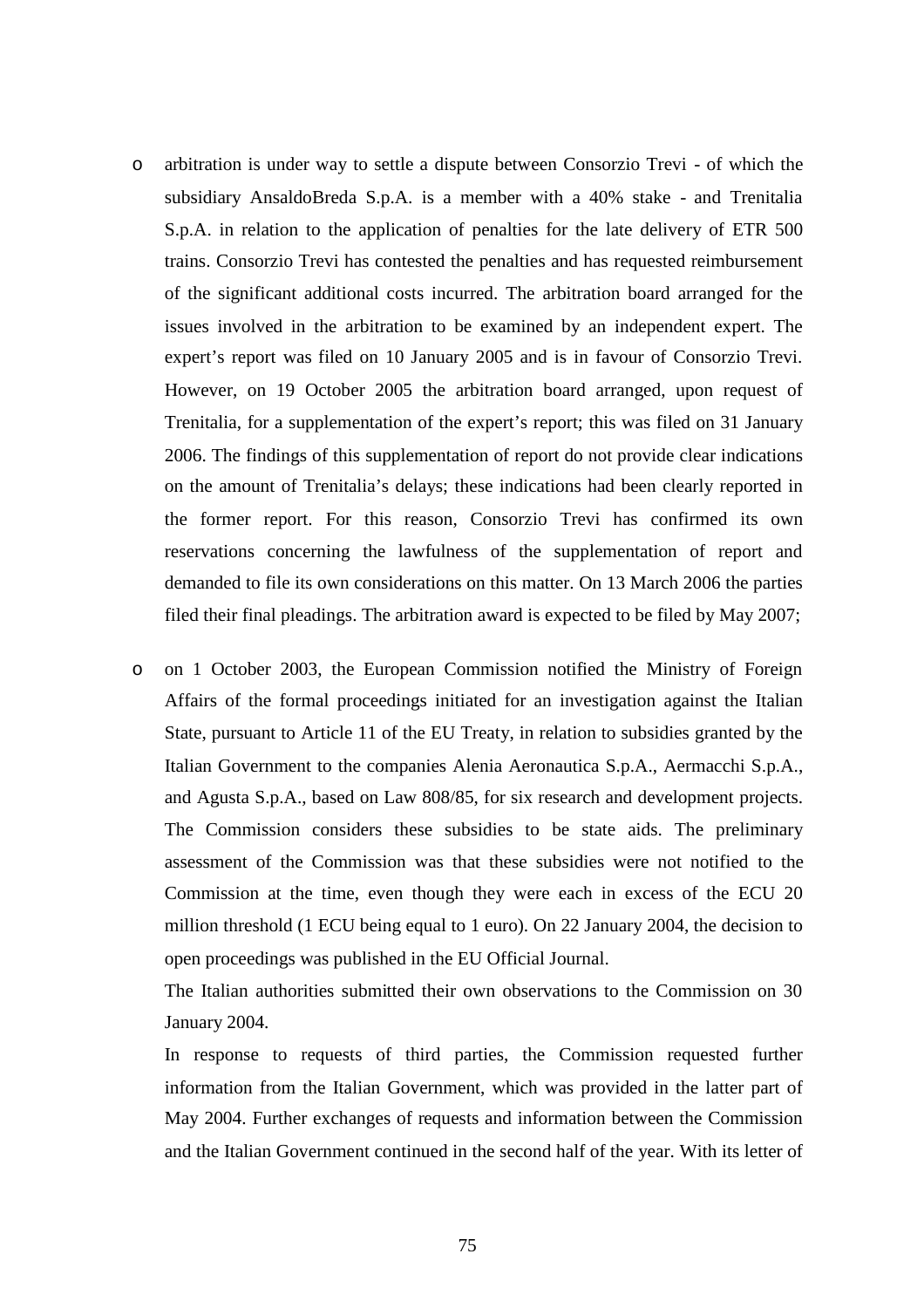- arbitration is under way to settle a dispute between Consorzio Trevi - of which the subsidiary AnsaldoBreda S.p.A. is a member with a 40% stake - and Trenitalia S.p.A. in relation to the application of penalties for the late delivery of ETR 500 trains. Consorzio Trevi has contested the penalties and has requested reimbursement of the significant additional costs incurred. The arbitration board arranged for the issues involved in the arbitration to be examined by an independent expert. The expert's report was filed on 10 January 2005 and is in favour of Consorzio Trevi. However, on 19 October 2005 the arbitration board arranged, upon request of Trenitalia, for a supplementation of the expert's report; this was filed on 31 January 2006. The findings of this supplementation of report do not provide clear indications on the amount of Trenitalia's delays; these indications had been clearly reported in the former report. For this reason, Consorzio Trevi has confirmed its own reservations concerning the lawfulness of the supplementation of report and demanded to file its own considerations on this matter. On 13 March 2006 the parties filed their final pleadings. The arbitration award is expected to be filed by May 2007;

- on 1 October 2003, the European Commission notified the Ministry of Foreign Affairs of the formal proceedings initiated for an investigation against the Italian State, pursuant to Article 11 of the EU Treaty, in relation to subsidies granted by the Italian Government to the companies Alenia Aeronautica S.p.A., Aermacchi S.p.A., and Agusta S.p.A., based on Law 808/85, for six research and development projects. The Commission considers these subsidies to be state aids. The preliminary assessment of the Commission was that these subsidies were not notified to the Commission at the time, even though they were each in excess of the ECU 20 million threshold (1 ECU being equal to 1 euro). On 22 January 2004, the decision to open proceedings was published in the EU Official Journal.

  The Italian authorities submitted their own observations to the Commission on 30 January 2004.

  In response to requests of third parties, the Commission requested further information from the Italian Government, which was provided in the latter part of May 2004. Further exchanges of requests and information between the Commission and the Italian Government continued in the second half of the year. With its letter of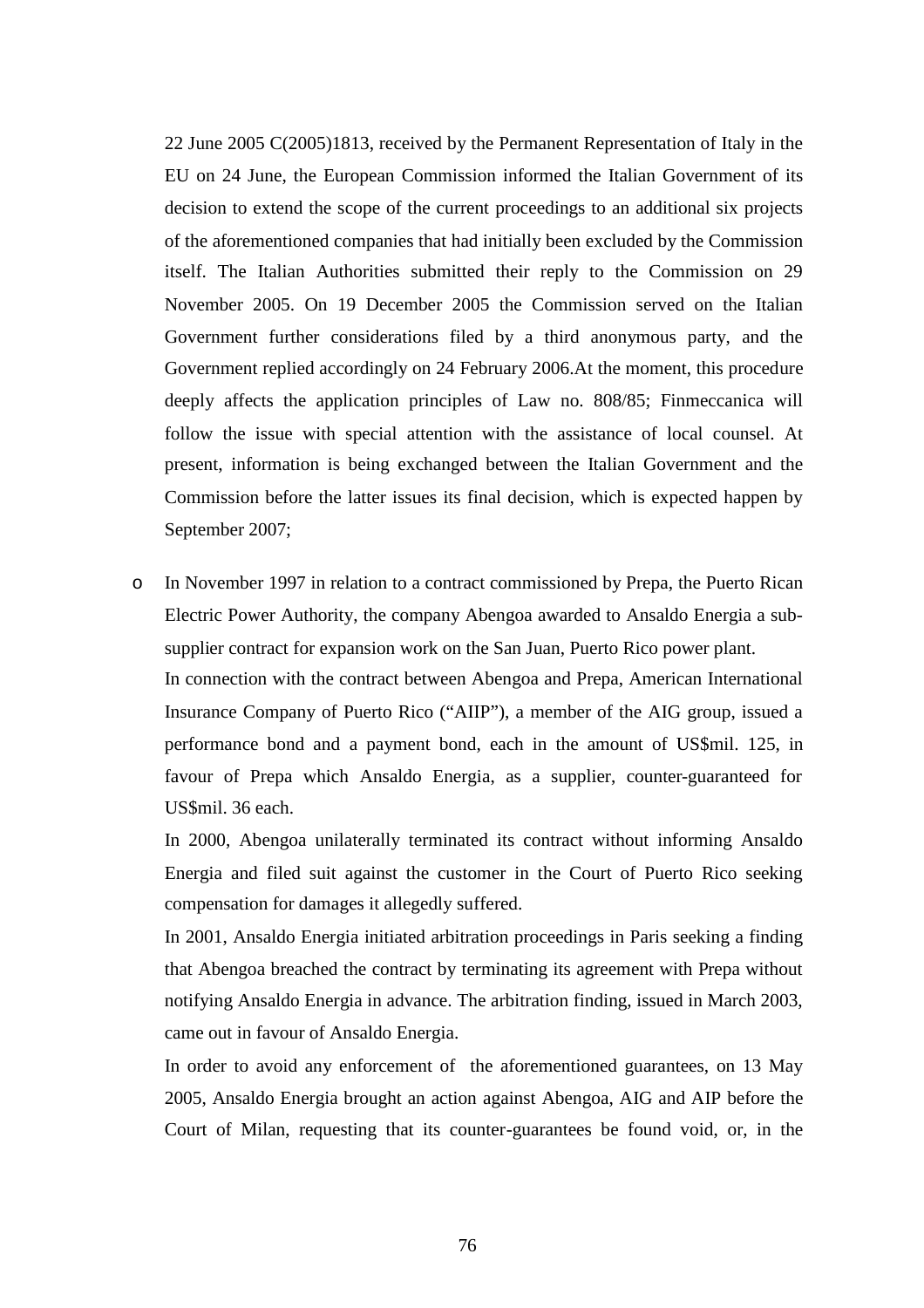22 June 2005 C(2005)1813, received by the Permanent Representation of Italy in the EU on 24 June, the European Commission informed the Italian Government of its decision to extend the scope of the current proceedings to an additional six projects of the aforementioned companies that had initially been excluded by the Commission itself. The Italian Authorities submitted their reply to the Commission on 29 November 2005. On 19 December 2005 the Commission served on the Italian Government further considerations filed by a third anonymous party, and the Government replied accordingly on 24 February 2006.At the moment, this procedure deeply affects the application principles of Law no. 808/85; Finmeccanica will follow the issue with special attention with the assistance of local counsel. At present, information is being exchanged between the Italian Government and the Commission before the latter issues its final decision, which is expected happen by September 2007;

- In November 1997 in relation to a contract commissioned by Prepa, the Puerto Rican Electric Power Authority, the company Abengoa awarded to Ansaldo Energia a sub-supplier contract for expansion work on the San Juan, Puerto Rico power plant.

  In connection with the contract between Abengoa and Prepa, American International Insurance Company of Puerto Rico ("AIIP"), a member of the AIG group, issued a performance bond and a payment bond, each in the amount of US$mil. 125, in favour of Prepa which Ansaldo Energia, as a supplier, counter-guaranteed for US$mil. 36 each.

  In 2000, Abengoa unilaterally terminated its contract without informing Ansaldo Energia and filed suit against the customer in the Court of Puerto Rico seeking compensation for damages it allegedly suffered.

  In 2001, Ansaldo Energia initiated arbitration proceedings in Paris seeking a finding that Abengoa breached the contract by terminating its agreement with Prepa without notifying Ansaldo Energia in advance. The arbitration finding, issued in March 2003, came out in favour of Ansaldo Energia.

  In order to avoid any enforcement of the aforementioned guarantees, on 13 May 2005, Ansaldo Energia brought an action against Abengoa, AIG and AIP before the Court of Milan, requesting that its counter-guarantees be found void, or, in the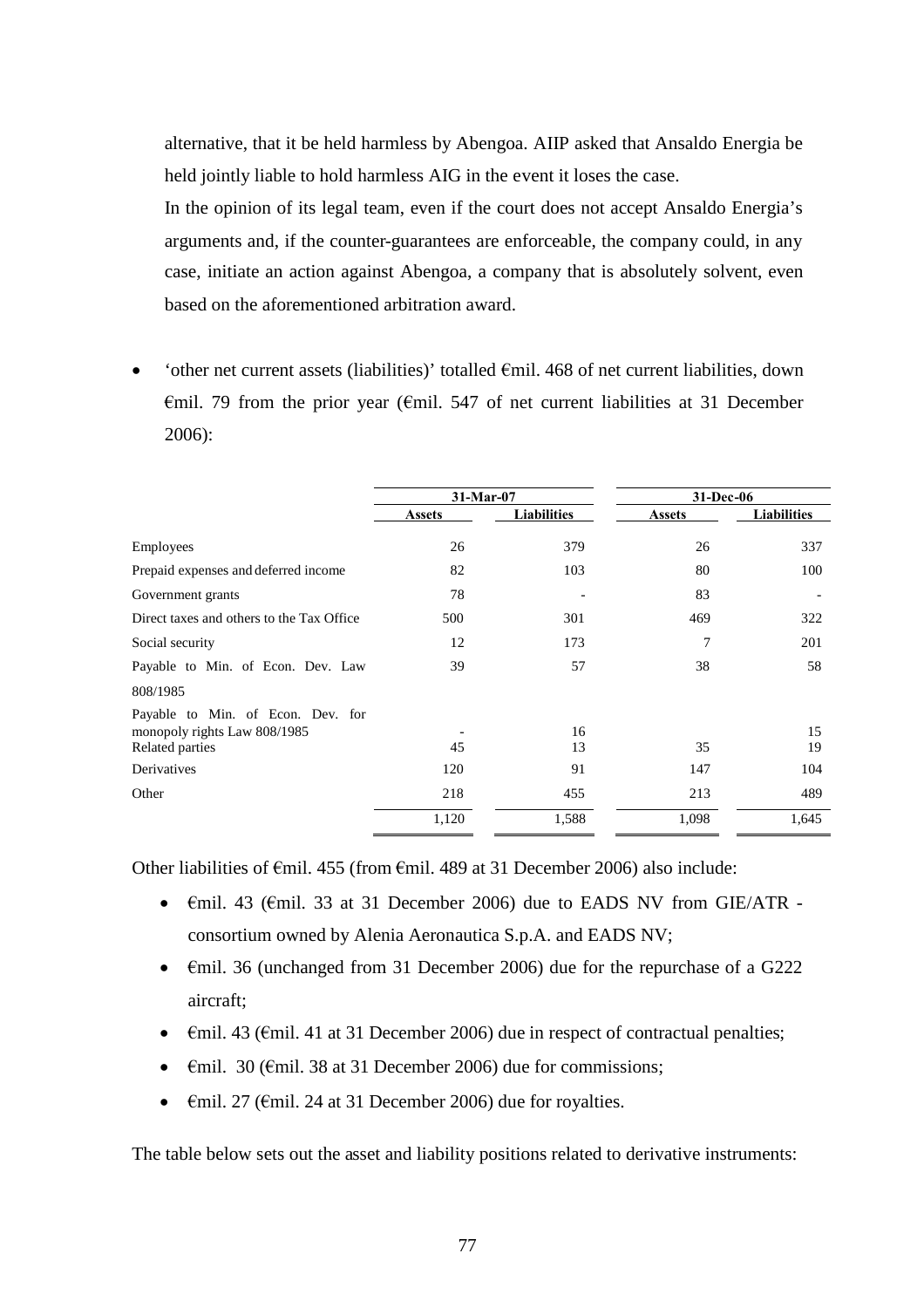alternative, that it be held harmless by Abengoa. AIIP asked that Ansaldo Energia be held jointly liable to hold harmless AIG in the event it loses the case.

In the opinion of its legal team, even if the court does not accept Ansaldo Energia's arguments and, if the counter-guarantees are enforceable, the company could, in any case, initiate an action against Abengoa, a company that is absolutely solvent, even based on the aforementioned arbitration award.

- 'other net current assets (liabilities)' totalled €mil. 468 of net current liabilities, down €mil. 79 from the prior year (€mil. 547 of net current liabilities at 31 December 2006):

| | 31-Mar-07 | | 31-Dec-06 | |
|---|---|---|---|---|
| | Assets | Liabilities | Assets | Liabilities |
| Employees | 26 | 379 | 26 | 337 |
| Prepaid expenses and deferred income | 82 | 103 | 80 | 100 |
| Government grants | 78 | - | 83 | - |
| Direct taxes and others to the Tax Office | 500 | 301 | 469 | 322 |
| Social security | 12 | 173 | 7 | 201 |
| Payable to Min. of Econ. Dev. Law 808/1985 | 39 | 57 | 38 | 58 |
| Payable to Min. of Econ. Dev. for monopoly rights Law 808/1985 | - | 16 | | 15 |
| Related parties | 45 | 13 | 35 | 19 |
| Derivatives | 120 | 91 | 147 | 104 |
| Other | 218 | 455 | 213 | 489 |
| | 1,120 | 1,588 | 1,098 | 1,645 |

Other liabilities of €mil. 455 (from €mil. 489 at 31 December 2006) also include:

- €mil. 43 (€mil. 33 at 31 December 2006) due to EADS NV from GIE/ATR - consortium owned by Alenia Aeronautica S.p.A. and EADS NV;
- €mil. 36 (unchanged from 31 December 2006) due for the repurchase of a G222 aircraft;
- €mil. 43 (€mil. 41 at 31 December 2006) due in respect of contractual penalties;
- €mil. 30 (€mil. 38 at 31 December 2006) due for commissions;
- €mil. 27 (€mil. 24 at 31 December 2006) due for royalties.

The table below sets out the asset and liability positions related to derivative instruments: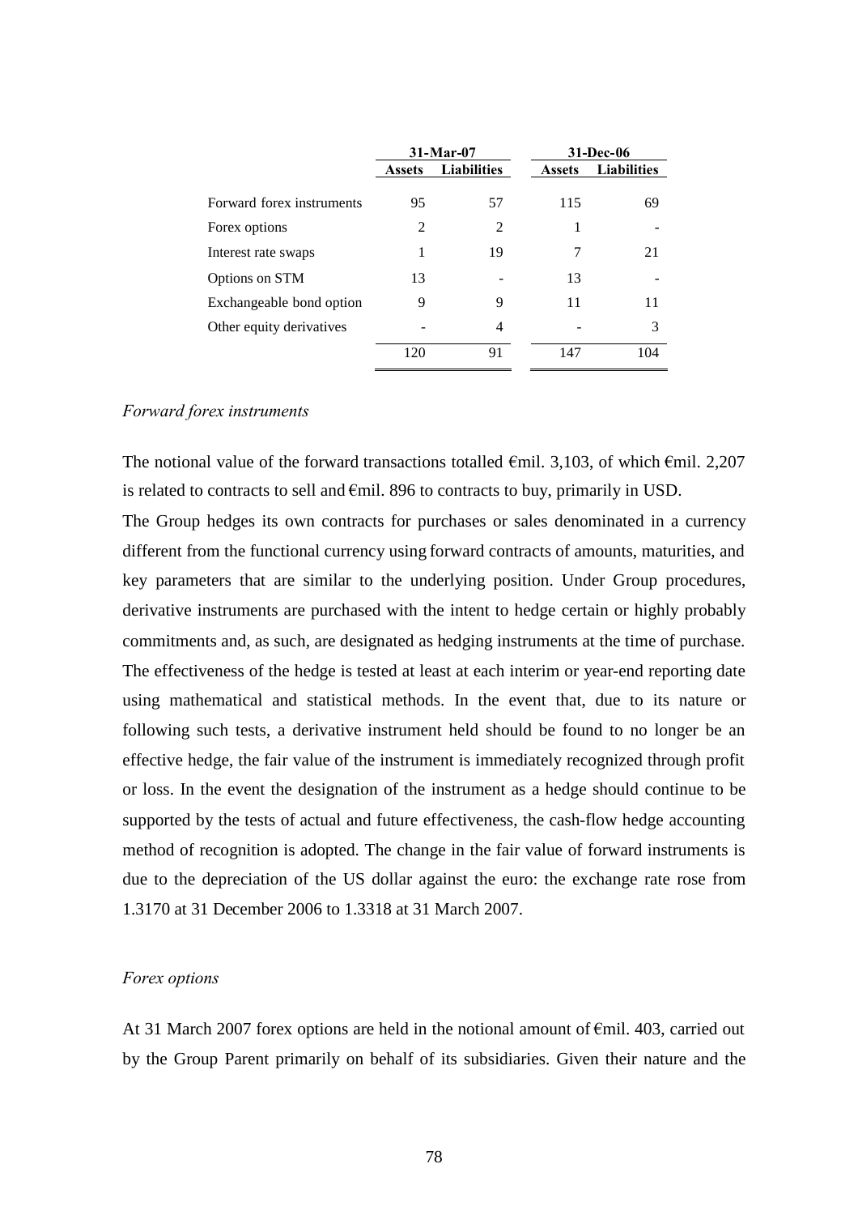| | 31-Mar-07 | | 31-Dec-06 | |
|---|---|---|---|---|
| | **Assets** | **Liabilities** | **Assets** | **Liabilities** |
| Forward forex instruments | 95 | 57 | 115 | 69 |
| Forex options | 2 | 2 | 1 | - |
| Interest rate swaps | 1 | 19 | 7 | 21 |
| Options on STM | 13 | - | 13 | - |
| Exchangeable bond option | 9 | 9 | 11 | 11 |
| Other equity derivatives | - | 4 | - | 3 |
| | 120 | 91 | 147 | 104 |

*Forward forex instruments*

The notional value of the forward transactions totalled €mil. 3,103, of which €mil. 2,207 is related to contracts to sell and €mil. 896 to contracts to buy, primarily in USD.

The Group hedges its own contracts for purchases or sales denominated in a currency different from the functional currency using forward contracts of amounts, maturities, and key parameters that are similar to the underlying position. Under Group procedures, derivative instruments are purchased with the intent to hedge certain or highly probably commitments and, as such, are designated as hedging instruments at the time of purchase. The effectiveness of the hedge is tested at least at each interim or year-end reporting date using mathematical and statistical methods. In the event that, due to its nature or following such tests, a derivative instrument held should be found to no longer be an effective hedge, the fair value of the instrument is immediately recognized through profit or loss. In the event the designation of the instrument as a hedge should continue to be supported by the tests of actual and future effectiveness, the cash-flow hedge accounting method of recognition is adopted. The change in the fair value of forward instruments is due to the depreciation of the US dollar against the euro: the exchange rate rose from 1.3170 at 31 December 2006 to 1.3318 at 31 March 2007.

*Forex options*

At 31 March 2007 forex options are held in the notional amount of €mil. 403, carried out by the Group Parent primarily on behalf of its subsidiaries. Given their nature and the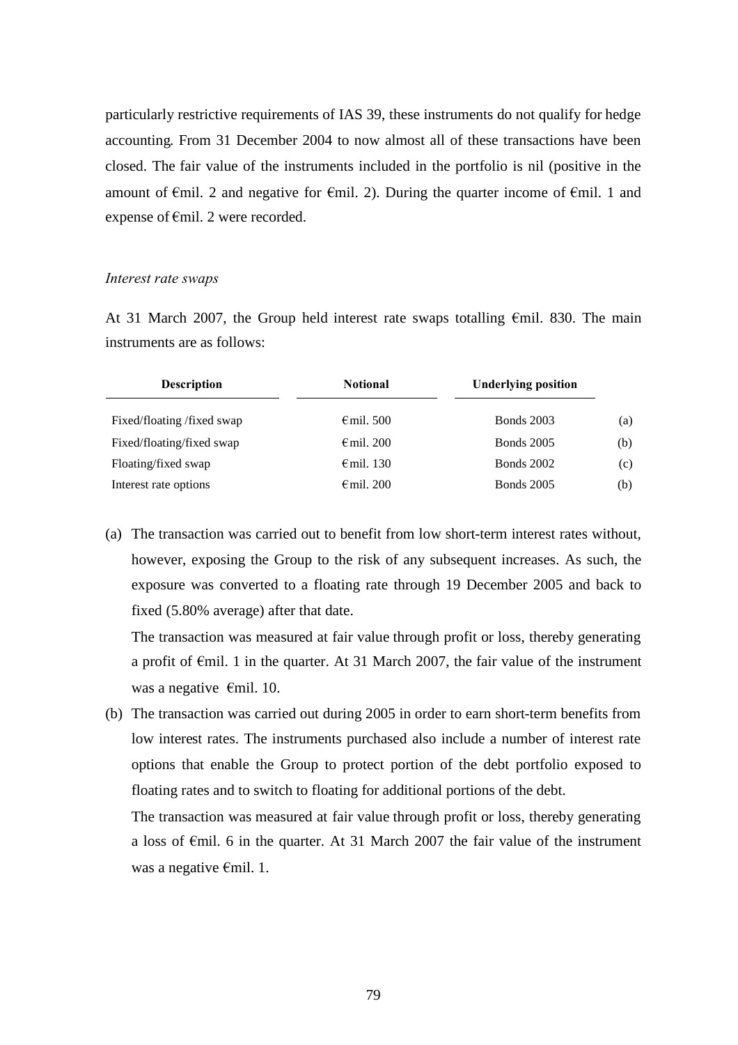particularly restrictive requirements of IAS 39, these instruments do not qualify for hedge accounting. From 31 December 2004 to now almost all of these transactions have been closed. The fair value of the instruments included in the portfolio is nil (positive in the amount of €mil. 2 and negative for €mil. 2). During the quarter income of €mil. 1 and expense of €mil. 2 were recorded.

*Interest rate swaps*

At 31 March 2007, the Group held interest rate swaps totalling €mil. 830. The main instruments are as follows:

| Description | Notional | Underlying position | |
|---|---|---|---|
| Fixed/floating /fixed swap | € mil. 500 | Bonds 2003 | (a) |
| Fixed/floating/fixed swap | € mil. 200 | Bonds 2005 | (b) |
| Floating/fixed swap | € mil. 130 | Bonds 2002 | (c) |
| Interest rate options | € mil. 200 | Bonds 2005 | (b) |

(a) The transaction was carried out to benefit from low short-term interest rates without, however, exposing the Group to the risk of any subsequent increases. As such, the exposure was converted to a floating rate through 19 December 2005 and back to fixed (5.80% average) after that date.

 The transaction was measured at fair value through profit or loss, thereby generating a profit of €mil. 1 in the quarter. At 31 March 2007, the fair value of the instrument was a negative €mil. 10.

(b) The transaction was carried out during 2005 in order to earn short-term benefits from low interest rates. The instruments purchased also include a number of interest rate options that enable the Group to protect portion of the debt portfolio exposed to floating rates and to switch to floating for additional portions of the debt.

 The transaction was measured at fair value through profit or loss, thereby generating a loss of €mil. 6 in the quarter. At 31 March 2007 the fair value of the instrument was a negative €mil. 1.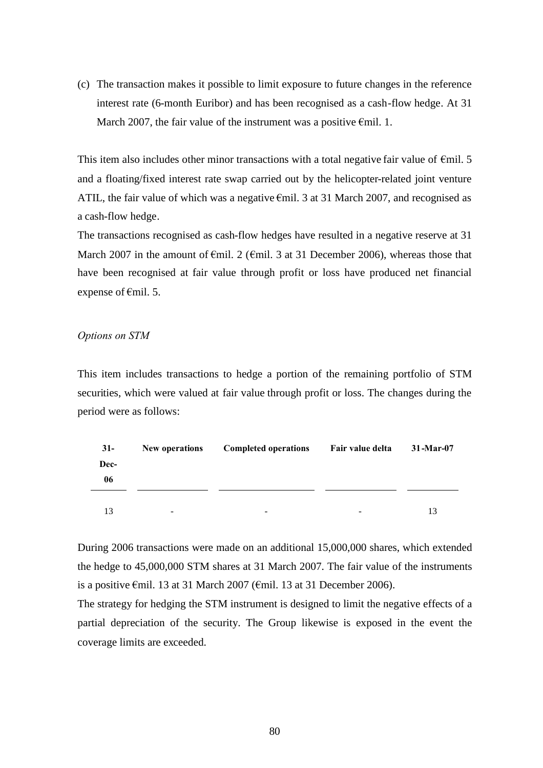(c) The transaction makes it possible to limit exposure to future changes in the reference interest rate (6-month Euribor) and has been recognised as a cash-flow hedge. At 31 March 2007, the fair value of the instrument was a positive €mil. 1.

This item also includes other minor transactions with a total negative fair value of €mil. 5 and a floating/fixed interest rate swap carried out by the helicopter-related joint venture ATIL, the fair value of which was a negative €mil. 3 at 31 March 2007, and recognised as a cash-flow hedge.

The transactions recognised as cash-flow hedges have resulted in a negative reserve at 31 March 2007 in the amount of €mil. 2 (€mil. 3 at 31 December 2006), whereas those that have been recognised at fair value through profit or loss have produced net financial expense of €mil. 5.

*Options on STM*

This item includes transactions to hedge a portion of the remaining portfolio of STM securities, which were valued at fair value through profit or loss. The changes during the period were as follows:

| 31-Dec-06 | New operations | Completed operations | Fair value delta | 31-Mar-07 |
|---|---|---|---|---|
| 13 | - | - | - | 13 |

During 2006 transactions were made on an additional 15,000,000 shares, which extended the hedge to 45,000,000 STM shares at 31 March 2007. The fair value of the instruments is a positive €mil. 13 at 31 March 2007 (€mil. 13 at 31 December 2006).

The strategy for hedging the STM instrument is designed to limit the negative effects of a partial depreciation of the security. The Group likewise is exposed in the event the coverage limits are exceeded.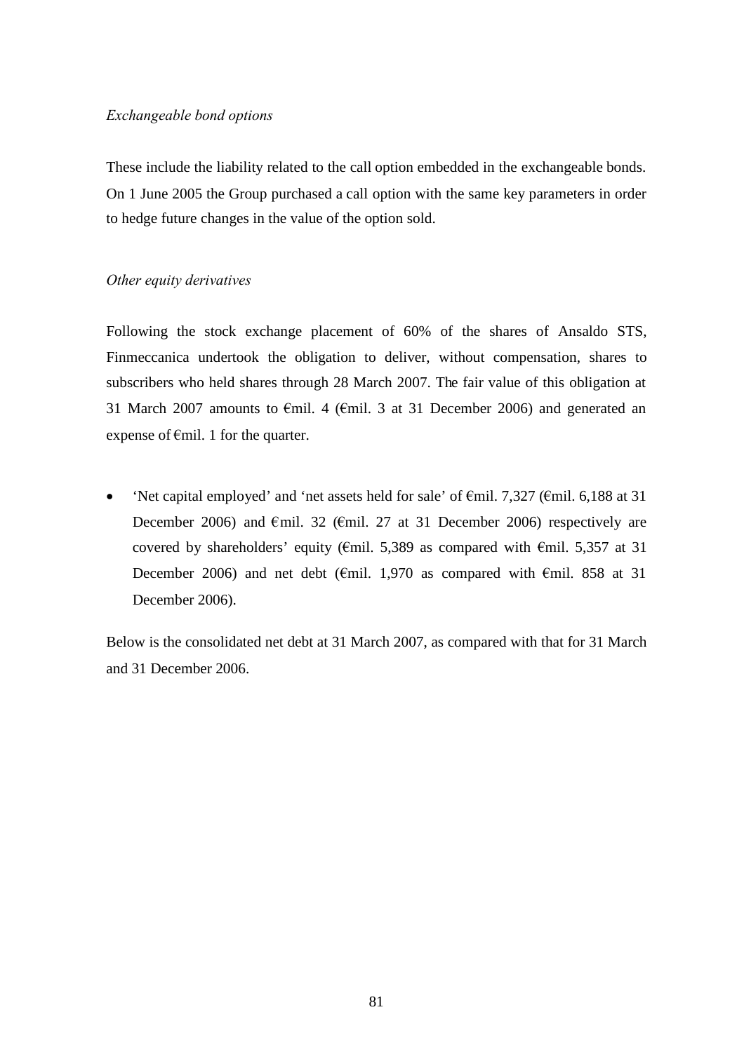*Exchangeable bond options*

These include the liability related to the call option embedded in the exchangeable bonds. On 1 June 2005 the Group purchased a call option with the same key parameters in order to hedge future changes in the value of the option sold.

*Other equity derivatives*

Following the stock exchange placement of 60% of the shares of Ansaldo STS, Finmeccanica undertook the obligation to deliver, without compensation, shares to subscribers who held shares through 28 March 2007. The fair value of this obligation at 31 March 2007 amounts to €mil. 4 (€mil. 3 at 31 December 2006) and generated an expense of €mil. 1 for the quarter.

- 'Net capital employed' and 'net assets held for sale' of €mil. 7,327 (€mil. 6,188 at 31 December 2006) and €mil. 32 (€mil. 27 at 31 December 2006) respectively are covered by shareholders' equity (€mil. 5,389 as compared with €mil. 5,357 at 31 December 2006) and net debt (€mil. 1,970 as compared with €mil. 858 at 31 December 2006).

Below is the consolidated net debt at 31 March 2007, as compared with that for 31 March and 31 December 2006.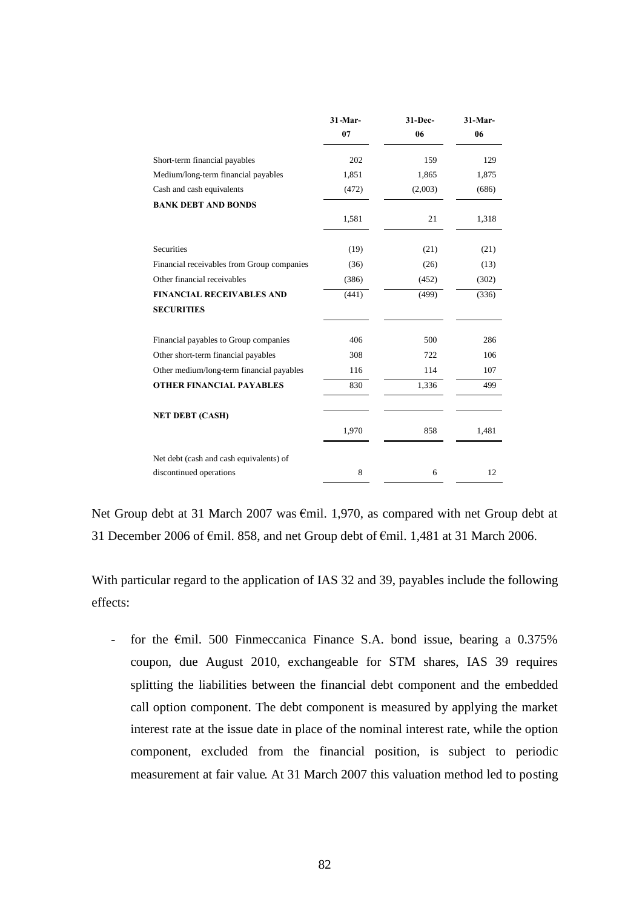| | 31-Mar-07 | 31-Dec-06 | 31-Mar-06 |
|---|---|---|---|
| Short-term financial payables | 202 | 159 | 129 |
| Medium/long-term financial payables | 1,851 | 1,865 | 1,875 |
| Cash and cash equivalents | (472) | (2,003) | (686) |
| **BANK DEBT AND BONDS** | 1,581 | 21 | 1,318 |
| Securities | (19) | (21) | (21) |
| Financial receivables from Group companies | (36) | (26) | (13) |
| Other financial receivables | (386) | (452) | (302) |
| **FINANCIAL RECEIVABLES AND SECURITIES** | (441) | (499) | (336) |
| Financial payables to Group companies | 406 | 500 | 286 |
| Other short-term financial payables | 308 | 722 | 106 |
| Other medium/long-term financial payables | 116 | 114 | 107 |
| **OTHER FINANCIAL PAYABLES** | 830 | 1,336 | 499 |
| **NET DEBT (CASH)** | 1,970 | 858 | 1,481 |
| Net debt (cash and cash equivalents) of discontinued operations | 8 | 6 | 12 |

Net Group debt at 31 March 2007 was €mil. 1,970, as compared with net Group debt at 31 December 2006 of €mil. 858, and net Group debt of €mil. 1,481 at 31 March 2006.

With particular regard to the application of IAS 32 and 39, payables include the following effects:

- for the €mil. 500 Finmeccanica Finance S.A. bond issue, bearing a 0.375% coupon, due August 2010, exchangeable for STM shares, IAS 39 requires splitting the liabilities between the financial debt component and the embedded call option component. The debt component is measured by applying the market interest rate at the issue date in place of the nominal interest rate, while the option component, excluded from the financial position, is subject to periodic measurement at fair value. At 31 March 2007 this valuation method led to posting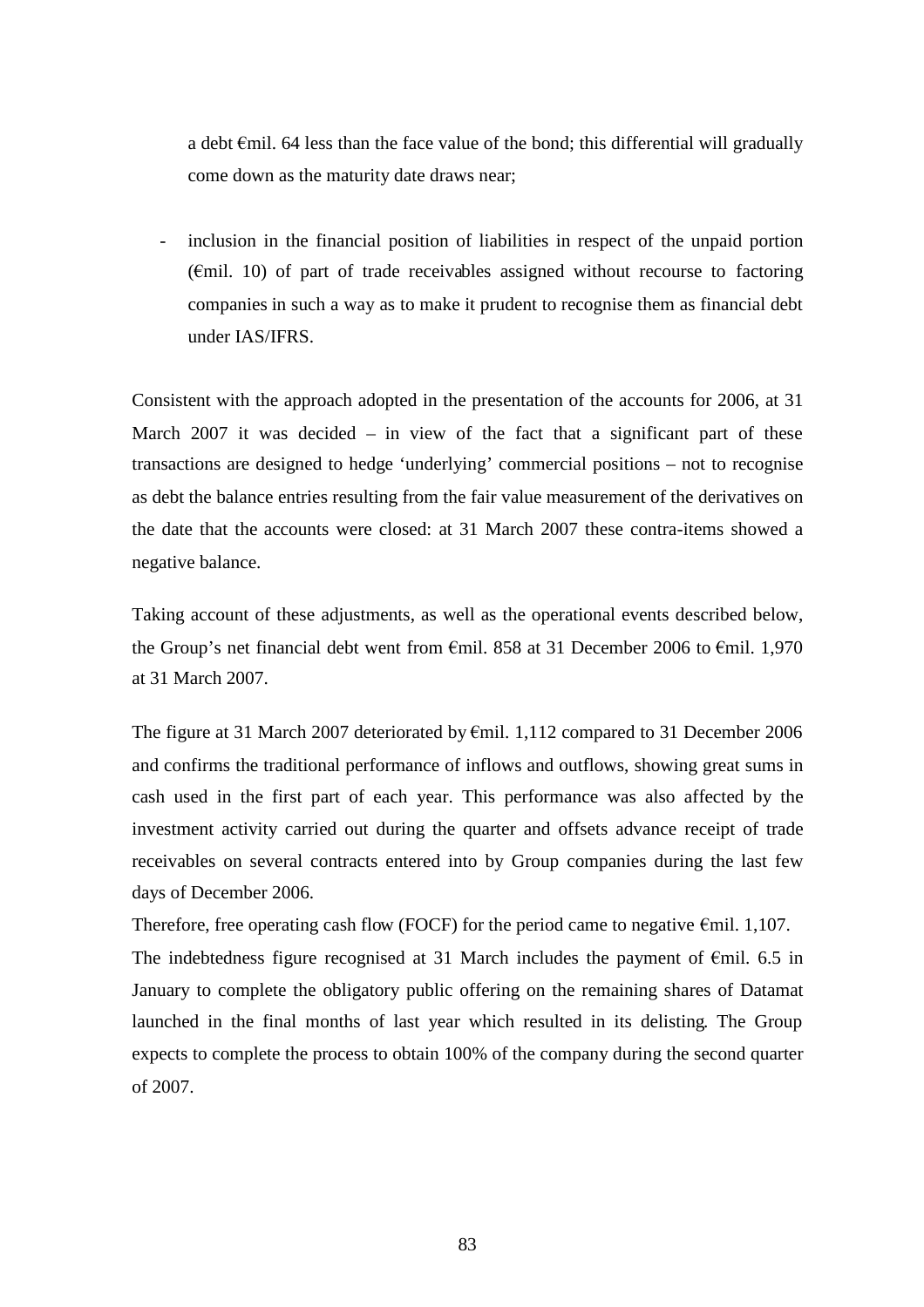a debt €mil. 64 less than the face value of the bond; this differential will gradually come down as the maturity date draws near;

- inclusion in the financial position of liabilities in respect of the unpaid portion (€mil. 10) of part of trade receivables assigned without recourse to factoring companies in such a way as to make it prudent to recognise them as financial debt under IAS/IFRS.

Consistent with the approach adopted in the presentation of the accounts for 2006, at 31 March 2007 it was decided – in view of the fact that a significant part of these transactions are designed to hedge 'underlying' commercial positions – not to recognise as debt the balance entries resulting from the fair value measurement of the derivatives on the date that the accounts were closed: at 31 March 2007 these contra-items showed a negative balance.

Taking account of these adjustments, as well as the operational events described below, the Group's net financial debt went from €mil. 858 at 31 December 2006 to €mil. 1,970 at 31 March 2007.

The figure at 31 March 2007 deteriorated by €mil. 1,112 compared to 31 December 2006 and confirms the traditional performance of inflows and outflows, showing great sums in cash used in the first part of each year. This performance was also affected by the investment activity carried out during the quarter and offsets advance receipt of trade receivables on several contracts entered into by Group companies during the last few days of December 2006.

Therefore, free operating cash flow (FOCF) for the period came to negative €mil. 1,107.

The indebtedness figure recognised at 31 March includes the payment of €mil. 6.5 in January to complete the obligatory public offering on the remaining shares of Datamat launched in the final months of last year which resulted in its delisting. The Group expects to complete the process to obtain 100% of the company during the second quarter of 2007.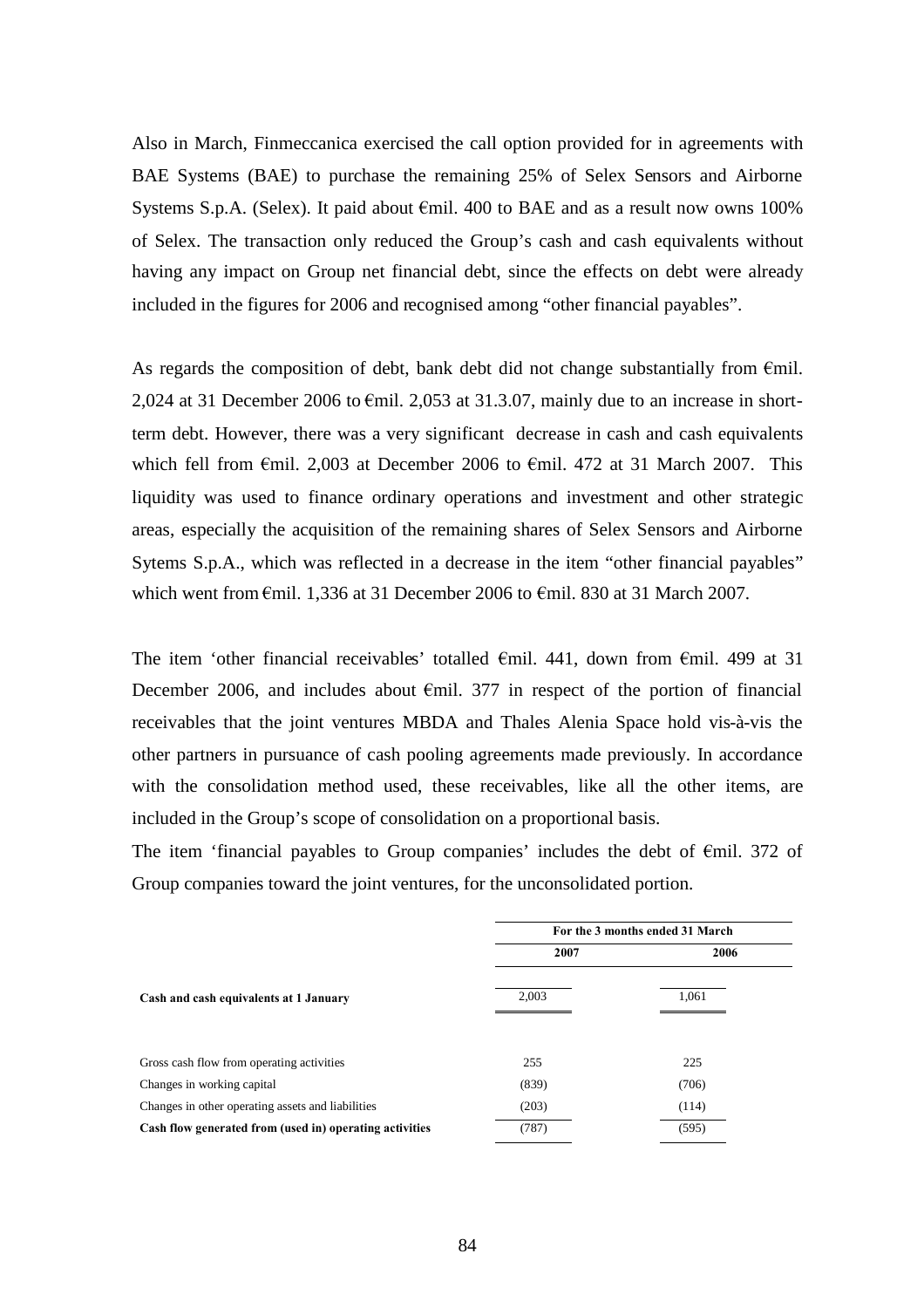Also in March, Finmeccanica exercised the call option provided for in agreements with BAE Systems (BAE) to purchase the remaining 25% of Selex Sensors and Airborne Systems S.p.A. (Selex). It paid about €mil. 400 to BAE and as a result now owns 100% of Selex. The transaction only reduced the Group's cash and cash equivalents without having any impact on Group net financial debt, since the effects on debt were already included in the figures for 2006 and recognised among "other financial payables".

As regards the composition of debt, bank debt did not change substantially from €mil. 2,024 at 31 December 2006 to €mil. 2,053 at 31.3.07, mainly due to an increase in short-term debt. However, there was a very significant decrease in cash and cash equivalents which fell from €mil. 2,003 at December 2006 to €mil. 472 at 31 March 2007. This liquidity was used to finance ordinary operations and investment and other strategic areas, especially the acquisition of the remaining shares of Selex Sensors and Airborne Sytems S.p.A., which was reflected in a decrease in the item "other financial payables" which went from €mil. 1,336 at 31 December 2006 to €mil. 830 at 31 March 2007.

The item 'other financial receivables' totalled €mil. 441, down from €mil. 499 at 31 December 2006, and includes about €mil. 377 in respect of the portion of financial receivables that the joint ventures MBDA and Thales Alenia Space hold vis-à-vis the other partners in pursuance of cash pooling agreements made previously. In accordance with the consolidation method used, these receivables, like all the other items, are included in the Group's scope of consolidation on a proportional basis.

The item 'financial payables to Group companies' includes the debt of €mil. 372 of Group companies toward the joint ventures, for the unconsolidated portion.

| | For the 3 months ended 31 March | |
|---|---|---|
| | 2007 | 2006 |
| **Cash and cash equivalents at 1 January** | 2,003 | 1,061 |
| Gross cash flow from operating activities | 255 | 225 |
| Changes in working capital | (839) | (706) |
| Changes in other operating assets and liabilities | (203) | (114) |
| **Cash flow generated from (used in) operating activities** | (787) | (595) |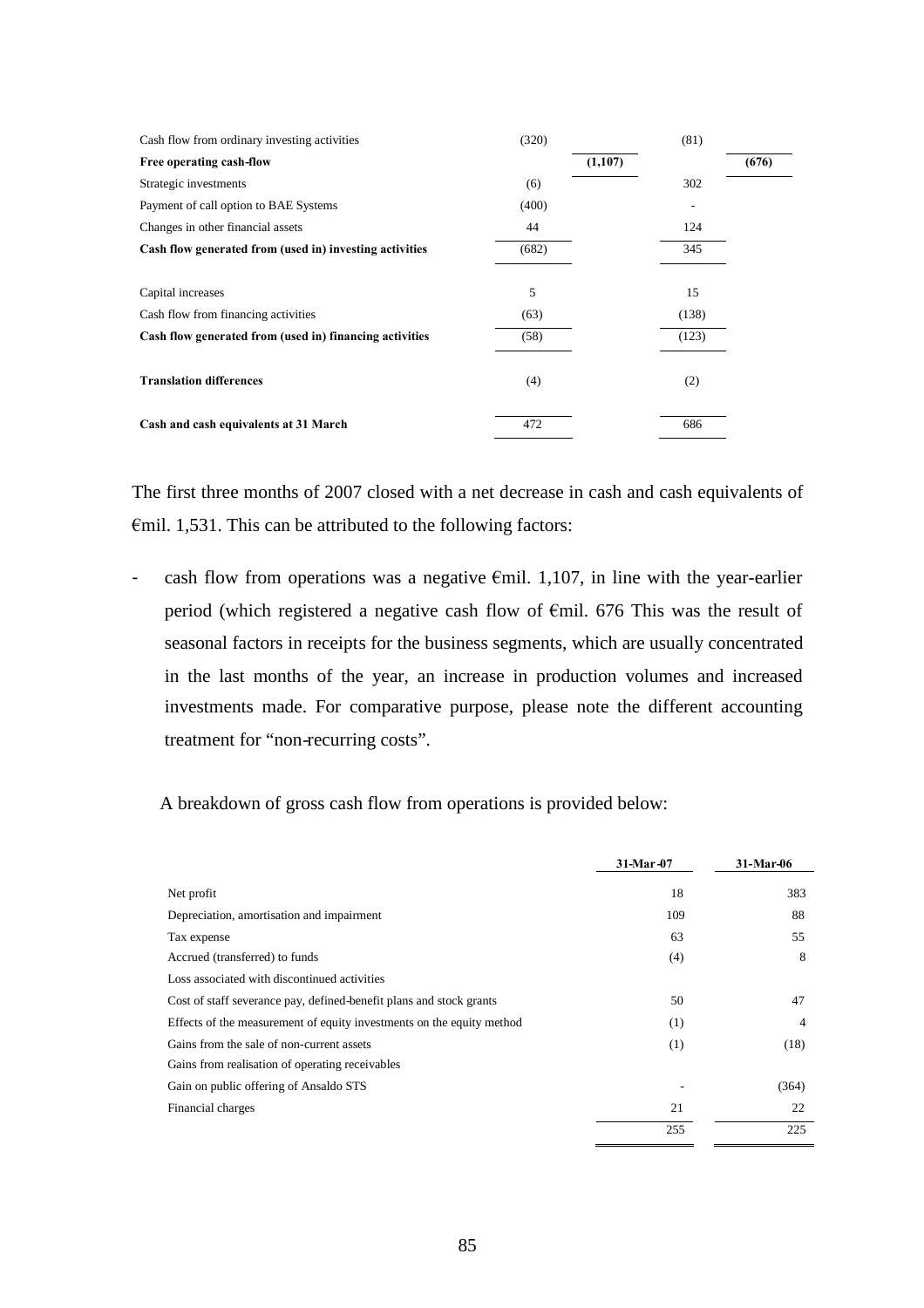| | | | | |
|---|---|---|---|---|
| Cash flow from ordinary investing activities | (320) | | (81) | |
| **Free operating cash-flow** | | **(1,107)** | | **(676)** |
| Strategic investments | (6) | | 302 | |
| Payment of call option to BAE Systems | (400) | | - | |
| Changes in other financial assets | 44 | | 124 | |
| **Cash flow generated from (used in) investing activities** | (682) | | 345 | |
| | | | | |
| Capital increases | 5 | | 15 | |
| Cash flow from financing activities | (63) | | (138) | |
| **Cash flow generated from (used in) financing activities** | (58) | | (123) | |
| | | | | |
| **Translation differences** | (4) | | (2) | |
| | | | | |
| **Cash and cash equivalents at 31 March** | 472 | | 686 | |

The first three months of 2007 closed with a net decrease in cash and cash equivalents of €mil. 1,531. This can be attributed to the following factors:

- cash flow from operations was a negative €mil. 1,107, in line with the year-earlier period (which registered a negative cash flow of €mil. 676 This was the result of seasonal factors in receipts for the business segments, which are usually concentrated in the last months of the year, an increase in production volumes and increased investments made. For comparative purpose, please note the different accounting treatment for "non-recurring costs".

A breakdown of gross cash flow from operations is provided below:

| | 31-Mar-07 | 31-Mar-06 |
|---|---|---|
| Net profit | 18 | 383 |
| Depreciation, amortisation and impairment | 109 | 88 |
| Tax expense | 63 | 55 |
| Accrued (transferred) to funds | (4) | 8 |
| Loss associated with discontinued activities | | |
| Cost of staff severance pay, defined-benefit plans and stock grants | 50 | 47 |
| Effects of the measurement of equity investments on the equity method | (1) | 4 |
| Gains from the sale of non-current assets | (1) | (18) |
| Gains from realisation of operating receivables | | |
| Gain on public offering of Ansaldo STS | - | (364) |
| Financial charges | 21 | 22 |
| | 255 | 225 |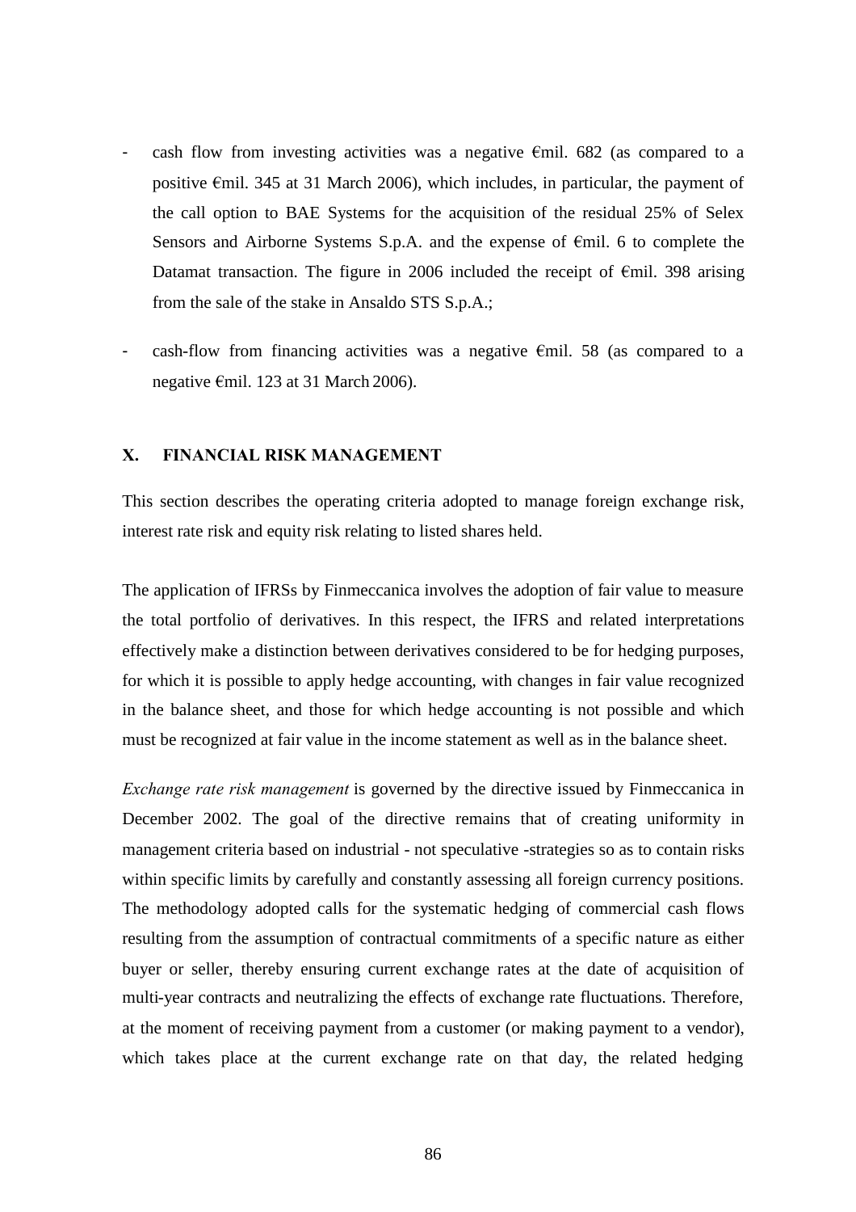- cash flow from investing activities was a negative €mil. 682 (as compared to a positive €mil. 345 at 31 March 2006), which includes, in particular, the payment of the call option to BAE Systems for the acquisition of the residual 25% of Selex Sensors and Airborne Systems S.p.A. and the expense of €mil. 6 to complete the Datamat transaction. The figure in 2006 included the receipt of €mil. 398 arising from the sale of the stake in Ansaldo STS S.p.A.;

- cash-flow from financing activities was a negative €mil. 58 (as compared to a negative €mil. 123 at 31 March 2006).

## X. FINANCIAL RISK MANAGEMENT

This section describes the operating criteria adopted to manage foreign exchange risk, interest rate risk and equity risk relating to listed shares held.

The application of IFRSs by Finmeccanica involves the adoption of fair value to measure the total portfolio of derivatives. In this respect, the IFRS and related interpretations effectively make a distinction between derivatives considered to be for hedging purposes, for which it is possible to apply hedge accounting, with changes in fair value recognized in the balance sheet, and those for which hedge accounting is not possible and which must be recognized at fair value in the income statement as well as in the balance sheet.

*Exchange rate risk management* is governed by the directive issued by Finmeccanica in December 2002. The goal of the directive remains that of creating uniformity in management criteria based on industrial - not speculative -strategies so as to contain risks within specific limits by carefully and constantly assessing all foreign currency positions. The methodology adopted calls for the systematic hedging of commercial cash flows resulting from the assumption of contractual commitments of a specific nature as either buyer or seller, thereby ensuring current exchange rates at the date of acquisition of multi-year contracts and neutralizing the effects of exchange rate fluctuations. Therefore, at the moment of receiving payment from a customer (or making payment to a vendor), which takes place at the current exchange rate on that day, the related hedging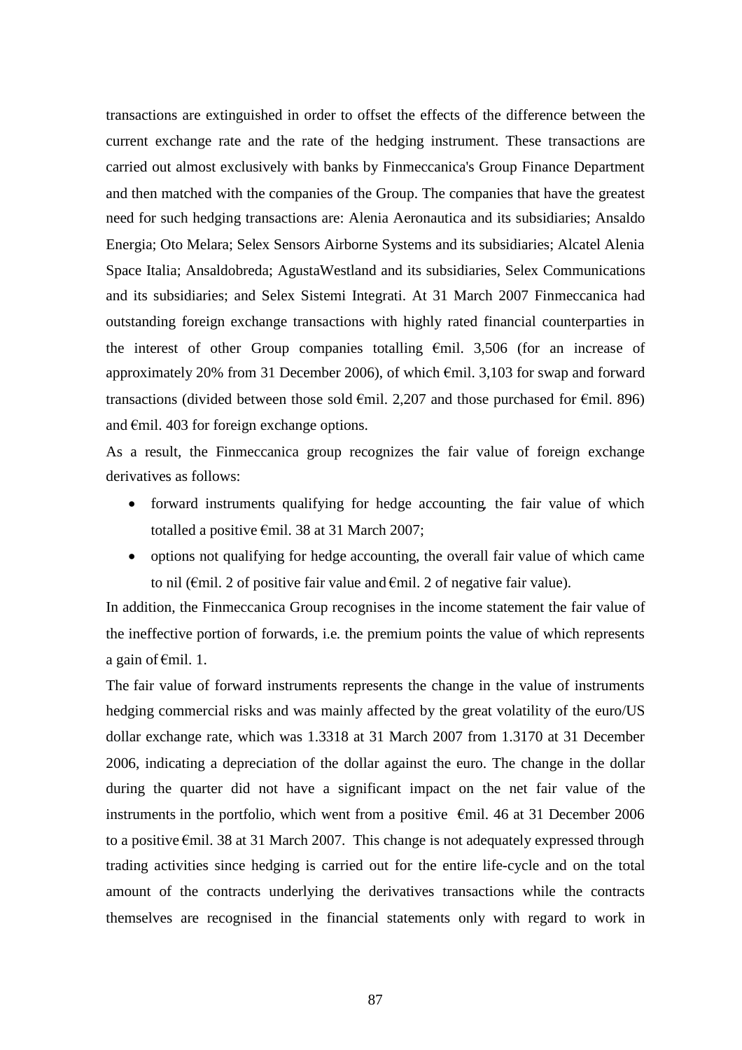transactions are extinguished in order to offset the effects of the difference between the current exchange rate and the rate of the hedging instrument. These transactions are carried out almost exclusively with banks by Finmeccanica's Group Finance Department and then matched with the companies of the Group. The companies that have the greatest need for such hedging transactions are: Alenia Aeronautica and its subsidiaries; Ansaldo Energia; Oto Melara; Selex Sensors Airborne Systems and its subsidiaries; Alcatel Alenia Space Italia; Ansaldobreda; AgustaWestland and its subsidiaries, Selex Communications and its subsidiaries; and Selex Sistemi Integrati. At 31 March 2007 Finmeccanica had outstanding foreign exchange transactions with highly rated financial counterparties in the interest of other Group companies totalling €mil. 3,506 (for an increase of approximately 20% from 31 December 2006), of which €mil. 3,103 for swap and forward transactions (divided between those sold €mil. 2,207 and those purchased for €mil. 896) and €mil. 403 for foreign exchange options.

As a result, the Finmeccanica group recognizes the fair value of foreign exchange derivatives as follows:

- forward instruments qualifying for hedge accounting, the fair value of which totalled a positive €mil. 38 at 31 March 2007;
- options not qualifying for hedge accounting, the overall fair value of which came to nil (€mil. 2 of positive fair value and €mil. 2 of negative fair value).

In addition, the Finmeccanica Group recognises in the income statement the fair value of the ineffective portion of forwards, i.e. the premium points the value of which represents a gain of €mil. 1.

The fair value of forward instruments represents the change in the value of instruments hedging commercial risks and was mainly affected by the great volatility of the euro/US dollar exchange rate, which was 1.3318 at 31 March 2007 from 1.3170 at 31 December 2006, indicating a depreciation of the dollar against the euro. The change in the dollar during the quarter did not have a significant impact on the net fair value of the instruments in the portfolio, which went from a positive €mil. 46 at 31 December 2006 to a positive €mil. 38 at 31 March 2007. This change is not adequately expressed through trading activities since hedging is carried out for the entire life-cycle and on the total amount of the contracts underlying the derivatives transactions while the contracts themselves are recognised in the financial statements only with regard to work in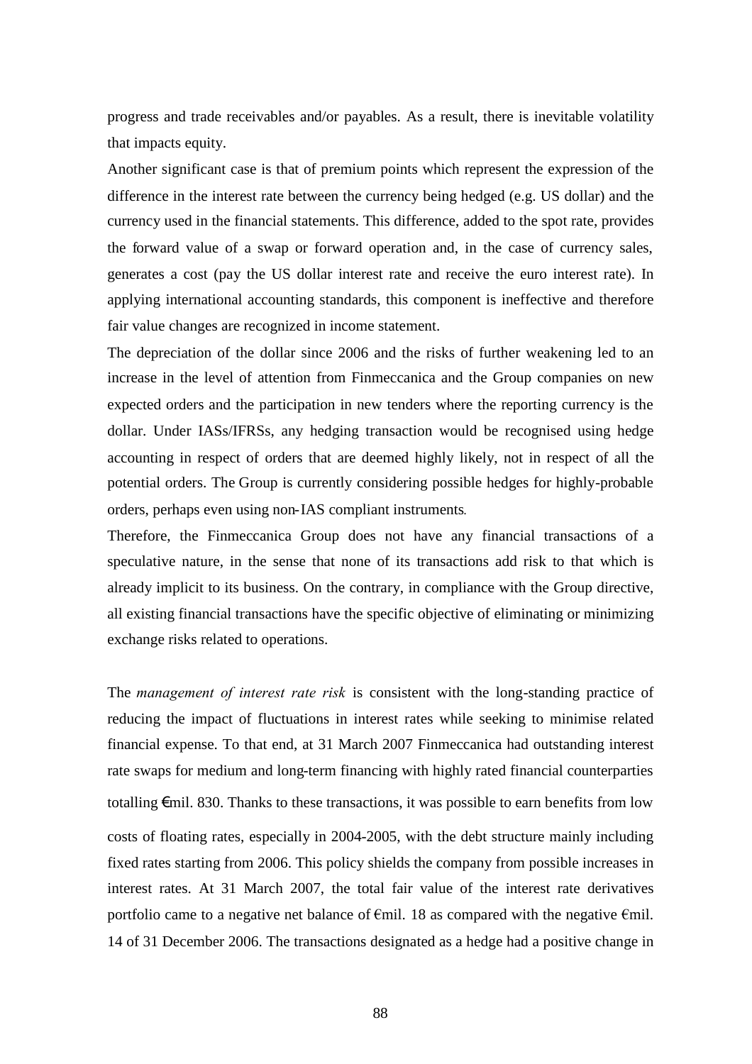progress and trade receivables and/or payables. As a result, there is inevitable volatility that impacts equity.

Another significant case is that of premium points which represent the expression of the difference in the interest rate between the currency being hedged (e.g. US dollar) and the currency used in the financial statements. This difference, added to the spot rate, provides the forward value of a swap or forward operation and, in the case of currency sales, generates a cost (pay the US dollar interest rate and receive the euro interest rate). In applying international accounting standards, this component is ineffective and therefore fair value changes are recognized in income statement.

The depreciation of the dollar since 2006 and the risks of further weakening led to an increase in the level of attention from Finmeccanica and the Group companies on new expected orders and the participation in new tenders where the reporting currency is the dollar. Under IASs/IFRSs, any hedging transaction would be recognised using hedge accounting in respect of orders that are deemed highly likely, not in respect of all the potential orders. The Group is currently considering possible hedges for highly-probable orders, perhaps even using non-IAS compliant instruments.

Therefore, the Finmeccanica Group does not have any financial transactions of a speculative nature, in the sense that none of its transactions add risk to that which is already implicit to its business. On the contrary, in compliance with the Group directive, all existing financial transactions have the specific objective of eliminating or minimizing exchange risks related to operations.

The *management of interest rate risk* is consistent with the long-standing practice of reducing the impact of fluctuations in interest rates while seeking to minimise related financial expense. To that end, at 31 March 2007 Finmeccanica had outstanding interest rate swaps for medium and long-term financing with highly rated financial counterparties totalling €mil. 830. Thanks to these transactions, it was possible to earn benefits from low costs of floating rates, especially in 2004-2005, with the debt structure mainly including fixed rates starting from 2006. This policy shields the company from possible increases in interest rates. At 31 March 2007, the total fair value of the interest rate derivatives portfolio came to a negative net balance of €mil. 18 as compared with the negative €mil. 14 of 31 December 2006. The transactions designated as a hedge had a positive change in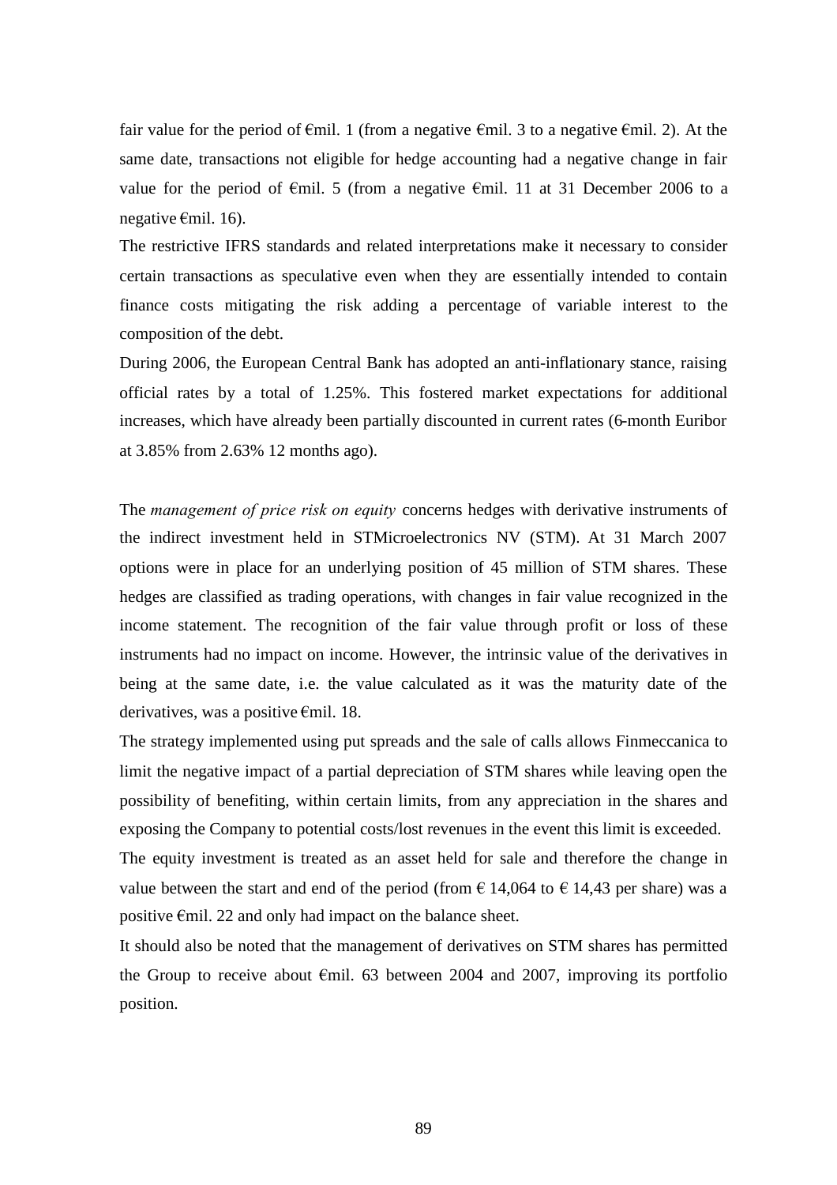fair value for the period of €mil. 1 (from a negative €mil. 3 to a negative €mil. 2). At the same date, transactions not eligible for hedge accounting had a negative change in fair value for the period of €mil. 5 (from a negative €mil. 11 at 31 December 2006 to a negative €mil. 16).

The restrictive IFRS standards and related interpretations make it necessary to consider certain transactions as speculative even when they are essentially intended to contain finance costs mitigating the risk adding a percentage of variable interest to the composition of the debt.

During 2006, the European Central Bank has adopted an anti-inflationary stance, raising official rates by a total of 1.25%. This fostered market expectations for additional increases, which have already been partially discounted in current rates (6-month Euribor at 3.85% from 2.63% 12 months ago).

The *management of price risk on equity* concerns hedges with derivative instruments of the indirect investment held in STMicroelectronics NV (STM). At 31 March 2007 options were in place for an underlying position of 45 million of STM shares. These hedges are classified as trading operations, with changes in fair value recognized in the income statement. The recognition of the fair value through profit or loss of these instruments had no impact on income. However, the intrinsic value of the derivatives in being at the same date, i.e. the value calculated as it was the maturity date of the derivatives, was a positive €mil. 18.

The strategy implemented using put spreads and the sale of calls allows Finmeccanica to limit the negative impact of a partial depreciation of STM shares while leaving open the possibility of benefiting, within certain limits, from any appreciation in the shares and exposing the Company to potential costs/lost revenues in the event this limit is exceeded.

The equity investment is treated as an asset held for sale and therefore the change in value between the start and end of the period (from € 14,064 to € 14,43 per share) was a positive €mil. 22 and only had impact on the balance sheet.

It should also be noted that the management of derivatives on STM shares has permitted the Group to receive about €mil. 63 between 2004 and 2007, improving its portfolio position.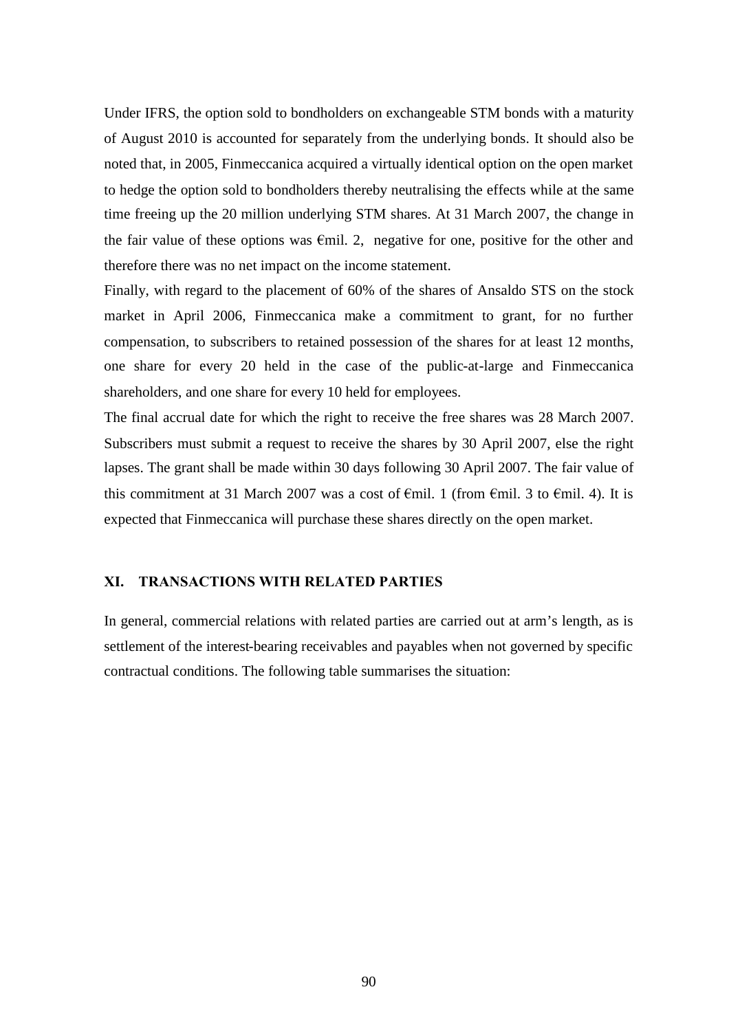Under IFRS, the option sold to bondholders on exchangeable STM bonds with a maturity of August 2010 is accounted for separately from the underlying bonds. It should also be noted that, in 2005, Finmeccanica acquired a virtually identical option on the open market to hedge the option sold to bondholders thereby neutralising the effects while at the same time freeing up the 20 million underlying STM shares. At 31 March 2007, the change in the fair value of these options was €mil. 2, negative for one, positive for the other and therefore there was no net impact on the income statement.

Finally, with regard to the placement of 60% of the shares of Ansaldo STS on the stock market in April 2006, Finmeccanica make a commitment to grant, for no further compensation, to subscribers to retained possession of the shares for at least 12 months, one share for every 20 held in the case of the public-at-large and Finmeccanica shareholders, and one share for every 10 held for employees.

The final accrual date for which the right to receive the free shares was 28 March 2007. Subscribers must submit a request to receive the shares by 30 April 2007, else the right lapses. The grant shall be made within 30 days following 30 April 2007. The fair value of this commitment at 31 March 2007 was a cost of €mil. 1 (from €mil. 3 to €mil. 4). It is expected that Finmeccanica will purchase these shares directly on the open market.

## XI. TRANSACTIONS WITH RELATED PARTIES

In general, commercial relations with related parties are carried out at arm's length, as is settlement of the interest-bearing receivables and payables when not governed by specific contractual conditions. The following table summarises the situation: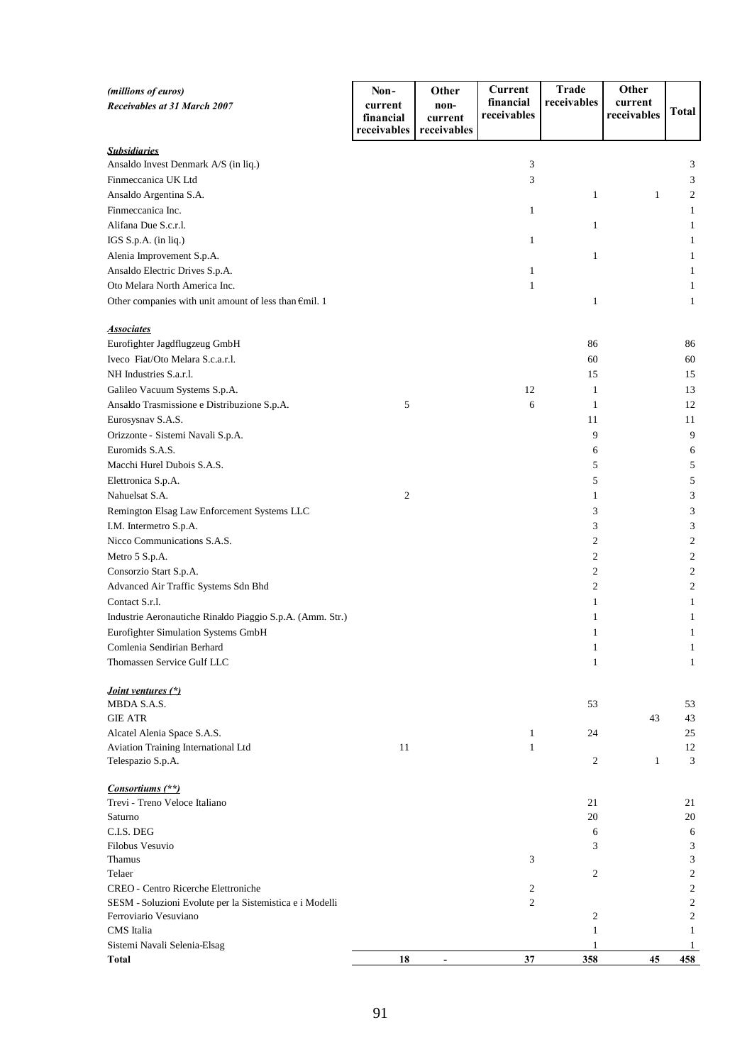| *(millions of euros)* *Receivables at 31 March 2007* | Non-current financial receivables | Other non-current receivables | Current financial receivables | Trade receivables | Other current receivables | Total |
|---|---|---|---|---|---|---|
| ***Subsidiaries*** | | | | | | |
| Ansaldo Invest Denmark A/S (in liq.) | | | 3 | | | 3 |
| Finmeccanica UK Ltd | | | 3 | | | 3 |
| Ansaldo Argentina S.A. | | | | 1 | 1 | 2 |
| Finmeccanica Inc. | | | 1 | | | 1 |
| Alifana Due S.c.r.l. | | | | 1 | | 1 |
| IGS S.p.A. (in liq.) | | | 1 | | | 1 |
| Alenia Improvement S.p.A. | | | | 1 | | 1 |
| Ansaldo Electric Drives S.p.A. | | | 1 | | | 1 |
| Oto Melara North America Inc. | | | 1 | | | 1 |
| Other companies with unit amount of less than €mil. 1 | | | | 1 | | 1 |
| ***Associates*** | | | | | | |
| Eurofighter Jagdflugzeug GmbH | | | | 86 | | 86 |
| Iveco Fiat/Oto Melara S.c.a.r.l. | | | | 60 | | 60 |
| NH Industries S.a.r.l. | | | | 15 | | 15 |
| Galileo Vacuum Systems S.p.A. | | | 12 | 1 | | 13 |
| Ansaldo Trasmissione e Distribuzione S.p.A. | 5 | | 6 | 1 | | 12 |
| Eurosysnav S.A.S. | | | | 11 | | 11 |
| Orizzonte - Sistemi Navali S.p.A. | | | | 9 | | 9 |
| Euromids S.A.S. | | | | 6 | | 6 |
| Macchi Hurel Dubois S.A.S. | | | | 5 | | 5 |
| Elettronica S.p.A. | | | | 5 | | 5 |
| Nahuelsat S.A. | 2 | | | 1 | | 3 |
| Remington Elsag Law Enforcement Systems LLC | | | | 3 | | 3 |
| I.M. Intermetro S.p.A. | | | | 3 | | 3 |
| Nicco Communications S.A.S. | | | | 2 | | 2 |
| Metro 5 S.p.A. | | | | 2 | | 2 |
| Consorzio Start S.p.A. | | | | 2 | | 2 |
| Advanced Air Traffic Systems Sdn Bhd | | | | 2 | | 2 |
| Contact S.r.l. | | | | 1 | | 1 |
| Industrie Aeronautiche Rinaldo Piaggio S.p.A. (Amm. Str.) | | | | 1 | | 1 |
| Eurofighter Simulation Systems GmbH | | | | 1 | | 1 |
| Comlenia Sendirian Berhard | | | | 1 | | 1 |
| Thomassen Service Gulf LLC | | | | 1 | | 1 |
| ***Joint ventures (*)*** | | | | | | |
| MBDA S.A.S. | | | | 53 | | 53 |
| GIE ATR | | | | | 43 | 43 |
| Alcatel Alenia Space S.A.S. | | | 1 | 24 | | 25 |
| Aviation Training International Ltd | 11 | | 1 | | | 12 |
| Telespazio S.p.A. | | | | 2 | 1 | 3 |
| ***Consortiums (**)*** | | | | | | |
| Trevi - Treno Veloce Italiano | | | | 21 | | 21 |
| Saturno | | | | 20 | | 20 |
| C.I.S. DEG | | | | 6 | | 6 |
| Filobus Vesuvio | | | | 3 | | 3 |
| Thamus | | | 3 | | | 3 |
| Telaer | | | | 2 | | 2 |
| CREO - Centro Ricerche Elettroniche | | | 2 | | | 2 |
| SESM - Soluzioni Evolute per la Sistemistica e i Modelli | | | 2 | | | 2 |
| Ferroviario Vesuviano | | | | 2 | | 2 |
| CMS Italia | | | | 1 | | 1 |
| Sistemi Navali Selenia-Elsag | | | | 1 | | 1 |
| **Total** | **18** | **-** | **37** | **358** | **45** | **458** |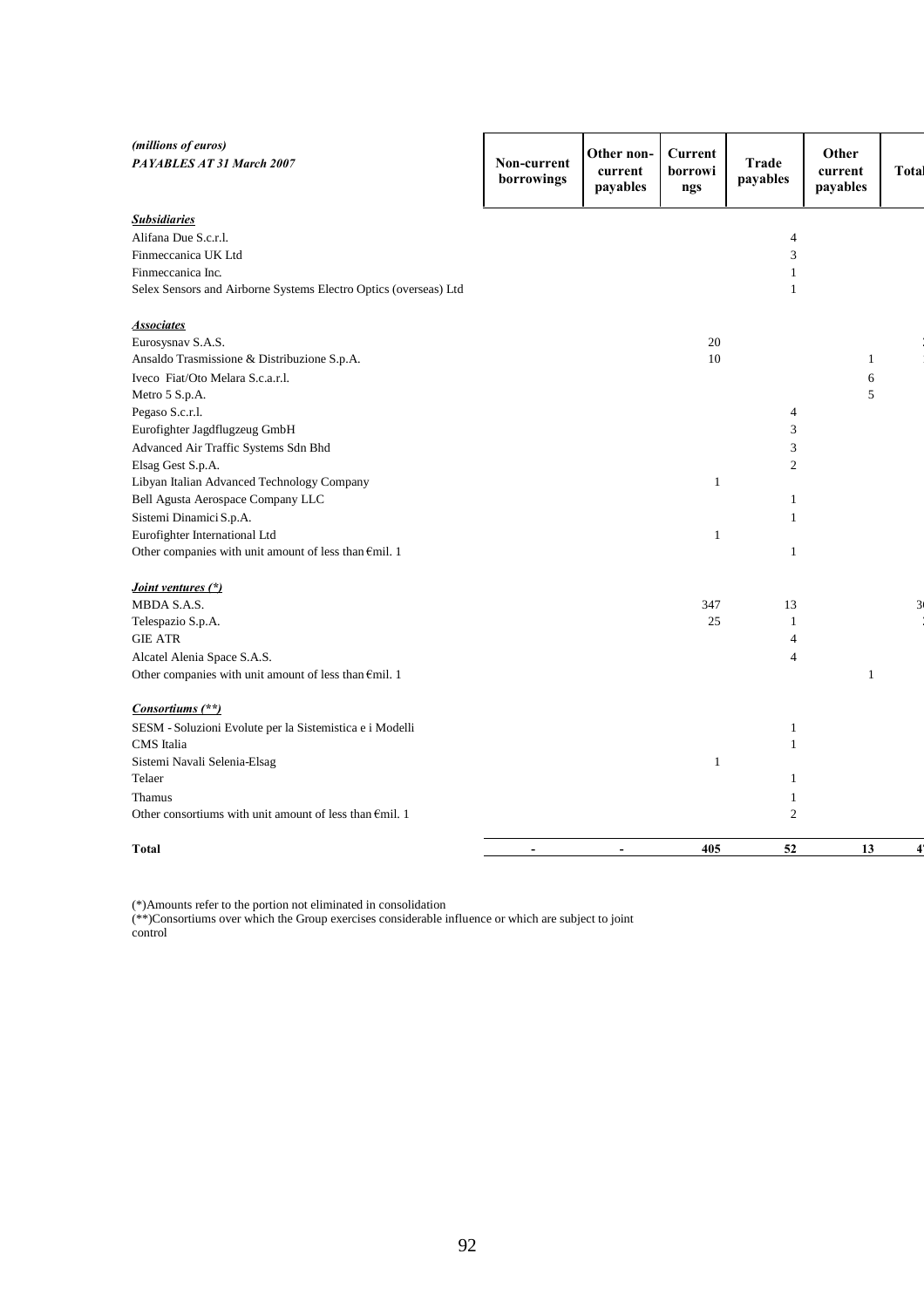*(millions of euros)*
***PAYABLES AT 31 March 2007***

| | Non-current borrowings | Other non-current payables | Current borrowings | Trade payables | Other current payables | Total |
|---|---|---|---|---|---|---|
| ***Subsidiaries*** | | | | | | |
| Alifana Due S.c.r.l. | | | | 4 | | |
| Finmeccanica UK Ltd | | | | 3 | | |
| Finmeccanica Inc. | | | | 1 | | |
| Selex Sensors and Airborne Systems Electro Optics (overseas) Ltd | | | | 1 | | |
| ***Associates*** | | | | | | |
| Eurosysnav S.A.S. | | | 20 | | | |
| Ansaldo Trasmissione & Distribuzione S.p.A. | | | 10 | | 1 | |
| Iveco Fiat/Oto Melara S.c.a.r.l. | | | | | 6 | |
| Metro 5 S.p.A. | | | | | 5 | |
| Pegaso S.c.r.l. | | | | 4 | | |
| Eurofighter Jagdflugzeug GmbH | | | | 3 | | |
| Advanced Air Traffic Systems Sdn Bhd | | | | 3 | | |
| Elsag Gest S.p.A. | | | | 2 | | |
| Libyan Italian Advanced Technology Company | | | 1 | | | |
| Bell Agusta Aerospace Company LLC | | | | 1 | | |
| Sistemi Dinamici S.p.A. | | | | 1 | | |
| Eurofighter International Ltd | | | 1 | | | |
| Other companies with unit amount of less than €mil. 1 | | | | 1 | | |
| ***Joint ventures (\*)*** | | | | | | |
| MBDA S.A.S. | | | 347 | 13 | | |
| Telespazio S.p.A. | | | 25 | 1 | | |
| GIE ATR | | | | 4 | | |
| Alcatel Alenia Space S.A.S. | | | | 4 | | |
| Other companies with unit amount of less than €mil. 1 | | | | | 1 | |
| ***Consortiums (\*\*)*** | | | | | | |
| SESM - Soluzioni Evolute per la Sistemistica e i Modelli | | | | 1 | | |
| CMS Italia | | | | 1 | | |
| Sistemi Navali Selenia-Elsag | | | 1 | | | |
| Telaer | | | | 1 | | |
| Thamus | | | | 1 | | |
| Other consortiums with unit amount of less than €mil. 1 | | | | 2 | | |
| **Total** | **-** | **-** | **405** | **52** | **13** | |

(*)Amounts refer to the portion not eliminated in consolidation
(**)Consortiums over which the Group exercises considerable influence or which are subject to joint control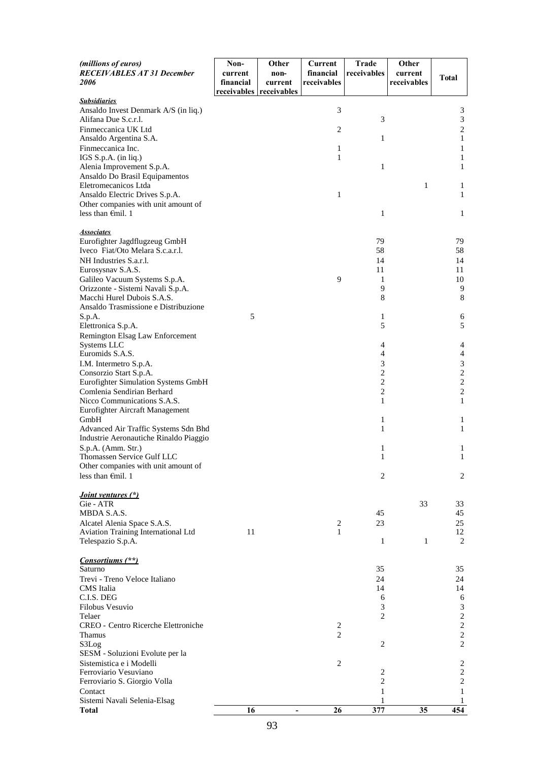| *(millions of euros)* ***RECEIVABLES AT 31 December 2006*** | Non-current financial receivables | Other non-current receivables | Current financial receivables | Trade receivables | Other current receivables | Total |
|---|---|---|---|---|---|---|
| ***Subsidiaries*** | | | | | | |
| Ansaldo Invest Denmark A/S (in liq.) | | | 3 | | | 3 |
| Alifana Due S.c.r.l. | | | | 3 | | 3 |
| Finmeccanica UK Ltd | | | 2 | | | 2 |
| Ansaldo Argentina S.A. | | | | 1 | | 1 |
| Finmeccanica Inc. | | | 1 | | | 1 |
| IGS S.p.A. (in liq.) | | | 1 | | | 1 |
| Alenia Improvement S.p.A. | | | | 1 | | 1 |
| Ansaldo Do Brasil Equipamentos Eletromecanicos Ltda | | | | | 1 | 1 |
| Ansaldo Electric Drives S.p.A. | | | 1 | | | 1 |
| Other companies with unit amount of less than €mil. 1 | | | | 1 | | 1 |
| ***Associates*** | | | | | | |
| Eurofighter Jagdflugzeug GmbH | | | | 79 | | 79 |
| Iveco Fiat/Oto Melara S.c.a.r.l. | | | | 58 | | 58 |
| NH Industries S.a.r.l. | | | | 14 | | 14 |
| Eurosysnav S.A.S. | | | | 11 | | 11 |
| Galileo Vacuum Systems S.p.A. | | | 9 | 1 | | 10 |
| Orizzonte - Sistemi Navali S.p.A. | | | | 9 | | 9 |
| Macchi Hurel Dubois S.A.S. | | | | 8 | | 8 |
| Ansaldo Trasmissione e Distribuzione S.p.A. | 5 | | | 1 | | 6 |
| Elettronica S.p.A. | | | | 5 | | 5 |
| Remington Elsag Law Enforcement Systems LLC | | | | 4 | | 4 |
| Euromids S.A.S. | | | | 4 | | 4 |
| I.M. Intermetro S.p.A. | | | | 3 | | 3 |
| Consorzio Start S.p.A. | | | | 2 | | 2 |
| Eurofighter Simulation Systems GmbH | | | | 2 | | 2 |
| Comlenia Sendirian Berhard | | | | 2 | | 2 |
| Nicco Communications S.A.S. | | | | 1 | | 1 |
| Eurofighter Aircraft Management GmbH | | | | 1 | | 1 |
| Advanced Air Traffic Systems Sdn Bhd | | | | 1 | | 1 |
| Industrie Aeronautiche Rinaldo Piaggio S.p.A. (Amm. Str.) | | | | 1 | | 1 |
| Thomassen Service Gulf LLC | | | | 1 | | 1 |
| Other companies with unit amount of less than €mil. 1 | | | | 2 | | 2 |
| ***Joint ventures (\*)*** | | | | | | |
| Gie - ATR | | | | | 33 | 33 |
| MBDA S.A.S. | | | | 45 | | 45 |
| Alcatel Alenia Space S.A.S. | | | 2 | 23 | | 25 |
| Aviation Training International Ltd | 11 | | 1 | | | 12 |
| Telespazio S.p.A. | | | | 1 | 1 | 2 |
| ***Consortiums (\*\*)*** | | | | | | |
| Saturno | | | | 35 | | 35 |
| Trevi - Treno Veloce Italiano | | | | 24 | | 24 |
| CMS Italia | | | | 14 | | 14 |
| C.I.S. DEG | | | | 6 | | 6 |
| Filobus Vesuvio | | | | 3 | | 3 |
| Telaer | | | | 2 | | 2 |
| CREO - Centro Ricerche Elettroniche | | | 2 | | | 2 |
| Thamus | | | 2 | | | 2 |
| S3Log | | | | 2 | | 2 |
| SESM - Soluzioni Evolute per la Sistemistica e i Modelli | | | 2 | | | 2 |
| Ferroviario Vesuviano | | | | 2 | | 2 |
| Ferroviario S. Giorgio Volla | | | | 2 | | 2 |
| Contact | | | | 1 | | 1 |
| Sistemi Navali Selenia-Elsag | | | | 1 | | 1 |
| **Total** | **16** | **-** | **26** | **377** | **35** | **454** |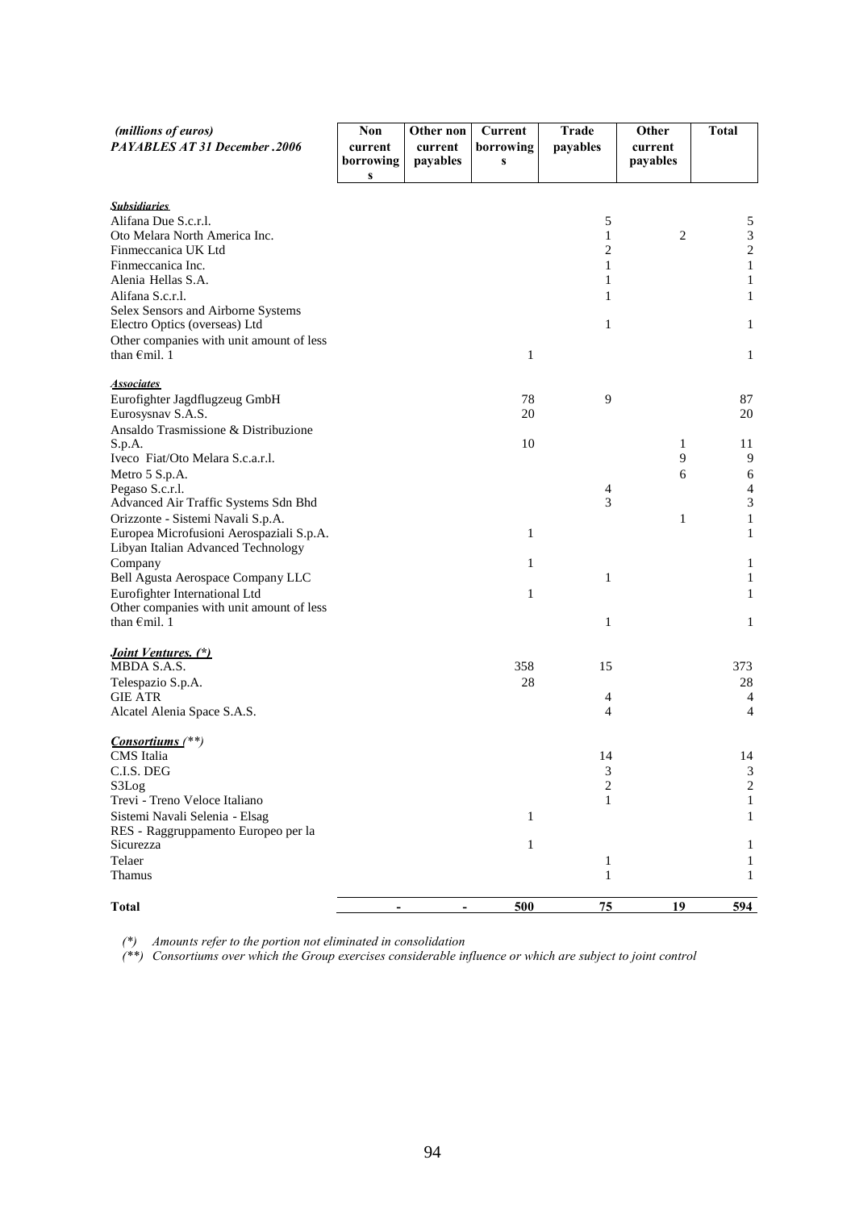| *(millions of euros)* ***PAYABLES AT 31 December .2006*** | Non current borrowings | Other non current payables | Current borrowings | Trade payables | Other current payables | Total |
|---|---|---|---|---|---|---|
| ***Subsidiaries*** | | | | | | |
| Alifana Due S.c.r.l. | | | | 5 | | 5 |
| Oto Melara North America Inc. | | | | 1 | 2 | 3 |
| Finmeccanica UK Ltd | | | | 2 | | 2 |
| Finmeccanica Inc. | | | | 1 | | 1 |
| Alenia Hellas S.A. | | | | 1 | | 1 |
| Alifana S.c.r.l. | | | | 1 | | 1 |
| Selex Sensors and Airborne Systems Electro Optics (overseas) Ltd | | | | 1 | | 1 |
| Other companies with unit amount of less than €mil. 1 | | | 1 | | | 1 |
| ***Associates*** | | | | | | |
| Eurofighter Jagdflugzeug GmbH | | | 78 | 9 | | 87 |
| Eurosysnav S.A.S. | | | 20 | | | 20 |
| Ansaldo Trasmissione & Distribuzione S.p.A. | | | 10 | | 1 | 11 |
| Iveco Fiat/Oto Melara S.c.a.r.l. | | | | | 9 | 9 |
| Metro 5 S.p.A. | | | | | 6 | 6 |
| Pegaso S.c.r.l. | | | | 4 | | 4 |
| Advanced Air Traffic Systems Sdn Bhd | | | | 3 | | 3 |
| Orizzonte - Sistemi Navali S.p.A. | | | | | 1 | 1 |
| Europea Microfusioni Aerospaziali S.p.A. | | | 1 | | | 1 |
| Libyan Italian Advanced Technology Company | | | 1 | | | 1 |
| Bell Agusta Aerospace Company LLC | | | | 1 | | 1 |
| Eurofighter International Ltd | | | 1 | | | 1 |
| Other companies with unit amount of less than €mil. 1 | | | | 1 | | 1 |
| ***Joint Ventures. (\*)*** | | | | | | |
| MBDA S.A.S. | | | 358 | 15 | | 373 |
| Telespazio S.p.A. | | | 28 | | | 28 |
| GIE ATR | | | | 4 | | 4 |
| Alcatel Alenia Space S.A.S. | | | | 4 | | 4 |
| ***Consortiums (\*\*)*** | | | | | | |
| CMS Italia | | | | 14 | | 14 |
| C.I.S. DEG | | | | 3 | | 3 |
| S3Log | | | | 2 | | 2 |
| Trevi - Treno Veloce Italiano | | | | 1 | | 1 |
| Sistemi Navali Selenia - Elsag | | | 1 | | | 1 |
| RES - Raggruppamento Europeo per la Sicurezza | | | 1 | | | 1 |
| Telaer | | | | 1 | | 1 |
| Thamus | | | | 1 | | 1 |
| **Total** | **-** | **-** | **500** | **75** | **19** | **594** |

*(\*) Amounts refer to the portion not eliminated in consolidation*

*(\*\*) Consortiums over which the Group exercises considerable influence or which are subject to joint control*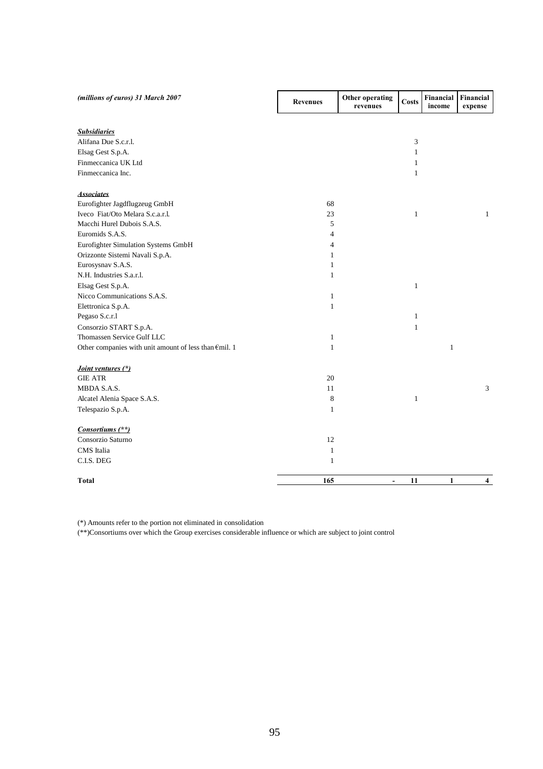| *(millions of euros) 31 March 2007* | Revenues | Other operating revenues | Costs | Financial income | Financial expense |
|---|---|---|---|---|---|
| ***Subsidiaries*** | | | | | |
| Alifana Due S.c.r.l. | | | 3 | | |
| Elsag Gest S.p.A. | | | 1 | | |
| Finmeccanica UK Ltd | | | 1 | | |
| Finmeccanica Inc. | | | 1 | | |
| ***Associates*** | | | | | |
| Eurofighter Jagdflugzeug GmbH | 68 | | | | |
| Iveco Fiat/Oto Melara S.c.a.r.l. | 23 | | 1 | | 1 |
| Macchi Hurel Dubois S.A.S. | 5 | | | | |
| Euromids S.A.S. | 4 | | | | |
| Eurofighter Simulation Systems GmbH | 4 | | | | |
| Orizzonte Sistemi Navali S.p.A. | 1 | | | | |
| Eurosysnav S.A.S. | 1 | | | | |
| N.H. Industries S.a.r.l. | 1 | | | | |
| Elsag Gest S.p.A. | | | 1 | | |
| Nicco Communications S.A.S. | 1 | | | | |
| Elettronica S.p.A. | 1 | | | | |
| Pegaso S.c.r.l | | | 1 | | |
| Consorzio START S.p.A. | | | 1 | | |
| Thomassen Service Gulf LLC | 1 | | | | |
| Other companies with unit amount of less than €mil. 1 | 1 | | | 1 | |
| ***Joint ventures (\*)*** | | | | | |
| GIE ATR | 20 | | | | |
| MBDA S.A.S. | 11 | | | | 3 |
| Alcatel Alenia Space S.A.S. | 8 | | 1 | | |
| Telespazio S.p.A. | 1 | | | | |
| ***Consortiums (\*\*)*** | | | | | |
| Consorzio Saturno | 12 | | | | |
| CMS Italia | 1 | | | | |
| C.I.S. DEG | 1 | | | | |
| **Total** | **165** | **-** | **11** | **1** | **4** |

(*) Amounts refer to the portion not eliminated in consolidation

(**)Consortiums over which the Group exercises considerable influence or which are subject to joint control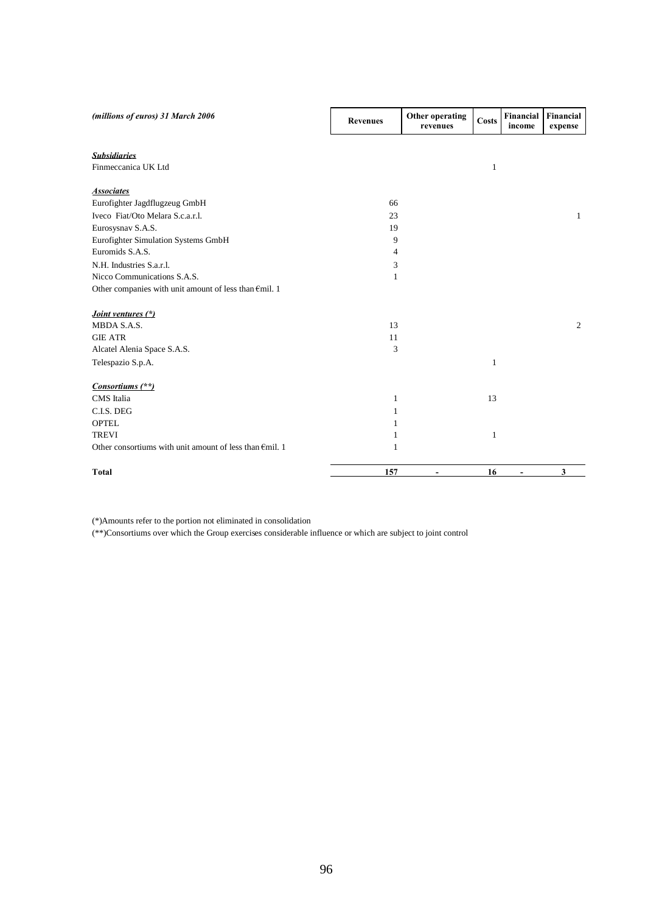| *(millions of euros) 31 March 2006* | Revenues | Other operating revenues | Costs | Financial income | Financial expense |
|---|---|---|---|---|---|
| ***Subsidiaries*** | | | | | |
| Finmeccanica UK Ltd | | | 1 | | |
| ***Associates*** | | | | | |
| Eurofighter Jagdflugzeug GmbH | 66 | | | | |
| Iveco Fiat/Oto Melara S.c.a.r.l. | 23 | | | | 1 |
| Eurosysnav S.A.S. | 19 | | | | |
| Eurofighter Simulation Systems GmbH | 9 | | | | |
| Euromids S.A.S. | 4 | | | | |
| N.H. Industries S.a.r.l. | 3 | | | | |
| Nicco Communications S.A.S. | 1 | | | | |
| Other companies with unit amount of less than €mil. 1 | | | | | |
| ***Joint ventures (*)*** | | | | | |
| MBDA S.A.S. | 13 | | | | 2 |
| GIE ATR | 11 | | | | |
| Alcatel Alenia Space S.A.S. | 3 | | | | |
| Telespazio S.p.A. | | | 1 | | |
| ***Consortiums (**)*** | | | | | |
| CMS Italia | 1 | | 13 | | |
| C.I.S. DEG | 1 | | | | |
| OPTEL | 1 | | | | |
| TREVI | 1 | | 1 | | |
| Other consortiums with unit amount of less than €mil. 1 | 1 | | | | |
| **Total** | **157** | **-** | **16** | **-** | **3** |

(*)Amounts refer to the portion not eliminated in consolidation

(**)Consortiums over which the Group exercises considerable influence or which are subject to joint control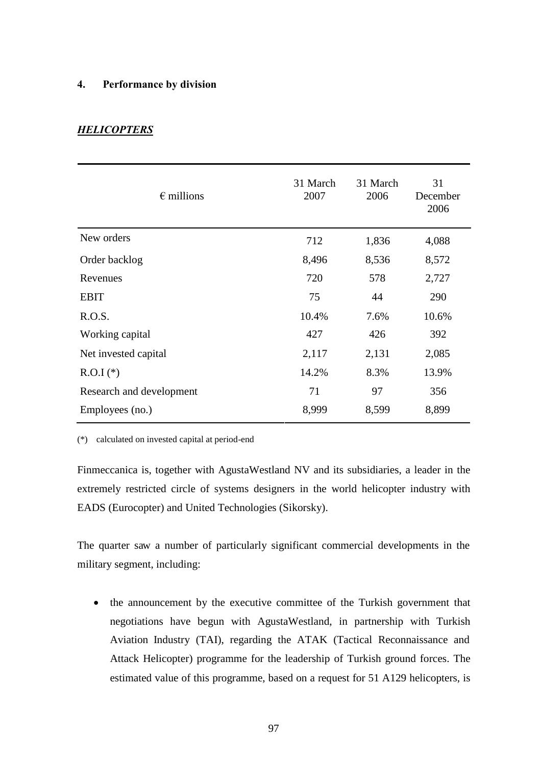## 4. Performance by division

### ***HELICOPTERS***

| € millions | 31 March 2007 | 31 March 2006 | 31 December 2006 |
|---|---|---|---|
| New orders | 712 | 1,836 | 4,088 |
| Order backlog | 8,496 | 8,536 | 8,572 |
| Revenues | 720 | 578 | 2,727 |
| EBIT | 75 | 44 | 290 |
| R.O.S. | 10.4% | 7.6% | 10.6% |
| Working capital | 427 | 426 | 392 |
| Net invested capital | 2,117 | 2,131 | 2,085 |
| R.O.I (*) | 14.2% | 8.3% | 13.9% |
| Research and development | 71 | 97 | 356 |
| Employees (no.) | 8,999 | 8,599 | 8,899 |

(*) calculated on invested capital at period-end

Finmeccanica is, together with AgustaWestland NV and its subsidiaries, a leader in the extremely restricted circle of systems designers in the world helicopter industry with EADS (Eurocopter) and United Technologies (Sikorsky).

The quarter saw a number of particularly significant commercial developments in the military segment, including:

- the announcement by the executive committee of the Turkish government that negotiations have begun with AgustaWestland, in partnership with Turkish Aviation Industry (TAI), regarding the ATAK (Tactical Reconnaissance and Attack Helicopter) programme for the leadership of Turkish ground forces. The estimated value of this programme, based on a request for 51 A129 helicopters, is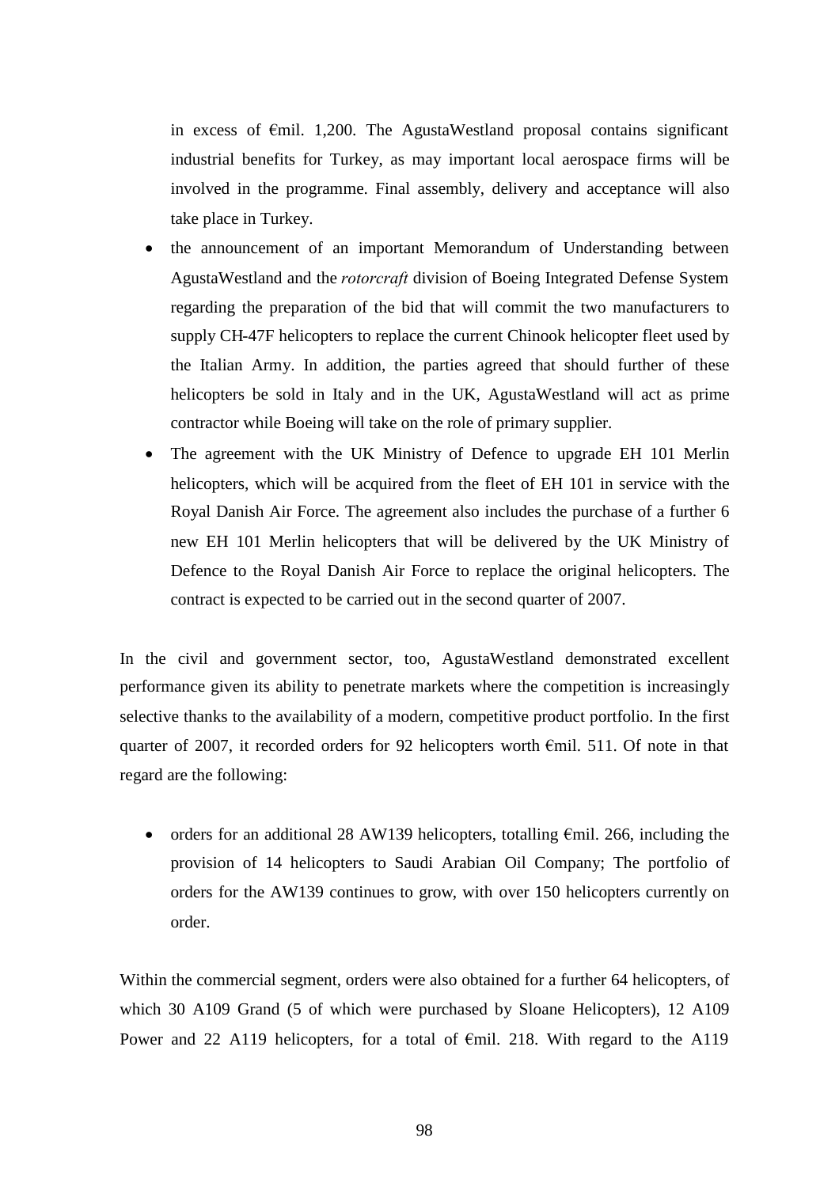in excess of €mil. 1,200. The AgustaWestland proposal contains significant industrial benefits for Turkey, as may important local aerospace firms will be involved in the programme. Final assembly, delivery and acceptance will also take place in Turkey.

- the announcement of an important Memorandum of Understanding between AgustaWestland and the *rotorcraft* division of Boeing Integrated Defense System regarding the preparation of the bid that will commit the two manufacturers to supply CH-47F helicopters to replace the current Chinook helicopter fleet used by the Italian Army. In addition, the parties agreed that should further of these helicopters be sold in Italy and in the UK, AgustaWestland will act as prime contractor while Boeing will take on the role of primary supplier.
- The agreement with the UK Ministry of Defence to upgrade EH 101 Merlin helicopters, which will be acquired from the fleet of EH 101 in service with the Royal Danish Air Force. The agreement also includes the purchase of a further 6 new EH 101 Merlin helicopters that will be delivered by the UK Ministry of Defence to the Royal Danish Air Force to replace the original helicopters. The contract is expected to be carried out in the second quarter of 2007.

In the civil and government sector, too, AgustaWestland demonstrated excellent performance given its ability to penetrate markets where the competition is increasingly selective thanks to the availability of a modern, competitive product portfolio. In the first quarter of 2007, it recorded orders for 92 helicopters worth €mil. 511. Of note in that regard are the following:

- orders for an additional 28 AW139 helicopters, totalling €mil. 266, including the provision of 14 helicopters to Saudi Arabian Oil Company; The portfolio of orders for the AW139 continues to grow, with over 150 helicopters currently on order.

Within the commercial segment, orders were also obtained for a further 64 helicopters, of which 30 A109 Grand (5 of which were purchased by Sloane Helicopters), 12 A109 Power and 22 A119 helicopters, for a total of €mil. 218. With regard to the A119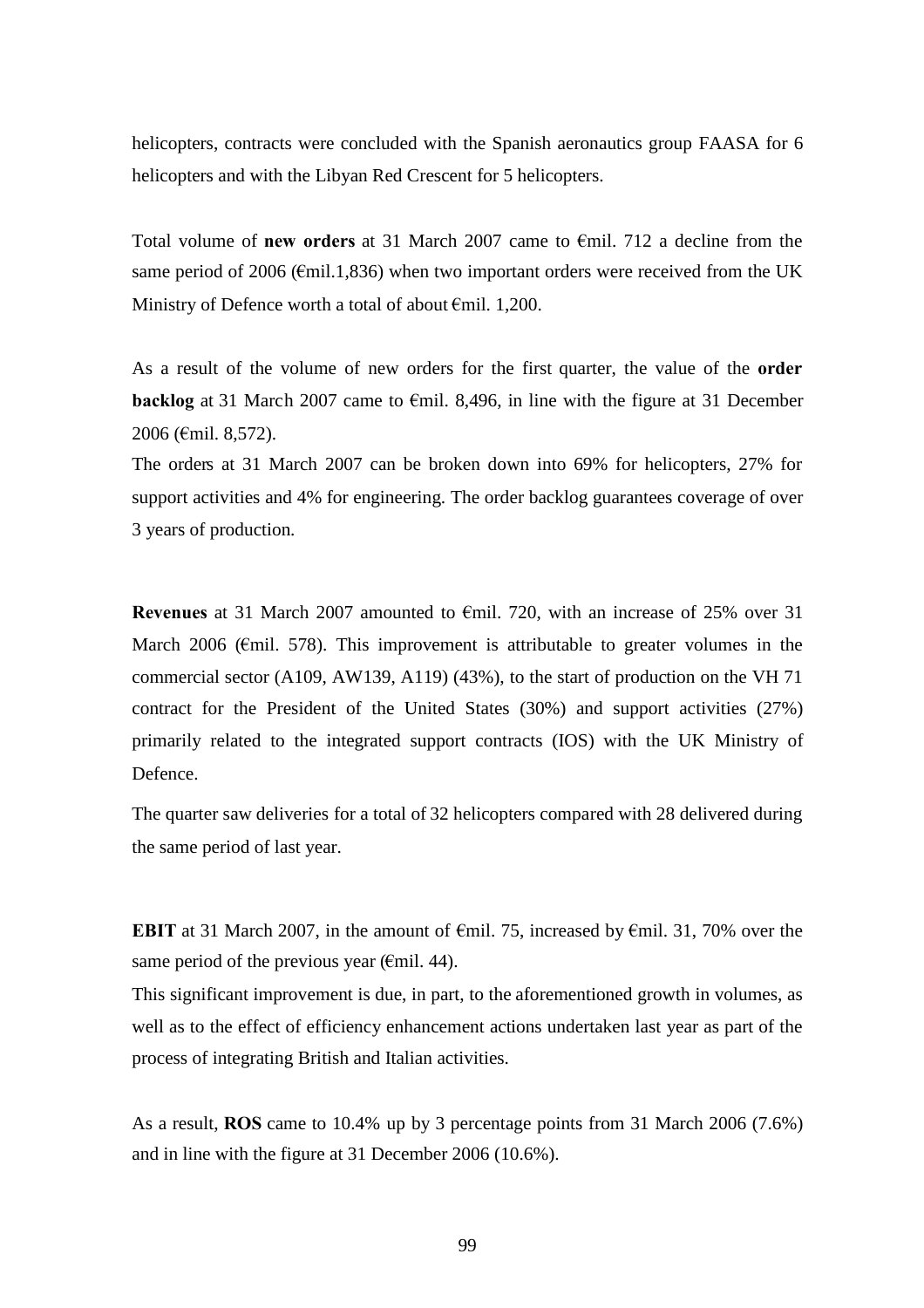helicopters, contracts were concluded with the Spanish aeronautics group FAASA for 6 helicopters and with the Libyan Red Crescent for 5 helicopters.

Total volume of **new orders** at 31 March 2007 came to €mil. 712 a decline from the same period of 2006 (€mil.1,836) when two important orders were received from the UK Ministry of Defence worth a total of about €mil. 1,200.

As a result of the volume of new orders for the first quarter, the value of the **order backlog** at 31 March 2007 came to €mil. 8,496, in line with the figure at 31 December 2006 (€mil. 8,572).

The orders at 31 March 2007 can be broken down into 69% for helicopters, 27% for support activities and 4% for engineering. The order backlog guarantees coverage of over 3 years of production.

**Revenues** at 31 March 2007 amounted to €mil. 720, with an increase of 25% over 31 March 2006 (€mil. 578). This improvement is attributable to greater volumes in the commercial sector (A109, AW139, A119) (43%), to the start of production on the VH 71 contract for the President of the United States (30%) and support activities (27%) primarily related to the integrated support contracts (IOS) with the UK Ministry of Defence.

The quarter saw deliveries for a total of 32 helicopters compared with 28 delivered during the same period of last year.

**EBIT** at 31 March 2007, in the amount of €mil. 75, increased by €mil. 31, 70% over the same period of the previous year (€mil. 44).

This significant improvement is due, in part, to the aforementioned growth in volumes, as well as to the effect of efficiency enhancement actions undertaken last year as part of the process of integrating British and Italian activities.

As a result, **ROS** came to 10.4% up by 3 percentage points from 31 March 2006 (7.6%) and in line with the figure at 31 December 2006 (10.6%).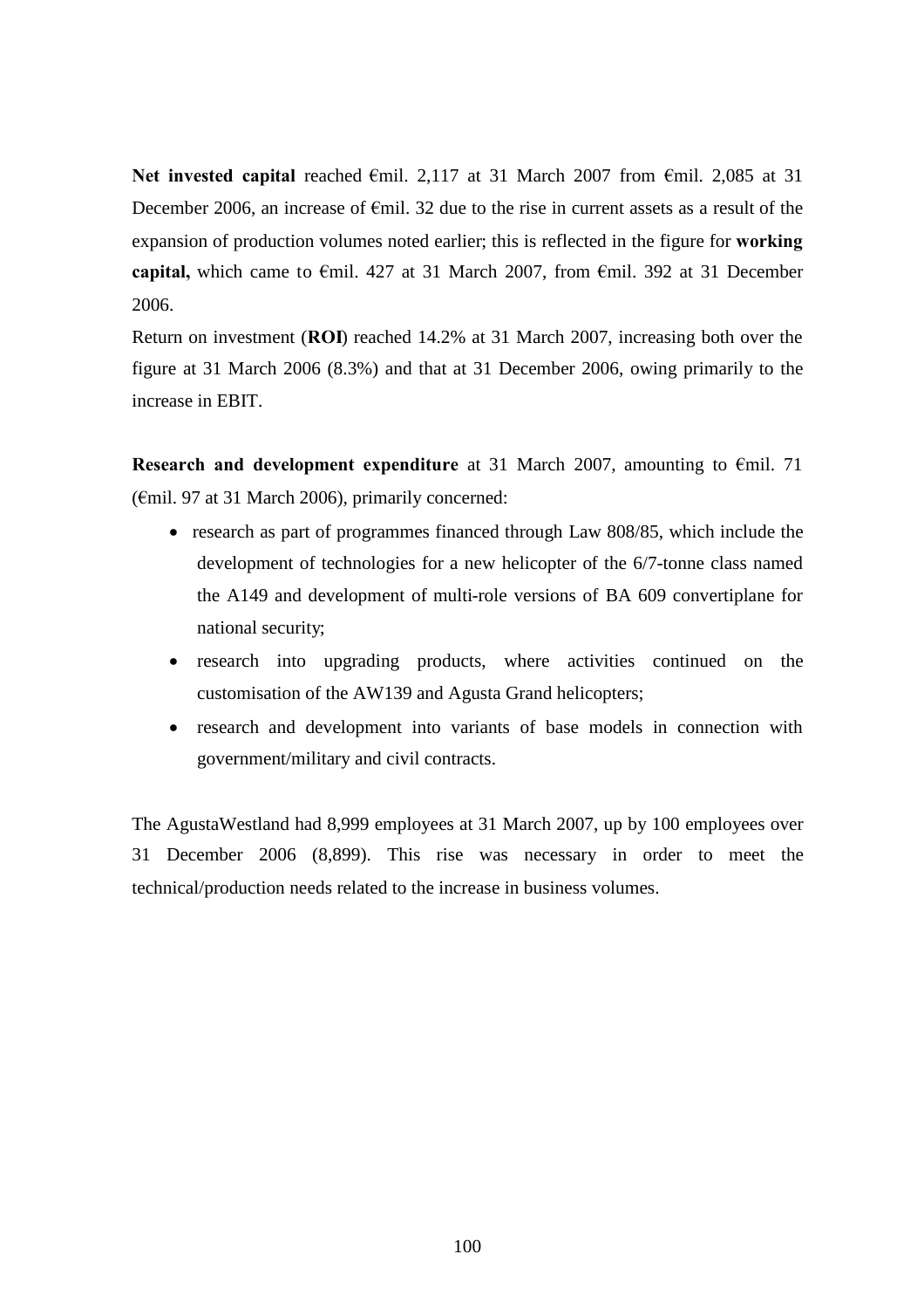**Net invested capital** reached €mil. 2,117 at 31 March 2007 from €mil. 2,085 at 31 December 2006, an increase of €mil. 32 due to the rise in current assets as a result of the expansion of production volumes noted earlier; this is reflected in the figure for **working capital,** which came to €mil. 427 at 31 March 2007, from €mil. 392 at 31 December 2006.

Return on investment (**ROI**) reached 14.2% at 31 March 2007, increasing both over the figure at 31 March 2006 (8.3%) and that at 31 December 2006, owing primarily to the increase in EBIT.

**Research and development expenditure** at 31 March 2007, amounting to €mil. 71 (€mil. 97 at 31 March 2006), primarily concerned:

- research as part of programmes financed through Law 808/85, which include the development of technologies for a new helicopter of the 6/7-tonne class named the A149 and development of multi-role versions of BA 609 convertiplane for national security;
- research into upgrading products, where activities continued on the customisation of the AW139 and Agusta Grand helicopters;
- research and development into variants of base models in connection with government/military and civil contracts.

The AgustaWestland had 8,999 employees at 31 March 2007, up by 100 employees over 31 December 2006 (8,899). This rise was necessary in order to meet the technical/production needs related to the increase in business volumes.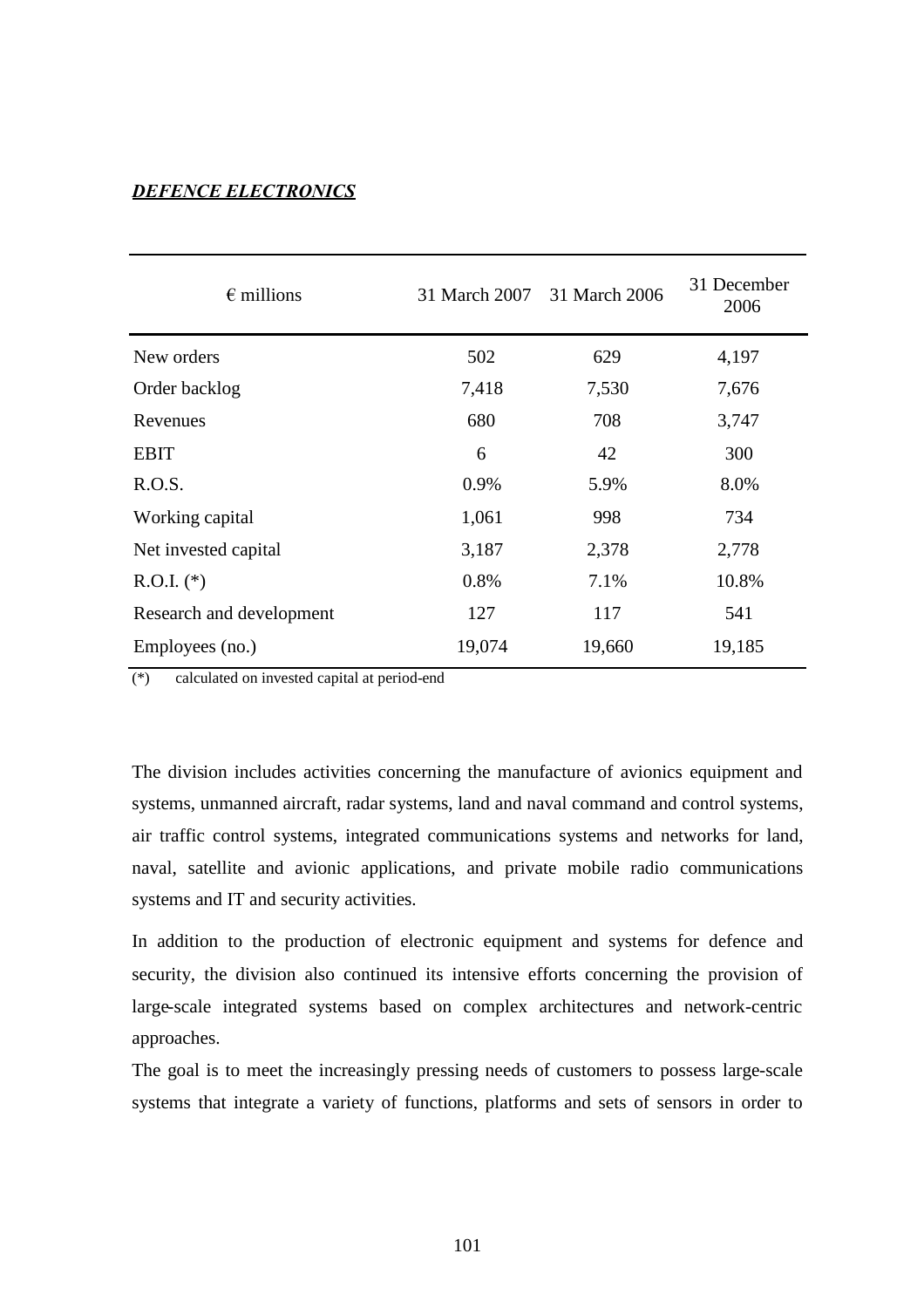***DEFENCE ELECTRONICS***

| € millions | 31 March 2007 | 31 March 2006 | 31 December 2006 |
|---|---|---|---|
| New orders | 502 | 629 | 4,197 |
| Order backlog | 7,418 | 7,530 | 7,676 |
| Revenues | 680 | 708 | 3,747 |
| EBIT | 6 | 42 | 300 |
| R.O.S. | 0.9% | 5.9% | 8.0% |
| Working capital | 1,061 | 998 | 734 |
| Net invested capital | 3,187 | 2,378 | 2,778 |
| R.O.I. (*) | 0.8% | 7.1% | 10.8% |
| Research and development | 127 | 117 | 541 |
| Employees (no.) | 19,074 | 19,660 | 19,185 |

(*) calculated on invested capital at period-end

The division includes activities concerning the manufacture of avionics equipment and systems, unmanned aircraft, radar systems, land and naval command and control systems, air traffic control systems, integrated communications systems and networks for land, naval, satellite and avionic applications, and private mobile radio communications systems and IT and security activities.

In addition to the production of electronic equipment and systems for defence and security, the division also continued its intensive efforts concerning the provision of large-scale integrated systems based on complex architectures and network-centric approaches.

The goal is to meet the increasingly pressing needs of customers to possess large-scale systems that integrate a variety of functions, platforms and sets of sensors in order to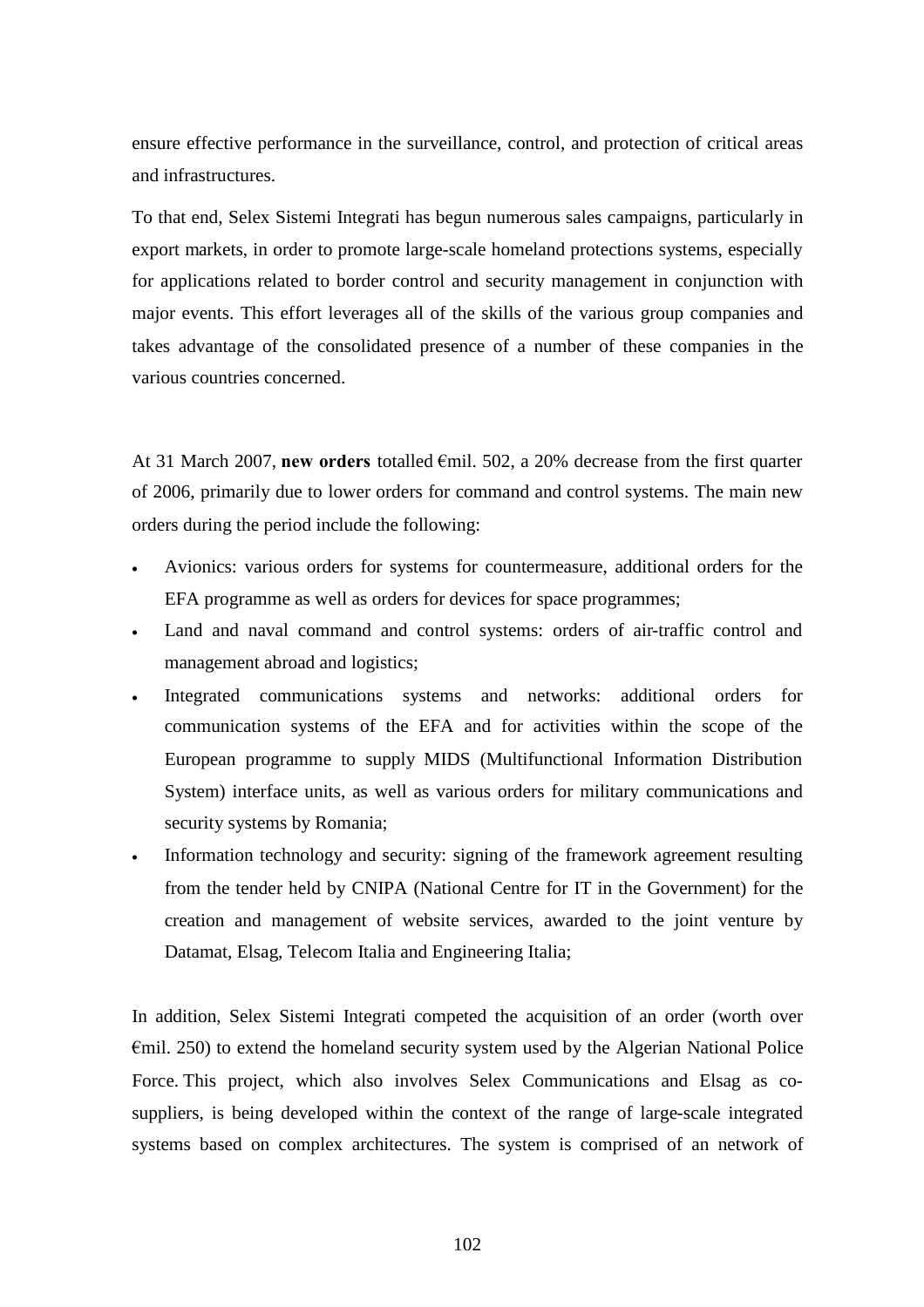ensure effective performance in the surveillance, control, and protection of critical areas and infrastructures.

To that end, Selex Sistemi Integrati has begun numerous sales campaigns, particularly in export markets, in order to promote large-scale homeland protections systems, especially for applications related to border control and security management in conjunction with major events. This effort leverages all of the skills of the various group companies and takes advantage of the consolidated presence of a number of these companies in the various countries concerned.

At 31 March 2007, **new orders** totalled €mil. 502, a 20% decrease from the first quarter of 2006, primarily due to lower orders for command and control systems. The main new orders during the period include the following:

- Avionics: various orders for systems for countermeasure, additional orders for the EFA programme as well as orders for devices for space programmes;
- Land and naval command and control systems: orders of air-traffic control and management abroad and logistics;
- Integrated communications systems and networks: additional orders for communication systems of the EFA and for activities within the scope of the European programme to supply MIDS (Multifunctional Information Distribution System) interface units, as well as various orders for military communications and security systems by Romania;
- Information technology and security: signing of the framework agreement resulting from the tender held by CNIPA (National Centre for IT in the Government) for the creation and management of website services, awarded to the joint venture by Datamat, Elsag, Telecom Italia and Engineering Italia;

In addition, Selex Sistemi Integrati competed the acquisition of an order (worth over €mil. 250) to extend the homeland security system used by the Algerian National Police Force. This project, which also involves Selex Communications and Elsag as co-suppliers, is being developed within the context of the range of large-scale integrated systems based on complex architectures. The system is comprised of an network of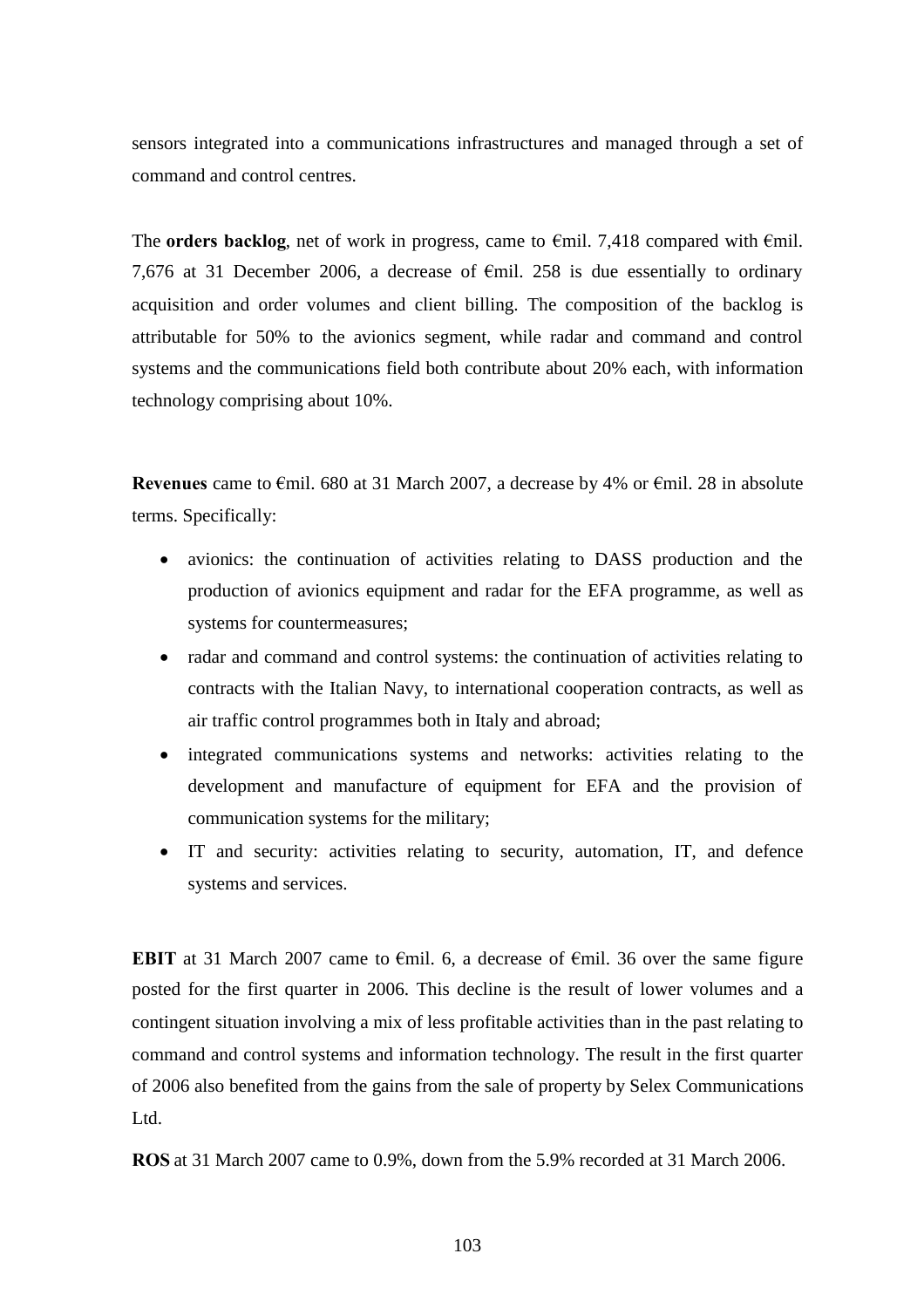sensors integrated into a communications infrastructures and managed through a set of command and control centres.

The **orders backlog**, net of work in progress, came to €mil. 7,418 compared with €mil. 7,676 at 31 December 2006, a decrease of €mil. 258 is due essentially to ordinary acquisition and order volumes and client billing. The composition of the backlog is attributable for 50% to the avionics segment, while radar and command and control systems and the communications field both contribute about 20% each, with information technology comprising about 10%.

**Revenues** came to €mil. 680 at 31 March 2007, a decrease by 4% or €mil. 28 in absolute terms. Specifically:

- avionics: the continuation of activities relating to DASS production and the production of avionics equipment and radar for the EFA programme, as well as systems for countermeasures;
- radar and command and control systems: the continuation of activities relating to contracts with the Italian Navy, to international cooperation contracts, as well as air traffic control programmes both in Italy and abroad;
- integrated communications systems and networks: activities relating to the development and manufacture of equipment for EFA and the provision of communication systems for the military;
- IT and security: activities relating to security, automation, IT, and defence systems and services.

**EBIT** at 31 March 2007 came to €mil. 6, a decrease of €mil. 36 over the same figure posted for the first quarter in 2006. This decline is the result of lower volumes and a contingent situation involving a mix of less profitable activities than in the past relating to command and control systems and information technology. The result in the first quarter of 2006 also benefited from the gains from the sale of property by Selex Communications Ltd.

**ROS** at 31 March 2007 came to 0.9%, down from the 5.9% recorded at 31 March 2006.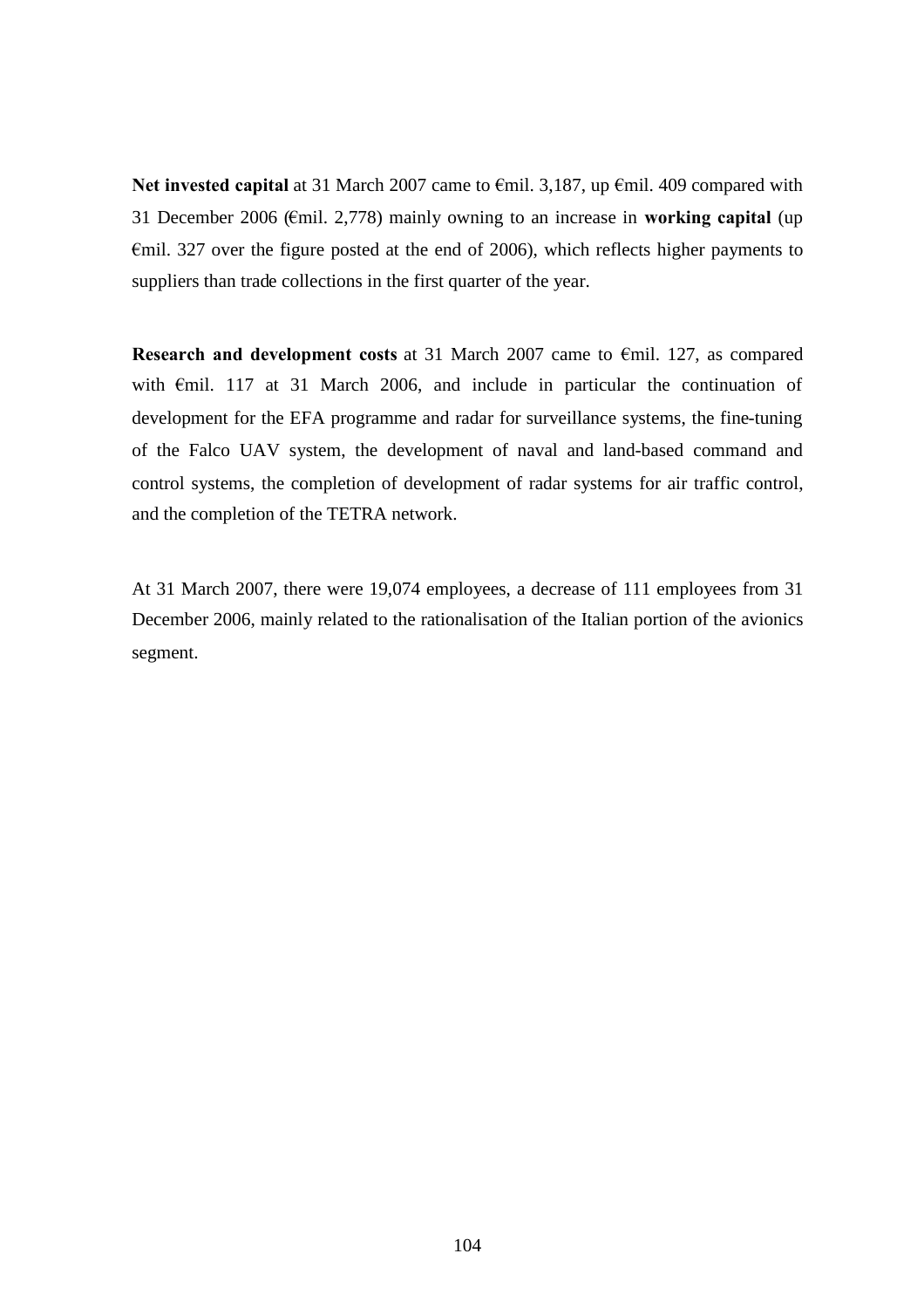**Net invested capital** at 31 March 2007 came to €mil. 3,187, up €mil. 409 compared with 31 December 2006 (€mil. 2,778) mainly owning to an increase in **working capital** (up €mil. 327 over the figure posted at the end of 2006), which reflects higher payments to suppliers than trade collections in the first quarter of the year.

**Research and development costs** at 31 March 2007 came to €mil. 127, as compared with €mil. 117 at 31 March 2006, and include in particular the continuation of development for the EFA programme and radar for surveillance systems, the fine-tuning of the Falco UAV system, the development of naval and land-based command and control systems, the completion of development of radar systems for air traffic control, and the completion of the TETRA network.

At 31 March 2007, there were 19,074 employees, a decrease of 111 employees from 31 December 2006, mainly related to the rationalisation of the Italian portion of the avionics segment.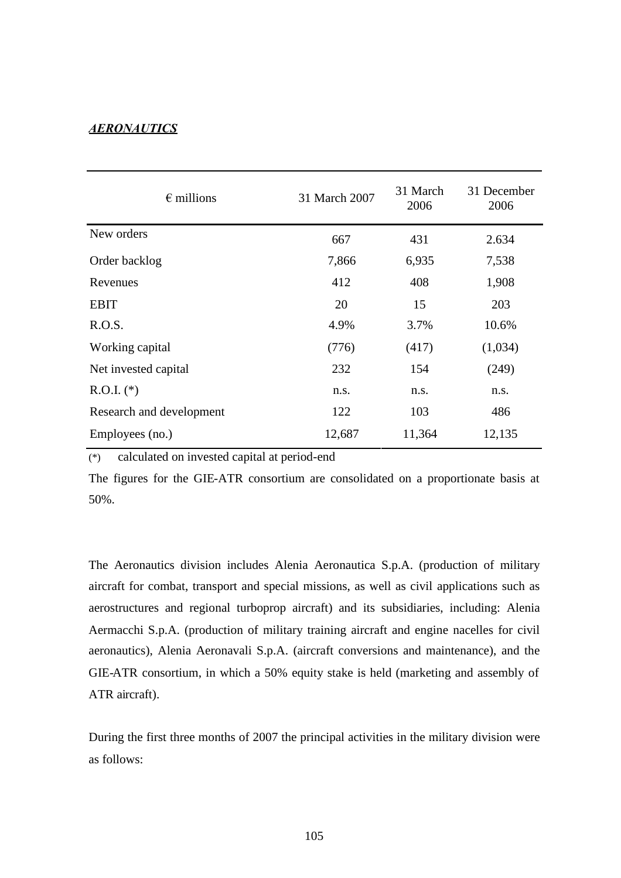***AERONAUTICS***

| € millions | 31 March 2007 | 31 March 2006 | 31 December 2006 |
|---|---|---|---|
| New orders | 667 | 431 | 2.634 |
| Order backlog | 7,866 | 6,935 | 7,538 |
| Revenues | 412 | 408 | 1,908 |
| EBIT | 20 | 15 | 203 |
| R.O.S. | 4.9% | 3.7% | 10.6% |
| Working capital | (776) | (417) | (1,034) |
| Net invested capital | 232 | 154 | (249) |
| R.O.I. (*) | n.s. | n.s. | n.s. |
| Research and development | 122 | 103 | 486 |
| Employees (no.) | 12,687 | 11,364 | 12,135 |

(*) calculated on invested capital at period-end

The figures for the GIE-ATR consortium are consolidated on a proportionate basis at 50%.

The Aeronautics division includes Alenia Aeronautica S.p.A. (production of military aircraft for combat, transport and special missions, as well as civil applications such as aerostructures and regional turboprop aircraft) and its subsidiaries, including: Alenia Aermacchi S.p.A. (production of military training aircraft and engine nacelles for civil aeronautics), Alenia Aeronavali S.p.A. (aircraft conversions and maintenance), and the GIE-ATR consortium, in which a 50% equity stake is held (marketing and assembly of ATR aircraft).

During the first three months of 2007 the principal activities in the military division were as follows: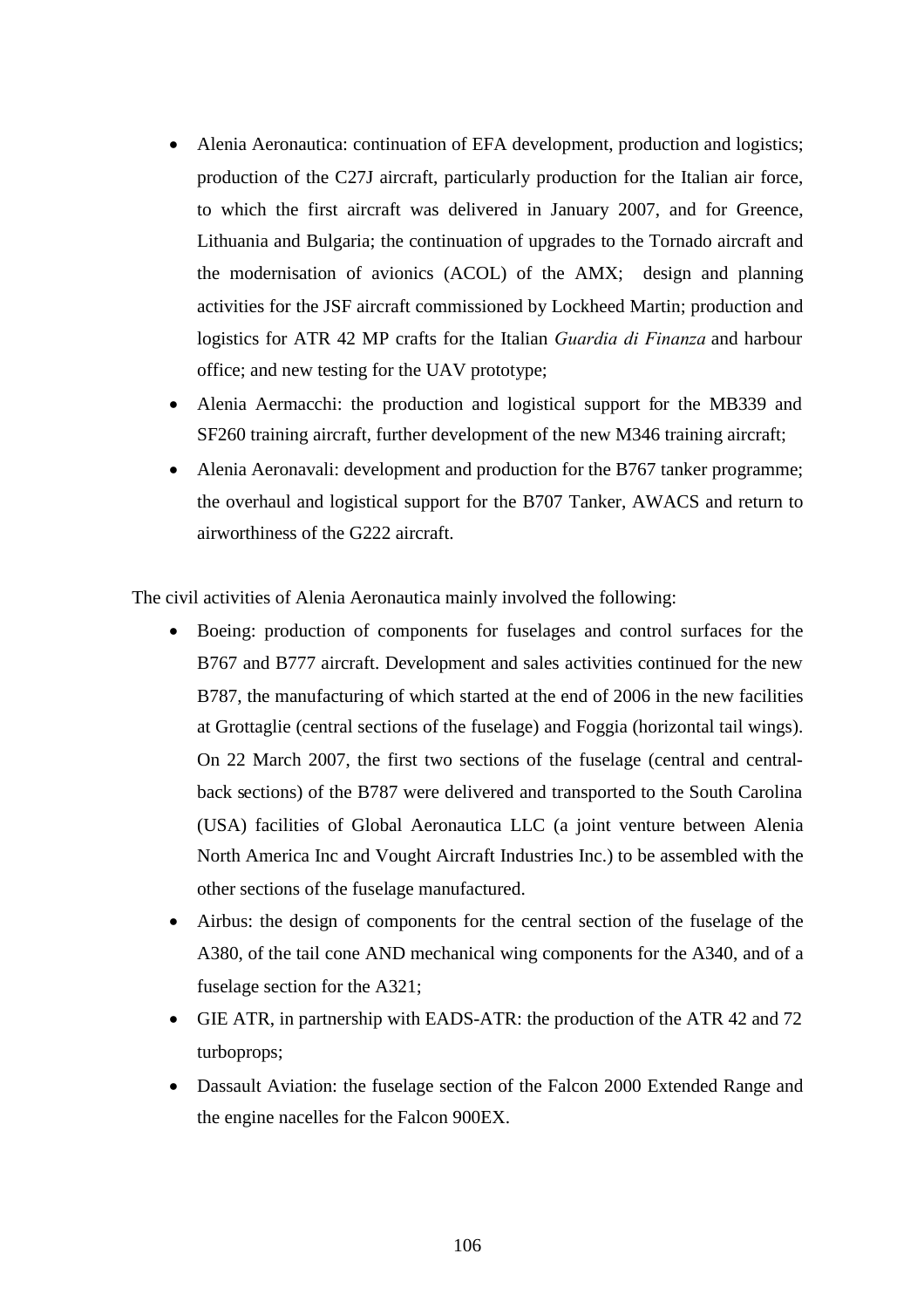- Alenia Aeronautica: continuation of EFA development, production and logistics; production of the C27J aircraft, particularly production for the Italian air force, to which the first aircraft was delivered in January 2007, and for Greence, Lithuania and Bulgaria; the continuation of upgrades to the Tornado aircraft and the modernisation of avionics (ACOL) of the AMX; design and planning activities for the JSF aircraft commissioned by Lockheed Martin; production and logistics for ATR 42 MP crafts for the Italian *Guardia di Finanza* and harbour office; and new testing for the UAV prototype;
- Alenia Aermacchi: the production and logistical support for the MB339 and SF260 training aircraft, further development of the new M346 training aircraft;
- Alenia Aeronavali: development and production for the B767 tanker programme; the overhaul and logistical support for the B707 Tanker, AWACS and return to airworthiness of the G222 aircraft.

The civil activities of Alenia Aeronautica mainly involved the following:

- Boeing: production of components for fuselages and control surfaces for the B767 and B777 aircraft. Development and sales activities continued for the new B787, the manufacturing of which started at the end of 2006 in the new facilities at Grottaglie (central sections of the fuselage) and Foggia (horizontal tail wings). On 22 March 2007, the first two sections of the fuselage (central and central-back sections) of the B787 were delivered and transported to the South Carolina (USA) facilities of Global Aeronautica LLC (a joint venture between Alenia North America Inc and Vought Aircraft Industries Inc.) to be assembled with the other sections of the fuselage manufactured.
- Airbus: the design of components for the central section of the fuselage of the A380, of the tail cone AND mechanical wing components for the A340, and of a fuselage section for the A321;
- GIE ATR, in partnership with EADS-ATR: the production of the ATR 42 and 72 turboprops;
- Dassault Aviation: the fuselage section of the Falcon 2000 Extended Range and the engine nacelles for the Falcon 900EX.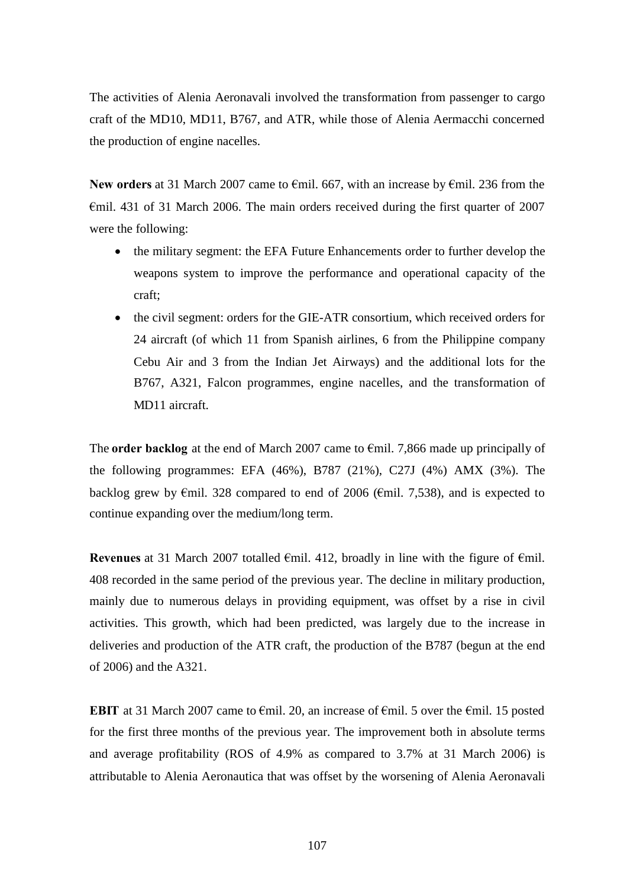The activities of Alenia Aeronavali involved the transformation from passenger to cargo craft of the MD10, MD11, B767, and ATR, while those of Alenia Aermacchi concerned the production of engine nacelles.

**New orders** at 31 March 2007 came to €mil. 667, with an increase by €mil. 236 from the €mil. 431 of 31 March 2006. The main orders received during the first quarter of 2007 were the following:

- the military segment: the EFA Future Enhancements order to further develop the weapons system to improve the performance and operational capacity of the craft;
- the civil segment: orders for the GIE-ATR consortium, which received orders for 24 aircraft (of which 11 from Spanish airlines, 6 from the Philippine company Cebu Air and 3 from the Indian Jet Airways) and the additional lots for the B767, A321, Falcon programmes, engine nacelles, and the transformation of MD11 aircraft.

The **order backlog** at the end of March 2007 came to €mil. 7,866 made up principally of the following programmes: EFA (46%), B787 (21%), C27J (4%) AMX (3%). The backlog grew by €mil. 328 compared to end of 2006 (€mil. 7,538), and is expected to continue expanding over the medium/long term.

**Revenues** at 31 March 2007 totalled €mil. 412, broadly in line with the figure of €mil. 408 recorded in the same period of the previous year. The decline in military production, mainly due to numerous delays in providing equipment, was offset by a rise in civil activities. This growth, which had been predicted, was largely due to the increase in deliveries and production of the ATR craft, the production of the B787 (begun at the end of 2006) and the A321.

**EBIT** at 31 March 2007 came to €mil. 20, an increase of €mil. 5 over the €mil. 15 posted for the first three months of the previous year. The improvement both in absolute terms and average profitability (ROS of 4.9% as compared to 3.7% at 31 March 2006) is attributable to Alenia Aeronautica that was offset by the worsening of Alenia Aeronavali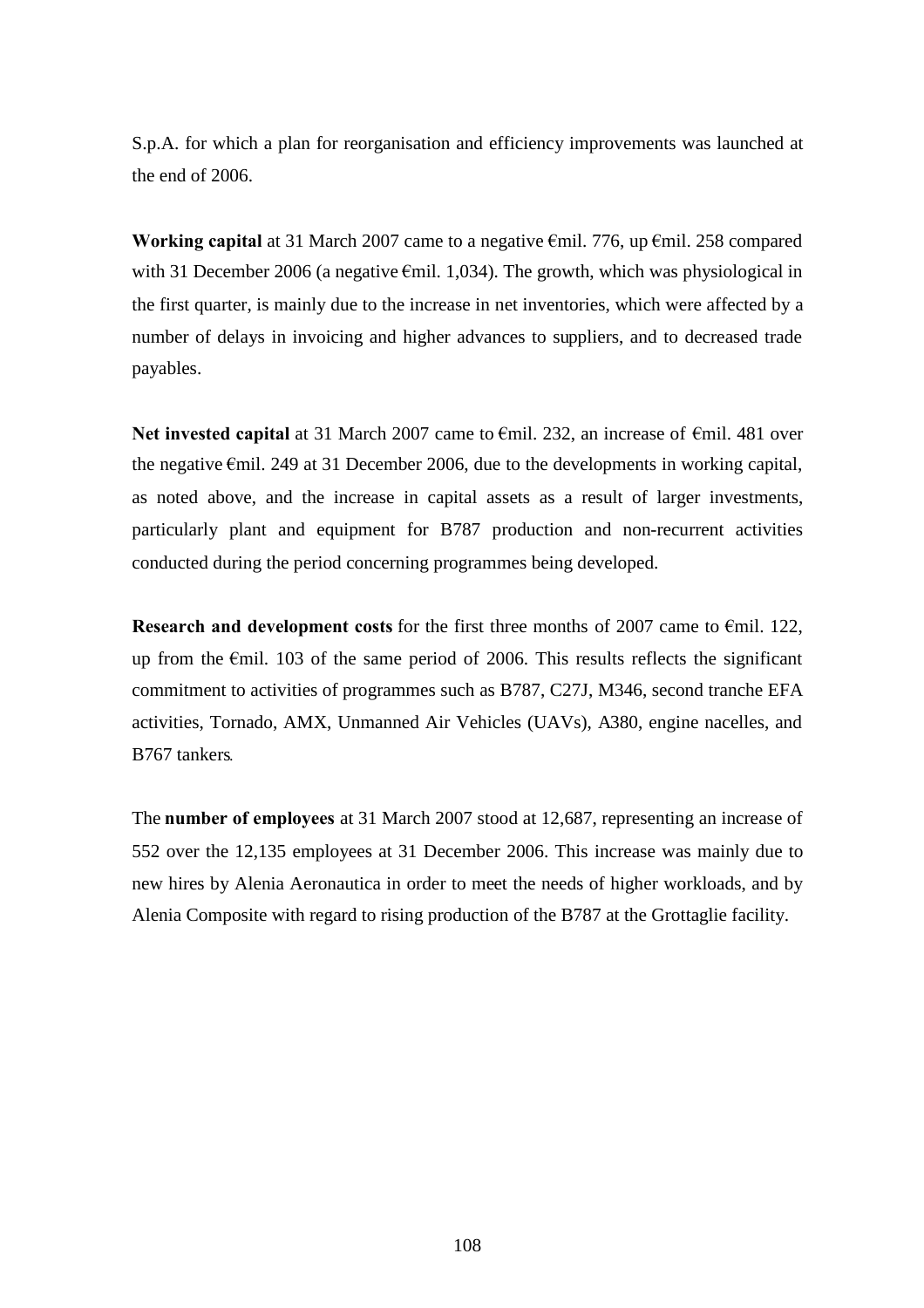S.p.A. for which a plan for reorganisation and efficiency improvements was launched at the end of 2006.

**Working capital** at 31 March 2007 came to a negative €mil. 776, up €mil. 258 compared with 31 December 2006 (a negative €mil. 1,034). The growth, which was physiological in the first quarter, is mainly due to the increase in net inventories, which were affected by a number of delays in invoicing and higher advances to suppliers, and to decreased trade payables.

**Net invested capital** at 31 March 2007 came to €mil. 232, an increase of €mil. 481 over the negative €mil. 249 at 31 December 2006, due to the developments in working capital, as noted above, and the increase in capital assets as a result of larger investments, particularly plant and equipment for B787 production and non-recurrent activities conducted during the period concerning programmes being developed.

**Research and development costs** for the first three months of 2007 came to €mil. 122, up from the €mil. 103 of the same period of 2006. This results reflects the significant commitment to activities of programmes such as B787, C27J, M346, second tranche EFA activities, Tornado, AMX, Unmanned Air Vehicles (UAVs), A380, engine nacelles, and B767 tankers.

The **number of employees** at 31 March 2007 stood at 12,687, representing an increase of 552 over the 12,135 employees at 31 December 2006. This increase was mainly due to new hires by Alenia Aeronautica in order to meet the needs of higher workloads, and by Alenia Composite with regard to rising production of the B787 at the Grottaglie facility.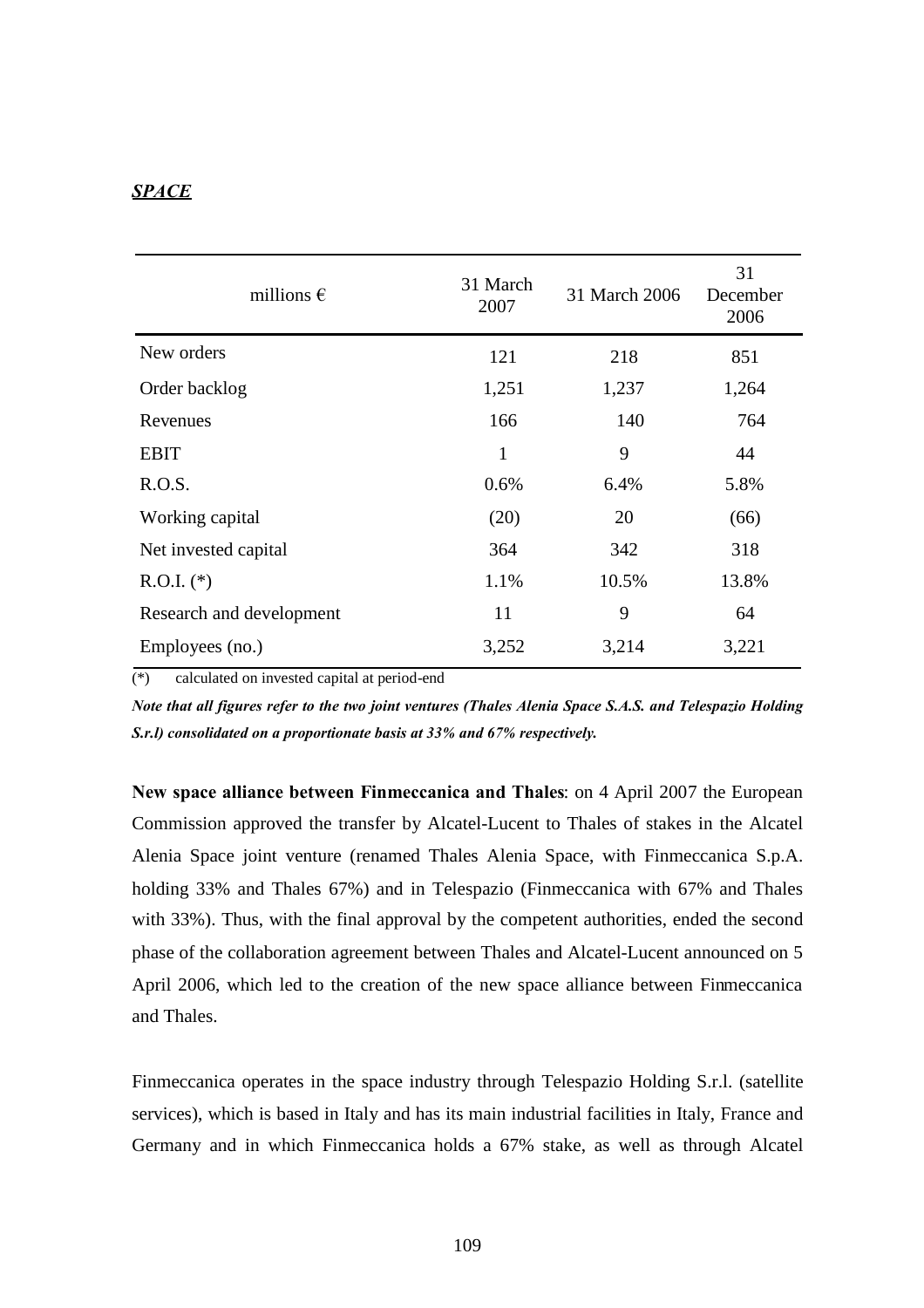***SPACE***

| millions € | 31 March 2007 | 31 March 2006 | 31 December 2006 |
|---|---|---|---|
| New orders | 121 | 218 | 851 |
| Order backlog | 1,251 | 1,237 | 1,264 |
| Revenues | 166 | 140 | 764 |
| EBIT | 1 | 9 | 44 |
| R.O.S. | 0.6% | 6.4% | 5.8% |
| Working capital | (20) | 20 | (66) |
| Net invested capital | 364 | 342 | 318 |
| R.O.I. (*) | 1.1% | 10.5% | 13.8% |
| Research and development | 11 | 9 | 64 |
| Employees (no.) | 3,252 | 3,214 | 3,221 |

(*) calculated on invested capital at period-end

***Note that all figures refer to the two joint ventures (Thales Alenia Space S.A.S. and Telespazio Holding S.r.l) consolidated on a proportionate basis at 33% and 67% respectively.***

**New space alliance between Finmeccanica and Thales**: on 4 April 2007 the European Commission approved the transfer by Alcatel-Lucent to Thales of stakes in the Alcatel Alenia Space joint venture (renamed Thales Alenia Space, with Finmeccanica S.p.A. holding 33% and Thales 67%) and in Telespazio (Finmeccanica with 67% and Thales with 33%). Thus, with the final approval by the competent authorities, ended the second phase of the collaboration agreement between Thales and Alcatel-Lucent announced on 5 April 2006, which led to the creation of the new space alliance between Finmeccanica and Thales.

Finmeccanica operates in the space industry through Telespazio Holding S.r.l. (satellite services), which is based in Italy and has its main industrial facilities in Italy, France and Germany and in which Finmeccanica holds a 67% stake, as well as through Alcatel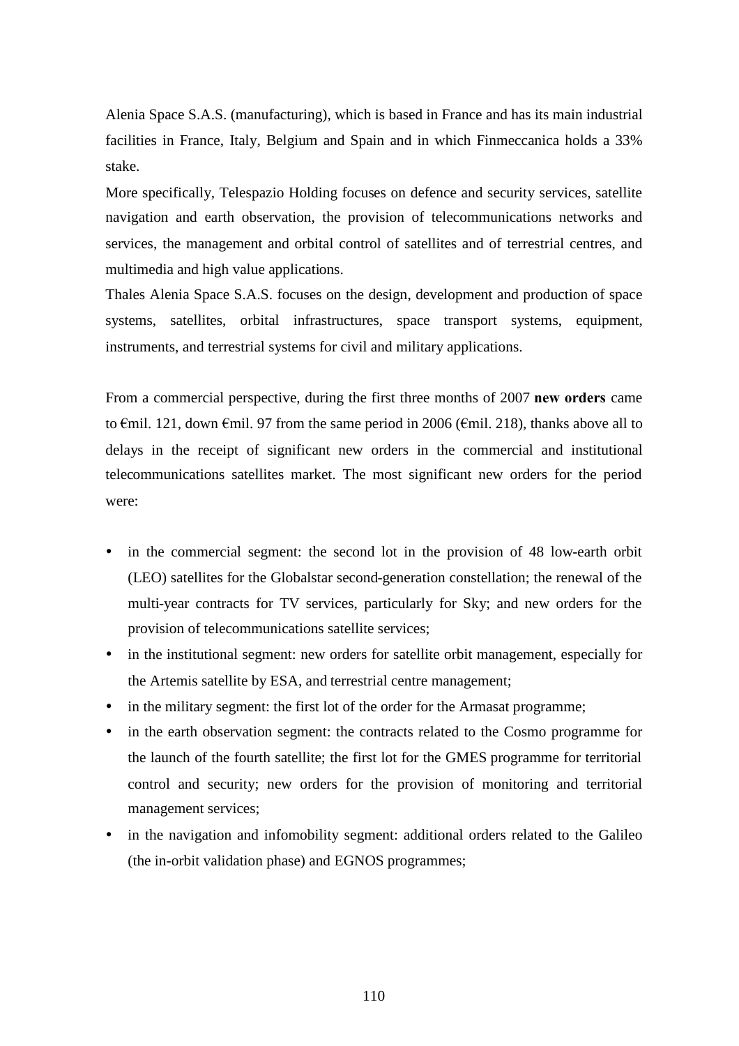Alenia Space S.A.S. (manufacturing), which is based in France and has its main industrial facilities in France, Italy, Belgium and Spain and in which Finmeccanica holds a 33% stake.

More specifically, Telespazio Holding focuses on defence and security services, satellite navigation and earth observation, the provision of telecommunications networks and services, the management and orbital control of satellites and of terrestrial centres, and multimedia and high value applications.

Thales Alenia Space S.A.S. focuses on the design, development and production of space systems, satellites, orbital infrastructures, space transport systems, equipment, instruments, and terrestrial systems for civil and military applications.

From a commercial perspective, during the first three months of 2007 **new orders** came to €mil. 121, down €mil. 97 from the same period in 2006 (€mil. 218), thanks above all to delays in the receipt of significant new orders in the commercial and institutional telecommunications satellites market. The most significant new orders for the period were:

- in the commercial segment: the second lot in the provision of 48 low-earth orbit (LEO) satellites for the Globalstar second-generation constellation; the renewal of the multi-year contracts for TV services, particularly for Sky; and new orders for the provision of telecommunications satellite services;
- in the institutional segment: new orders for satellite orbit management, especially for the Artemis satellite by ESA, and terrestrial centre management;
- in the military segment: the first lot of the order for the Armasat programme;
- in the earth observation segment: the contracts related to the Cosmo programme for the launch of the fourth satellite; the first lot for the GMES programme for territorial control and security; new orders for the provision of monitoring and territorial management services;
- in the navigation and infomobility segment: additional orders related to the Galileo (the in-orbit validation phase) and EGNOS programmes;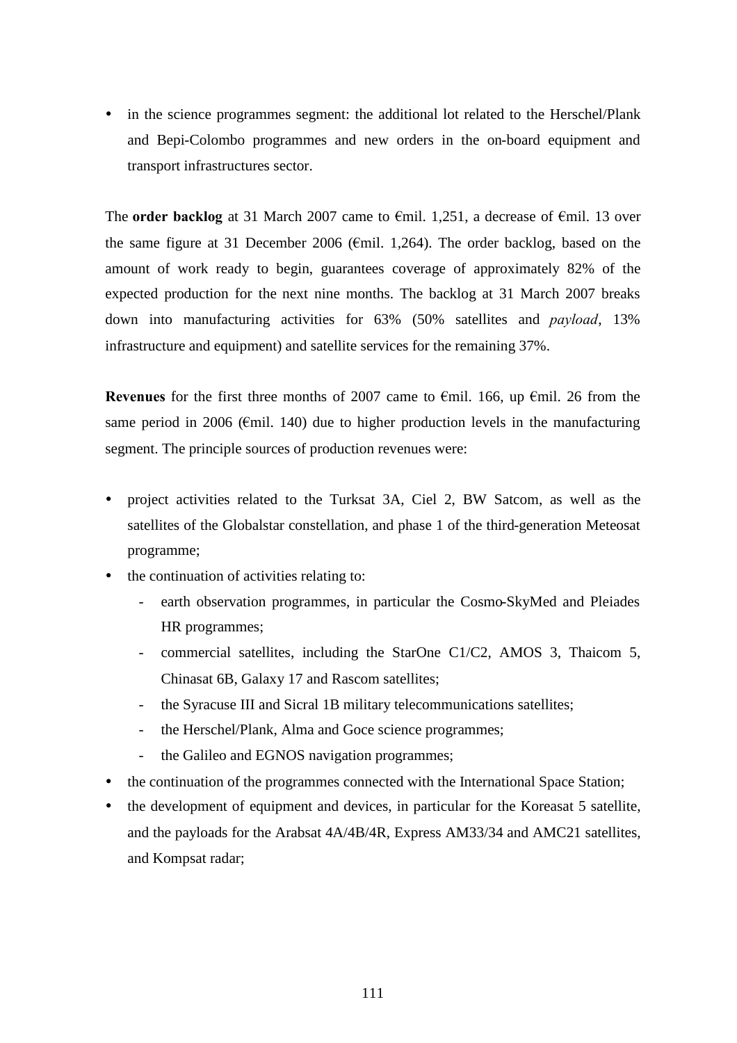- in the science programmes segment: the additional lot related to the Herschel/Plank and Bepi-Colombo programmes and new orders in the on-board equipment and transport infrastructures sector.

The **order backlog** at 31 March 2007 came to €mil. 1,251, a decrease of €mil. 13 over the same figure at 31 December 2006 (€mil. 1,264). The order backlog, based on the amount of work ready to begin, guarantees coverage of approximately 82% of the expected production for the next nine months. The backlog at 31 March 2007 breaks down into manufacturing activities for 63% (50% satellites and *payload*, 13% infrastructure and equipment) and satellite services for the remaining 37%.

**Revenues** for the first three months of 2007 came to €mil. 166, up €mil. 26 from the same period in 2006 (€mil. 140) due to higher production levels in the manufacturing segment. The principle sources of production revenues were:

- project activities related to the Turksat 3A, Ciel 2, BW Satcom, as well as the satellites of the Globalstar constellation, and phase 1 of the third-generation Meteosat programme;
- the continuation of activities relating to:
  - earth observation programmes, in particular the Cosmo-SkyMed and Pleiades HR programmes;
  - commercial satellites, including the StarOne C1/C2, AMOS 3, Thaicom 5, Chinasat 6B, Galaxy 17 and Rascom satellites;
  - the Syracuse III and Sicral 1B military telecommunications satellites;
  - the Herschel/Plank, Alma and Goce science programmes;
  - the Galileo and EGNOS navigation programmes;
- the continuation of the programmes connected with the International Space Station;
- the development of equipment and devices, in particular for the Koreasat 5 satellite, and the payloads for the Arabsat 4A/4B/4R, Express AM33/34 and AMC21 satellites, and Kompsat radar;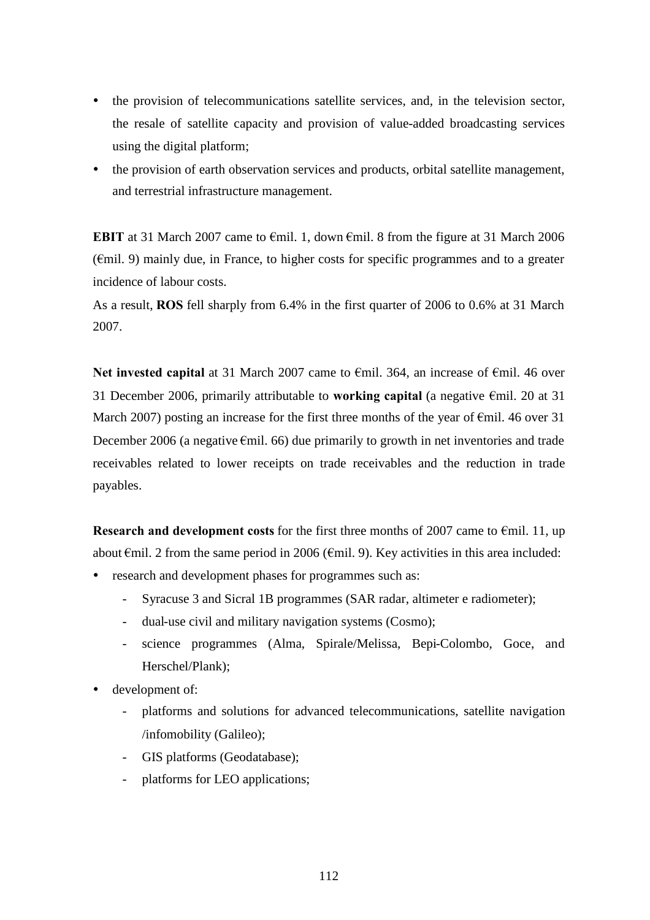- the provision of telecommunications satellite services, and, in the television sector, the resale of satellite capacity and provision of value-added broadcasting services using the digital platform;
- the provision of earth observation services and products, orbital satellite management, and terrestrial infrastructure management.

**EBIT** at 31 March 2007 came to €mil. 1, down €mil. 8 from the figure at 31 March 2006 (€mil. 9) mainly due, in France, to higher costs for specific programmes and to a greater incidence of labour costs.

As a result, **ROS** fell sharply from 6.4% in the first quarter of 2006 to 0.6% at 31 March 2007.

**Net invested capital** at 31 March 2007 came to €mil. 364, an increase of €mil. 46 over 31 December 2006, primarily attributable to **working capital** (a negative €mil. 20 at 31 March 2007) posting an increase for the first three months of the year of €mil. 46 over 31 December 2006 (a negative €mil. 66) due primarily to growth in net inventories and trade receivables related to lower receipts on trade receivables and the reduction in trade payables.

**Research and development costs** for the first three months of 2007 came to €mil. 11, up about €mil. 2 from the same period in 2006 (€mil. 9). Key activities in this area included:

- research and development phases for programmes such as:
  - Syracuse 3 and Sicral 1B programmes (SAR radar, altimeter e radiometer);
  - dual-use civil and military navigation systems (Cosmo);
  - science programmes (Alma, Spirale/Melissa, Bepi-Colombo, Goce, and Herschel/Plank);
- development of:
  - platforms and solutions for advanced telecommunications, satellite navigation /infomobility (Galileo);
  - GIS platforms (Geodatabase);
  - platforms for LEO applications;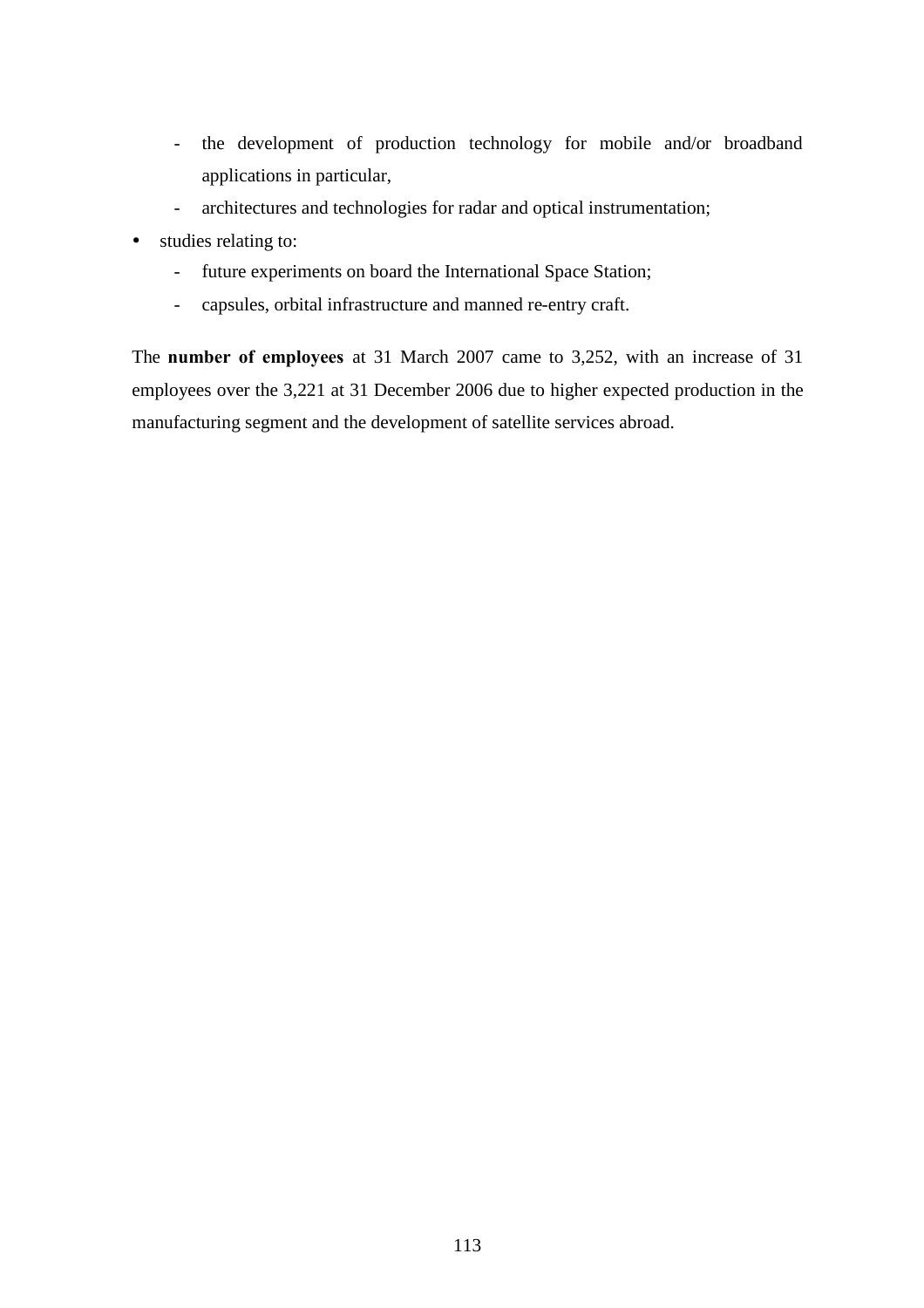- the development of production technology for mobile and/or broadband applications in particular,
  - architectures and technologies for radar and optical instrumentation;
- studies relating to:
  - future experiments on board the International Space Station;
  - capsules, orbital infrastructure and manned re-entry craft.

The **number of employees** at 31 March 2007 came to 3,252, with an increase of 31 employees over the 3,221 at 31 December 2006 due to higher expected production in the manufacturing segment and the development of satellite services abroad.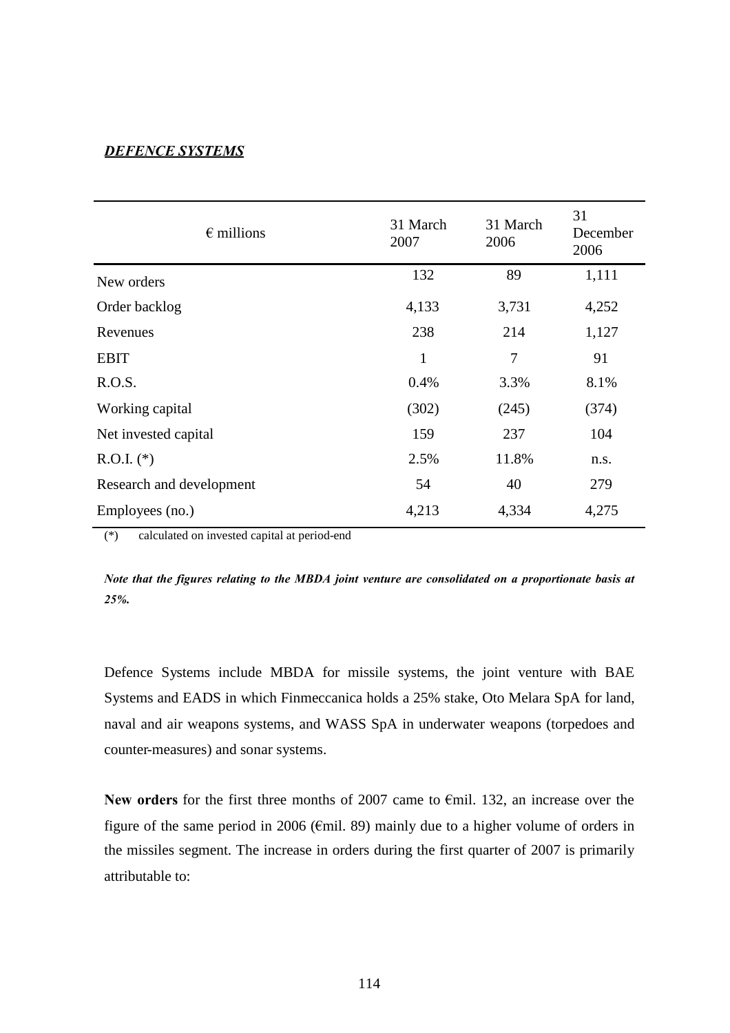***DEFENCE SYSTEMS***

| € millions | 31 March 2007 | 31 March 2006 | 31 December 2006 |
|---|---|---|---|
| New orders | 132 | 89 | 1,111 |
| Order backlog | 4,133 | 3,731 | 4,252 |
| Revenues | 238 | 214 | 1,127 |
| EBIT | 1 | 7 | 91 |
| R.O.S. | 0.4% | 3.3% | 8.1% |
| Working capital | (302) | (245) | (374) |
| Net invested capital | 159 | 237 | 104 |
| R.O.I. (*) | 2.5% | 11.8% | n.s. |
| Research and development | 54 | 40 | 279 |
| Employees (no.) | 4,213 | 4,334 | 4,275 |

(*) calculated on invested capital at period-end

***Note that the figures relating to the MBDA joint venture are consolidated on a proportionate basis at 25%.***

Defence Systems include MBDA for missile systems, the joint venture with BAE Systems and EADS in which Finmeccanica holds a 25% stake, Oto Melara SpA for land, naval and air weapons systems, and WASS SpA in underwater weapons (torpedoes and counter-measures) and sonar systems.

**New orders** for the first three months of 2007 came to €mil. 132, an increase over the figure of the same period in 2006 (€mil. 89) mainly due to a higher volume of orders in the missiles segment. The increase in orders during the first quarter of 2007 is primarily attributable to: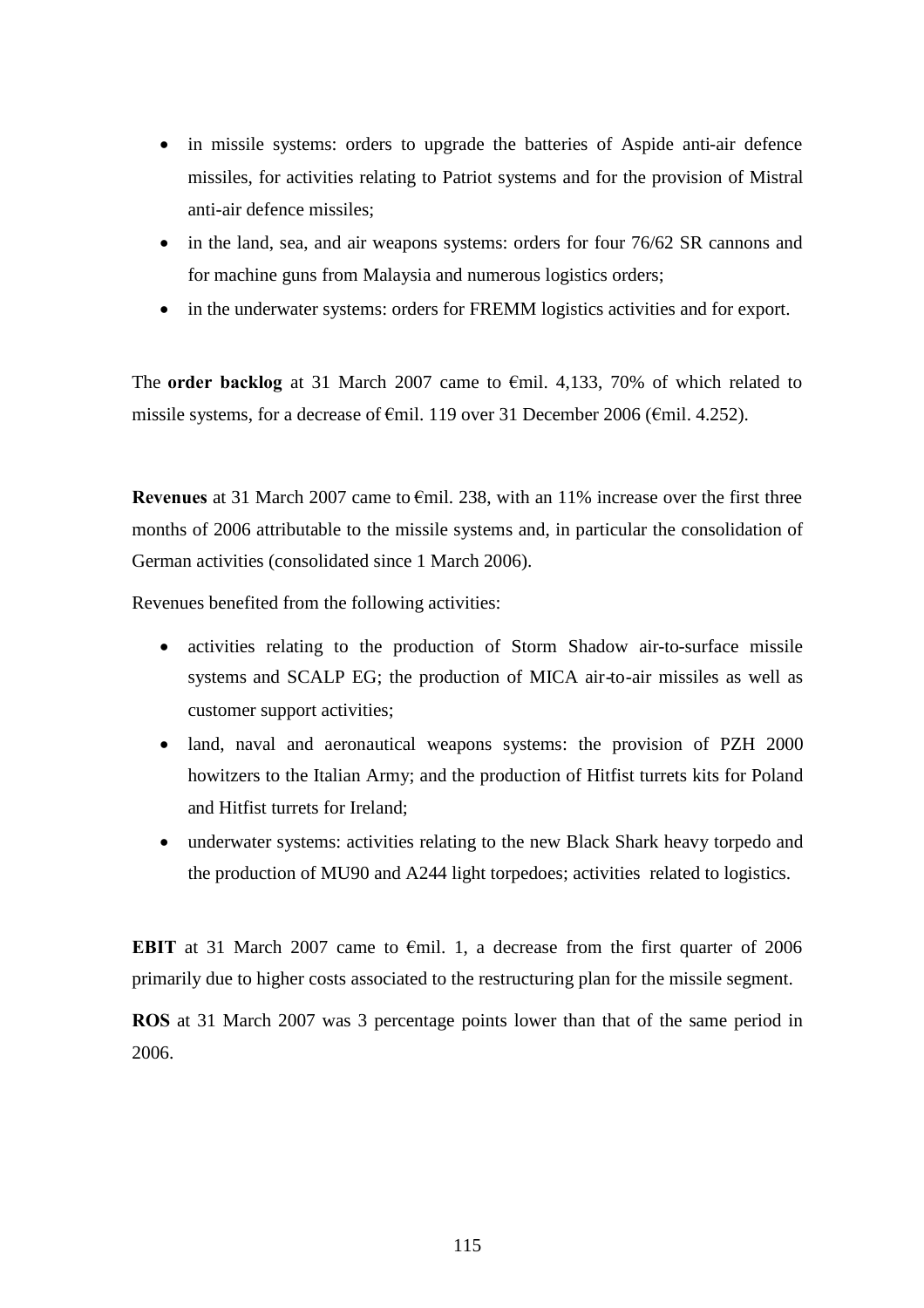- in missile systems: orders to upgrade the batteries of Aspide anti-air defence missiles, for activities relating to Patriot systems and for the provision of Mistral anti-air defence missiles;
- in the land, sea, and air weapons systems: orders for four 76/62 SR cannons and for machine guns from Malaysia and numerous logistics orders;
- in the underwater systems: orders for FREMM logistics activities and for export.

The **order backlog** at 31 March 2007 came to €mil. 4,133, 70% of which related to missile systems, for a decrease of €mil. 119 over 31 December 2006 (€mil. 4.252).

**Revenues** at 31 March 2007 came to €mil. 238, with an 11% increase over the first three months of 2006 attributable to the missile systems and, in particular the consolidation of German activities (consolidated since 1 March 2006).

Revenues benefited from the following activities:

- activities relating to the production of Storm Shadow air-to-surface missile systems and SCALP EG; the production of MICA air-to-air missiles as well as customer support activities;
- land, naval and aeronautical weapons systems: the provision of PZH 2000 howitzers to the Italian Army; and the production of Hitfist turrets kits for Poland and Hitfist turrets for Ireland;
- underwater systems: activities relating to the new Black Shark heavy torpedo and the production of MU90 and A244 light torpedoes; activities related to logistics.

**EBIT** at 31 March 2007 came to €mil. 1, a decrease from the first quarter of 2006 primarily due to higher costs associated to the restructuring plan for the missile segment.

**ROS** at 31 March 2007 was 3 percentage points lower than that of the same period in 2006.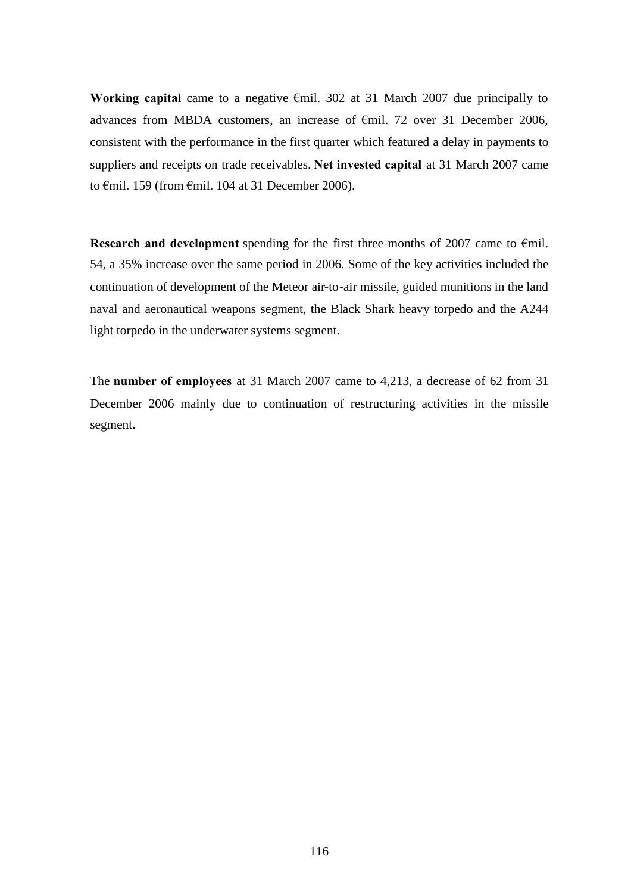**Working capital** came to a negative €mil. 302 at 31 March 2007 due principally to advances from MBDA customers, an increase of €mil. 72 over 31 December 2006, consistent with the performance in the first quarter which featured a delay in payments to suppliers and receipts on trade receivables. **Net invested capital** at 31 March 2007 came to €mil. 159 (from €mil. 104 at 31 December 2006).

**Research and development** spending for the first three months of 2007 came to €mil. 54, a 35% increase over the same period in 2006. Some of the key activities included the continuation of development of the Meteor air-to-air missile, guided munitions in the land naval and aeronautical weapons segment, the Black Shark heavy torpedo and the A244 light torpedo in the underwater systems segment.

The **number of employees** at 31 March 2007 came to 4,213, a decrease of 62 from 31 December 2006 mainly due to continuation of restructuring activities in the missile segment.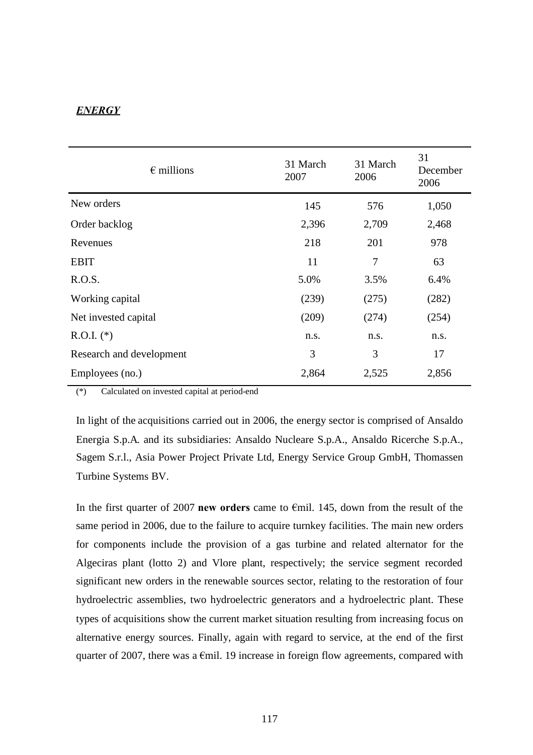***ENERGY***

| € millions | 31 March 2007 | 31 March 2006 | 31 December 2006 |
|---|---|---|---|
| New orders | 145 | 576 | 1,050 |
| Order backlog | 2,396 | 2,709 | 2,468 |
| Revenues | 218 | 201 | 978 |
| EBIT | 11 | 7 | 63 |
| R.O.S. | 5.0% | 3.5% | 6.4% |
| Working capital | (239) | (275) | (282) |
| Net invested capital | (209) | (274) | (254) |
| R.O.I. (*) | n.s. | n.s. | n.s. |
| Research and development | 3 | 3 | 17 |
| Employees (no.) | 2,864 | 2,525 | 2,856 |

(*) Calculated on invested capital at period-end

In light of the acquisitions carried out in 2006, the energy sector is comprised of Ansaldo Energia S.p.A. and its subsidiaries: Ansaldo Nucleare S.p.A., Ansaldo Ricerche S.p.A., Sagem S.r.l., Asia Power Project Private Ltd, Energy Service Group GmbH, Thomassen Turbine Systems BV.

In the first quarter of 2007 **new orders** came to €mil. 145, down from the result of the same period in 2006, due to the failure to acquire turnkey facilities. The main new orders for components include the provision of a gas turbine and related alternator for the Algeciras plant (lotto 2) and Vlore plant, respectively; the service segment recorded significant new orders in the renewable sources sector, relating to the restoration of four hydroelectric assemblies, two hydroelectric generators and a hydroelectric plant. These types of acquisitions show the current market situation resulting from increasing focus on alternative energy sources. Finally, again with regard to service, at the end of the first quarter of 2007, there was a €mil. 19 increase in foreign flow agreements, compared with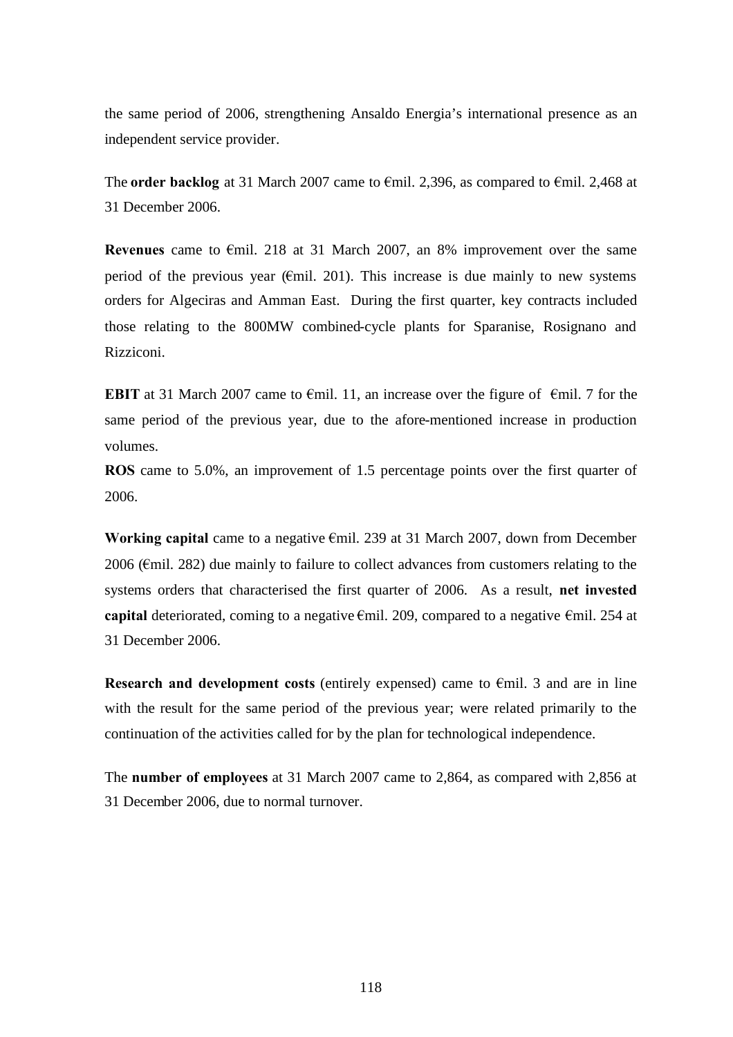the same period of 2006, strengthening Ansaldo Energia's international presence as an independent service provider.

The **order backlog** at 31 March 2007 came to €mil. 2,396, as compared to €mil. 2,468 at 31 December 2006.

**Revenues** came to €mil. 218 at 31 March 2007, an 8% improvement over the same period of the previous year (€mil. 201). This increase is due mainly to new systems orders for Algeciras and Amman East. During the first quarter, key contracts included those relating to the 800MW combined-cycle plants for Sparanise, Rosignano and Rizziconi.

**EBIT** at 31 March 2007 came to €mil. 11, an increase over the figure of €mil. 7 for the same period of the previous year, due to the afore-mentioned increase in production volumes.

**ROS** came to 5.0%, an improvement of 1.5 percentage points over the first quarter of 2006.

**Working capital** came to a negative €mil. 239 at 31 March 2007, down from December 2006 (€mil. 282) due mainly to failure to collect advances from customers relating to the systems orders that characterised the first quarter of 2006. As a result, **net invested capital** deteriorated, coming to a negative €mil. 209, compared to a negative €mil. 254 at 31 December 2006.

**Research and development costs** (entirely expensed) came to €mil. 3 and are in line with the result for the same period of the previous year; were related primarily to the continuation of the activities called for by the plan for technological independence.

The **number of employees** at 31 March 2007 came to 2,864, as compared with 2,856 at 31 December 2006, due to normal turnover.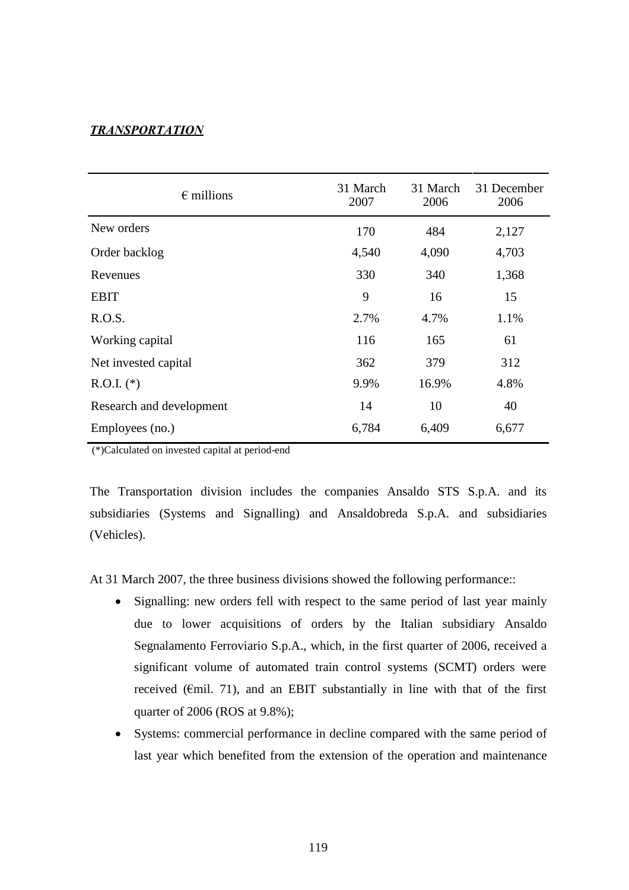***TRANSPORTATION***

| € millions | 31 March 2007 | 31 March 2006 | 31 December 2006 |
|---|---|---|---|
| New orders | 170 | 484 | 2,127 |
| Order backlog | 4,540 | 4,090 | 4,703 |
| Revenues | 330 | 340 | 1,368 |
| EBIT | 9 | 16 | 15 |
| R.O.S. | 2.7% | 4.7% | 1.1% |
| Working capital | 116 | 165 | 61 |
| Net invested capital | 362 | 379 | 312 |
| R.O.I. (*) | 9.9% | 16.9% | 4.8% |
| Research and development | 14 | 10 | 40 |
| Employees (no.) | 6,784 | 6,409 | 6,677 |

(*)Calculated on invested capital at period-end

The Transportation division includes the companies Ansaldo STS S.p.A. and its subsidiaries (Systems and Signalling) and Ansaldobreda S.p.A. and subsidiaries (Vehicles).

At 31 March 2007, the three business divisions showed the following performance::

- Signalling: new orders fell with respect to the same period of last year mainly due to lower acquisitions of orders by the Italian subsidiary Ansaldo Segnalamento Ferroviario S.p.A., which, in the first quarter of 2006, received a significant volume of automated train control systems (SCMT) orders were received (€mil. 71), and an EBIT substantially in line with that of the first quarter of 2006 (ROS at 9.8%);
- Systems: commercial performance in decline compared with the same period of last year which benefited from the extension of the operation and maintenance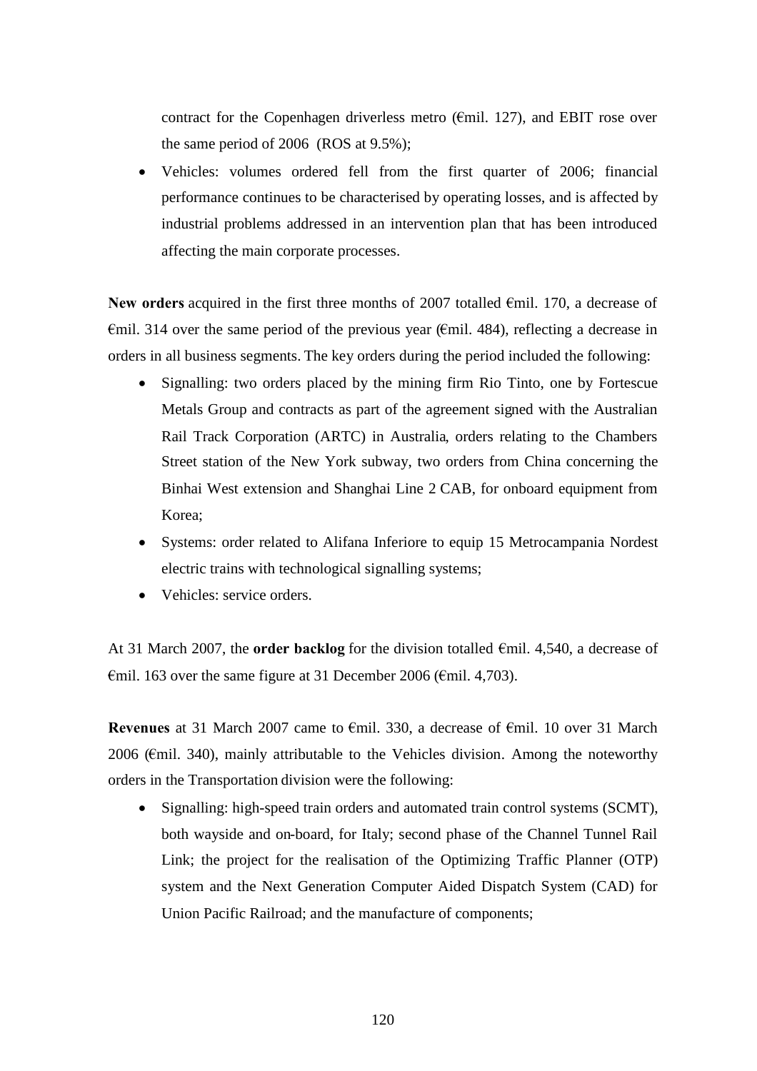contract for the Copenhagen driverless metro (€mil. 127), and EBIT rose over the same period of 2006 (ROS at 9.5%);

- Vehicles: volumes ordered fell from the first quarter of 2006; financial performance continues to be characterised by operating losses, and is affected by industrial problems addressed in an intervention plan that has been introduced affecting the main corporate processes.

**New orders** acquired in the first three months of 2007 totalled €mil. 170, a decrease of €mil. 314 over the same period of the previous year (€mil. 484), reflecting a decrease in orders in all business segments. The key orders during the period included the following:

- Signalling: two orders placed by the mining firm Rio Tinto, one by Fortescue Metals Group and contracts as part of the agreement signed with the Australian Rail Track Corporation (ARTC) in Australia, orders relating to the Chambers Street station of the New York subway, two orders from China concerning the Binhai West extension and Shanghai Line 2 CAB, for onboard equipment from Korea;
- Systems: order related to Alifana Inferiore to equip 15 Metrocampania Nordest electric trains with technological signalling systems;
- Vehicles: service orders.

At 31 March 2007, the **order backlog** for the division totalled €mil. 4,540, a decrease of €mil. 163 over the same figure at 31 December 2006 (€mil. 4,703).

**Revenues** at 31 March 2007 came to €mil. 330, a decrease of €mil. 10 over 31 March 2006 (€mil. 340), mainly attributable to the Vehicles division. Among the noteworthy orders in the Transportation division were the following:

- Signalling: high-speed train orders and automated train control systems (SCMT), both wayside and on-board, for Italy; second phase of the Channel Tunnel Rail Link; the project for the realisation of the Optimizing Traffic Planner (OTP) system and the Next Generation Computer Aided Dispatch System (CAD) for Union Pacific Railroad; and the manufacture of components;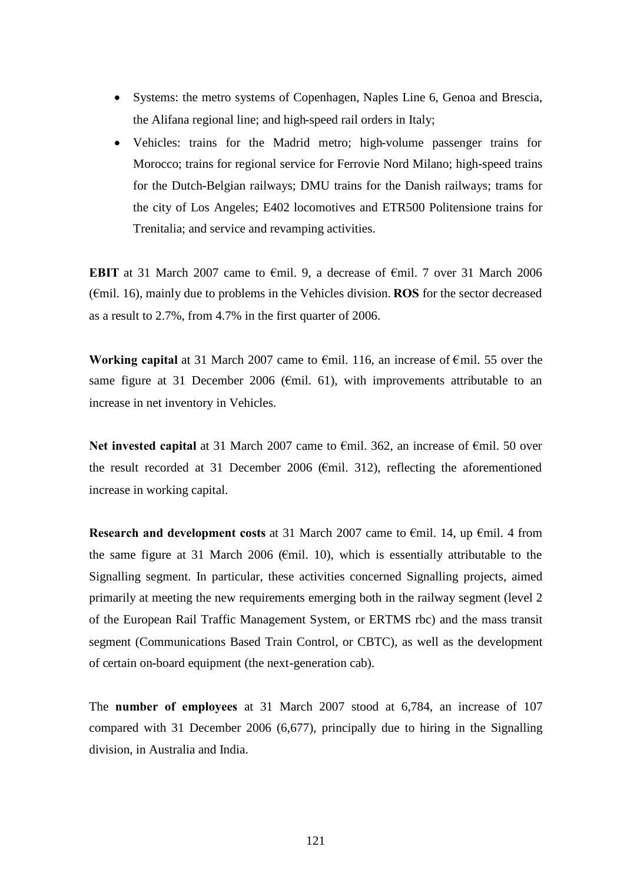- Systems: the metro systems of Copenhagen, Naples Line 6, Genoa and Brescia, the Alifana regional line; and high-speed rail orders in Italy;
- Vehicles: trains for the Madrid metro; high-volume passenger trains for Morocco; trains for regional service for Ferrovie Nord Milano; high-speed trains for the Dutch-Belgian railways; DMU trains for the Danish railways; trams for the city of Los Angeles; E402 locomotives and ETR500 Politensione trains for Trenitalia; and service and revamping activities.

**EBIT** at 31 March 2007 came to €mil. 9, a decrease of €mil. 7 over 31 March 2006 (€mil. 16), mainly due to problems in the Vehicles division. **ROS** for the sector decreased as a result to 2.7%, from 4.7% in the first quarter of 2006.

**Working capital** at 31 March 2007 came to €mil. 116, an increase of €mil. 55 over the same figure at 31 December 2006 (€mil. 61), with improvements attributable to an increase in net inventory in Vehicles.

**Net invested capital** at 31 March 2007 came to €mil. 362, an increase of €mil. 50 over the result recorded at 31 December 2006 (€mil. 312), reflecting the aforementioned increase in working capital.

**Research and development costs** at 31 March 2007 came to €mil. 14, up €mil. 4 from the same figure at 31 March 2006 (€mil. 10), which is essentially attributable to the Signalling segment. In particular, these activities concerned Signalling projects, aimed primarily at meeting the new requirements emerging both in the railway segment (level 2 of the European Rail Traffic Management System, or ERTMS rbc) and the mass transit segment (Communications Based Train Control, or CBTC), as well as the development of certain on-board equipment (the next-generation cab).

The **number of employees** at 31 March 2007 stood at 6,784, an increase of 107 compared with 31 December 2006 (6,677), principally due to hiring in the Signalling division, in Australia and India.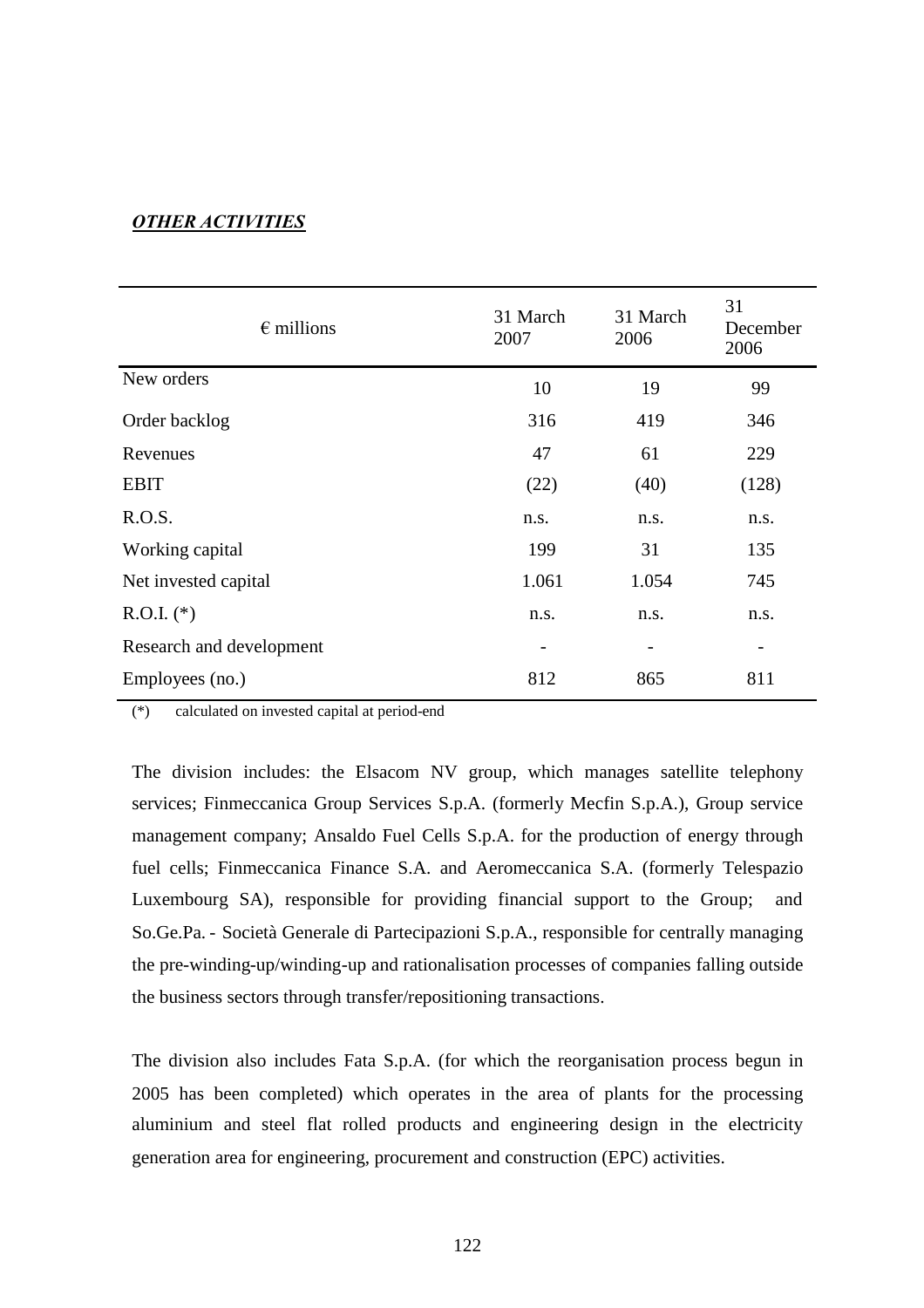***OTHER ACTIVITIES***

| € millions | 31 March 2007 | 31 March 2006 | 31 December 2006 |
|---|---|---|---|
| New orders | 10 | 19 | 99 |
| Order backlog | 316 | 419 | 346 |
| Revenues | 47 | 61 | 229 |
| EBIT | (22) | (40) | (128) |
| R.O.S. | n.s. | n.s. | n.s. |
| Working capital | 199 | 31 | 135 |
| Net invested capital | 1.061 | 1.054 | 745 |
| R.O.I. (*) | n.s. | n.s. | n.s. |
| Research and development | - | - | - |
| Employees (no.) | 812 | 865 | 811 |

(*) calculated on invested capital at period-end

The division includes: the Elsacom NV group, which manages satellite telephony services; Finmeccanica Group Services S.p.A. (formerly Mecfin S.p.A.), Group service management company; Ansaldo Fuel Cells S.p.A. for the production of energy through fuel cells; Finmeccanica Finance S.A. and Aeromeccanica S.A. (formerly Telespazio Luxembourg SA), responsible for providing financial support to the Group; and So.Ge.Pa. - Società Generale di Partecipazioni S.p.A., responsible for centrally managing the pre-winding-up/winding-up and rationalisation processes of companies falling outside the business sectors through transfer/repositioning transactions.

The division also includes Fata S.p.A. (for which the reorganisation process begun in 2005 has been completed) which operates in the area of plants for the processing aluminium and steel flat rolled products and engineering design in the electricity generation area for engineering, procurement and construction (EPC) activities.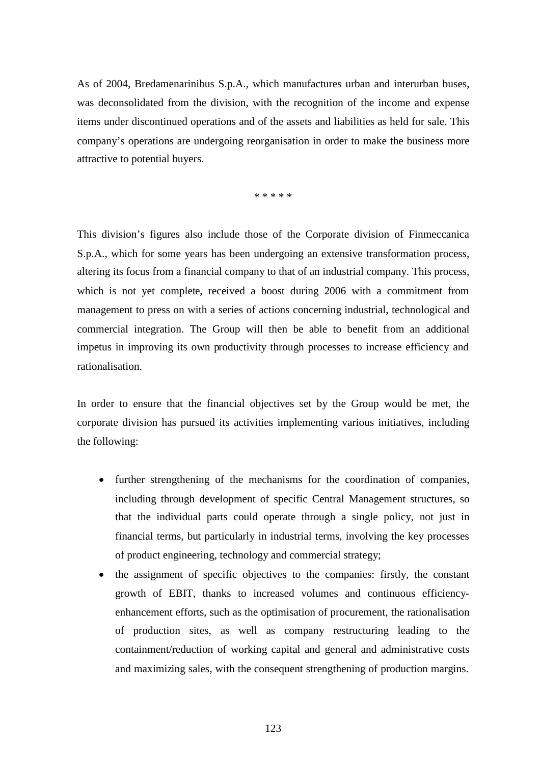As of 2004, Bredamenarinibus S.p.A., which manufactures urban and interurban buses, was deconsolidated from the division, with the recognition of the income and expense items under discontinued operations and of the assets and liabilities as held for sale. This company's operations are undergoing reorganisation in order to make the business more attractive to potential buyers.

* * * * *

This division's figures also include those of the Corporate division of Finmeccanica S.p.A., which for some years has been undergoing an extensive transformation process, altering its focus from a financial company to that of an industrial company. This process, which is not yet complete, received a boost during 2006 with a commitment from management to press on with a series of actions concerning industrial, technological and commercial integration. The Group will then be able to benefit from an additional impetus in improving its own productivity through processes to increase efficiency and rationalisation.

In order to ensure that the financial objectives set by the Group would be met, the corporate division has pursued its activities implementing various initiatives, including the following:

- further strengthening of the mechanisms for the coordination of companies, including through development of specific Central Management structures, so that the individual parts could operate through a single policy, not just in financial terms, but particularly in industrial terms, involving the key processes of product engineering, technology and commercial strategy;
- the assignment of specific objectives to the companies: firstly, the constant growth of EBIT, thanks to increased volumes and continuous efficiency-enhancement efforts, such as the optimisation of procurement, the rationalisation of production sites, as well as company restructuring leading to the containment/reduction of working capital and general and administrative costs and maximizing sales, with the consequent strengthening of production margins.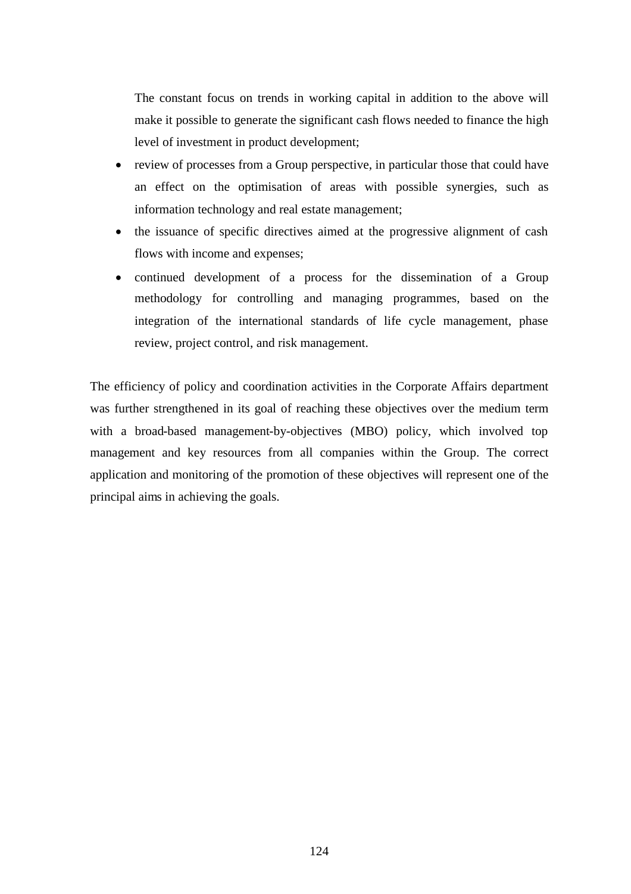The constant focus on trends in working capital in addition to the above will make it possible to generate the significant cash flows needed to finance the high level of investment in product development;

- review of processes from a Group perspective, in particular those that could have an effect on the optimisation of areas with possible synergies, such as information technology and real estate management;
- the issuance of specific directives aimed at the progressive alignment of cash flows with income and expenses;
- continued development of a process for the dissemination of a Group methodology for controlling and managing programmes, based on the integration of the international standards of life cycle management, phase review, project control, and risk management.

The efficiency of policy and coordination activities in the Corporate Affairs department was further strengthened in its goal of reaching these objectives over the medium term with a broad-based management-by-objectives (MBO) policy, which involved top management and key resources from all companies within the Group. The correct application and monitoring of the promotion of these objectives will represent one of the principal aims in achieving the goals.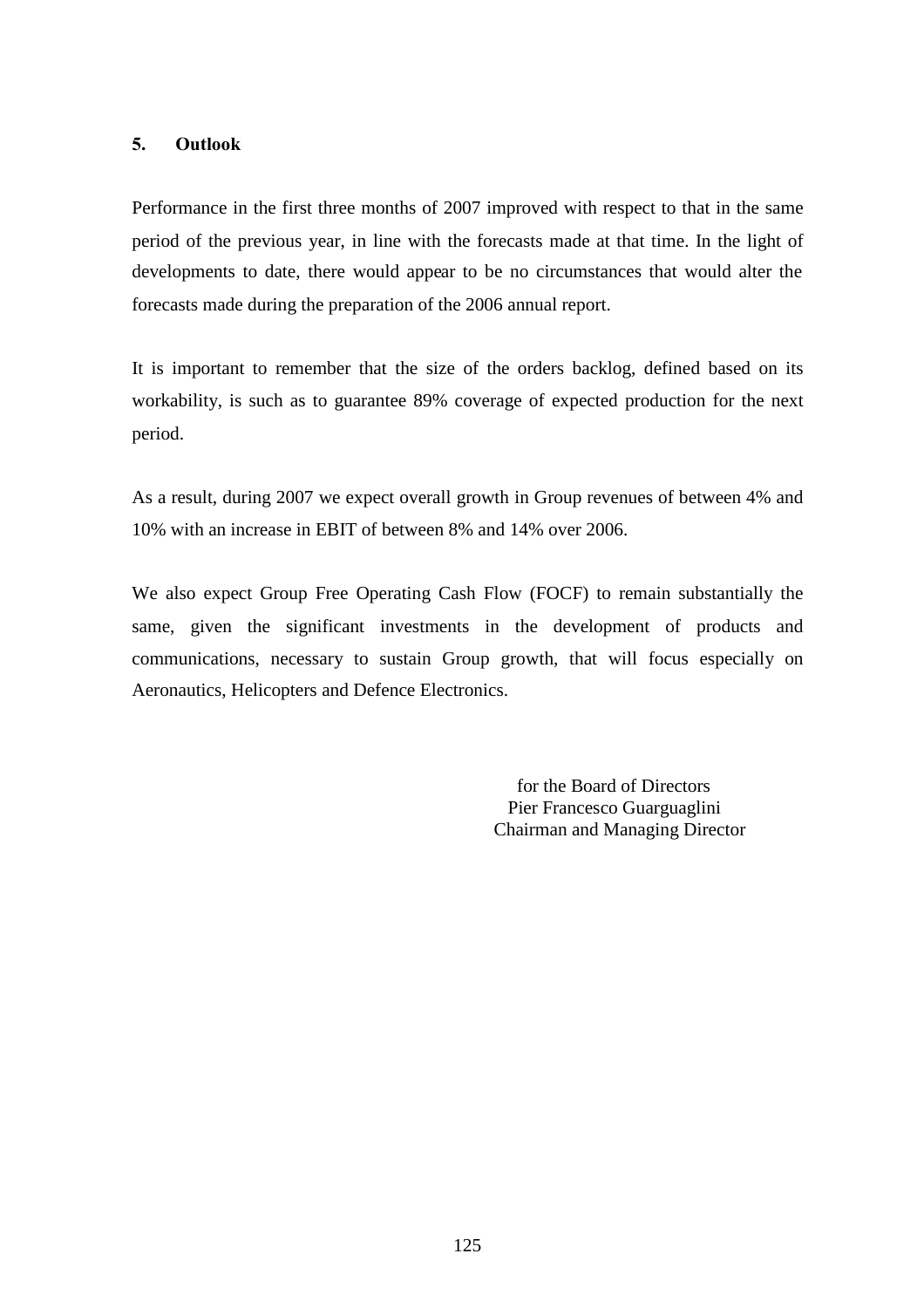## 5. Outlook

Performance in the first three months of 2007 improved with respect to that in the same period of the previous year, in line with the forecasts made at that time. In the light of developments to date, there would appear to be no circumstances that would alter the forecasts made during the preparation of the 2006 annual report.

It is important to remember that the size of the orders backlog, defined based on its workability, is such as to guarantee 89% coverage of expected production for the next period.

As a result, during 2007 we expect overall growth in Group revenues of between 4% and 10% with an increase in EBIT of between 8% and 14% over 2006.

We also expect Group Free Operating Cash Flow (FOCF) to remain substantially the same, given the significant investments in the development of products and communications, necessary to sustain Group growth, that will focus especially on Aeronautics, Helicopters and Defence Electronics.

for the Board of Directors
Pier Francesco Guarguaglini
Chairman and Managing Director